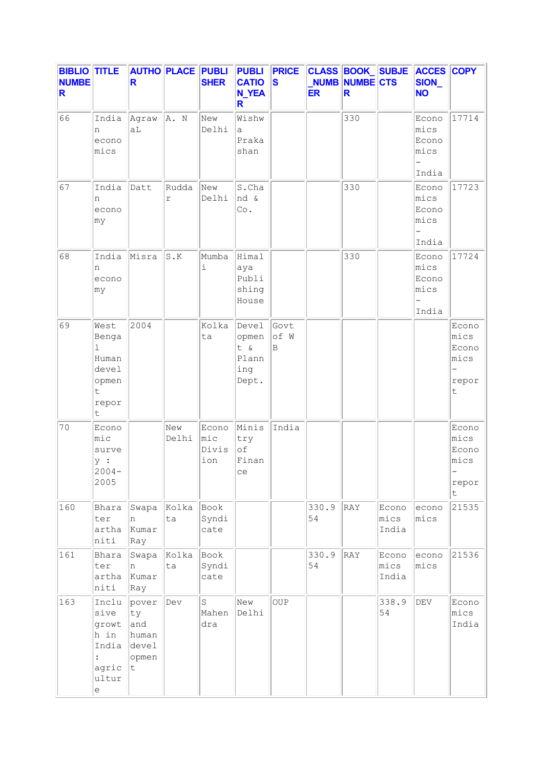| BIBLIO NUMBER | TITLE | AUTHOR | PLACE | PUBLISHER | PUBLICATION_YEAR | PRICES | CLASS_NUMBER | BOOK_NUMBER | SUBJECTS | ACCESSION_NO | COPY |
|---|---|---|---|---|---|---|---|---|---|---|---|
| 66 | Indian economics | AgrawaL | A. N | New Delhi | Wishwa Prakashan | | | 330 | | Economics Economics - India | 17714 |
| 67 | Indian economy | Datt | Ruddar | New Delhi | S.Chand & Co. | | | 330 | | Economics Economics - India | 17723 |
| 68 | Indian economy | Misra | S.K | Mumbai | Himalaya Publishing House | | | 330 | | Economics Economics - India | 17724 |
| 69 | West Bengal Human development report | 2004 | | Kolkata | Development & Planning Dept. | Govt of W B | | | | | Economics Economics - report |
| 70 | Economic survey : 2004-2005 | | New Delhi | Economic Division | Ministry of Finance | India | | | | | Economics Economics - report |
| 160 | Bharater arthaniti | Swapan Kumar Ray | Kolkata | Book Syndicate | | | 330.954 | RAY | Economics India | economics | 21535 |
| 161 | Bharater arthaniti | Swapan Kumar Ray | Kolkata | Book Syndicate | | | 330.954 | RAY | Economics India | economics | 21536 |
| 163 | Inclusive growth in India : agriculture | poverty and human development | Dev | S Mahendra | New Delhi | OUP | | | 338.954 | DEV | Economics India |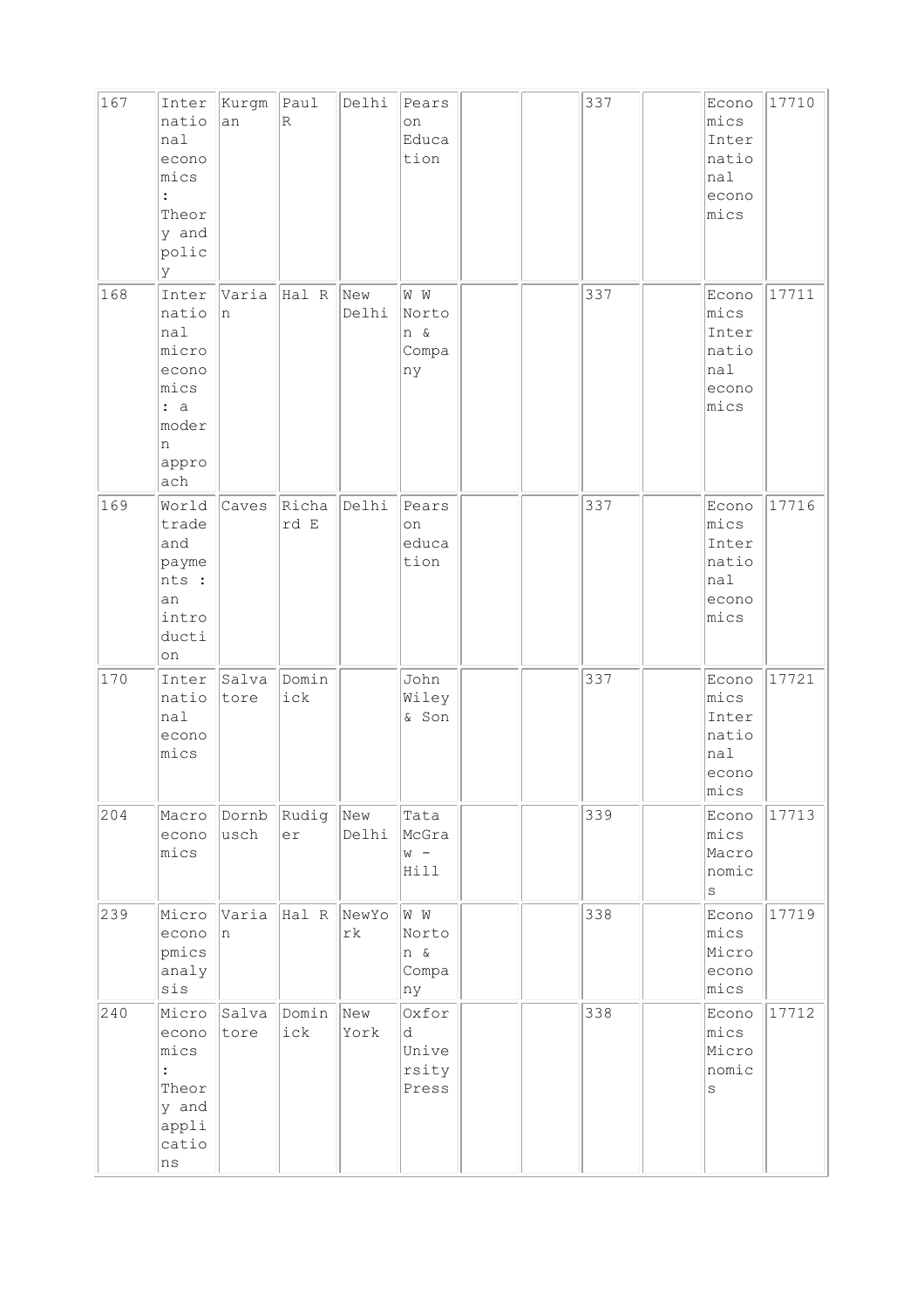| 167 | International economics : Theory and policy | Kurgman | Paul R | Delhi | Pearson Education | | | 337 | | Economics International economics | 17710 |
|---|---|---|---|---|---|---|---|---|---|---|---|
| 168 | International microeconomics : a modern approach | Varian | Hal R | New Delhi | W W Norton & Company | | | 337 | | Economics International economics | 17711 |
| 169 | World trade and payments : an introduction | Caves | Richard E | Delhi | Pearson education | | | 337 | | Economics International economics | 17716 |
| 170 | International economics | Salvatore | Dominick | | John Wiley & Son | | | 337 | | Economics International economics | 17721 |
| 204 | Macroeconomics | Dornbusch | Rudiger | New Delhi | Tata McGraw - Hill | | | 339 | | Economics Macronomics | 17713 |
| 239 | Microeconopmics analysis | Varian | Hal R | NewYork | W W Norton & Company | | | 338 | | Economics Microeconomics | 17719 |
| 240 | Microeconomics : Theory and applications | Salvatore | Dominick | New York | Oxford University Press | | | 338 | | Economics Micronomics | 17712 |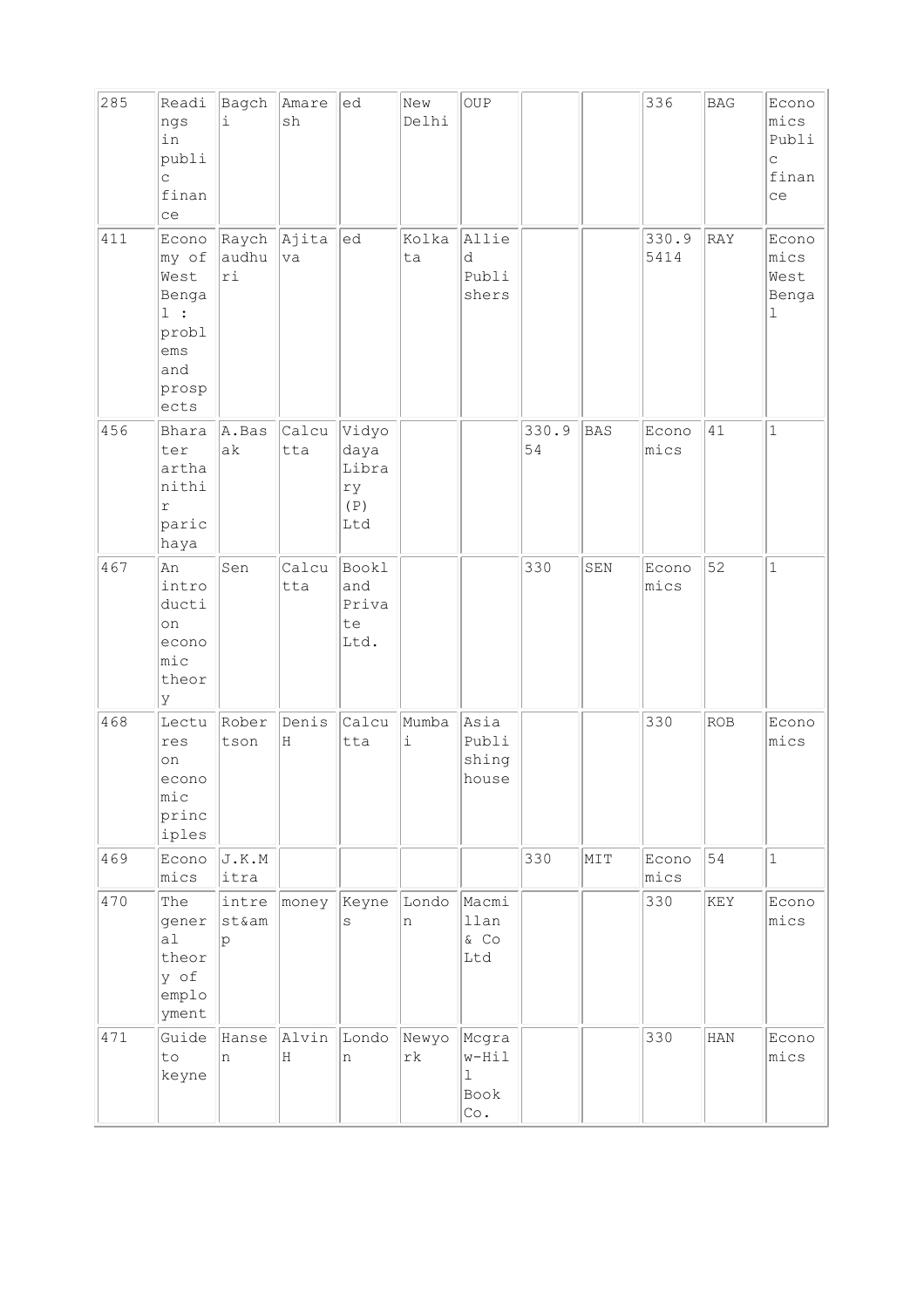| 285 | Readings in public finance | Bagchi | Amaresh | ed | New Delhi | OUP | | | 336 | BAG | Economics Public finance |
|---|---|---|---|---|---|---|---|---|---|---|---|
| 411 | Economy of West Bengal : problems and prospects | Raychaudhuri | Ajitava | ed | Kolkata | Allied Publishers | | | 330.95414 | RAY | Economics West Bengal |
| 456 | Bharater arthanithir parichaya | A.Basak | Calcutta | Vidyodaya Library (P) Ltd | | | 330.954 | BAS | Economics | 41 | 1 |
| 467 | An introduction economic theory | Sen | Calcutta | Bookland Private Ltd. | | | 330 | SEN | Economics | 52 | 1 |
| 468 | Lectures on economic principles | Robertson | Denis H | Calcutta | Mumbai | Asia Publishing house | | | 330 | ROB | Economics |
| 469 | Economics | J.K.Mitra | | | | | 330 | MIT | Economics | 54 | 1 |
| 470 | The general theory of employment | interest&amp | money | Keynes | London | Macmillan & Co Ltd | | | 330 | KEY | Economics |
| 471 | Guide to keyne | Hansen | Alvin H | London | Newyork | Mcgraw-Hill Book Co. | | | 330 | HAN | Economics |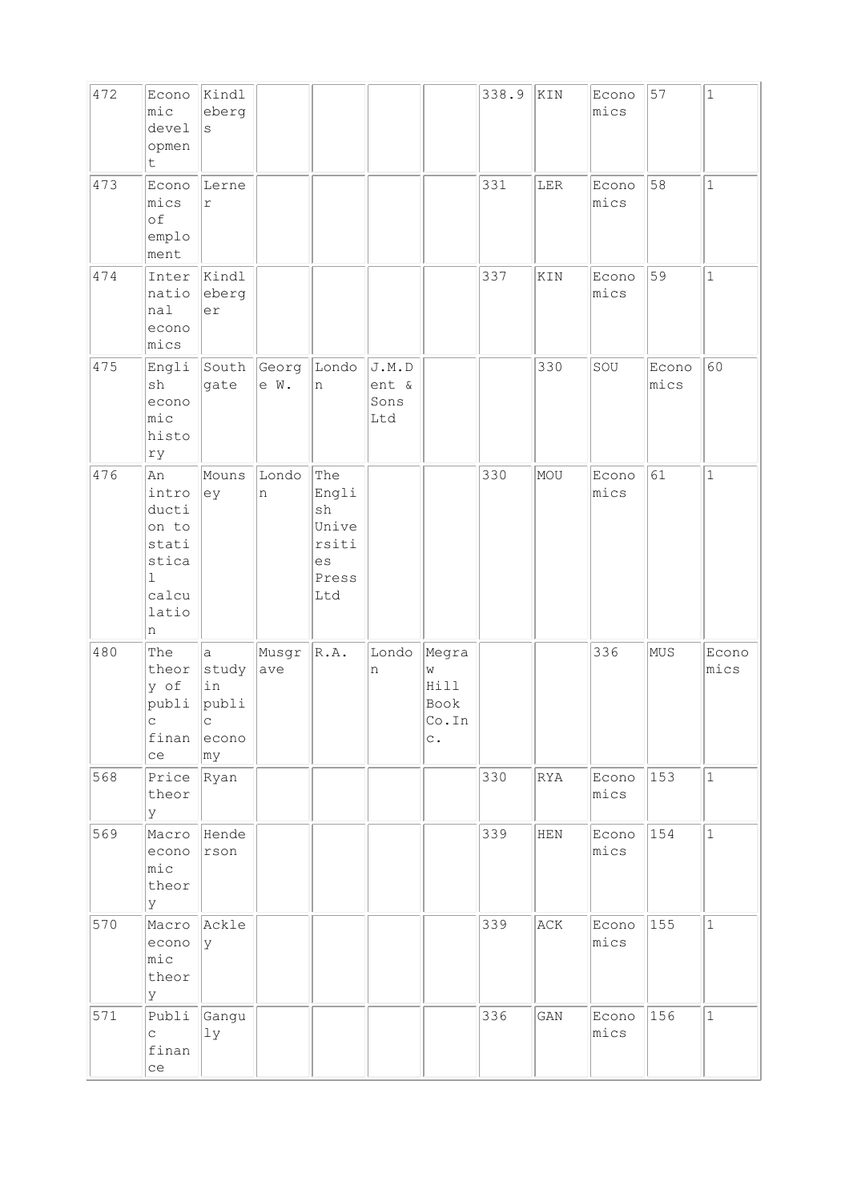| 472 | Economic development | Kindlebergs | | | | | 338.9 | KIN | Economics | 57 | 1 |
|---|---|---|---|---|---|---|---|---|---|---|---|
| 473 | Economics of employment | Lerner | | | | | 331 | LER | Economics | 58 | 1 |
| 474 | International economics | Kindleberger | | | | | 337 | KIN | Economics | 59 | 1 |
| 475 | English economic history | Southgate | George W. | London | J.M.Dent & Sons Ltd | | | 330 | SOU | Economics | 60 |
| 476 | An introduction to statistical calculation | Mounsey | London | The English Universities Press Ltd | | | 330 | MOU | Economics | 61 | 1 |
| 480 | The theory of public finance | a study in public economy | Musgrave | R.A. | London | Megraw Hill Book Co.Inc. | | | 336 | MUS | Economics |
| 568 | Price theory | Ryan | | | | | 330 | RYA | Economics | 153 | 1 |
| 569 | Macro economic theory | Henderson | | | | | 339 | HEN | Economics | 154 | 1 |
| 570 | Macro economic theory | Ackley | | | | | 339 | ACK | Economics | 155 | 1 |
| 571 | Public finance | Ganguly | | | | | 336 | GAN | Economics | 156 | 1 |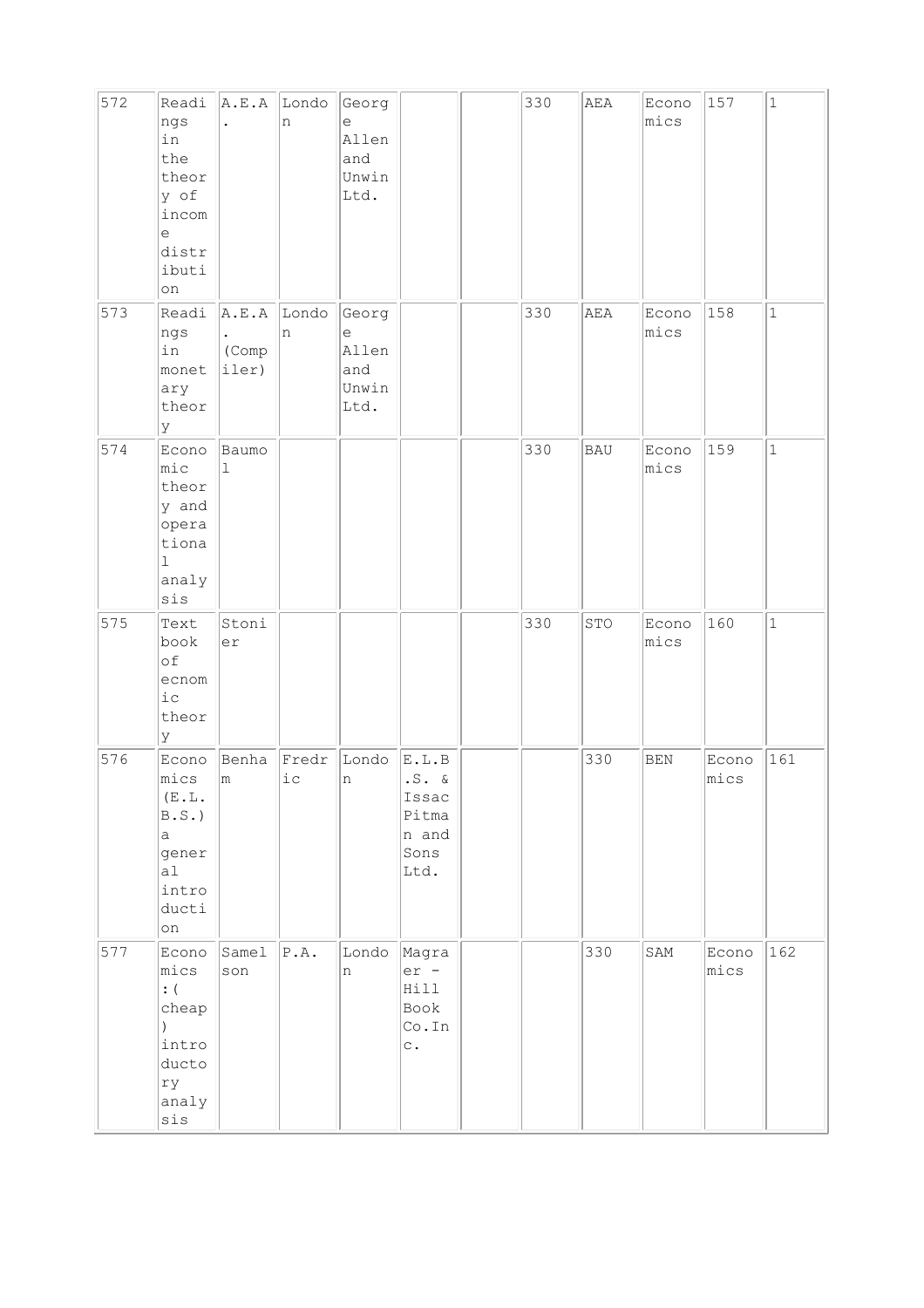| | | | | | | | | | | | |
|---|---|---|---|---|---|---|---|---|---|---|---|
| 572 | Readings in the theory of income distribution | A.E.A. | London | George Allen and Unwin Ltd. | | | 330 | AEA | Economics | 157 | 1 |
| 573 | Readings in monetary theory | A.E.A. (Compiler) | London | George Allen and Unwin Ltd. | | | 330 | AEA | Economics | 158 | 1 |
| 574 | Economic theory and operational analysis | Baumol | | | | | 330 | BAU | Economics | 159 | 1 |
| 575 | Text book of ecnomic theory | Stonier | | | | | 330 | STO | Economics | 160 | 1 |
| 576 | Economics (E.L.B.S.) a general introduction | Benham | Fredric | London | E.L.B.S. & Issac Pitman and Sons Ltd. | | | 330 | BEN | Economics | 161 |
| 577 | Economics :( cheap ) introductory analysis | Samelson | P.A. | London | Magraer - Hill Book Co.Inc. | | | 330 | SAM | Economics | 162 |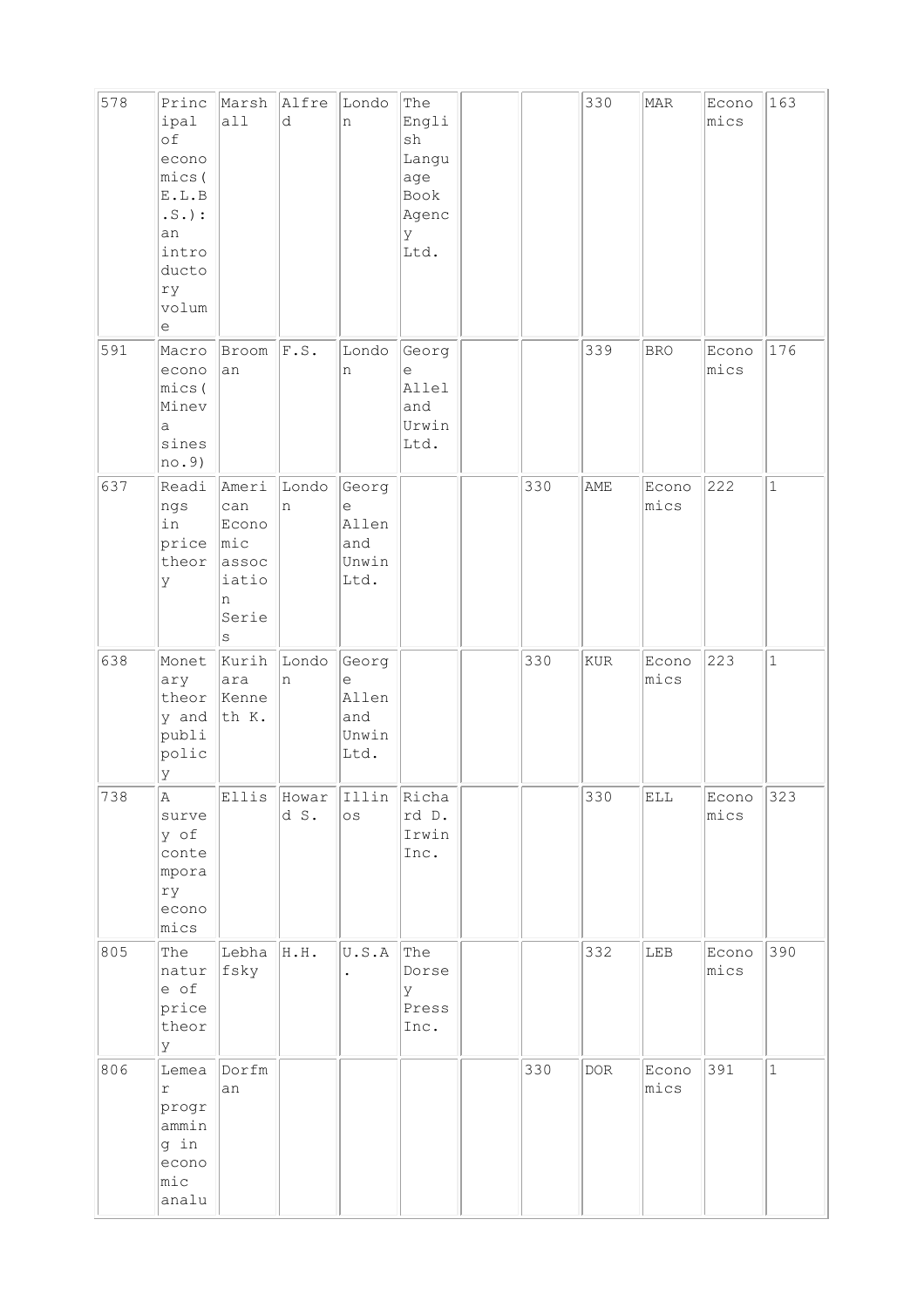| 578 | Principal of economics(E.L.B.S.): an introductory volume | Marshall | Alfred | London | The English Language Book Agency Ltd. | | | 330 | MAR | Economics | 163 |
|---|---|---|---|---|---|---|---|---|---|---|---|
| 591 | Macroeconomics(Mineva sines no.9) | Brooman | F.S. | London | George Allel and Urwin Ltd. | | | 339 | BRO | Economics | 176 |
| 637 | Readings in price theory | American Economic association Series | London | George Allen and Unwin Ltd. | | | 330 | AME | Economics | 222 | 1 |
| 638 | Monetary theory and publi policy | Kurihara Kenneth K. | London | George Allen and Unwin Ltd. | | | 330 | KUR | Economics | 223 | 1 |
| 738 | A survey of contemporary economics | Ellis | Howard S. | Illinos | Richard D. Irwin Inc. | | | 330 | ELL | Economics | 323 |
| 805 | The nature of price theory | Lebhafsky | H.H. | U.S.A. | The Dorsey Press Inc. | | | 332 | LEB | Economics | 390 |
| 806 | Lemear programming in economic analu | Dorfman | | | | | 330 | DOR | Economics | 391 | 1 |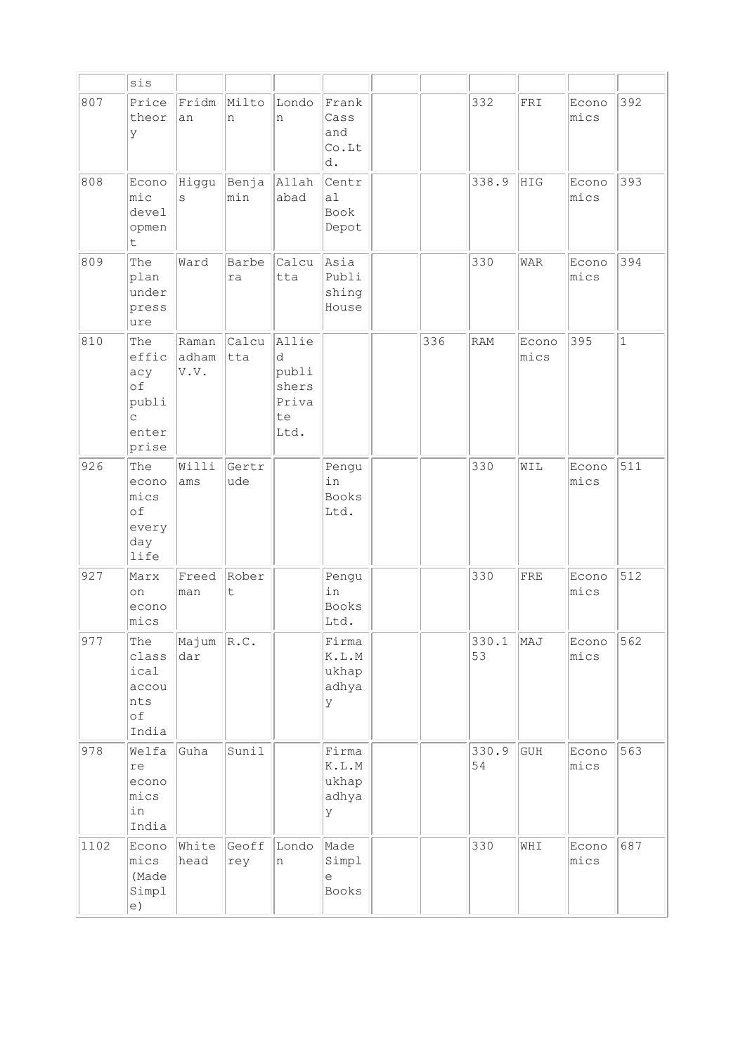| | sis | | | | | | | | | | |
|---|---|---|---|---|---|---|---|---|---|---|---|
| 807 | Price theory | Fridman | Milton | London | Frank Cass and Co.Ltd. | | | 332 | FRI | Economics | 392 |
| 808 | Economic development | Higgus | Benjamin | Allahabad | Central Book Depot | | | 338.9 | HIG | Economics | 393 |
| 809 | The plan under pressure | Ward | Barbera | Calcutta | Asia Publishing House | | | 330 | WAR | Economics | 394 |
| 810 | The efficacy of public enterprise | Ramanadham V.V. | Calcutta | Allied publishers Private Ltd. | | | 336 | RAM | Economics | 395 | 1 |
| 926 | The economics of every day life | Williams | Gertrude | | Penguin Books Ltd. | | | 330 | WIL | Economics | 511 |
| 927 | Marx on economics | Freedman | Robert | | Penguin Books Ltd. | | | 330 | FRE | Economics | 512 |
| 977 | The classical accounts of India | Majumdar | R.C. | | Firma K.L.Mukhapadhyay | | | 330.153 | MAJ | Economics | 562 |
| 978 | Welfare economics in India | Guha | Sunil | | Firma K.L.Mukhapadhyay | | | 330.954 | GUH | Economics | 563 |
| 1102 | Economics (Made Simple) | Whitehead | Geoffrey | London | Made Simple Books | | | 330 | WHI | Economics | 687 |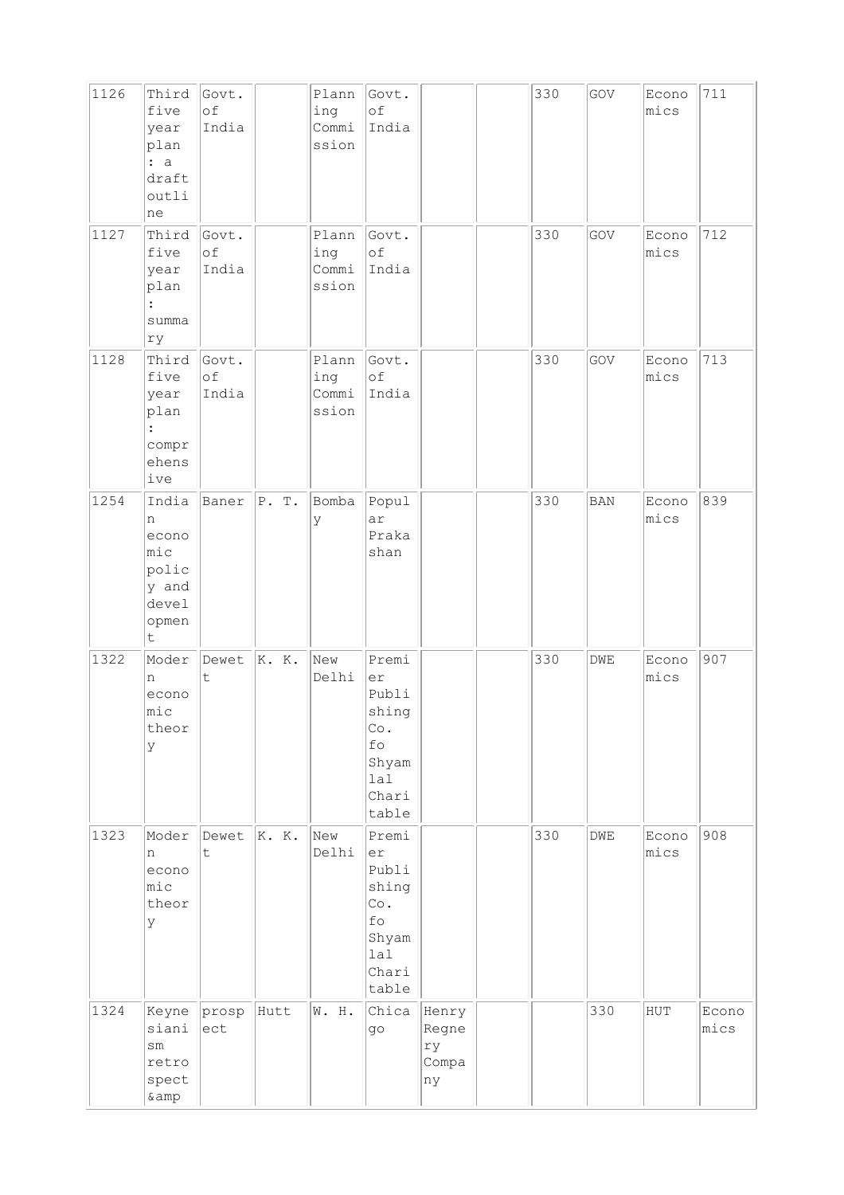| 1126 | Third five year plan : a draft outline | Govt. of India | | Planning Commission | Govt. of India | | | 330 | GOV | Economics | 711 |
|---|---|---|---|---|---|---|---|---|---|---|---|
| 1127 | Third five year plan : summary | Govt. of India | | Planning Commission | Govt. of India | | | 330 | GOV | Economics | 712 |
| 1128 | Third five year plan : comprehensive | Govt. of India | | Planning Commission | Govt. of India | | | 330 | GOV | Economics | 713 |
| 1254 | Indian economic policy and development | Baner | P. T. | Bombay | Popular Prakashan | | | 330 | BAN | Economics | 839 |
| 1322 | Modern economic theory | Dewett | K. K. | New Delhi | Premier Publishing Co. fo Shyamlal Charitable | | | 330 | DWE | Economics | 907 |
| 1323 | Modern economic theory | Dewett | K. K. | New Delhi | Premier Publishing Co. fo Shyamlal Charitable | | | 330 | DWE | Economics | 908 |
| 1324 | Keynesianism retrospect &amp | prospect | Hutt | W. H. | Chicago | Henry Regnery Company | | | 330 | HUT | Economics |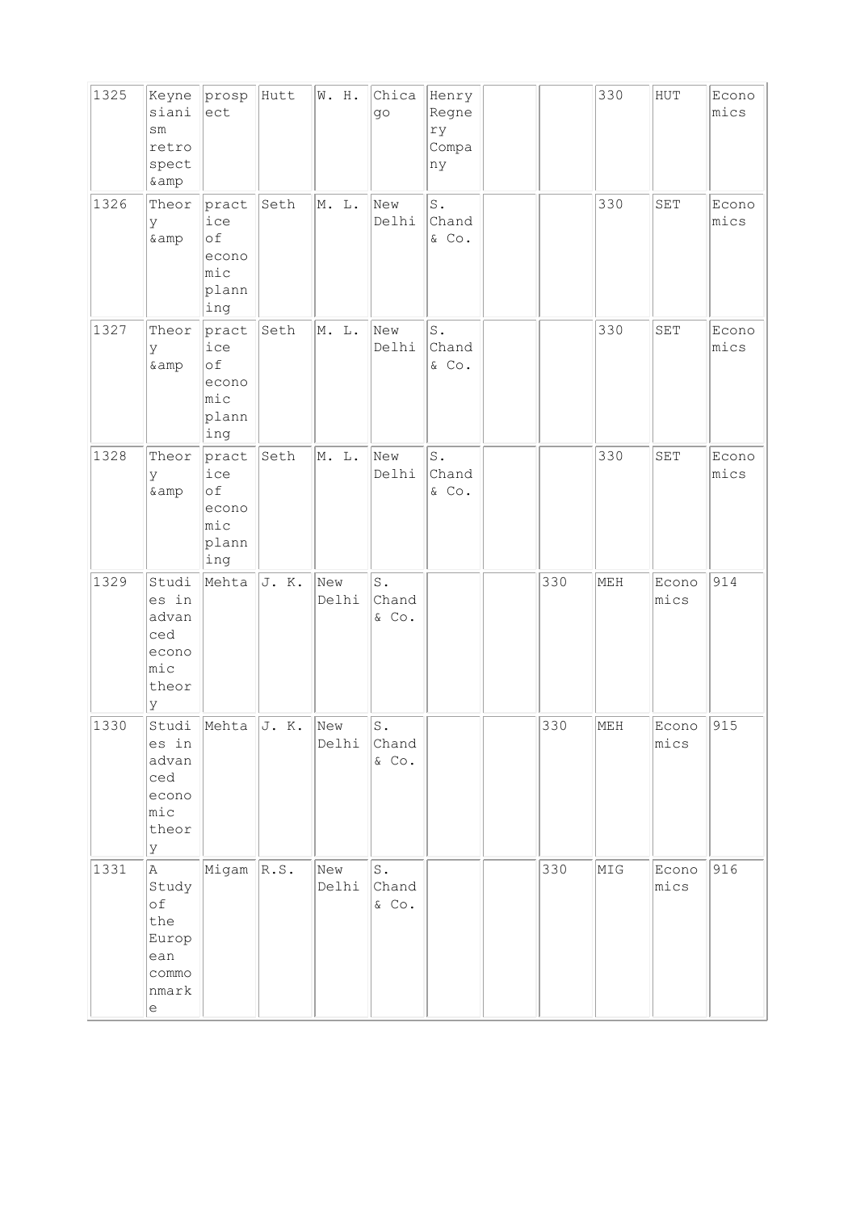| | | | | | | | | | | | |
|---|---|---|---|---|---|---|---|---|---|---|---|
| 1325 | Keynesianism retrospect &amp | prospect | Hutt | W. H. | Chicago | Henry Regnery Company | | | 330 | HUT | Economics |
| 1326 | Theory &amp | practice of economic planning | Seth | M. L. | New Delhi | S. Chand & Co. | | | 330 | SET | Economics |
| 1327 | Theory &amp | practice of economic planning | Seth | M. L. | New Delhi | S. Chand & Co. | | | 330 | SET | Economics |
| 1328 | Theory &amp | practice of economic planning | Seth | M. L. | New Delhi | S. Chand & Co. | | | 330 | SET | Economics |
| 1329 | Studies in advanced economic theory | Mehta | J. K. | New Delhi | S. Chand & Co. | | | 330 | MEH | Economics | 914 |
| 1330 | Studies in advanced economic theory | Mehta | J. K. | New Delhi | S. Chand & Co. | | | 330 | MEH | Economics | 915 |
| 1331 | A Study of the European commonmarke | Migam | R.S. | New Delhi | S. Chand & Co. | | | 330 | MIG | Economics | 916 |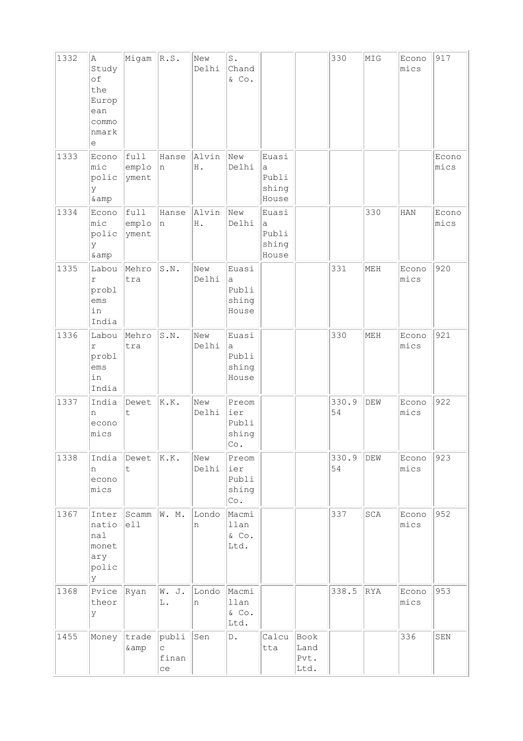| 1332 | A Study of the European commonmarke | Migam | R.S. | New Delhi | S. Chand & Co. | | | 330 | MIG | Economics | 917 |
|---|---|---|---|---|---|---|---|---|---|---|---|
| 1333 | Economic policy &amp | full employment | Hansen | Alvin H. | New Delhi | Euasia Publishing House | | | | | Economics |
| 1334 | Economic policy &amp | full employment | Hansen | Alvin H. | New Delhi | Euasia Publishing House | | | 330 | HAN | Economics |
| 1335 | Labour problems in India | Mehrotra | S.N. | New Delhi | Euasia Publishing House | | | 331 | MEH | Economics | 920 |
| 1336 | Labour problems in India | Mehrotra | S.N. | New Delhi | Euasia Publishing House | | | 330 | MEH | Economics | 921 |
| 1337 | Indian economics | Dewett | K.K. | New Delhi | Preomier Publishing Co. | | | 330.954 | DEW | Economics | 922 |
| 1338 | Indian economics | Dewett | K.K. | New Delhi | Preomier Publishing Co. | | | 330.954 | DEW | Economics | 923 |
| 1367 | International monetary policy | Scammell | W. M. | London | Macmillan & Co. Ltd. | | | 337 | SCA | Economics | 952 |
| 1368 | Pvice theory | Ryan | W. J. L. | London | Macmillan & Co. Ltd. | | | 338.5 | RYA | Economics | 953 |
| 1455 | Money | trade &amp | public finance | Sen | D. | Calcutta | Book Land Pvt. Ltd. | | | 336 | SEN |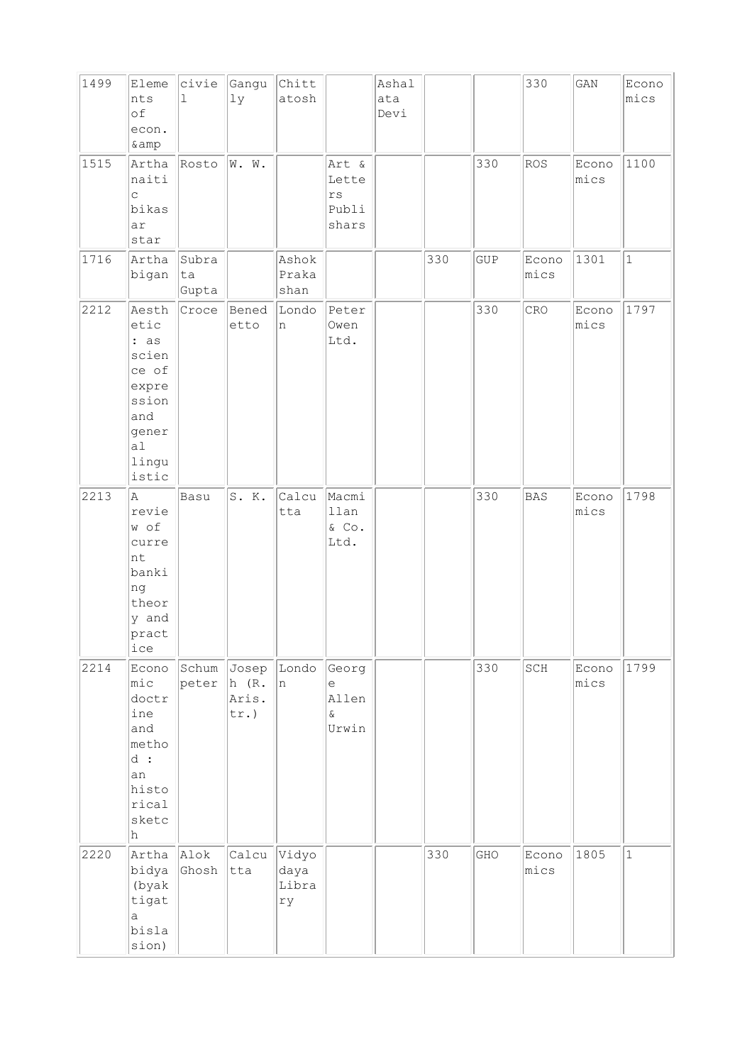| 1499 | Elements of econ. &amp | civiel | Gangu ly | Chittatosh | | Ashalata Devi | | | 330 | GAN | Economics |
|---|---|---|---|---|---|---|---|---|---|---|---|
| 1515 | Arthanaitic bikasar star | Rosto | W. W. | | Art & Letters Publishars | | | 330 | ROS | Economics | 1100 |
| 1716 | Arthabigan | Subrata Gupta | | Ashok Prakashan | | | 330 | GUP | Economics | 1301 | 1 |
| 2212 | Aesthetic : as science of expression and general linguistic | Croce | Benedetto | London | Peter Owen Ltd. | | | 330 | CRO | Economics | 1797 |
| 2213 | A review of current banking theory and practice | Basu | S. K. | Calcutta | Macmillan & Co. Ltd. | | | 330 | BAS | Economics | 1798 |
| 2214 | Economic doctrine and method : an historical sketch | Schumpeter | Joseph (R. Aris. tr.) | London | George Allen & Urwin | | | 330 | SCH | Economics | 1799 |
| 2220 | Arthabidya (byaktigata bislasion) | Alok Ghosh | Calcutta | Vidyodaya Library | | | 330 | GHO | Economics | 1805 | 1 |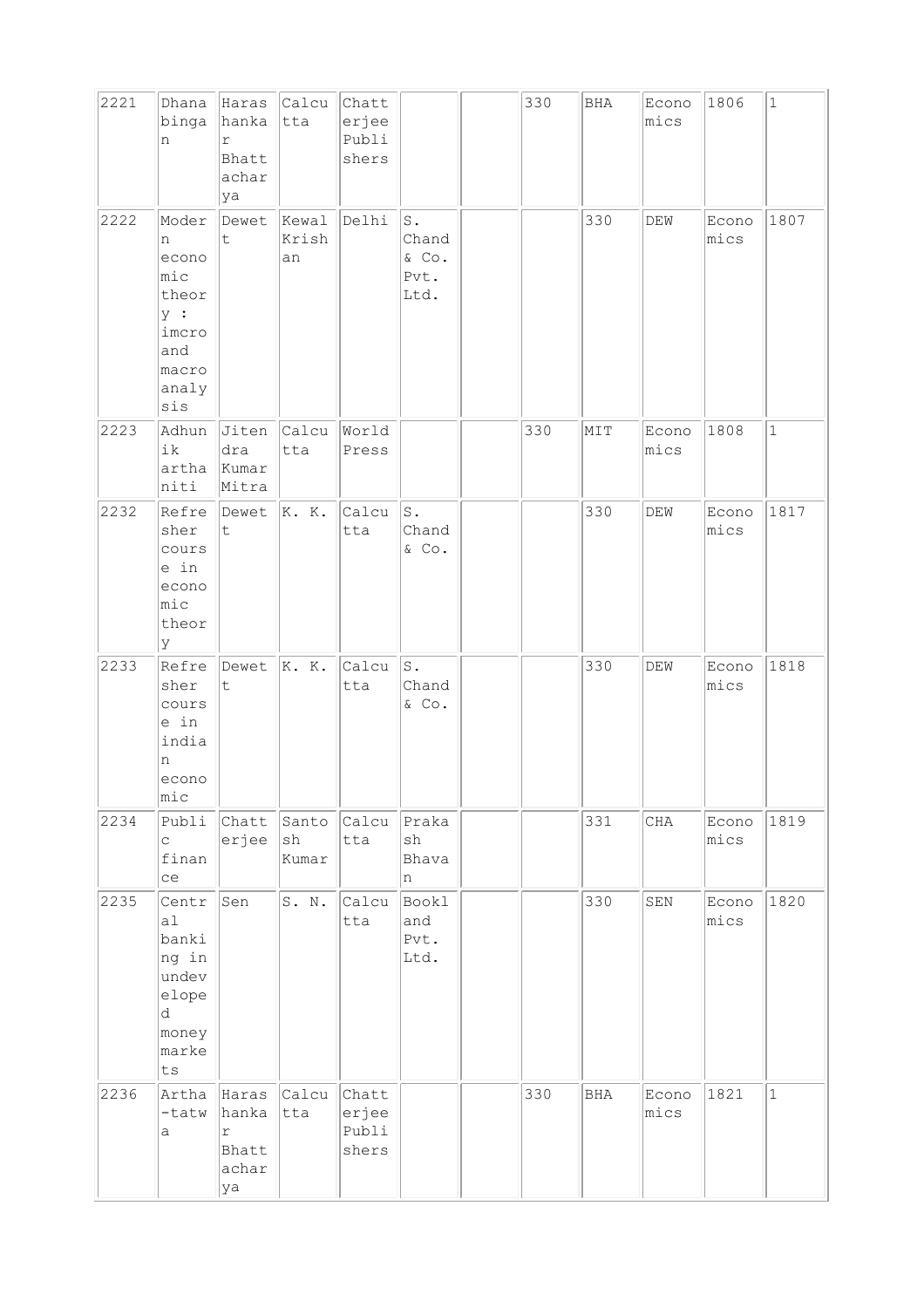| | | | | | | | | | | | |
|---|---|---|---|---|---|---|---|---|---|---|---|
| 2221 | Dhanabingan | Harashankar Bhattacharya | Calcutta | Chatterjee Publishers | | | 330 | BHA | Economics | 1806 | 1 |
| 2222 | Modern economic theory : imcro and macro analysis | Dewett | Kewal Krishan | Delhi | S. Chand & Co. Pvt. Ltd. | | | 330 | DEW | Economics | 1807 |
| 2223 | Adhunik arthaniti | Jitendra Kumar Mitra | Calcutta | World Press | | | 330 | MIT | Economics | 1808 | 1 |
| 2232 | Refresher course in economic theory | Dewett | K. K. | Calcutta | S. Chand & Co. | | | 330 | DEW | Economics | 1817 |
| 2233 | Refresher course in indian economic | Dewett | K. K. | Calcutta | S. Chand & Co. | | | 330 | DEW | Economics | 1818 |
| 2234 | Public finance | Chatterjee | Santosh Kumar | Calcutta | Prakash Bhavan | | | 331 | CHA | Economics | 1819 |
| 2235 | Central banking in undeveloped money markets | Sen | S. N. | Calcutta | Bookland Pvt. Ltd. | | | 330 | SEN | Economics | 1820 |
| 2236 | Artha-tatwa | Harashankar Bhattacharya | Calcutta | Chatterjee Publishers | | | 330 | BHA | Economics | 1821 | 1 |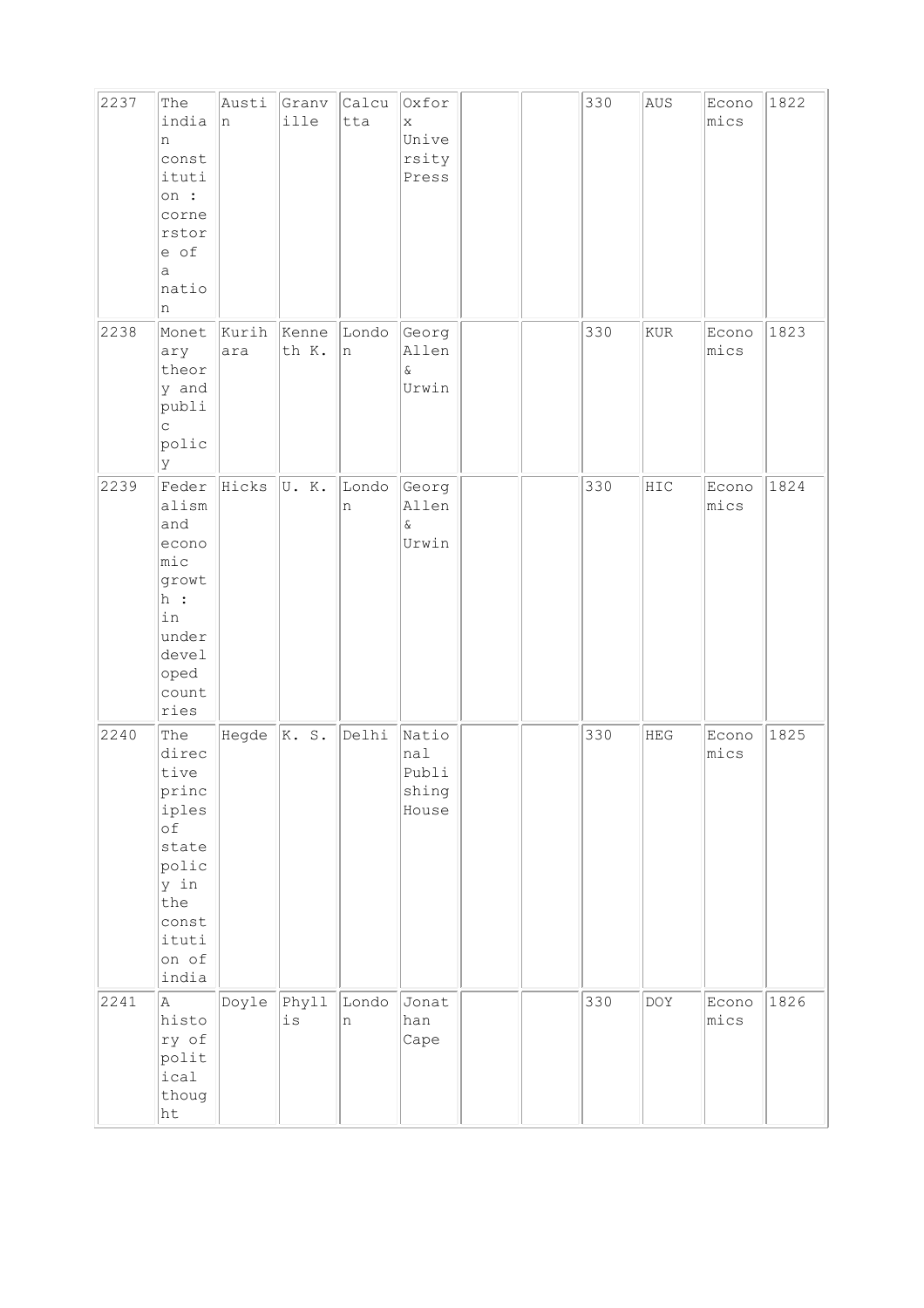| 2237 | The indian constitution : cornerstore of a nation | Austin | Granville | Calcutta | Oxford University Press | | | 330 | AUS | Economics | 1822 |
|---|---|---|---|---|---|---|---|---|---|---|---|
| 2238 | Monetary theory and public policy | Kurihara | Kenneth K. | London | George Allen & Urwin | | | 330 | KUR | Economics | 1823 |
| 2239 | Federalism and economic growth : in underdeveloped countries | Hicks | U. K. | London | George Allen & Urwin | | | 330 | HIC | Economics | 1824 |
| 2240 | The directive principles of state policy in the constitution of india | Hegde | K. S. | Delhi | National Publishing House | | | 330 | HEG | Economics | 1825 |
| 2241 | A history of political thought | Doyle | Phyllis | London | Jonathan Cape | | | 330 | DOY | Economics | 1826 |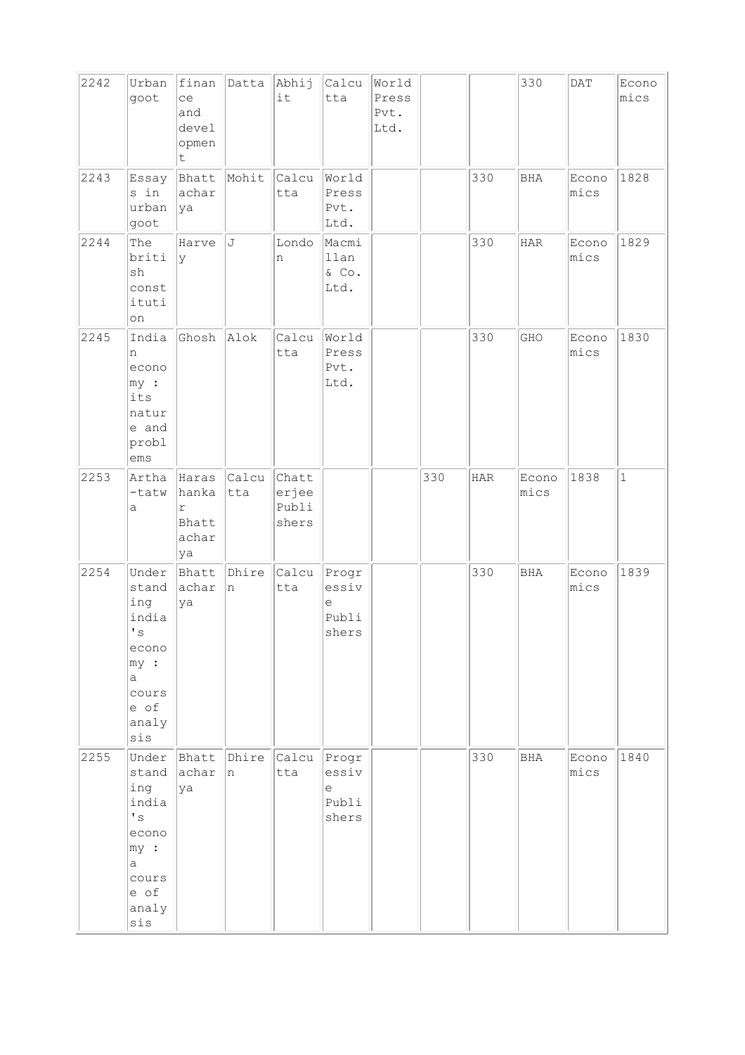| | | | | | | | | | | | |
|---|---|---|---|---|---|---|---|---|---|---|---|
| 2242 | Urban goot | finance and development | Datta | Abhijit | Calcutta | World Press Pvt. Ltd. | | | 330 | DAT | Economics |
| 2243 | Essays in urban goot | Bhattacharya | Mohit | Calcutta | World Press Pvt. Ltd. | | | 330 | BHA | Economics | 1828 |
| 2244 | The british constitution | Harvey | J | London | Macmillan & Co. Ltd. | | | 330 | HAR | Economics | 1829 |
| 2245 | Indian economy : its nature and problems | Ghosh | Alok | Calcutta | World Press Pvt. Ltd. | | | 330 | GHO | Economics | 1830 |
| 2253 | Artha-tatwa | Harashankar Bhattacharya | Calcutta | Chatterjee Publishers | | | 330 | HAR | Economics | 1838 | 1 |
| 2254 | Understanding india's economy : a course of analysis | Bhattacharya | Dhiren | Calcutta | Progressive Publishers | | | 330 | BHA | Economics | 1839 |
| 2255 | Understanding india's economy : a course of analysis | Bhattacharya | Dhiren | Calcutta | Progressive Publishers | | | 330 | BHA | Economics | 1840 |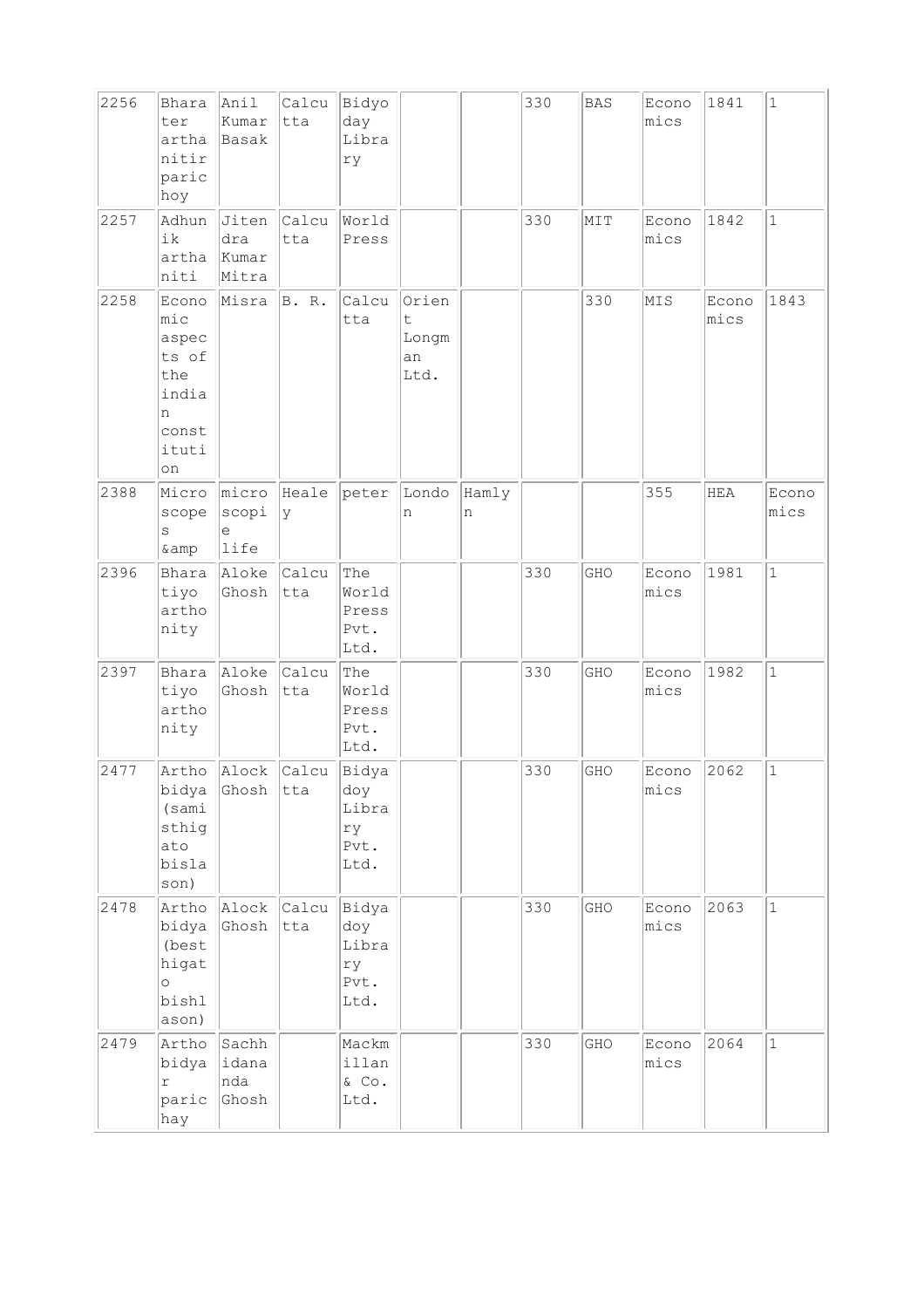| 2256 | Bharater arthanitir parichoy | Anil Kumar Basak | Calcutta | Bidyoday Library | | | 330 | BAS | Economics | 1841 | 1 |
|---|---|---|---|---|---|---|---|---|---|---|---|
| 2257 | Adhunik arthaniti | Jitendra Kumar Mitra | Calcutta | World Press | | | 330 | MIT | Economics | 1842 | 1 |
| 2258 | Economic aspects of the indian constitution | Misra | B. R. | Calcutta | Orient Longman Ltd. | | | 330 | MIS | Economics | 1843 |
| 2388 | Microscopes &amp | microscope life | Healey | peter | London | Hamlyn | | | 355 | HEA | Economics |
| 2396 | Bharatiyo arthonity | Aloke Ghosh | Calcutta | The World Press Pvt. Ltd. | | | 330 | GHO | Economics | 1981 | 1 |
| 2397 | Bharatiyo arthonity | Aloke Ghosh | Calcutta | The World Press Pvt. Ltd. | | | 330 | GHO | Economics | 1982 | 1 |
| 2477 | Arthobidya (samisthigato bislason) | Alock Ghosh | Calcutta | Bidyadoy Library Pvt. Ltd. | | | 330 | GHO | Economics | 2062 | 1 |
| 2478 | Arthobidya (besthigato bishlason) | Alock Ghosh | Calcutta | Bidyadoy Library Pvt. Ltd. | | | 330 | GHO | Economics | 2063 | 1 |
| 2479 | Arthobidyar parichay | Sachhidananda Ghosh | | Mackmillan & Co. Ltd. | | | 330 | GHO | Economics | 2064 | 1 |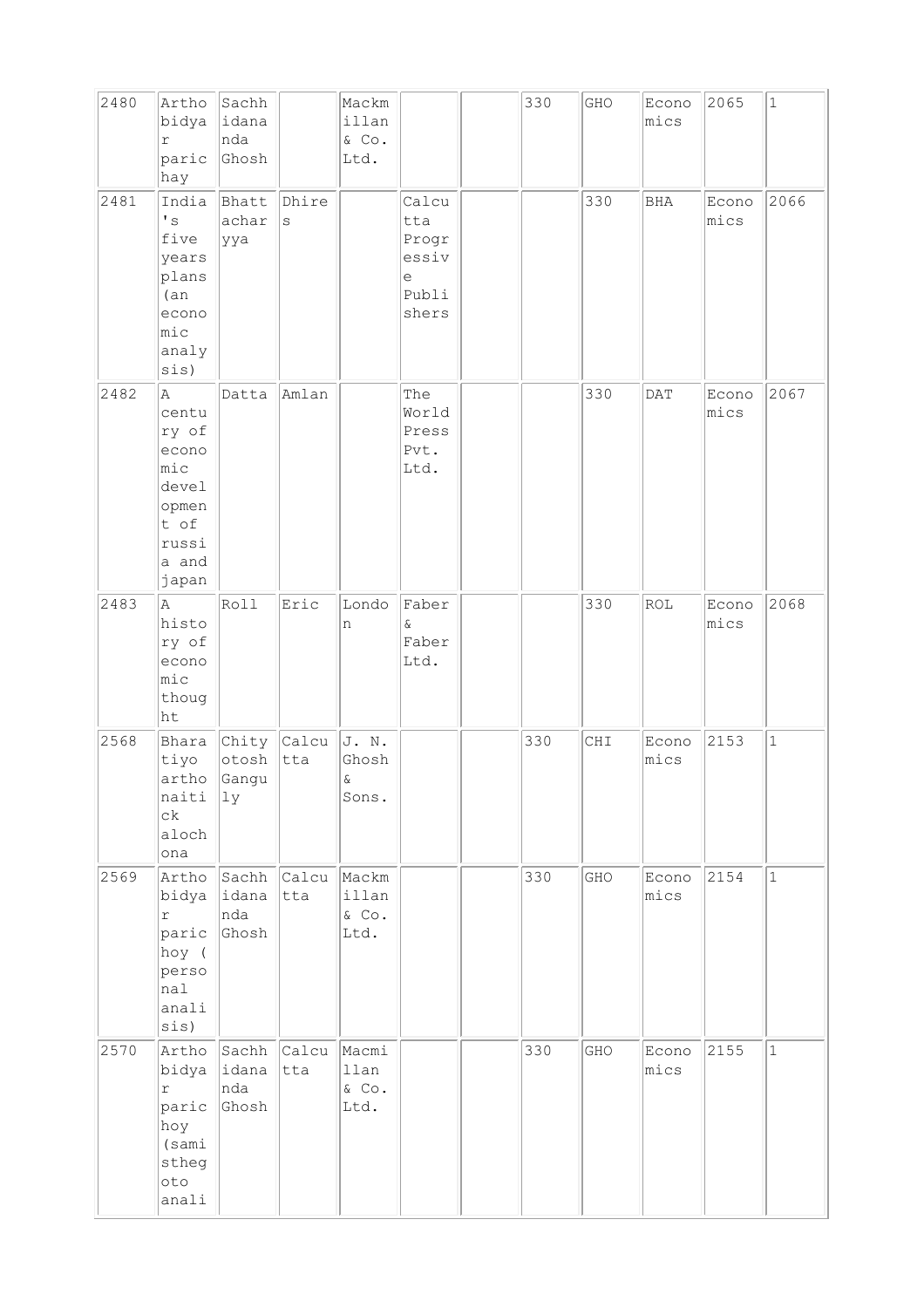| | | | | | | | | | | | |
|---|---|---|---|---|---|---|---|---|---|---|---|
| 2480 | Arthobidyar parichay | Sachhidananda Ghosh | | Mackmillan & Co. Ltd. | | | 330 | GHO | Economics | 2065 | 1 |
| 2481 | India's five years plans (an economic analysis) | Bhattacharyya | Dhires | | Calcutta Progressive Publishers | | | 330 | BHA | Economics | 2066 |
| 2482 | A century of economic development of russia and japan | Datta | Amlan | | The World Press Pvt. Ltd. | | | 330 | DAT | Economics | 2067 |
| 2483 | A history of economic thought | Roll | Eric | London | Faber & Faber Ltd. | | | 330 | ROL | Economics | 2068 |
| 2568 | Bharatiyo arthonaitick alochona | Chitytosh Gangully | Calcutta | J. N. Ghosh & Sons. | | | 330 | CHI | Economics | 2153 | 1 |
| 2569 | Arthobidyar parichoy ( personal analisis) | Sachhidananda Ghosh | Calcutta | Mackmillan & Co. Ltd. | | | 330 | GHO | Economics | 2154 | 1 |
| 2570 | Arthobidyar parichoy (samisthegoto anali | Sachhidananda Ghosh | Calcutta | Macmillan & Co. Ltd. | | | 330 | GHO | Economics | 2155 | 1 |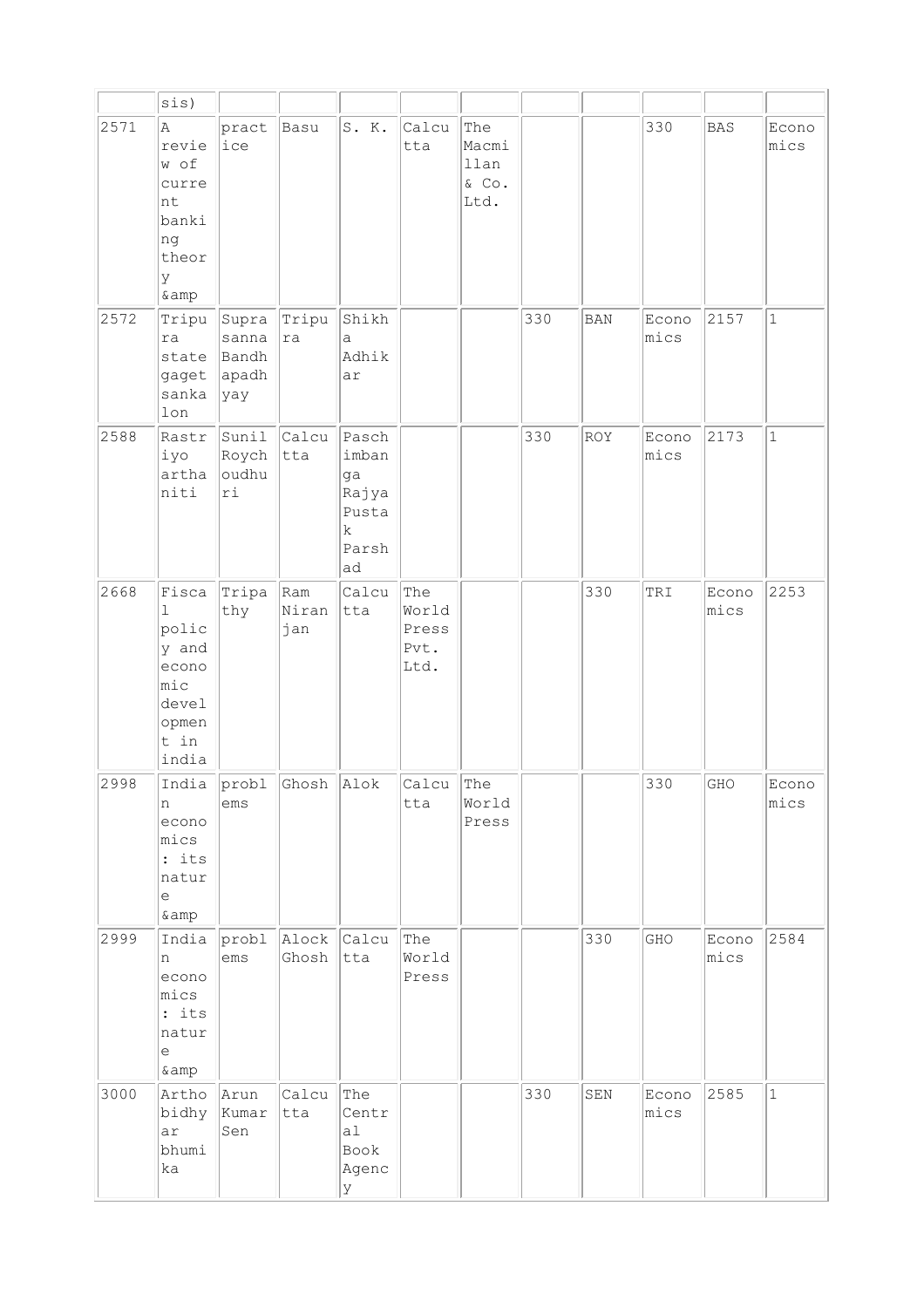| | sis) | | | | | | | | | | |
|---|---|---|---|---|---|---|---|---|---|---|---|
| 2571 | A review of current banking theory &amp | practice | Basu | S. K. | Calcutta | The Macmillan & Co. Ltd. | | | 330 | BAS | Economics |
| 2572 | Tripura state gaget sankalon | Suprasanna Bandhapadhyay | Tripura | Shikha Adhikar | | | 330 | BAN | Economics | 2157 | 1 |
| 2588 | Rastriyo arthaniti | Sunil Roychoudhuri | Calcutta | Paschimbanga Rajya Pustak Parshad | | | 330 | ROY | Economics | 2173 | 1 |
| 2668 | Fiscal policy and economic development in india | Tripathy | Ram Niranjan | Calcutta | The World Press Pvt. Ltd. | | | 330 | TRI | Economics | 2253 |
| 2998 | Indian economics : its nature &amp | problems | Ghosh | Alok | Calcutta | The World Press | | | 330 | GHO | Economics |
| 2999 | Indian economics : its nature &amp | problems | Alock Ghosh | Calcutta | The World Press | | | 330 | GHO | Economics | 2584 |
| 3000 | Arthobidhyar bhumika | Arun Kumar Sen | Calcutta | The Central Book Agency | | | 330 | SEN | Economics | 2585 | 1 |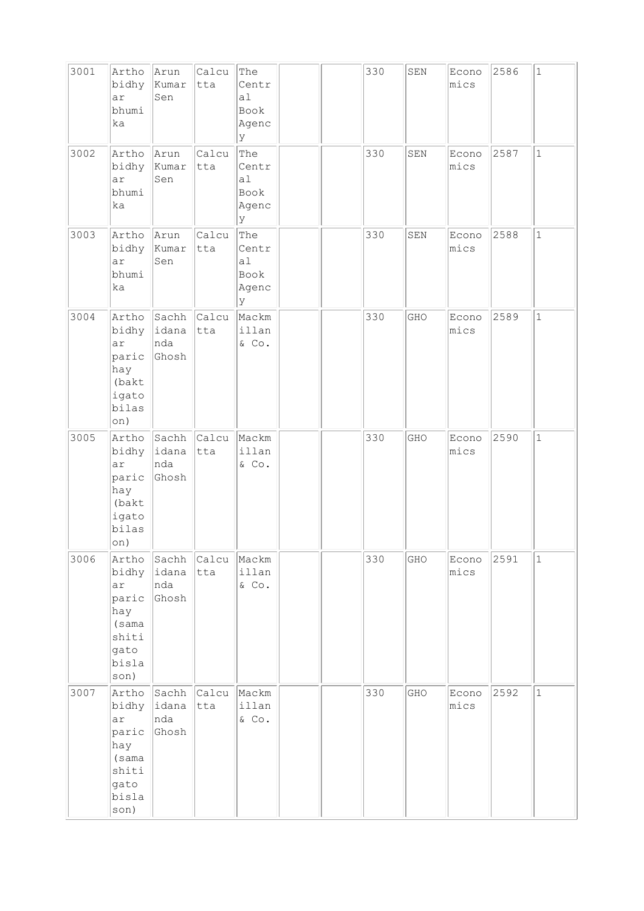| 3001 | Arthobidhyar bhumika | Arun Kumar Sen | Calcutta | The Central Book Agency | | | 330 | SEN | Economics | 2586 | 1 |
|---|---|---|---|---|---|---|---|---|---|---|---|
| 3002 | Arthobidhyar bhumika | Arun Kumar Sen | Calcutta | The Central Book Agency | | | 330 | SEN | Economics | 2587 | 1 |
| 3003 | Arthobidhyar bhumika | Arun Kumar Sen | Calcutta | The Central Book Agency | | | 330 | SEN | Economics | 2588 | 1 |
| 3004 | Arthobidhyar paricHay (baktigato bilason) | Sachhidananda Ghosh | Calcutta | Mackmillan & Co. | | | 330 | GHO | Economics | 2589 | 1 |
| 3005 | Arthobidhyar paricHay (baktigato bilason) | Sachhidananda Ghosh | Calcutta | Mackmillan & Co. | | | 330 | GHO | Economics | 2590 | 1 |
| 3006 | Arthobidhyar parichay (samashitigato bislason) | Sachhidananda Ghosh | Calcutta | Mackmillan & Co. | | | 330 | GHO | Economics | 2591 | 1 |
| 3007 | Arthobidhyar parichay (samashitigato bislason) | Sachhidananda Ghosh | Calcutta | Mackmillan & Co. | | | 330 | GHO | Economics | 2592 | 1 |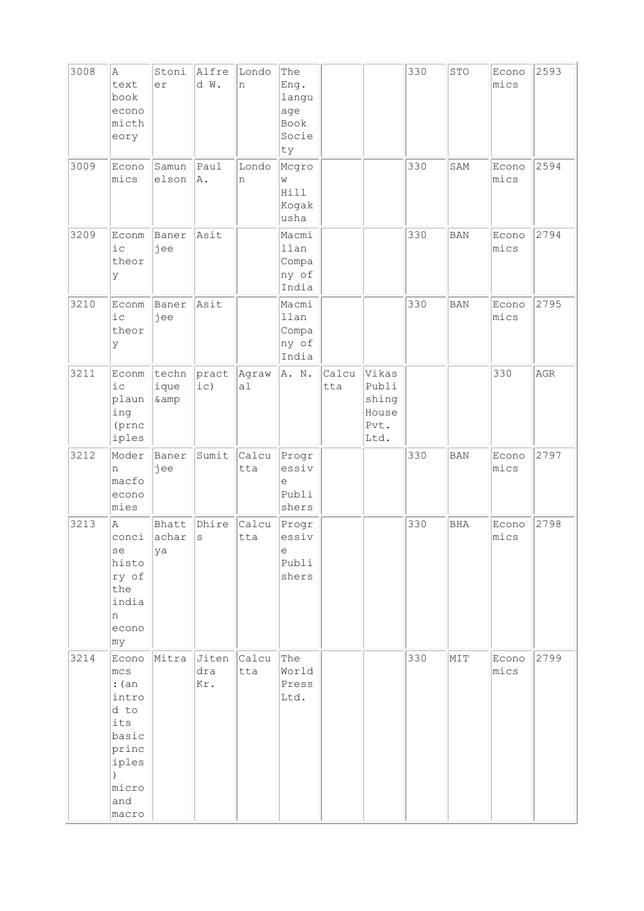| 3008 | A text book economictheory | Stonier | Alfred W. | London | The Eng. language Book Society | | | 330 | STO | Economics | 2593 |
|---|---|---|---|---|---|---|---|---|---|---|---|
| 3009 | Economics | Samunelson | Paul A. | London | Mcgrow Hill Kogakusha | | | 330 | SAM | Economics | 2594 |
| 3209 | Econmic theory | Banerjee | Asit | | Macmillan Company of India | | | 330 | BAN | Economics | 2794 |
| 3210 | Econmic theory | Banerjee | Asit | | Macmillan Company of India | | | 330 | BAN | Economics | 2795 |
| 3211 | Econmic plauning (prnciples | technique &amp | practic) | Agrawal | A. N. | Calcutta | Vikas Publishing House Pvt. Ltd. | | | 330 | AGR |
| 3212 | Modern macfo economies | Banerjee | Sumit | Calcutta | Progressive Publishers | | | 330 | BAN | Economics | 2797 |
| 3213 | A concise history of the indian economy | Bhattacharya | Dhires | Calcutta | Progressive Publishers | | | 330 | BHA | Economics | 2798 |
| 3214 | Economcs :(an introd to its basic principles) micro and macro | Mitra | Jitendra Kr. | Calcutta | The World Press Ltd. | | | 330 | MIT | Economics | 2799 |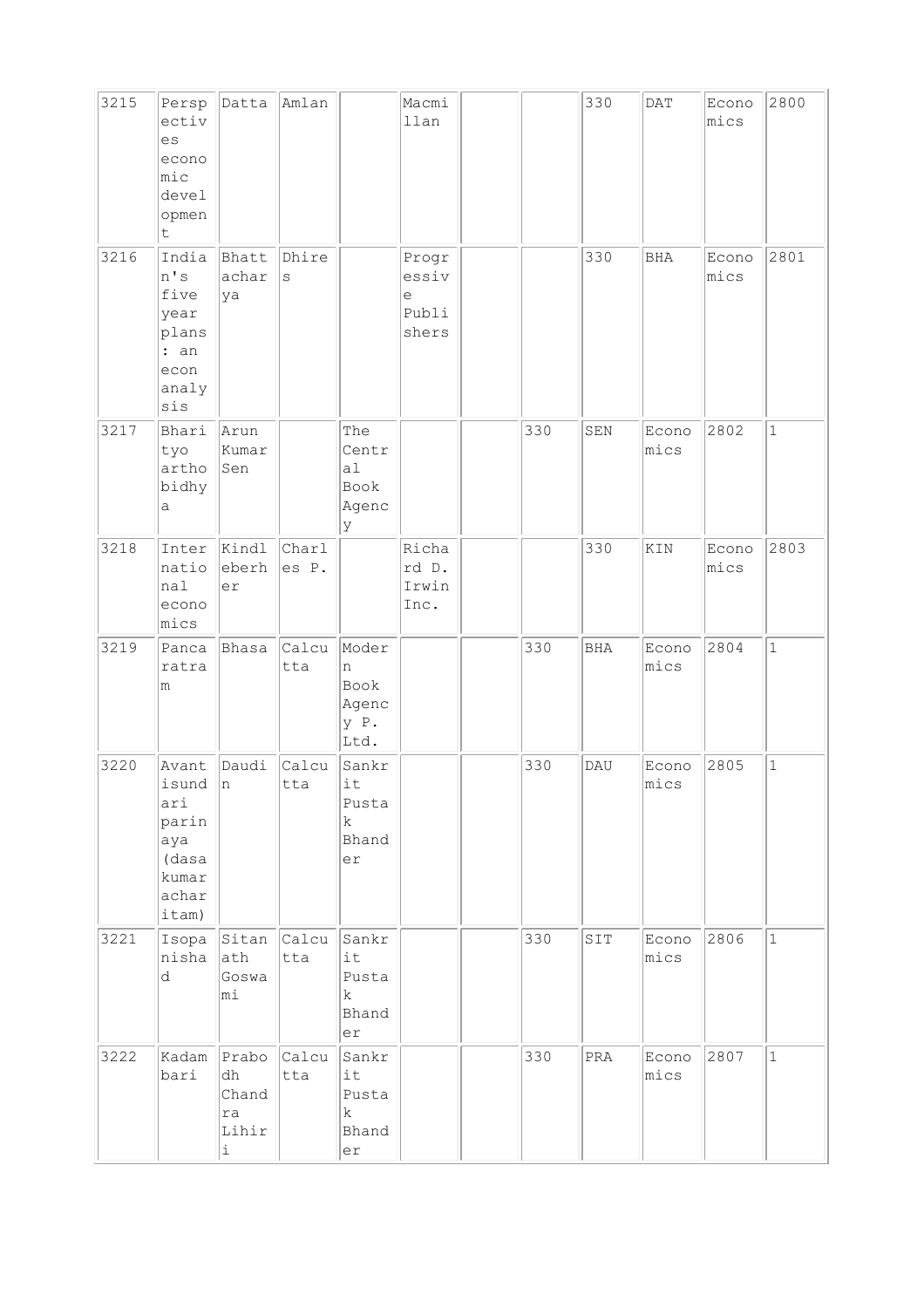| | | | | | | | | | | | |
|---|---|---|---|---|---|---|---|---|---|---|---|
| 3215 | Perspectives economic development | Datta | Amlan | | Macmillan | | | 330 | DAT | Economics | 2800 |
| 3216 | Indian's five year plans : an econ analysis | Bhattacharya | Dhires | | Progressive Publishers | | | 330 | BHA | Economics | 2801 |
| 3217 | Bharityo arthobidhya | Arun Kumar Sen | | The Central Book Agency | | | 330 | SEN | Economics | 2802 | 1 |
| 3218 | International economics | Kindleberher | Charles P. | | Richard D. Irwin Inc. | | | 330 | KIN | Economics | 2803 |
| 3219 | Pancaratram | Bhasa | Calcutta | Modern Book Agency P. Ltd. | | | 330 | BHA | Economics | 2804 | 1 |
| 3220 | Avantisundari parinaya (dasakumaracharitam) | Daudin | Calcutta | Sankrit Pustak Bhander | | | 330 | DAU | Economics | 2805 | 1 |
| 3221 | Isopanishad | Sitanath Goswami | Calcutta | Sankrit Pustak Bhander | | | 330 | SIT | Economics | 2806 | 1 |
| 3222 | Kadambari | Prabodh Chandra Lihiri | Calcutta | Sankrit Pustak Bhander | | | 330 | PRA | Economics | 2807 | 1 |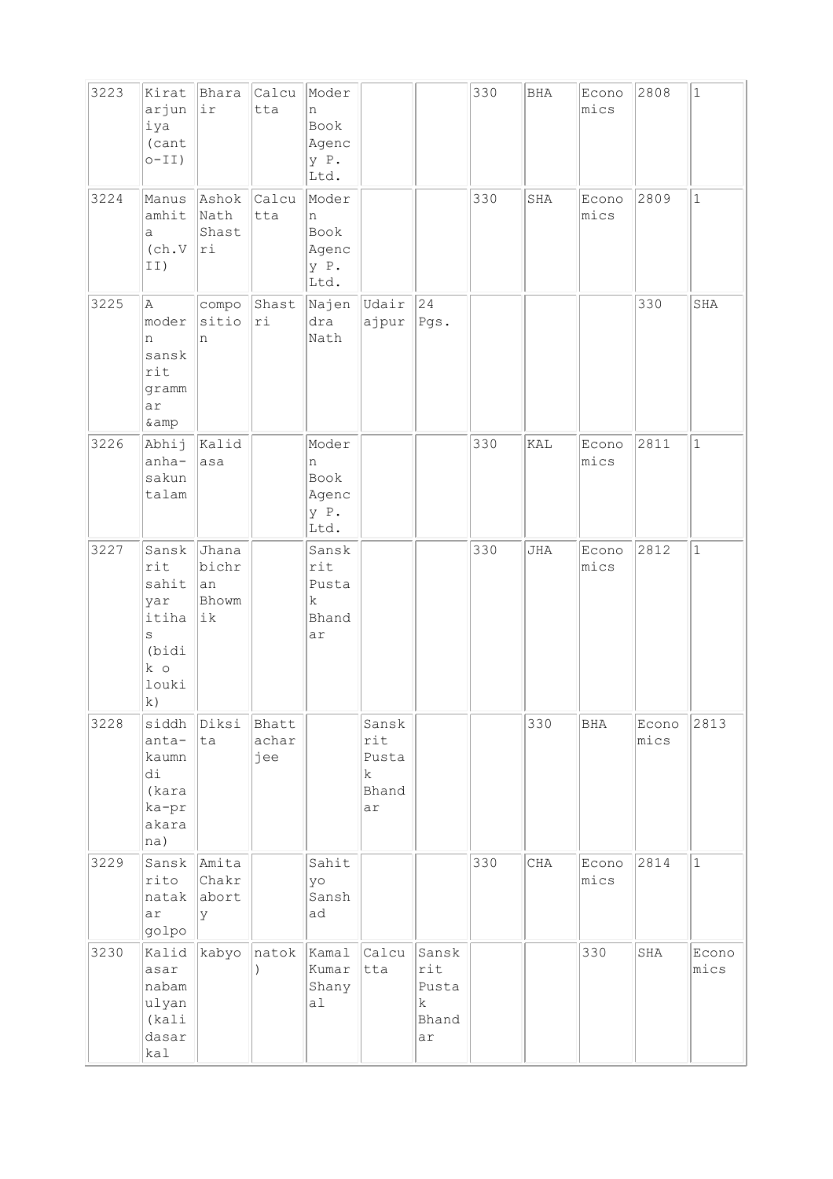| 3223 | Kiratarjuniya (canto-II) | Bharair | Calcutta | Modern Book Agency P. Ltd. | | | 330 | BHA | Economics | 2808 | 1 |
|---|---|---|---|---|---|---|---|---|---|---|---|
| 3224 | Manusamhita (ch.VII) | Ashok Nath Shastri | Calcutta | Modern Book Agency P. Ltd. | | | 330 | SHA | Economics | 2809 | 1 |
| 3225 | A modern sanskrit grammar &amp | composition | Shastri | Najendra Nath | Udairajpur | 24 Pgs. | | | | 330 | SHA |
| 3226 | Abhijanha-sakuntalam | Kalidasa | | Modern Book Agency P. Ltd. | | | 330 | KAL | Economics | 2811 | 1 |
| 3227 | Sanskrit sahityar itihas (bidik o louki k) | Jhanabichran Bhowmik | | Sanskrit Pustak Bhandar | | | 330 | JHA | Economics | 2812 | 1 |
| 3228 | siddhanta-kaumndi (karaka-prakarana) | Diksita | Bhattacharjee | | Sanskrit Pustak Bhandar | | | 330 | BHA | Economics | 2813 |
| 3229 | Sanskrito natakar golpo | Amita Chakraborty | | Sahityo Sanshad | | | 330 | CHA | Economics | 2814 | 1 |
| 3230 | Kalidasar nabamulyan (kalidasar kal | kabyo | natok) | Kamal Kumar Shanyal | Calcutta | Sanskrit Pustak Bhandar | | | 330 | SHA | Economics |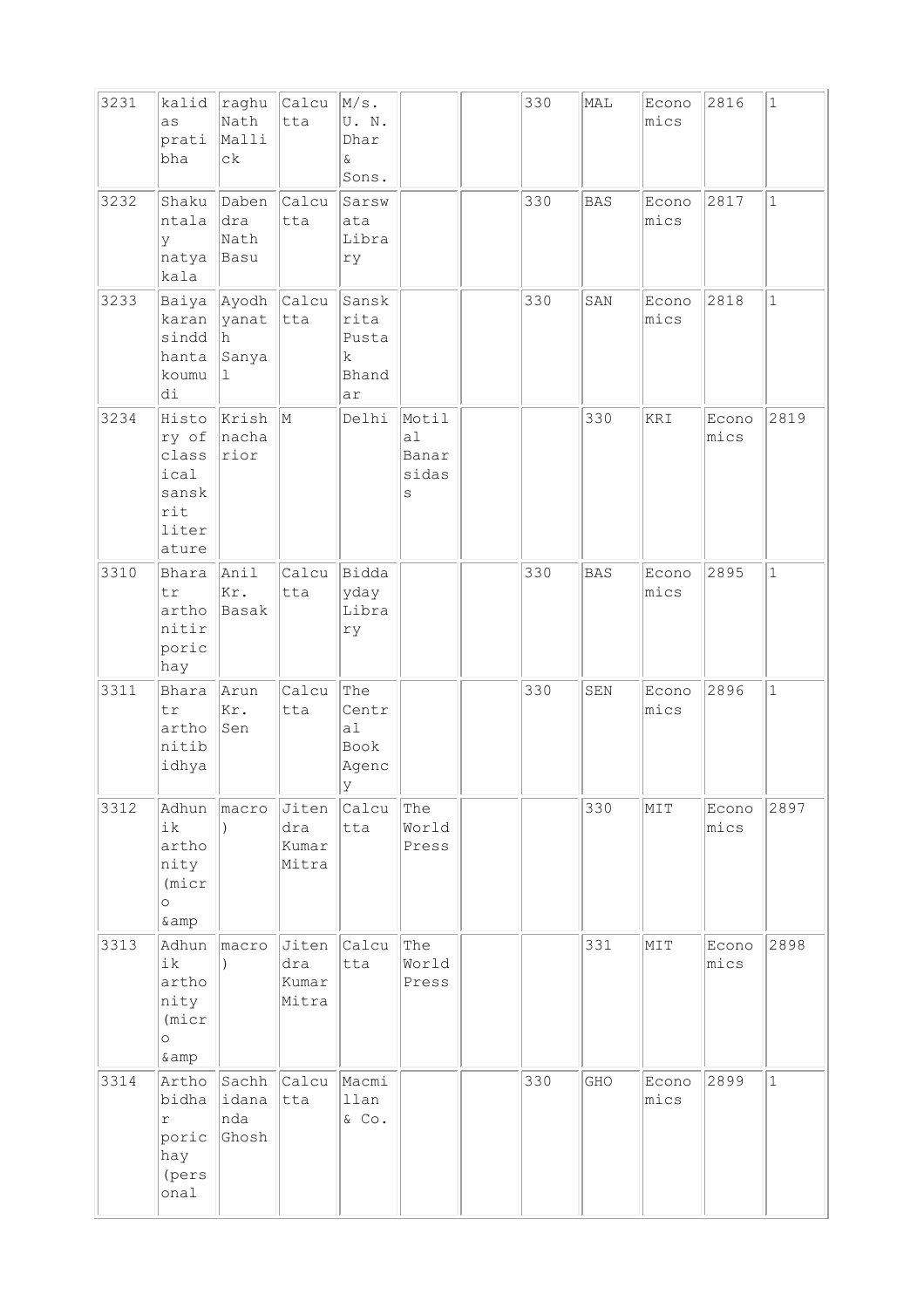| | | | | | | | | | | | |
|---|---|---|---|---|---|---|---|---|---|---|---|
| 3231 | kalidas pratibha | raghuNath Mallick | Calcutta | M/s. U. N. Dhar & Sons. | | | 330 | MAL | Economics | 2816 | 1 |
| 3232 | Shakuntalay natyakala | Dabendra Nath Basu | Calcutta | Sarswata Library | | | 330 | BAS | Economics | 2817 | 1 |
| 3233 | Baiyakaran sinddhanta koumudi | Ayodhyanath Sanyal | Calcutta | Sanskrita Pustak Bhandar | | | 330 | SAN | Economics | 2818 | 1 |
| 3234 | History of classical sanskrit literature | Krishnacharior | M | Delhi | Motilal Banarsidass | | | 330 | KRI | Economics | 2819 |
| 3310 | Bharatr arthonitiricporichay | Anil Kr. Basak | Calcutta | Biddayday Library | | | 330 | BAS | Economics | 2895 | 1 |
| 3311 | Bharatr arthonitibidhya | Arun Kr. Sen | Calcutta | The Central Book Agency | | | 330 | SEN | Economics | 2896 | 1 |
| 3312 | Adhunik arthonity (micro &amp | macro) | Jitendra Kumar Mitra | Calcutta | The World Press | | | 330 | MIT | Economics | 2897 |
| 3313 | Adhunik arthonity (micro &amp | macro) | Jitendra Kumar Mitra | Calcutta | The World Press | | | 331 | MIT | Economics | 2898 |
| 3314 | Arthobidhar porichay (personal | Sachhidananda Ghosh | Calcutta | Macmillan & Co. | | | 330 | GHO | Economics | 2899 | 1 |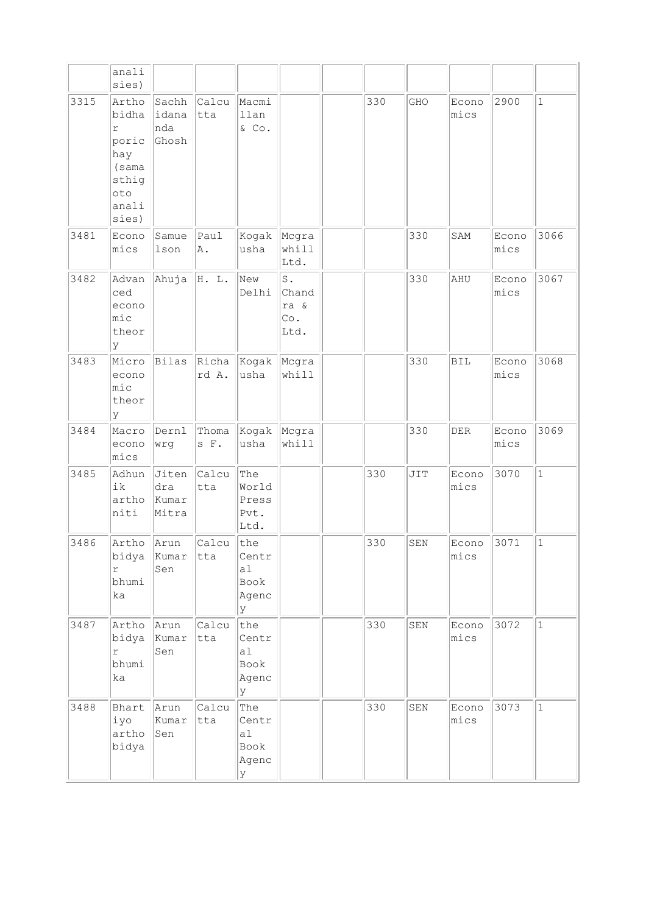| | analisies) | | | | | | | | | | |
|---|---|---|---|---|---|---|---|---|---|---|---|
| 3315 | Arthobidhar porichay (samasthigoto analisies) | Sachhidananda Ghosh | Calcutta | Macmillan & Co. | | | 330 | GHO | Economics | 2900 | 1 |
| 3481 | Economics | Samuelson | Paul A. | Kogakusha | Mcgrawhill Ltd. | | | 330 | SAM | Economics | 3066 |
| 3482 | Advanced economic theory | Ahuja | H. L. | New Delhi | S. Chandra & Co. Ltd. | | | 330 | AHU | Economics | 3067 |
| 3483 | Microeconomic theory | Bilas | Richard A. | Kogakusha | Mcgrawhill | | | 330 | BIL | Economics | 3068 |
| 3484 | Macroeconomics | Dernlwrg | Thomas F. | Kogakusha | Mcgrawhill | | | 330 | DER | Economics | 3069 |
| 3485 | Adhunik arthoniti | Jitendra Kumar Mitra | Calcutta | The World Press Pvt. Ltd. | | | 330 | JIT | Economics | 3070 | 1 |
| 3486 | Arthobidyar bhumika | Arun Kumar Sen | Calcutta | the Central Book Agency | | | 330 | SEN | Economics | 3071 | 1 |
| 3487 | Arthobidyar bhumika | Arun Kumar Sen | Calcutta | the Central Book Agency | | | 330 | SEN | Economics | 3072 | 1 |
| 3488 | Bhartiyo arthobidya | Arun Kumar Sen | Calcutta | The Central Book Agency | | | 330 | SEN | Economics | 3073 | 1 |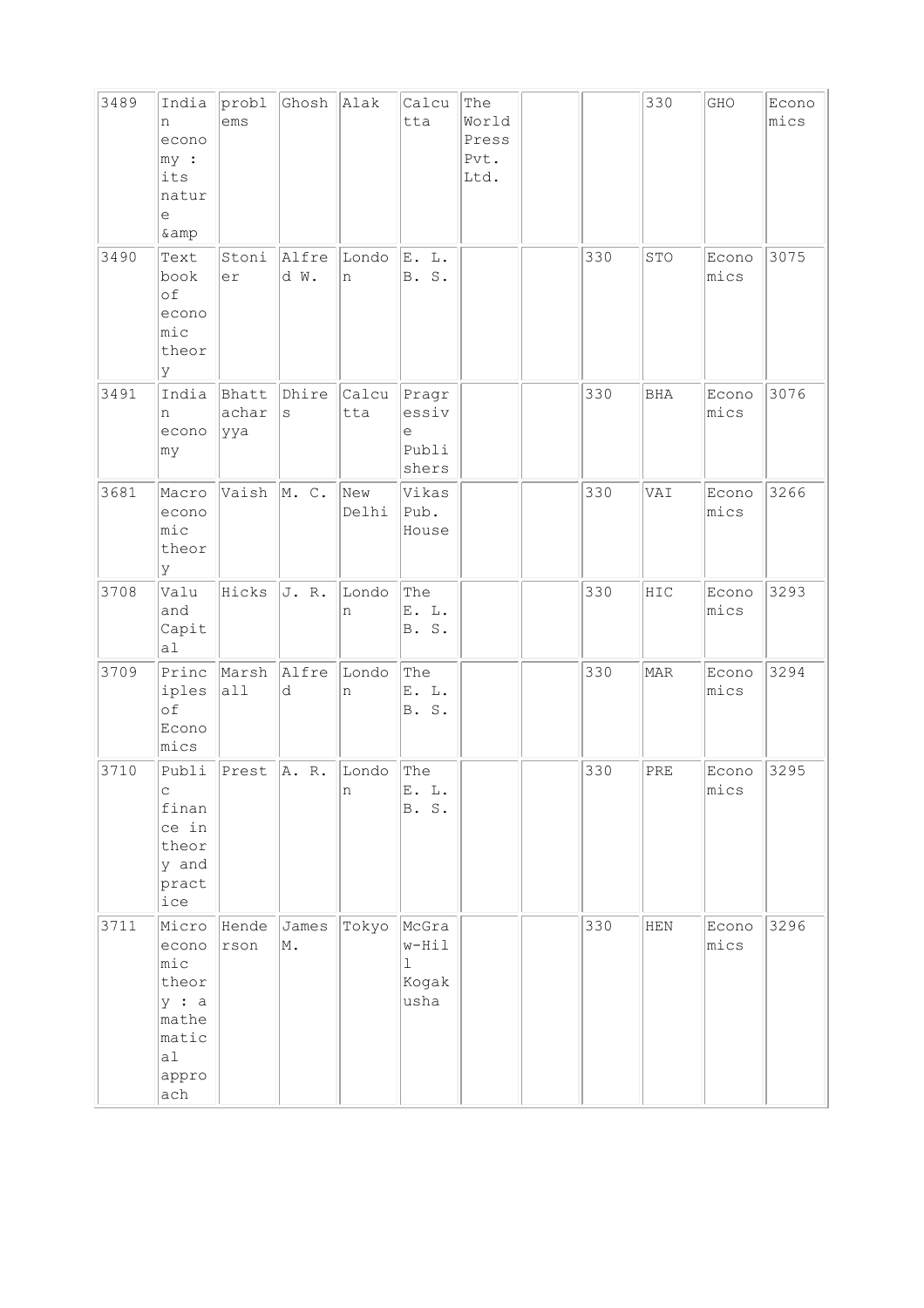| | | | | | | | | | | | |
|---|---|---|---|---|---|---|---|---|---|---|---|
| 3489 | Indian economy : its nature &amp | problems | Ghosh | Alak | Calcutta | The World Press Pvt. Ltd. | | | 330 | GHO | Economics |
| 3490 | Text book of economic theory | Stonier | Alfred W. | London | E. L. B. S. | | | 330 | STO | Economics | 3075 |
| 3491 | Indian economy | Bhattacharyya | Dhires | Calcutta | Pragressive Publishers | | | 330 | BHA | Economics | 3076 |
| 3681 | Macro economic theory | Vaish | M. C. | New Delhi | Vikas Pub. House | | | 330 | VAI | Economics | 3266 |
| 3708 | Valu and Capital | Hicks | J. R. | London | The E. L. B. S. | | | 330 | HIC | Economics | 3293 |
| 3709 | Principles of Economics | Marshall | Alfred | London | The E. L. B. S. | | | 330 | MAR | Economics | 3294 |
| 3710 | Public finance in theory and practice | Prest | A. R. | London | The E. L. B. S. | | | 330 | PRE | Economics | 3295 |
| 3711 | Micro economic theory : a mathematical approach | Henderson | James M. | Tokyo | McGraw-Hill Kogakusha | | | 330 | HEN | Economics | 3296 |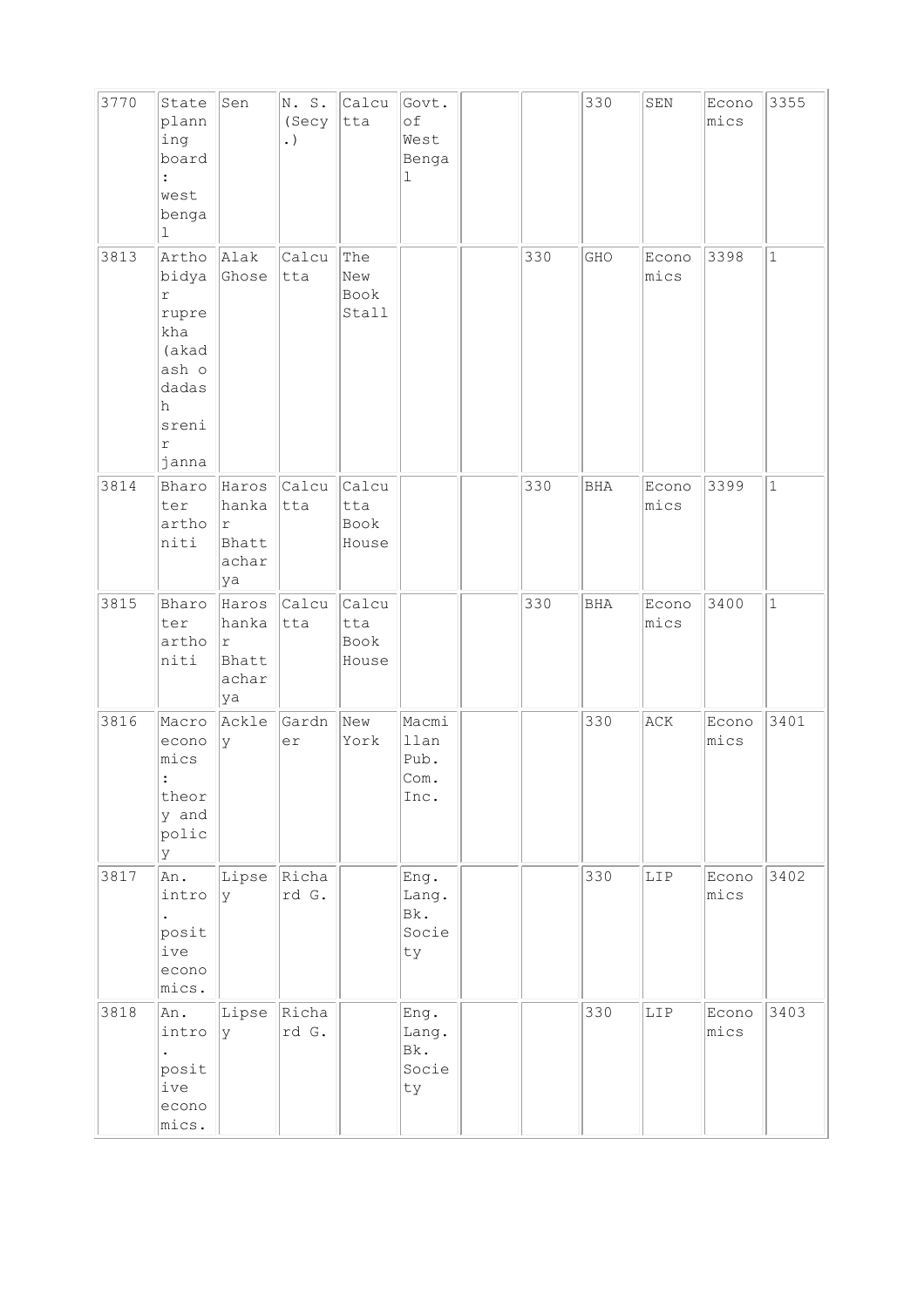| | | | | | | | | | | | |
|---|---|---|---|---|---|---|---|---|---|---|---|
| 3770 | State planning board : west bengal | Sen | N. S. (Secy.) | Calcutta | Govt. of West Bengal | | | 330 | SEN | Economics | 3355 |
| 3813 | Arthobidyar ruprekha (akadash o dadash srenir janna | Alak Ghose | Calcutta | The New Book Stall | | | 330 | GHO | Economics | 3398 | 1 |
| 3814 | Bharoter arthoniti | Haroshankar Bhattacharya | Calcutta | Calcutta Book House | | | 330 | BHA | Economics | 3399 | 1 |
| 3815 | Bharoter arthoniti | Haroshankar Bhattacharya | Calcutta | Calcutta Book House | | | 330 | BHA | Economics | 3400 | 1 |
| 3816 | Macroeconomics : theory and policy | Ackley | Gardner | New York | Macmillan Pub. Com. Inc. | | | 330 | ACK | Economics | 3401 |
| 3817 | An. intro. positive economics. | Lipsey | Richard G. | | Eng. Lang. Bk. Society | | | 330 | LIP | Economics | 3402 |
| 3818 | An. intro. positive economics. | Lipsey | Richard G. | | Eng. Lang. Bk. Society | | | 330 | LIP | Economics | 3403 |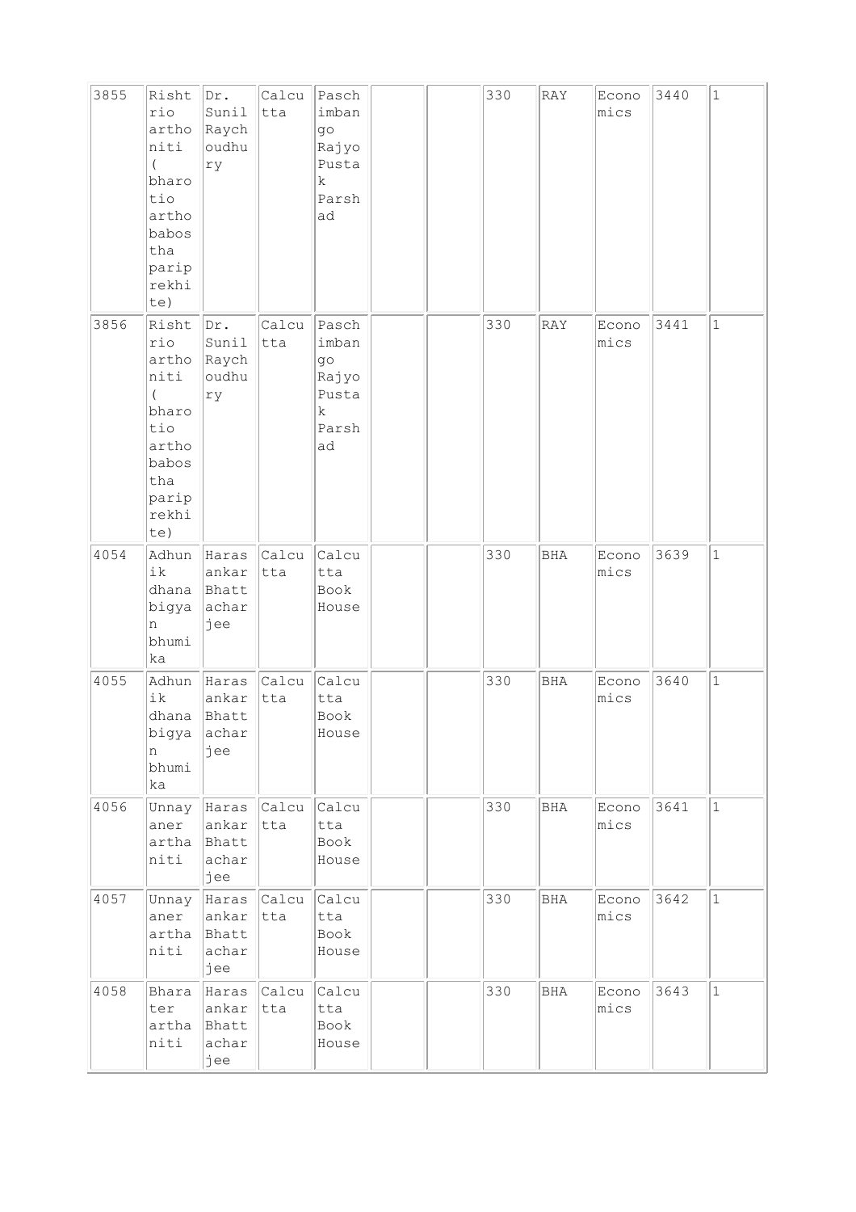| 3855 | Rishtrio arthoniti ( bharotio arthobabostha paripre­khite) | Dr. Sunil Raychoudhury | Calcutta | Paschimbango Rajyo Pustak Parshad | | | 330 | RAY | Economics | 3440 | 1 |
|---|---|---|---|---|---|---|---|---|---|---|---|
| 3856 | Rishtrio arthoniti ( bharotio arthobabostha pariprekhite) | Dr. Sunil Raychoudhury | Calcutta | Paschimbango Rajyo Pustak Parshad | | | 330 | RAY | Economics | 3441 | 1 |
| 4054 | Adhunik dhanabigyan bhumika | Harasankar Bhattacharjee | Calcutta | Calcutta Book House | | | 330 | BHA | Economics | 3639 | 1 |
| 4055 | Adhunik dhanabigyan bhumika | Harasankar Bhattacharjee | Calcutta | Calcutta Book House | | | 330 | BHA | Economics | 3640 | 1 |
| 4056 | Unnayaner arthaniti | Harasankar Bhattacharjee | Calcutta | Calcutta Book House | | | 330 | BHA | Economics | 3641 | 1 |
| 4057 | Unnayaner arthaniti | Harasankar Bhattacharjee | Calcutta | Calcutta Book House | | | 330 | BHA | Economics | 3642 | 1 |
| 4058 | Bharater arthaniti | Harasankar Bhattacharjee | Calcutta | Calcutta Book House | | | 330 | BHA | Economics | 3643 | 1 |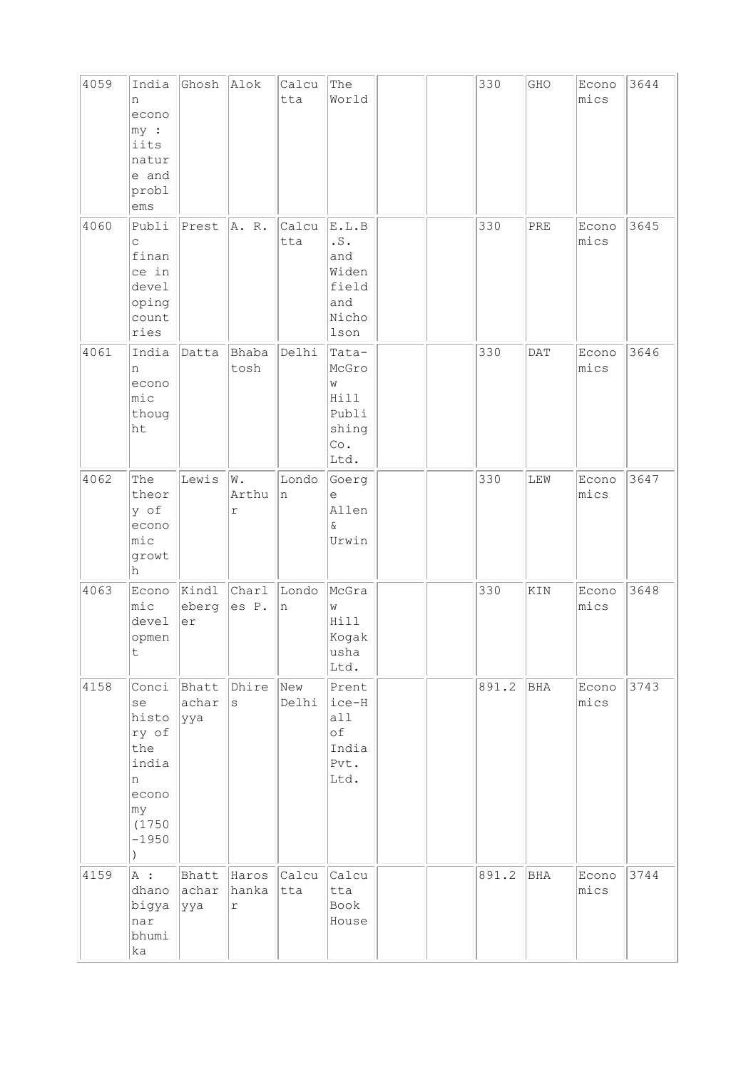| 4059 | Indian economy : iits nature and problems | Ghosh | Alok | Calcutta | The World | | | 330 | GHO | Economics | 3644 |
|---|---|---|---|---|---|---|---|---|---|---|---|
| 4060 | Public finance in developing countries | Prest | A. R. | Calcutta | E.L.B.S. and Widenfield and Nicholson | | | 330 | PRE | Economics | 3645 |
| 4061 | Indian economic thought | Datta | Bhabatosh | Delhi | Tata-McGrow Hill Publishing Co. Ltd. | | | 330 | DAT | Economics | 3646 |
| 4062 | The theory of economic growth | Lewis | W. Arthur | London | Goerge Allen & Urwin | | | 330 | LEW | Economics | 3647 |
| 4063 | Economic development | Kindleberger | Charles P. | London | McGraw Hill Kogakusha Ltd. | | | 330 | KIN | Economics | 3648 |
| 4158 | Concise history of the indian economy (1750-1950) | Bhattacharyya | Dhires | New Delhi | Prentice-Hall of India Pvt. Ltd. | | | 891.2 | BHA | Economics | 3743 |
| 4159 | A : dhanobigyanar bhumika | Bhattacharyya | Haroshankar | Calcutta | Calcutta Book House | | | 891.2 | BHA | Economics | 3744 |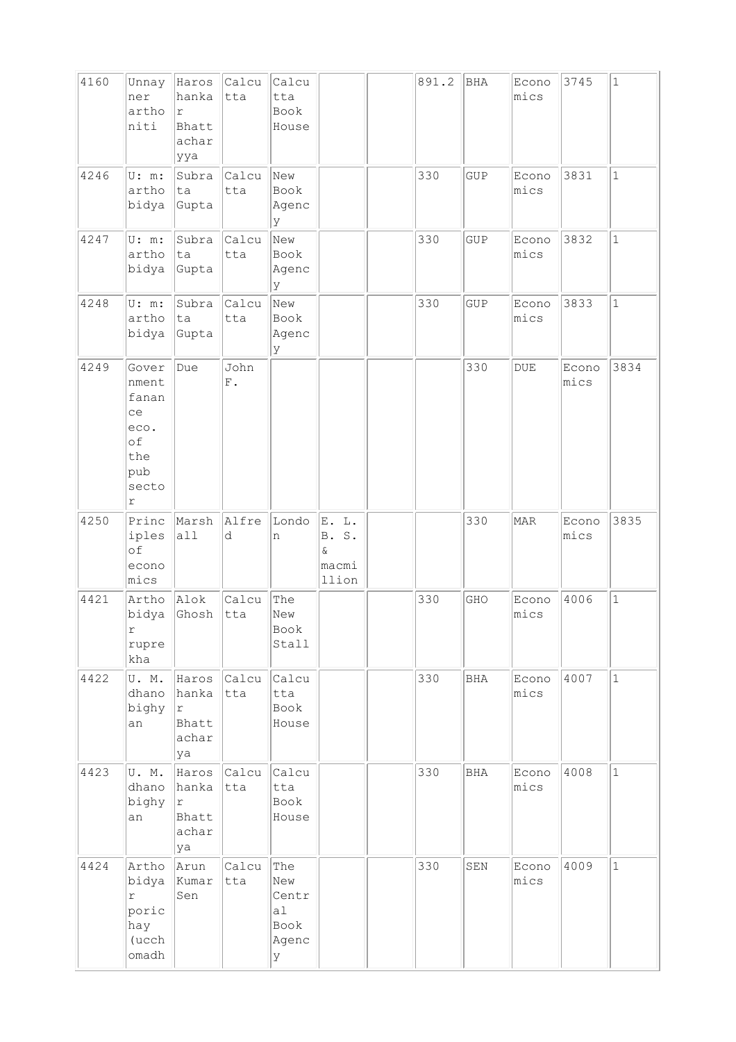| 4160 | Unnayner arthoniti | Haroshankar Bhattacharyya | Calcutta | Calcutta Book House | | | 891.2 | BHA | Economics | 3745 | 1 |
|---|---|---|---|---|---|---|---|---|---|---|---|
| 4246 | U: m: artho bidya | Subrata Gupta | Calcutta | New Book Agency | | | 330 | GUP | Economics | 3831 | 1 |
| 4247 | U: m: artho bidya | Subrata Gupta | Calcutta | New Book Agency | | | 330 | GUP | Economics | 3832 | 1 |
| 4248 | U: m: artho bidya | Subrata Gupta | Calcutta | New Book Agency | | | 330 | GUP | Economics | 3833 | 1 |
| 4249 | Government fanance eco. of the pub sector | Due | John F. | | | | | 330 | DUE | Economics | 3834 |
| 4250 | Principles of economics | Marshall | Alfred | London | E. L. B. S. & macmillion | | | 330 | MAR | Economics | 3835 |
| 4421 | Artho bidyar rupre kha | Alok Ghosh | Calcutta | The New Book Stall | | | 330 | GHO | Economics | 4006 | 1 |
| 4422 | U. M. dhano bighyan | Haroshankar Bhattacharya | Calcutta | Calcutta Book House | | | 330 | BHA | Economics | 4007 | 1 |
| 4423 | U. M. dhano bighyan | Haroshankar Bhattacharya | Calcutta | Calcutta Book House | | | 330 | BHA | Economics | 4008 | 1 |
| 4424 | Artho bidyar porichay (uccho madh | Arun Kumar Sen | Calcutta | The New Central Book Agency | | | 330 | SEN | Economics | 4009 | 1 |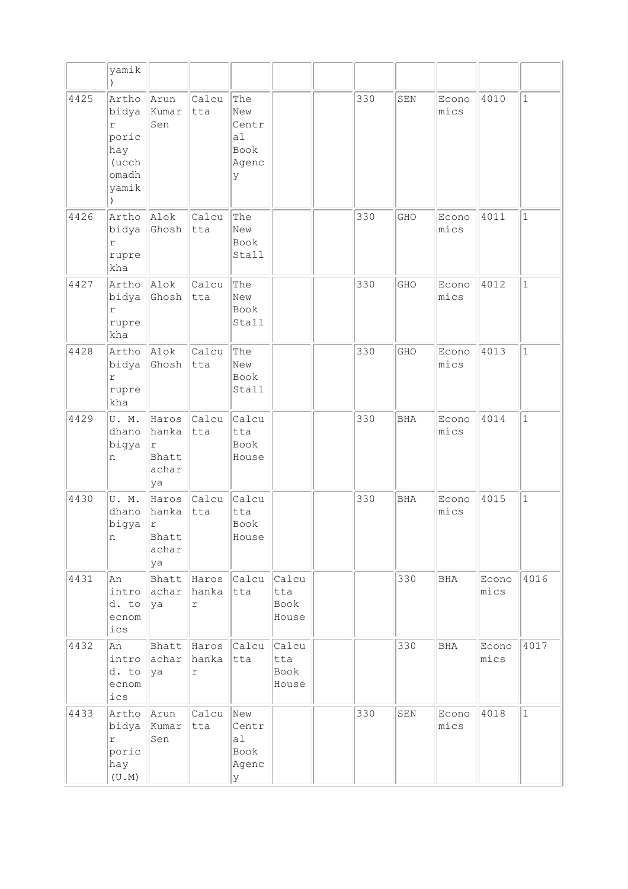| | yamik) | | | | | | | | | | |
|---|---|---|---|---|---|---|---|---|---|---|---|
| 4425 | Arthobidyar porichay (ucchomadhyamik) | Arun Kumar Sen | Calcutta | The New Central Book Agency | | | 330 | SEN | Economics | 4010 | 1 |
| 4426 | Arthobidyar ruprekha | Alok Ghosh | Calcutta | The New Book Stall | | | 330 | GHO | Economics | 4011 | 1 |
| 4427 | Arthobidyar ruprekha | Alok Ghosh | Calcutta | The New Book Stall | | | 330 | GHO | Economics | 4012 | 1 |
| 4428 | Arthobidyar ruprekha | Alok Ghosh | Calcutta | The New Book Stall | | | 330 | GHO | Economics | 4013 | 1 |
| 4429 | U. M. dhanobigyan | Haroshankar Bhattacharya | Calcutta | Calcutta Book House | | | 330 | BHA | Economics | 4014 | 1 |
| 4430 | U. M. dhanobigyan | Haroshankar Bhattacharya | Calcutta | Calcutta Book House | | | 330 | BHA | Economics | 4015 | 1 |
| 4431 | An introd. to ecnomics | Bhattacharya | Haroshankar | Calcutta | Calcutta Book House | | | 330 | BHA | Economics | 4016 |
| 4432 | An introd. to ecnomics | Bhattacharya | Haroshankar | Calcutta | Calcutta Book House | | | 330 | BHA | Economics | 4017 |
| 4433 | Arthobidyar porichay (U.M) | Arun Kumar Sen | Calcutta | New Central Book Agency | | | 330 | SEN | Economics | 4018 | 1 |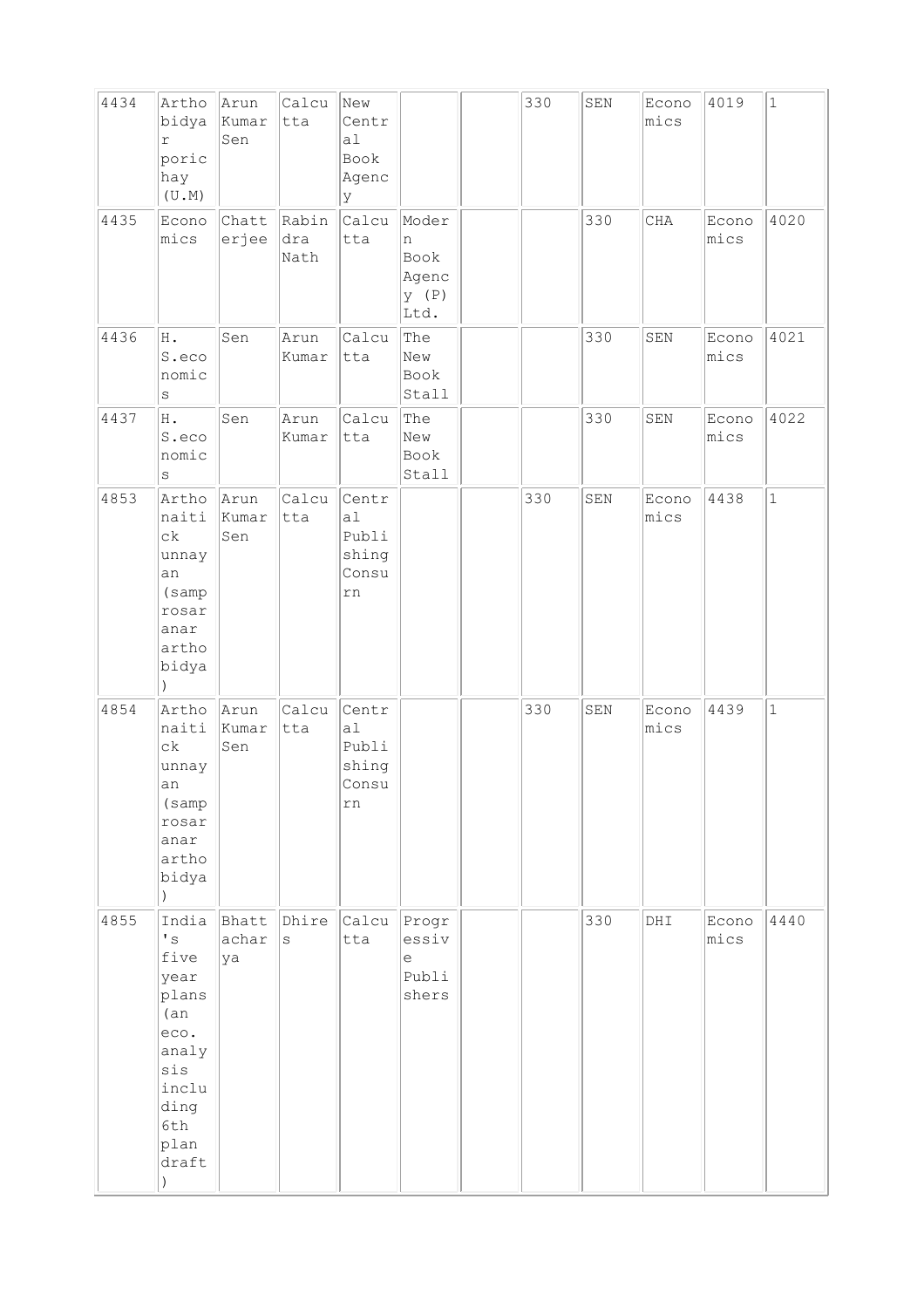| 4434 | Arthobidyar poric hay (U.M) | Arun Kumar Sen | Calcutta | New Central Book Agency | | | 330 | SEN | Economics | 4019 | 1 |
|---|---|---|---|---|---|---|---|---|---|---|---|
| 4435 | Economics | Chatterjee | Rabindra Nath | Calcutta | Modern Book Agency (P) Ltd. | | | 330 | CHA | Economics | 4020 |
| 4436 | H. S.economics | Sen | Arun Kumar | Calcutta | The New Book Stall | | | 330 | SEN | Economics | 4021 |
| 4437 | H. S.economics | Sen | Arun Kumar | Calcutta | The New Book Stall | | | 330 | SEN | Economics | 4022 |
| 4853 | Arthonaitick unnayan (samprosaranar arthobidya) | Arun Kumar Sen | Calcutta | Central Publishing Consurn | | | 330 | SEN | Economics | 4438 | 1 |
| 4854 | Arthonaitick unnayan (samprosaranar arthobidya) | Arun Kumar Sen | Calcutta | Central Publishing Consurn | | | 330 | SEN | Economics | 4439 | 1 |
| 4855 | India's five year plans (an eco. analysis including 6th plan draft) | Bhattacharya | Dhires | Calcutta | Progressive Publishers | | | 330 | DHI | Economics | 4440 |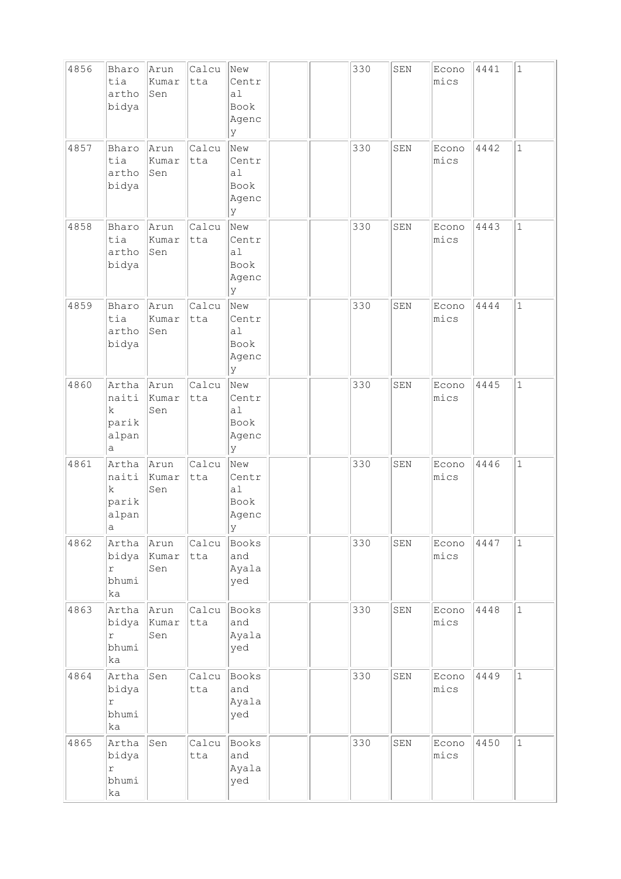| 4856 | Bharotia arthobidya | Arun Kumar Sen | Calcutta | New Central Book Agency | | | 330 | SEN | Economics | 4441 | 1 |
|---|---|---|---|---|---|---|---|---|---|---|---|
| 4857 | Bharotia arthobidya | Arun Kumar Sen | Calcutta | New Central Book Agency | | | 330 | SEN | Economics | 4442 | 1 |
| 4858 | Bharotia arthobidya | Arun Kumar Sen | Calcutta | New Central Book Agency | | | 330 | SEN | Economics | 4443 | 1 |
| 4859 | Bharotia arthobidya | Arun Kumar Sen | Calcutta | New Central Book Agency | | | 330 | SEN | Economics | 4444 | 1 |
| 4860 | Arthanaitik parikalpana | Arun Kumar Sen | Calcutta | New Central Book Agency | | | 330 | SEN | Economics | 4445 | 1 |
| 4861 | Arthanaitik parikalpana | Arun Kumar Sen | Calcutta | New Central Book Agency | | | 330 | SEN | Economics | 4446 | 1 |
| 4862 | Arthabidyar bhumika | Arun Kumar Sen | Calcutta | Books and Ayalayed | | | 330 | SEN | Economics | 4447 | 1 |
| 4863 | Arthabidyar bhumika | Arun Kumar Sen | Calcutta | Books and Ayalayed | | | 330 | SEN | Economics | 4448 | 1 |
| 4864 | Arthabidyar bhumika | Sen | Calcutta | Books and Ayalayed | | | 330 | SEN | Economics | 4449 | 1 |
| 4865 | Arthabidyar bhumika | Sen | Calcutta | Books and Ayalayed | | | 330 | SEN | Economics | 4450 | 1 |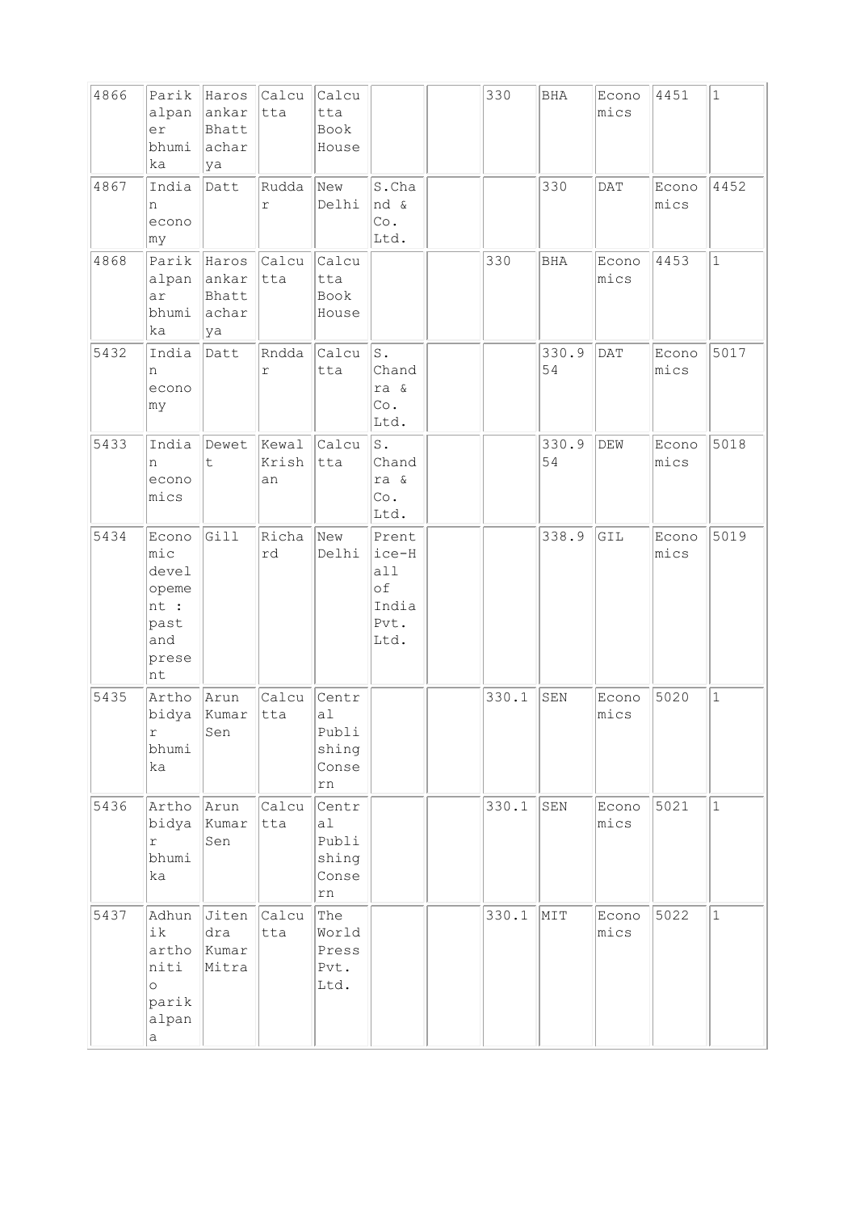| | | | | | | | | | | | |
|---|---|---|---|---|---|---|---|---|---|---|---|
| 4866 | Parikalpaner bhumika | Harosankar Bhattacharya | Calcutta | Calcutta Book House | | | 330 | BHA | Economics | 4451 | 1 |
| 4867 | Indian economy | Datt | Ruddar | New Delhi | S.Chand & Co. Ltd. | | | 330 | DAT | Economics | 4452 |
| 4868 | Parikalpanar bhumika | Harosankar Bhattacharya | Calcutta | Calcutta Book House | | | 330 | BHA | Economics | 4453 | 1 |
| 5432 | Indian economy | Datt | Rnddar | Calcutta | S. Chandra & Co. Ltd. | | | 330.954 | DAT | Economics | 5017 |
| 5433 | Indian economics | Dewett | Kewal Krishan | Calcutta | S. Chandra & Co. Ltd. | | | 330.954 | DEW | Economics | 5018 |
| 5434 | Economic development : past and present | Gill | Richard | New Delhi | Prentice-Hall of India Pvt. Ltd. | | | 338.9 | GIL | Economics | 5019 |
| 5435 | Arthobidyar bhumika | Arun Kumar Sen | Calcutta | Central Publishing Conscern | | | 330.1 | SEN | Economics | 5020 | 1 |
| 5436 | Arthobidyar bhumika | Arun Kumar Sen | Calcutta | Central Publishing Conscern | | | 330.1 | SEN | Economics | 5021 | 1 |
| 5437 | Adhunik arthoniti o parikalpana | Jitendra Kumar Mitra | Calcutta | The World Press Pvt. Ltd. | | | 330.1 | MIT | Economics | 5022 | 1 |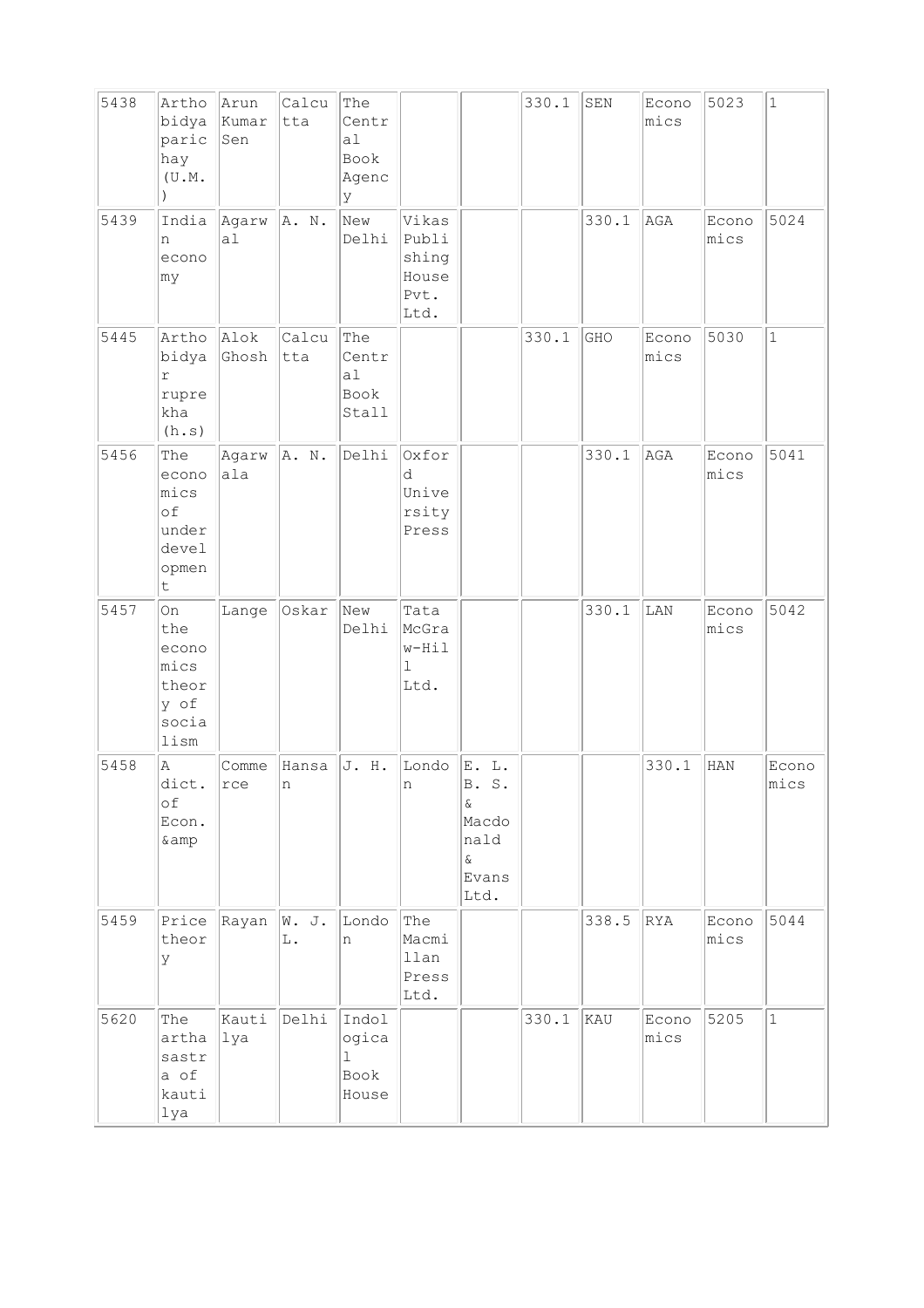| | | | | | | | | | | | |
|---|---|---|---|---|---|---|---|---|---|---|---|
| 5438 | Arthobidyaparichay (U.M.) | Arun Kumar Sen | Calcutta | The Central Book Agency | | | 330.1 | SEN | Economics | 5023 | 1 |
| 5439 | Indian economy | Agarwal | A. N. | New Delhi | Vikas Publishing House Pvt. Ltd. | | | 330.1 | AGA | Economics | 5024 |
| 5445 | Arthobidyar ruprekha (h.s) | Alok Ghosh | Calcutta | The Central Book Stall | | | 330.1 | GHO | Economics | 5030 | 1 |
| 5456 | The economics of underdevelopment | Agarwala | A. N. | Delhi | Oxford University Press | | | 330.1 | AGA | Economics | 5041 |
| 5457 | On the economics theory of socialism | Lange | Oskar | New Delhi | Tata McGraw-Hill Ltd. | | | 330.1 | LAN | Economics | 5042 |
| 5458 | A dict. of Econ. &amp | Commerce | Hansan | J. H. | London | E. L. B. S. & Macdonald & Evans Ltd. | | | 330.1 | HAN | Economics |
| 5459 | Price theory | Rayan | W. J. L. | London | The Macmillan Press Ltd. | | | 338.5 | RYA | Economics | 5044 |
| 5620 | The arthasastra of kautilya | Kautilya | Delhi | Indological Book House | | | 330.1 | KAU | Economics | 5205 | 1 |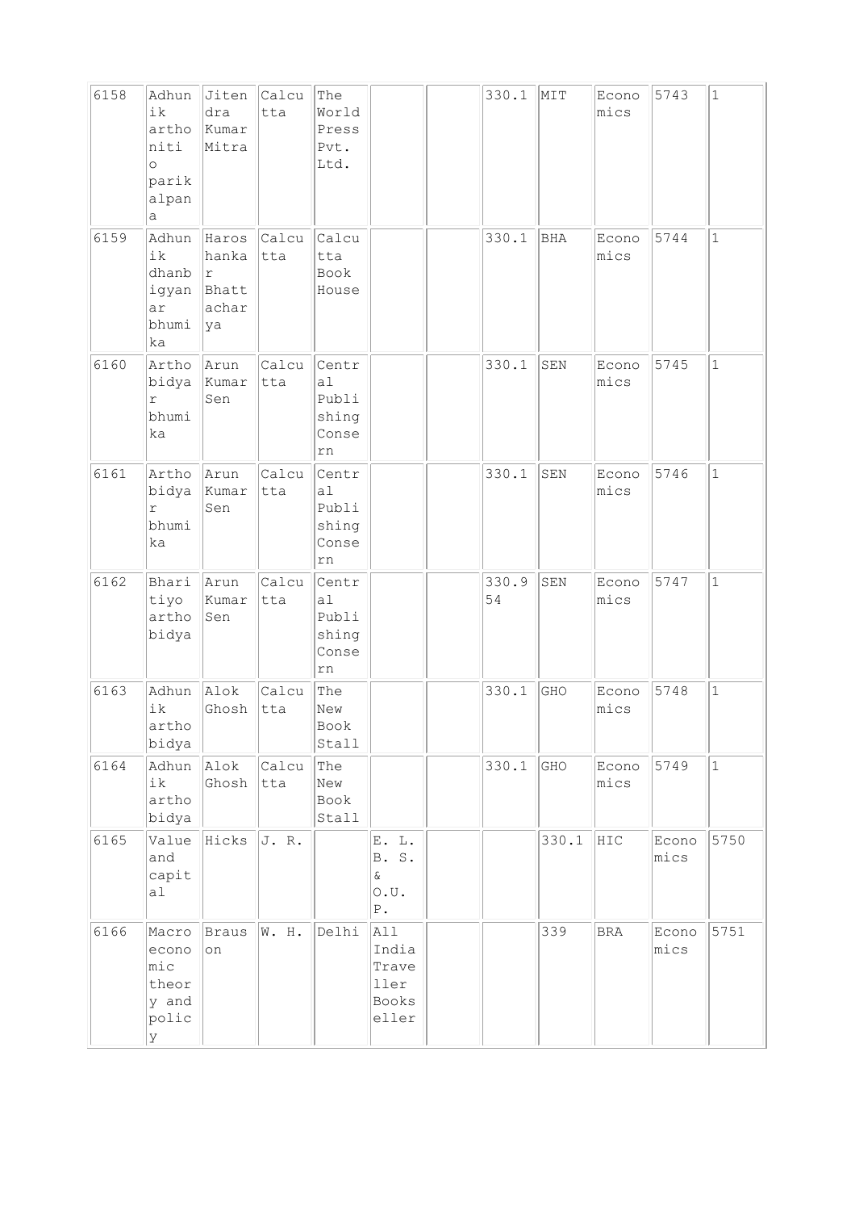| 6158 | Adhunik arthoniti o parikalpana | Jitendra Kumar Mitra | Calcutta | The World Press Pvt. Ltd. | | | 330.1 | MIT | Economics | 5743 | 1 |
|---|---|---|---|---|---|---|---|---|---|---|---|
| 6159 | Adhunik dhanbigyanar bhumika | Haroshankar Bhattacharya | Calcutta | Calcutta Book House | | | 330.1 | BHA | Economics | 5744 | 1 |
| 6160 | Arthobidyar bhumika | Arun Kumar Sen | Calcutta | Central Publishing Conse rn | | | 330.1 | SEN | Economics | 5745 | 1 |
| 6161 | Arthobidyar bhumika | Arun Kumar Sen | Calcutta | Central Publishing Conse rn | | | 330.1 | SEN | Economics | 5746 | 1 |
| 6162 | Bharitiyo arthobidya | Arun Kumar Sen | Calcutta | Central Publishing Conse rn | | | 330.954 | SEN | Economics | 5747 | 1 |
| 6163 | Adhunik arthobidya | Alok Ghosh | Calcutta | The New Book Stall | | | 330.1 | GHO | Economics | 5748 | 1 |
| 6164 | Adhunik arthobidya | Alok Ghosh | Calcutta | The New Book Stall | | | 330.1 | GHO | Economics | 5749 | 1 |
| 6165 | Value and capital | Hicks | J. R. | | E. L. B. S. & O.U. P. | | | 330.1 | HIC | Economics | 5750 |
| 6166 | Macro economic theory and policy | Branson | W. H. | Delhi | All India Traveller Bookseller | | | 339 | BRA | Economics | 5751 |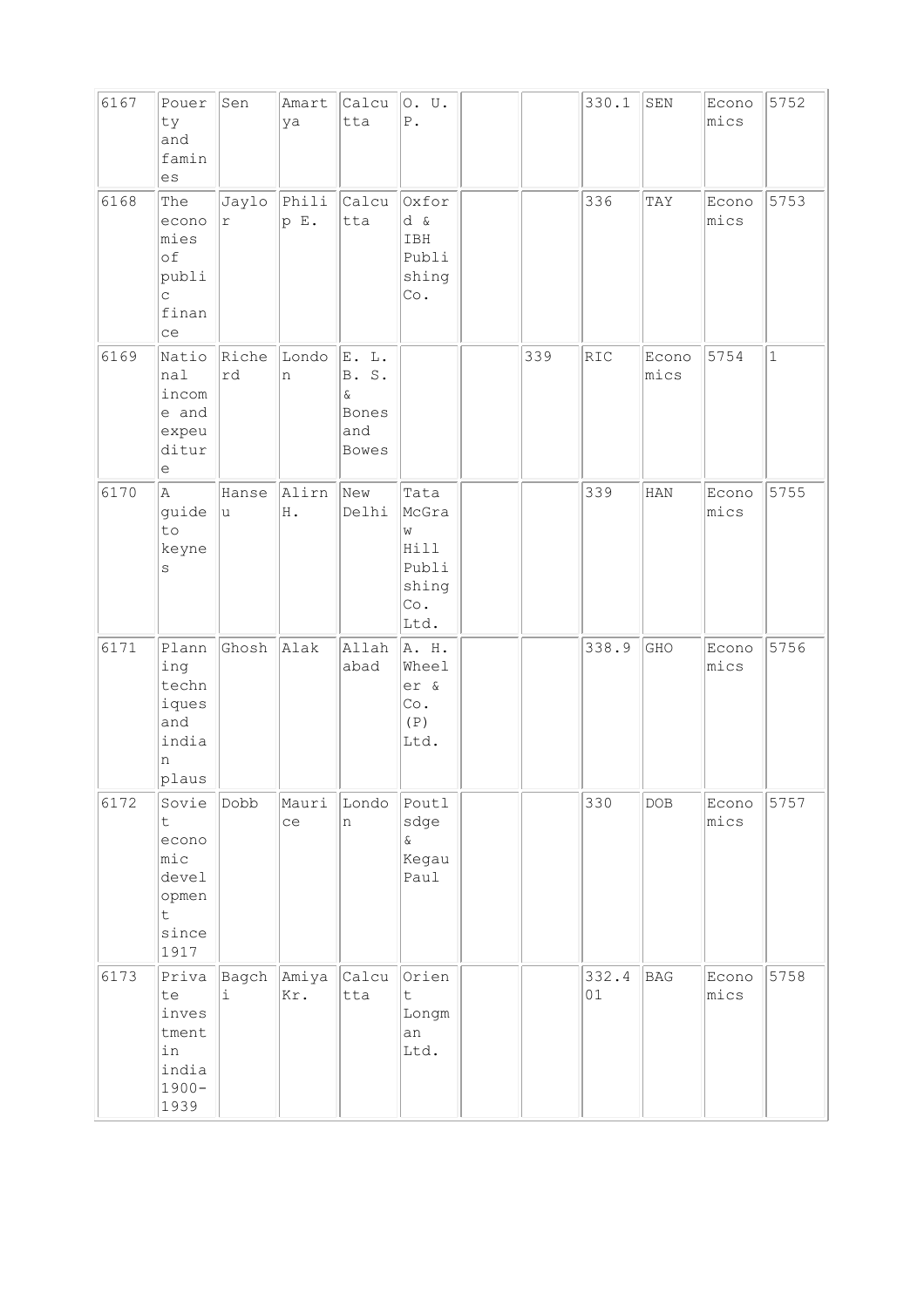| | | | | | | | | | | | |
|---|---|---|---|---|---|---|---|---|---|---|---|
| 6167 | Pouerty and famines | Sen | Amartya | Calcutta | O. U. P. | | | 330.1 | SEN | Economics | 5752 |
| 6168 | The economies of public finance | Jaylor | Philip E. | Calcutta | Oxford & IBH Publishing Co. | | | 336 | TAY | Economics | 5753 |
| 6169 | National income and expeuditure | Richerd | London | E. L. B. S. & Bones and Bowes | | | 339 | RIC | Economics | 5754 | 1 |
| 6170 | A guide to keynes | Hanseu | Alirn H. | New Delhi | Tata McGraw Hill Publishing Co. Ltd. | | | 339 | HAN | Economics | 5755 |
| 6171 | Planning techniques and indian plaus | Ghosh | Alak | Allahabad | A. H. Wheeler & Co. (P) Ltd. | | | 338.9 | GHO | Economics | 5756 |
| 6172 | Soviet economic development since 1917 | Dobb | Maurice | London | Poutlsdge & Kegau Paul | | | 330 | DOB | Economics | 5757 |
| 6173 | Private investment in india 1900-1939 | Bagchi | Amiya Kr. | Calcutta | Orient Longman Ltd. | | | 332.401 | BAG | Economics | 5758 |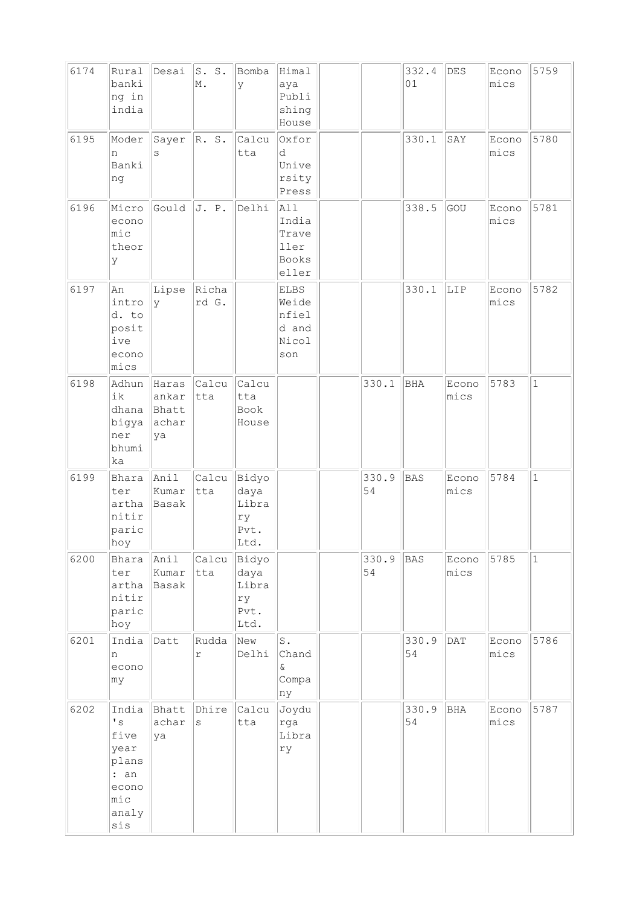| | | | | | | | | | | | |
|---|---|---|---|---|---|---|---|---|---|---|---|
| 6174 | Rural banking in india | Desai | S. S. M. | Bombay | Himalaya Publishing House | | | 332.401 | DES | Economics | 5759 |
| 6195 | Modern Banking | Sayers | R. S. | Calcutta | Oxford University Press | | | 330.1 | SAY | Economics | 5780 |
| 6196 | Microeconomic theory | Gould | J. P. | Delhi | All India Traveller Bookseller | | | 338.5 | GOU | Economics | 5781 |
| 6197 | An introd. to positive economics | Lipsey | Richard G. | | ELBS Weidenfield and Nicolson | | | 330.1 | LIP | Economics | 5782 |
| 6198 | Adhunik dhana bigyaner bhumika | Harasankar Bhattacharya | Calcutta | Calcutta Book House | | | 330.1 | BHA | Economics | 5783 | 1 |
| 6199 | Bharater artha nitir parichoy | Anil Kumar Basak | Calcutta | Bidyodaya Library Pvt. Ltd. | | | 330.954 | BAS | Economics | 5784 | 1 |
| 6200 | Bharater artha nitir parichoy | Anil Kumar Basak | Calcutta | Bidyodaya Library Pvt. Ltd. | | | 330.954 | BAS | Economics | 5785 | 1 |
| 6201 | Indian economy | Datt | Ruddar | New Delhi | S. Chand & Company | | | 330.954 | DAT | Economics | 5786 |
| 6202 | India's five year plans : an economic analysis | Bhattacharya | Dhires | Calcutta | Joydurga Library | | | 330.954 | BHA | Economics | 5787 |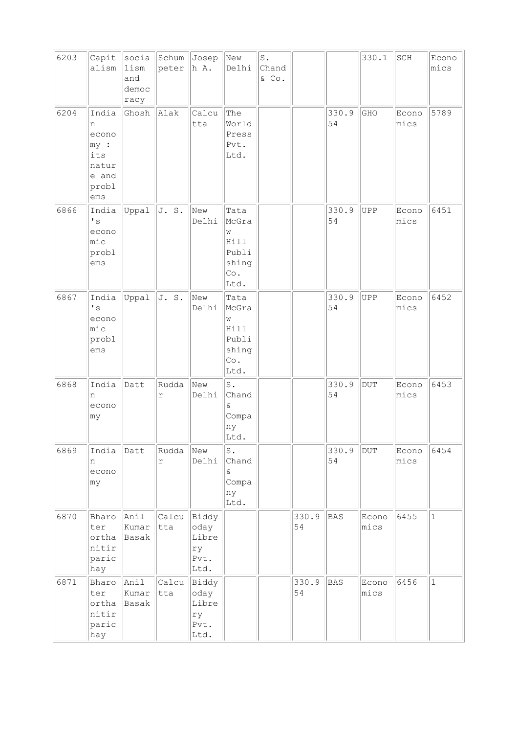| | | | | | | | | | | | |
|---|---|---|---|---|---|---|---|---|---|---|---|
| 6203 | Capitalism | socialism and democracy | Schumpeter | Joseph A. | New Delhi | S. Chand & Co. | | | 330.1 | SCH | Economics |
| 6204 | Indian economy : its nature and problems | Ghosh | Alak | Calcutta | The World Press Pvt. Ltd. | | | 330.954 | GHO | Economics | 5789 |
| 6866 | India's economic problems | Uppal | J. S. | New Delhi | Tata McGraw Hill Publishing Co. Ltd. | | | 330.954 | UPP | Economics | 6451 |
| 6867 | India's economic problems | Uppal | J. S. | New Delhi | Tata McGraw Hill Publishing Co. Ltd. | | | 330.954 | UPP | Economics | 6452 |
| 6868 | Indian economy | Datt | Ruddar | New Delhi | S. Chand & Company Ltd. | | | 330.954 | DUT | Economics | 6453 |
| 6869 | Indian economy | Datt | Ruddar | New Delhi | S. Chand & Company Ltd. | | | 330.954 | DUT | Economics | 6454 |
| 6870 | Bharoter orthanitir parichay | Anil Kumar Basak | Calcutta | Biddyoday Librery Pvt. Ltd. | | | 330.954 | BAS | Economics | 6455 | 1 |
| 6871 | Bharoter orthanitir parichay | Anil Kumar Basak | Calcutta | Biddyoday Librery Pvt. Ltd. | | | 330.954 | BAS | Economics | 6456 | 1 |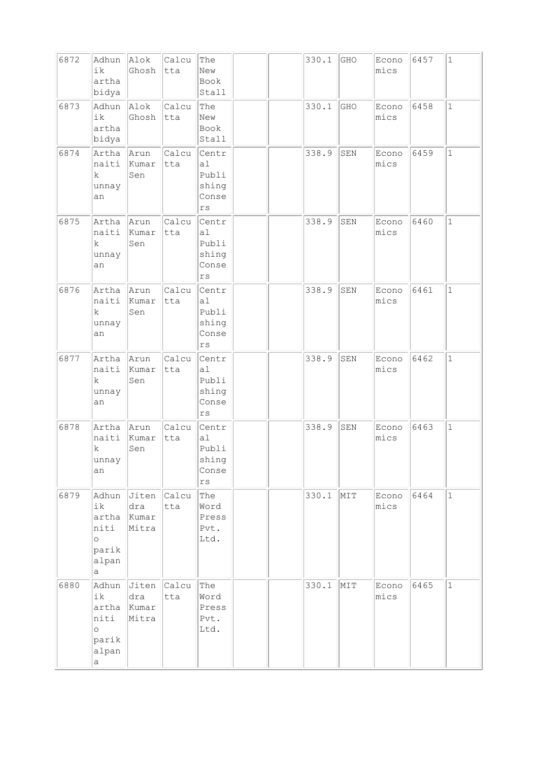| 6872 | Adhunik arthabidya | Alok Ghosh | Calcutta | The New Book Stall | | | 330.1 | GHO | Economics | 6457 | 1 |
|---|---|---|---|---|---|---|---|---|---|---|---|
| 6873 | Adhunik arthabidya | Alok Ghosh | Calcutta | The New Book Stall | | | 330.1 | GHO | Economics | 6458 | 1 |
| 6874 | Arthanaitik unnayan | Arun Kumar Sen | Calcutta | Central Publishing Conse rs | | | 338.9 | SEN | Economics | 6459 | 1 |
| 6875 | Arthanaitik unnayan | Arun Kumar Sen | Calcutta | Central Publishing Conse rs | | | 338.9 | SEN | Economics | 6460 | 1 |
| 6876 | Arthanaitik unnayan | Arun Kumar Sen | Calcutta | Central Publishing Conse rs | | | 338.9 | SEN | Economics | 6461 | 1 |
| 6877 | Arthanaitik unnayan | Arun Kumar Sen | Calcutta | Central Publishing Conse rs | | | 338.9 | SEN | Economics | 6462 | 1 |
| 6878 | Arthanaitik unnayan | Arun Kumar Sen | Calcutta | Central Publishing Conse rs | | | 338.9 | SEN | Economics | 6463 | 1 |
| 6879 | Adhunik arthaniti o parikalpana | Jitendra Kumar Mitra | Calcutta | The Word Press Pvt. Ltd. | | | 330.1 | MIT | Economics | 6464 | 1 |
| 6880 | Adhunik arthaniti o parikalpana | Jitendra Kumar Mitra | Calcutta | The Word Press Pvt. Ltd. | | | 330.1 | MIT | Economics | 6465 | 1 |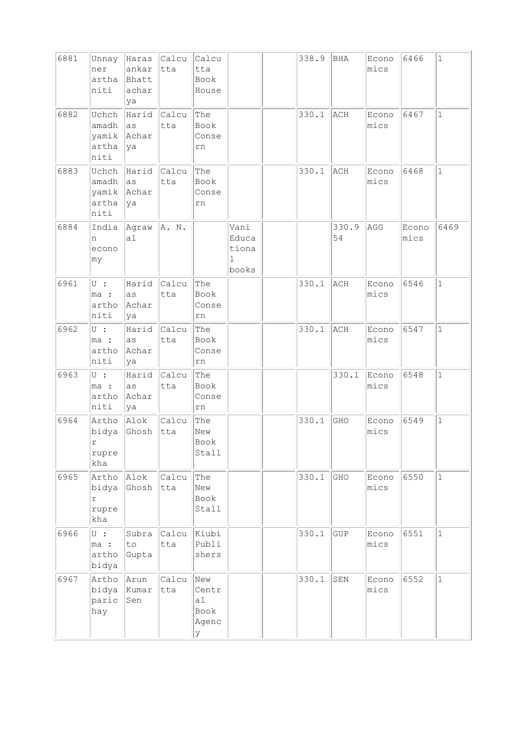| 6881 | Unnayner arthaniti | Harasankar Bhattacharya | Calcutta | Calcutta Book House | | | 338.9 | BHA | Economics | 6466 | 1 |
|---|---|---|---|---|---|---|---|---|---|---|---|
| 6882 | Uchchamadhyamik arthaniti | Haridas Acharya | Calcutta | The Book Concern | | | 330.1 | ACH | Economics | 6467 | 1 |
| 6883 | Uchchamadhyamik arthaniti | Haridas Acharya | Calcutta | The Book Concern | | | 330.1 | ACH | Economics | 6468 | 1 |
| 6884 | Indian economy | Agrawal | A. N. | | Vani Educational books | | | 330.954 | AGG | Economics | 6469 |
| 6961 | U : ma : arthoniti | Haridas Acharya | Calcutta | The Book Concern | | | 330.1 | ACH | Economics | 6546 | 1 |
| 6962 | U : ma : arthoniti | Haridas Acharya | Calcutta | The Book Concern | | | 330.1 | ACH | Economics | 6547 | 1 |
| 6963 | U : ma : arthoniti | Haridas Acharya | Calcutta | The Book Concern | | | | 330.1 | Economics | 6548 | 1 |
| 6964 | Arthobidyar ruprekha | Alok Ghosh | Calcutta | The New Book Stall | | | 330.1 | GHO | Economics | 6549 | 1 |
| 6965 | Arthobidyar ruprekha | Alok Ghosh | Calcutta | The New Book Stall | | | 330.1 | GHO | Economics | 6550 | 1 |
| 6966 | U : ma : arthobidya | Subrato Gupta | Calcutta | Kiubi Publishers | | | 330.1 | GUP | Economics | 6551 | 1 |
| 6967 | Arthobidya parichay | Arun Kumar Sen | Calcutta | New Central Book Agency | | | 330.1 | SEN | Economics | 6552 | 1 |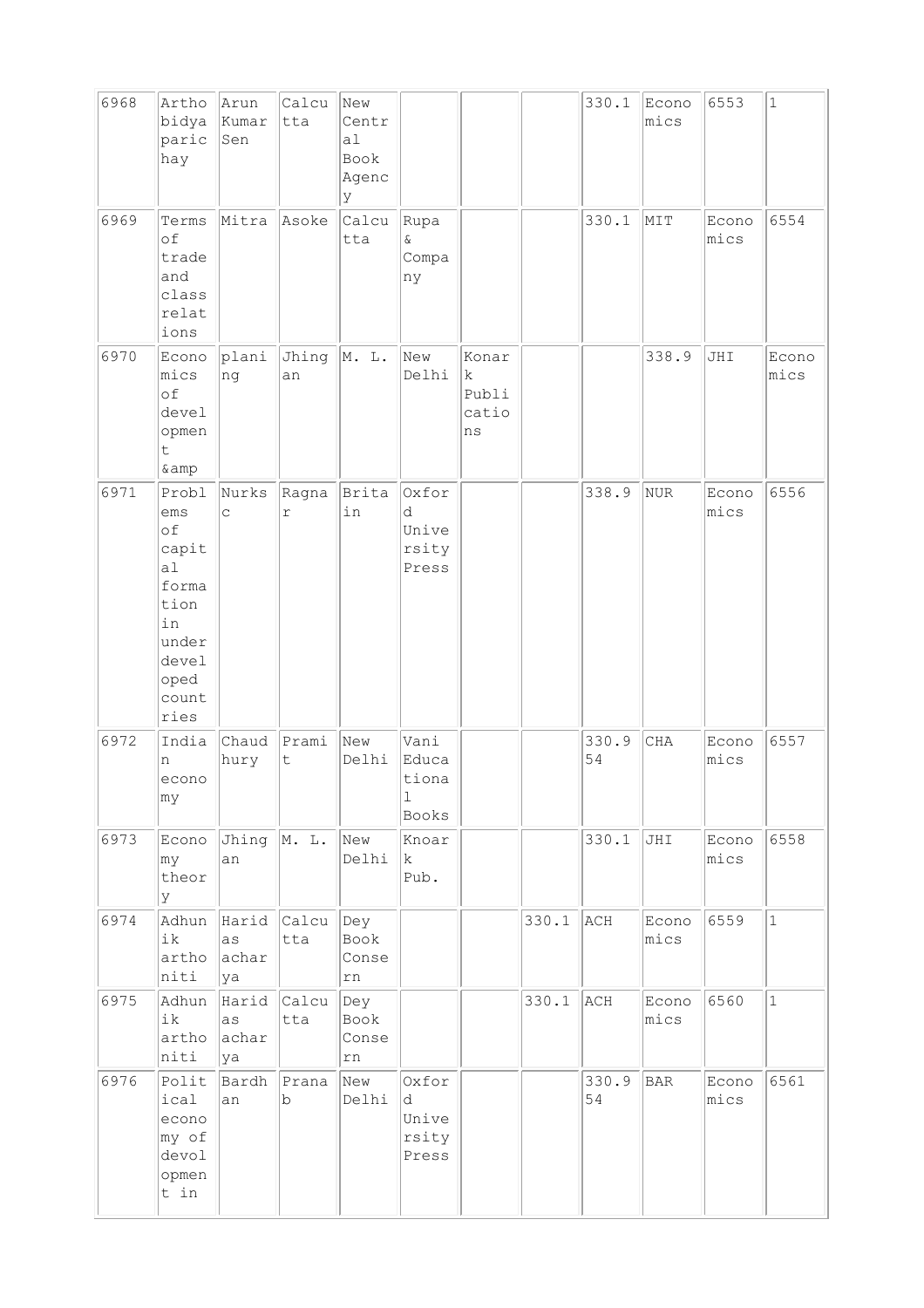| 6968 | Arthobidya paricihay | Arun Kumar Sen | Calcutta | New Central Book Agency | | | | 330.1 | Economics | 6553 | 1 |
|---|---|---|---|---|---|---|---|---|---|---|---|
| 6969 | Terms of trade and class relations | Mitra | Asoke | Calcutta | Rupa & Company | | | 330.1 | MIT | Economics | 6554 |
| 6970 | Economics of development &amp | planing | Jhingan | M. L. | New Delhi | Konark Publications | | | 338.9 | JHI | Economics |
| 6971 | Problems of capital formation in underdeveloped countries | Nurksc | Ragnar | Britain | Oxford University Press | | | 338.9 | NUR | Economics | 6556 |
| 6972 | Indian economy | Chaudhury | Pramit | New Delhi | Vani Educational Books | | | 330.954 | CHA | Economics | 6557 |
| 6973 | Economy theory | Jhingan | M. L. | New Delhi | Knoark Pub. | | | 330.1 | JHI | Economics | 6558 |
| 6974 | Adhunik arthoniti | Haridas acharya | Calcutta | Dey Book Conсern | | | 330.1 | ACH | Economics | 6559 | 1 |
| 6975 | Adhunik arthoniti | Haridas acharya | Calcutta | Dey Book Conсern | | | 330.1 | ACH | Economics | 6560 | 1 |
| 6976 | Political economy of devolopment in | Bardhan | Pranab | New Delhi | Oxford University Press | | | 330.954 | BAR | Economics | 6561 |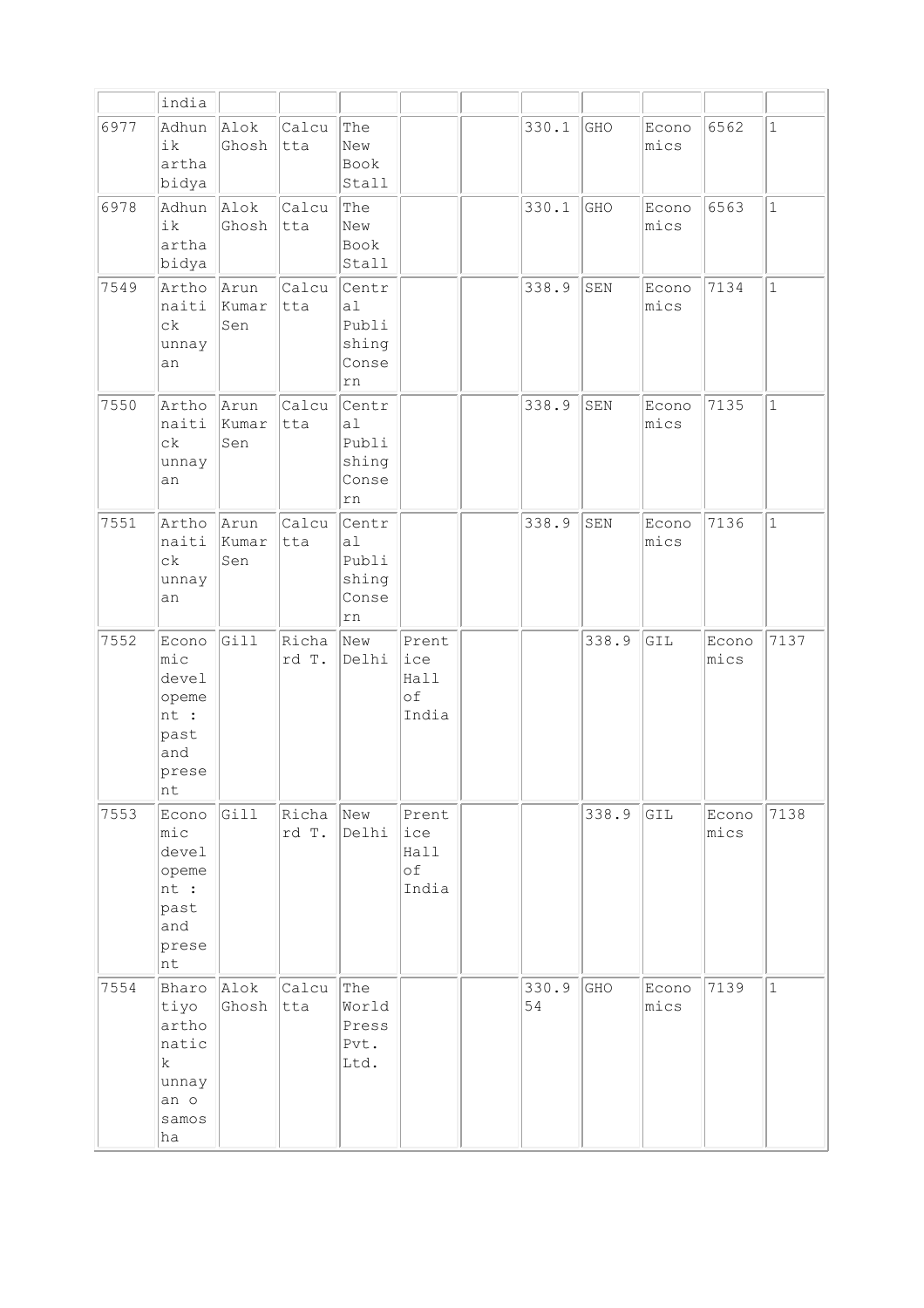| | india | | | | | | | | | | |
|---|---|---|---|---|---|---|---|---|---|---|---|
| 6977 | Adhunik artha bidya | Alok Ghosh | Calcutta | The New Book Stall | | | 330.1 | GHO | Economics | 6562 | 1 |
| 6978 | Adhunik artha bidya | Alok Ghosh | Calcutta | The New Book Stall | | | 330.1 | GHO | Economics | 6563 | 1 |
| 7549 | Arthonaitick unnayan | Arun Kumar Sen | Calcutta | Central Publishing Consern | | | 338.9 | SEN | Economics | 7134 | 1 |
| 7550 | Arthonaitick unnayan | Arun Kumar Sen | Calcutta | Central Publishing Consern | | | 338.9 | SEN | Economics | 7135 | 1 |
| 7551 | Arthonaitick unnayan | Arun Kumar Sen | Calcutta | Central Publishing Consern | | | 338.9 | SEN | Economics | 7136 | 1 |
| 7552 | Economic development : past and present | Gill | Richard T. | New Delhi | Prentice Hall of India | | | 338.9 | GIL | Economics | 7137 |
| 7553 | Economic development : past and present | Gill | Richard T. | New Delhi | Prentice Hall of India | | | 338.9 | GIL | Economics | 7138 |
| 7554 | Bharotiyo arthonatick unnayan o samosha | Alok Ghosh | Calcutta | The World Press Pvt. Ltd. | | | 330.954 | GHO | Economics | 7139 | 1 |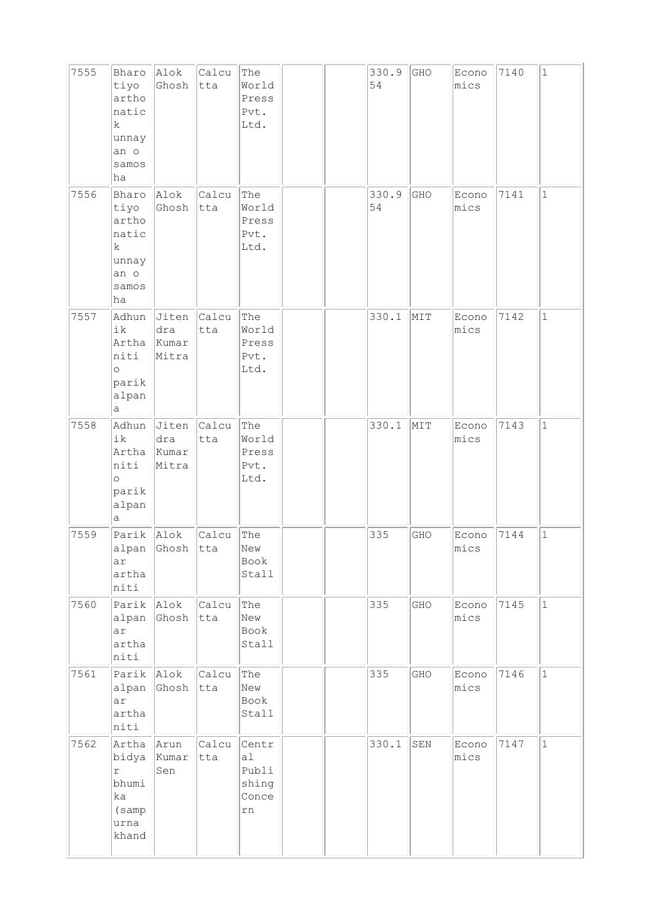| 7555 | Bharotiyo arthonatick unnayan o samosha | Alok Ghosh | Calcutta | The World Press Pvt. Ltd. | | | 330.954 | GHO | Economics | 7140 | 1 |
|---|---|---|---|---|---|---|---|---|---|---|---|
| 7556 | Bharotiyo arthonatick unnayan o samosha | Alok Ghosh | Calcutta | The World Press Pvt. Ltd. | | | 330.954 | GHO | Economics | 7141 | 1 |
| 7557 | Adhunik Arthaniti o parikalpana | Jitendra Kumar Mitra | Calcutta | The World Press Pvt. Ltd. | | | 330.1 | MIT | Economics | 7142 | 1 |
| 7558 | Adhunik Arthaniti o parikalpana | Jitendra Kumar Mitra | Calcutta | The World Press Pvt. Ltd. | | | 330.1 | MIT | Economics | 7143 | 1 |
| 7559 | Parikalpanar arthaniti | Alok Ghosh | Calcutta | The New Book Stall | | | 335 | GHO | Economics | 7144 | 1 |
| 7560 | Parikalpanar arthaniti | Alok Ghosh | Calcutta | The New Book Stall | | | 335 | GHO | Economics | 7145 | 1 |
| 7561 | Parikalpanar arthaniti | Alok Ghosh | Calcutta | The New Book Stall | | | 335 | GHO | Economics | 7146 | 1 |
| 7562 | Arthabidyar bhumika (sampurna khand | Arun Kumar Sen | Calcutta | Central Publishing Concern | | | 330.1 | SEN | Economics | 7147 | 1 |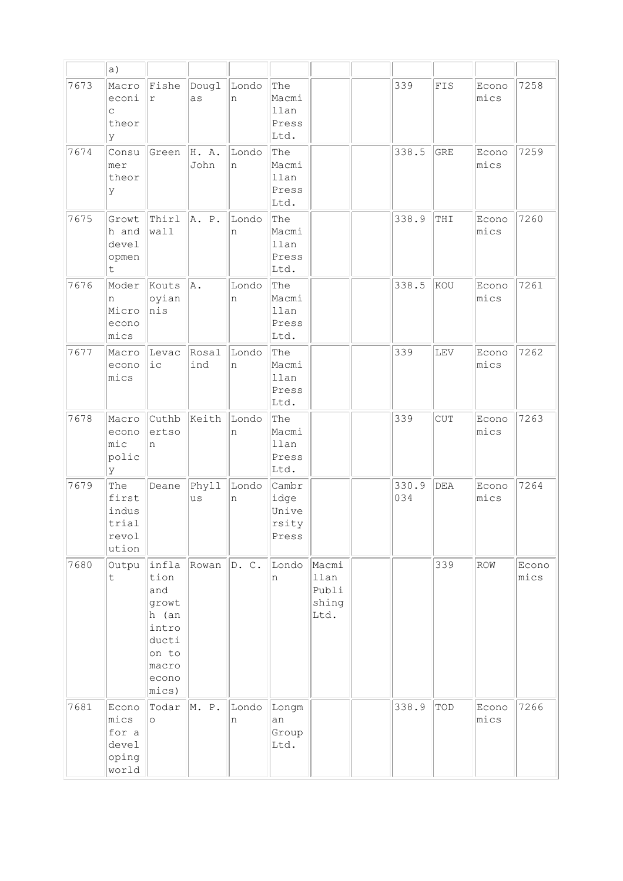| | a) | | | | | | | | | |
|---|---|---|---|---|---|---|---|---|---|---|
| 7673 | Macroeconic theory | Fisher | Douglas | London | The Macmillan Press Ltd. | | | 339 | FIS | Economics | 7258 |
| 7674 | Consumer theory | Green | H. A. John | London | The Macmillan Press Ltd. | | | 338.5 | GRE | Economics | 7259 |
| 7675 | Growth and development | Thirlwall | A. P. | London | The Macmillan Press Ltd. | | | 338.9 | THI | Economics | 7260 |
| 7676 | Modern Microeconomics | Koutsoyiannis | A. | London | The Macmillan Press Ltd. | | | 338.5 | KOU | Economics | 7261 |
| 7677 | Macroeconomics | Levacic | Rosalind | London | The Macmillan Press Ltd. | | | 339 | LEV | Economics | 7262 |
| 7678 | Macroeconomic policy | Cuthbertson | Keith | London | The Macmillan Press Ltd. | | | 339 | CUT | Economics | 7263 |
| 7679 | The first industrial revolution | Deane | Phyllus | London | Cambridge University Press | | | 330.9034 | DEA | Economics | 7264 |
| 7680 | Output | inflation and growth (an introduction to macroeconomics) | Rowan | D. C. | London | Macmillan Publishing Ltd. | | 339 | ROW | Economics |
| 7681 | Economics for a developing world | Todaro | M. P. | London | Longman Group Ltd. | | | 338.9 | TOD | Economics | 7266 |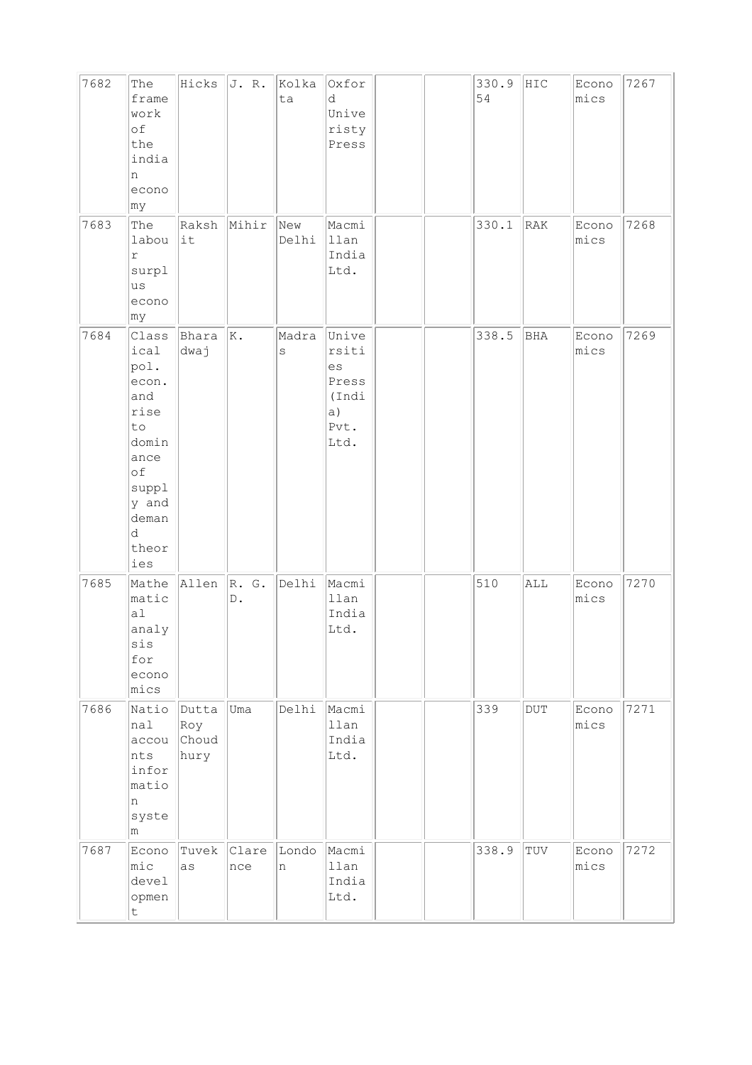| 7682 | The framework of the indian economy | Hicks | J. R. | Kolkata | Oxford Univeristy Press | | | 330.954 | HIC | Economics | 7267 |
|---|---|---|---|---|---|---|---|---|---|---|---|
| 7683 | The labour surplus economy | Rakshit | Mihir | New Delhi | Macmillan India Ltd. | | | 330.1 | RAK | Economics | 7268 |
| 7684 | Classical pol. econ. and rise to dominance of supply and demand theories | Bharadwaj | K. | Madras | Universities Press (India) Pvt. Ltd. | | | 338.5 | BHA | Economics | 7269 |
| 7685 | Mathematical analysis for economics | Allen | R. G. D. | Delhi | Macmillan India Ltd. | | | 510 | ALL | Economics | 7270 |
| 7686 | National accounts information system | Dutta Roy Choudhury | Uma | Delhi | Macmillan India Ltd. | | | 339 | DUT | Economics | 7271 |
| 7687 | Economic development | Tuvekas | Clarence | London | Macmillan India Ltd. | | | 338.9 | TUV | Economics | 7272 |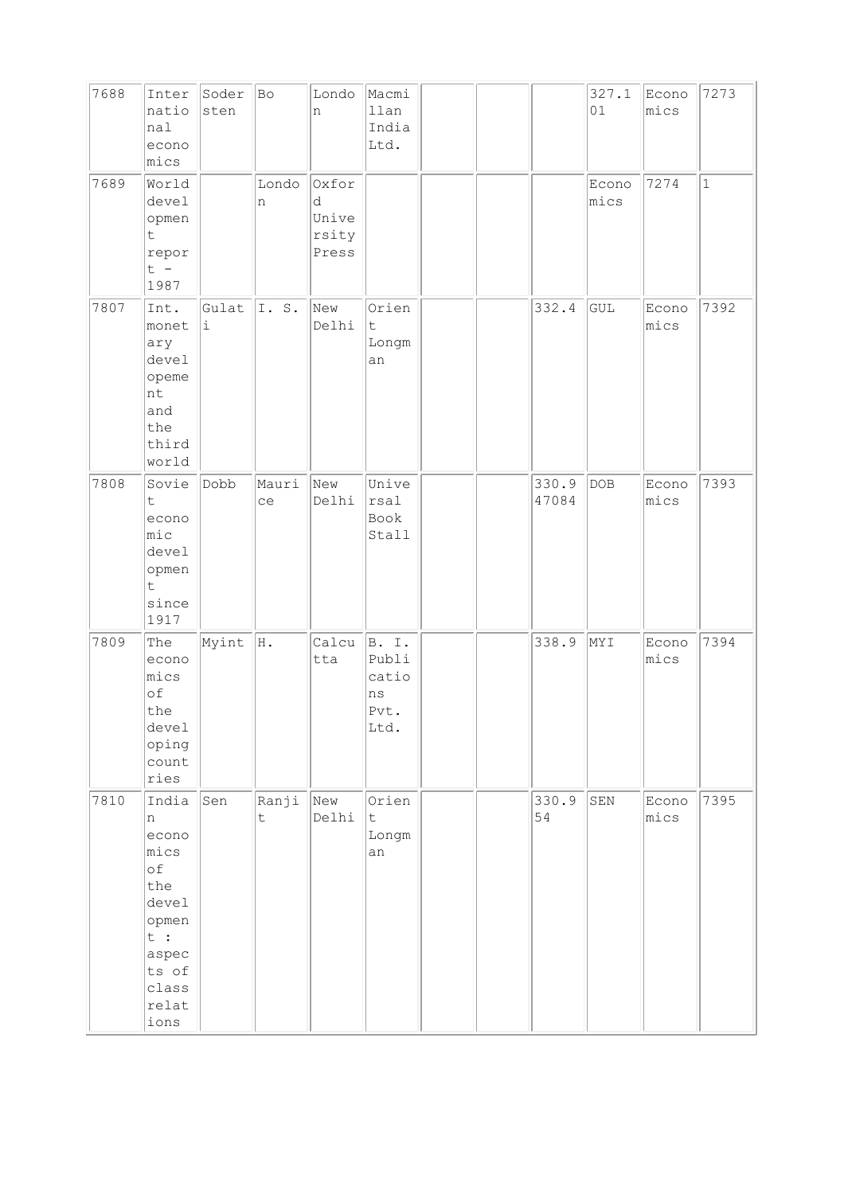| | | | | | | | | | | | |
|---|---|---|---|---|---|---|---|---|---|---|---|
| 7688 | International economics | Sodersten | Bo | London | Macmillan India Ltd. | | | | 327.101 | Economics | 7273 |
| 7689 | World development report - 1987 | | London | Oxford University Press | | | | | Economics | 7274 | 1 |
| 7807 | Int. monetary developement and the third world | Gulati | I. S. | New Delhi | Orient Longman | | | 332.4 | GUL | Economics | 7392 |
| 7808 | Soviet economic development since 1917 | Dobb | Maurice | New Delhi | Universal Book Stall | | | 330.947084 | DOB | Economics | 7393 |
| 7809 | The economics of the developing countries | Myint | H. | Calcutta | B. I. Publications Pvt. Ltd. | | | 338.9 | MYI | Economics | 7394 |
| 7810 | Indian economics of the development : aspects of class relations | Sen | Ranjit | New Delhi | Orient Longman | | | 330.954 | SEN | Economics | 7395 |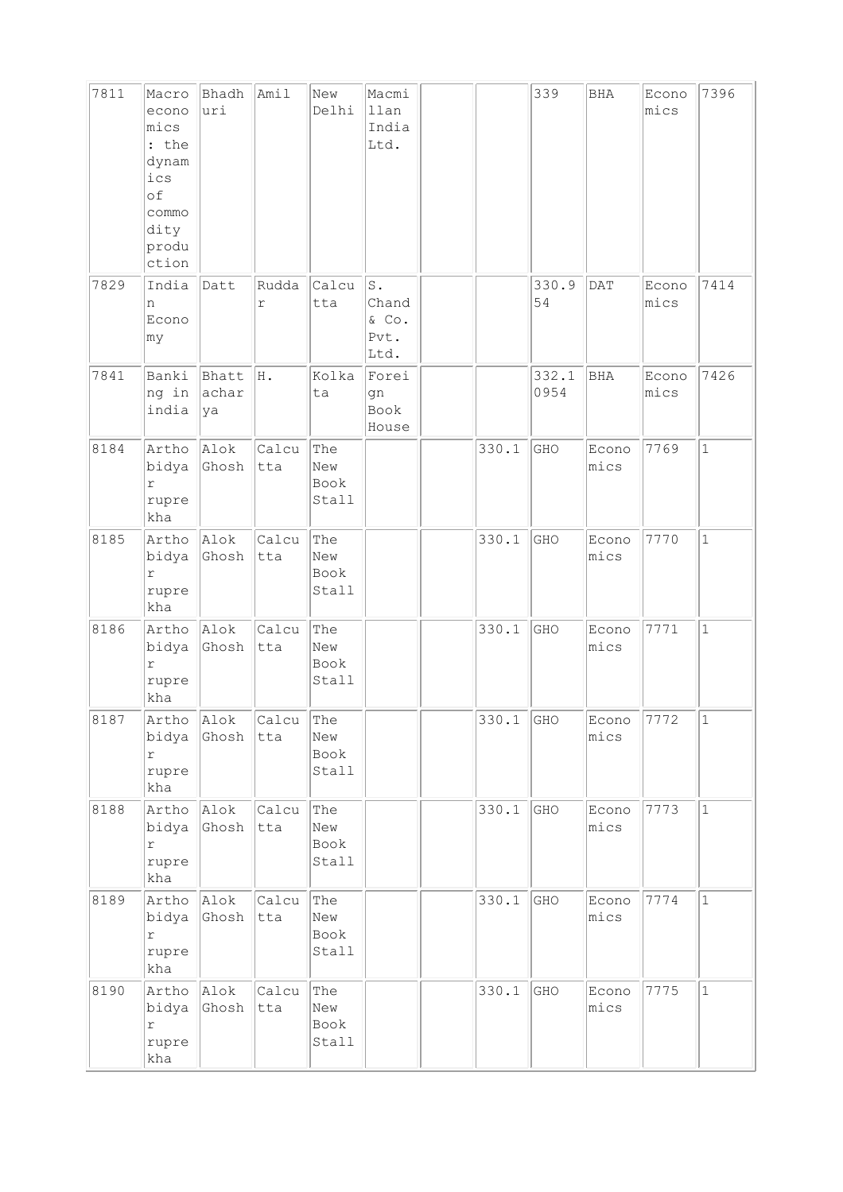| | | | | | | | | | | | |
|---|---|---|---|---|---|---|---|---|---|---|---|
| 7811 | Macroeconomics : the dynamics of commodity production | Bhadhuri | Amil | New Delhi | Macmillan India Ltd. | | | 339 | BHA | Economics | 7396 |
| 7829 | Indian Economy | Datt | Ruddar | Calcutta | S. Chand & Co. Pvt. Ltd. | | | 330.954 | DAT | Economics | 7414 |
| 7841 | Banking in india | Bhattacharya | H. | Kolkata | Foreign Book House | | | 332.10954 | BHA | Economics | 7426 |
| 8184 | Arthobidyar ruprekha | Alok Ghosh | Calcutta | The New Book Stall | | | 330.1 | GHO | Economics | 7769 | 1 |
| 8185 | Arthobidyar ruprekha | Alok Ghosh | Calcutta | The New Book Stall | | | 330.1 | GHO | Economics | 7770 | 1 |
| 8186 | Arthobidyar ruprekha | Alok Ghosh | Calcutta | The New Book Stall | | | 330.1 | GHO | Economics | 7771 | 1 |
| 8187 | Arthobidyar ruprekha | Alok Ghosh | Calcutta | The New Book Stall | | | 330.1 | GHO | Economics | 7772 | 1 |
| 8188 | Arthobidyar ruprekha | Alok Ghosh | Calcutta | The New Book Stall | | | 330.1 | GHO | Economics | 7773 | 1 |
| 8189 | Arthobidyar ruprekha | Alok Ghosh | Calcutta | The New Book Stall | | | 330.1 | GHO | Economics | 7774 | 1 |
| 8190 | Arthobidyar ruprekha | Alok Ghosh | Calcutta | The New Book Stall | | | 330.1 | GHO | Economics | 7775 | 1 |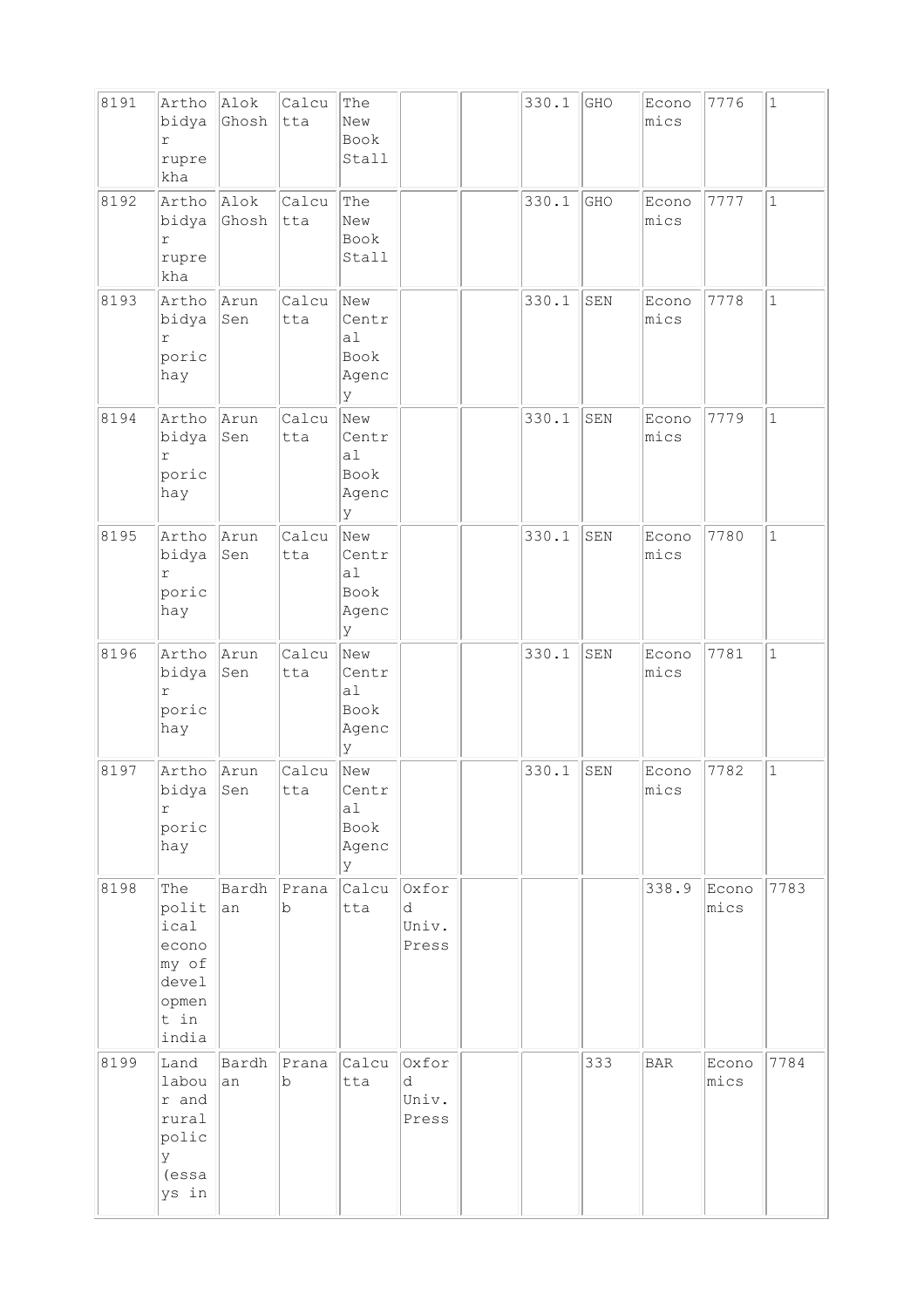| 8191 | Arthobidyar ruprekha | Alok Ghosh | Calcutta | The New Book Stall | | | 330.1 | GHO | Economics | 7776 | 1 |
|---|---|---|---|---|---|---|---|---|---|---|---|
| 8192 | Arthobidyar ruprekha | Alok Ghosh | Calcutta | The New Book Stall | | | 330.1 | GHO | Economics | 7777 | 1 |
| 8193 | Arthobidyar porichay | Arun Sen | Calcutta | New Central Book Agency | | | 330.1 | SEN | Economics | 7778 | 1 |
| 8194 | Arthobidyar porichay | Arun Sen | Calcutta | New Central Book Agency | | | 330.1 | SEN | Economics | 7779 | 1 |
| 8195 | Arthobidyar porichay | Arun Sen | Calcutta | New Central Book Agency | | | 330.1 | SEN | Economics | 7780 | 1 |
| 8196 | Arthobidyar porichay | Arun Sen | Calcutta | New Central Book Agency | | | 330.1 | SEN | Economics | 7781 | 1 |
| 8197 | Arthobidyar porichay | Arun Sen | Calcutta | New Central Book Agency | | | 330.1 | SEN | Economics | 7782 | 1 |
| 8198 | The political economy of development in india | Bardhan | Pranab | Calcutta | Oxford Univ. Press | | | | 338.9 | Economics | 7783 |
| 8199 | Land labour and rural policy (essays in | Bardhan | Pranab | Calcutta | Oxford Univ. Press | | | 333 | BAR | Economics | 7784 |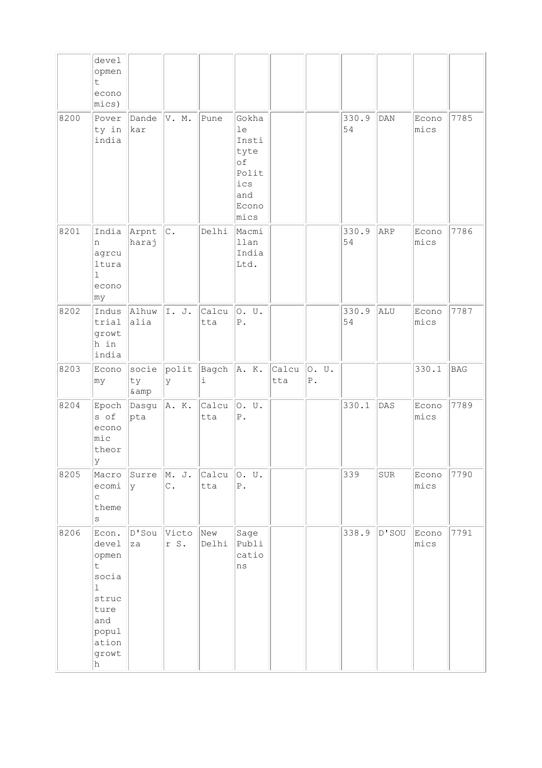| | development economics) | | | | | | | | | | |
|---|---|---|---|---|---|---|---|---|---|---|---|
| 8200 | Poverty in india | Dandekar | V. M. | Pune | Gokhale Instityte of Politics and Economics | | | 330.954 | DAN | Economics | 7785 |
| 8201 | Indian agrcultural economy | Arpntharaj | C. | Delhi | Macmillan India Ltd. | | | 330.954 | ARP | Economics | 7786 |
| 8202 | Industrial growth in india | Alhuwalia | I. J. | Calcutta | O. U. P. | | | 330.954 | ALU | Economics | 7787 |
| 8203 | Economy | society &amp | polity | Bagchi | A. K. | Calcutta | O. U. P. | | | 330.1 | BAG |
| 8204 | Epochs of economic theory | Dasgupta | A. K. | Calcutta | O. U. P. | | | 330.1 | DAS | Economics | 7789 |
| 8205 | Macroecomic themes | Surrey | M. J. C. | Calcutta | O. U. P. | | | 339 | SUR | Economics | 7790 |
| 8206 | Econ. development social structure and population growth | D'Souza | Victor S. | New Delhi | Sage Publications | | | 338.9 | D'SOU | Economics | 7791 |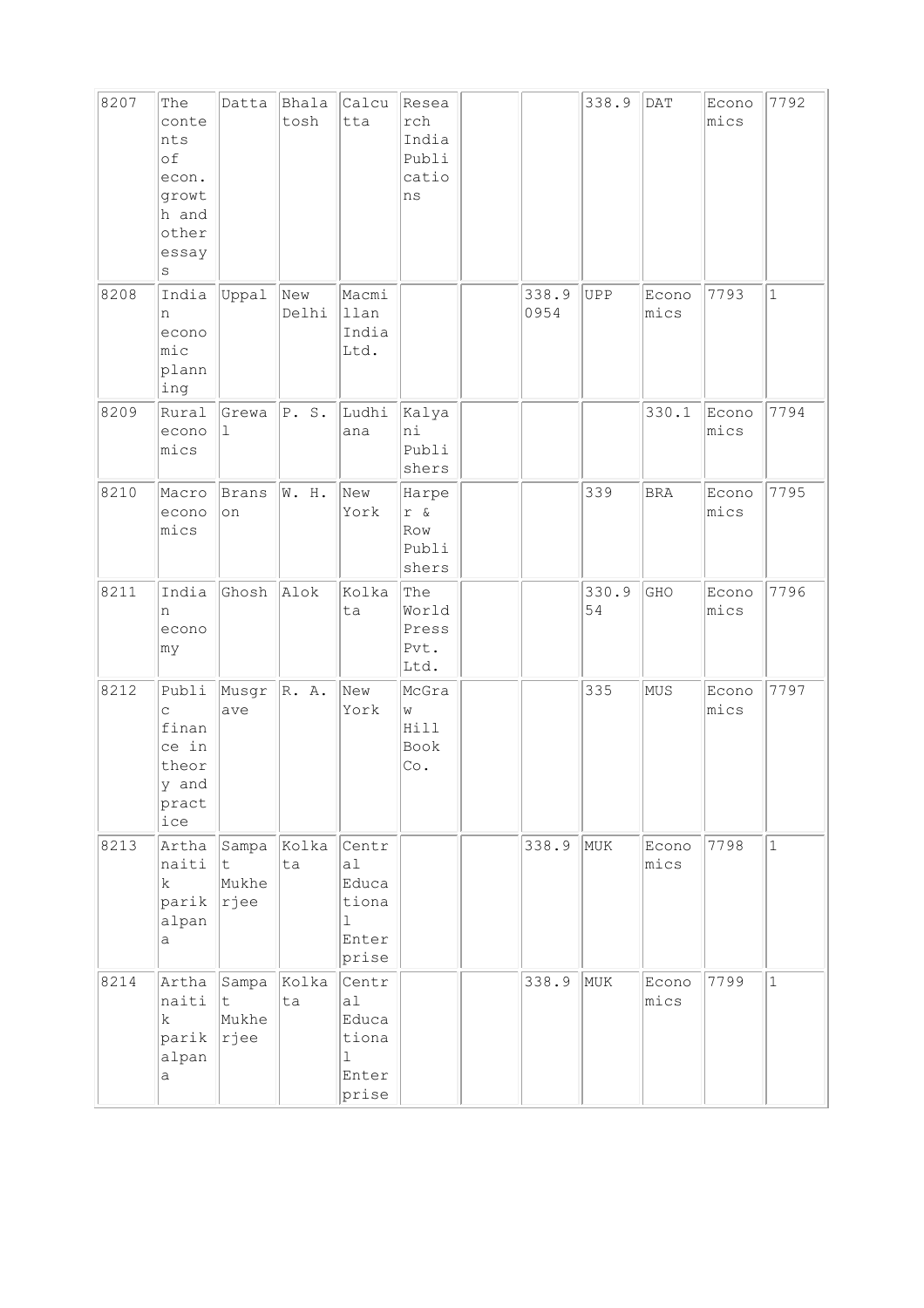| | | | | | | | | | | | |
|---|---|---|---|---|---|---|---|---|---|---|---|
| 8207 | The contents of econ. growth and other essays | Datta | Bhalatosh | Calcutta | Research India Publications | | | 338.9 | DAT | Economics | 7792 |
| 8208 | Indian economic planning | Uppal | New Delhi | Macmillan India Ltd. | | | 338.9 0954 | UPP | Economics | 7793 | 1 |
| 8209 | Rural economics | Grewal | P. S. | Ludhiana | Kalyani Publishers | | | | 330.1 | Economics | 7794 |
| 8210 | Macroeconomics | Branson | W. H. | New York | Harper & Row Publishers | | | 339 | BRA | Economics | 7795 |
| 8211 | Indian economy | Ghosh | Alok | Kolkata | The World Press Pvt. Ltd. | | | 330.954 | GHO | Economics | 7796 |
| 8212 | Public finance in theory and practice | Musgrave | R. A. | New York | McGraw Hill Book Co. | | | 335 | MUS | Economics | 7797 |
| 8213 | Arthanaitik parikalpana | Sampat Mukherjee | Kolkata | Central Educational Enterprise | | | 338.9 | MUK | Economics | 7798 | 1 |
| 8214 | Arthanaitik parikalpana | Sampat Mukherjee | Kolkata | Central Educational Enterprise | | | 338.9 | MUK | Economics | 7799 | 1 |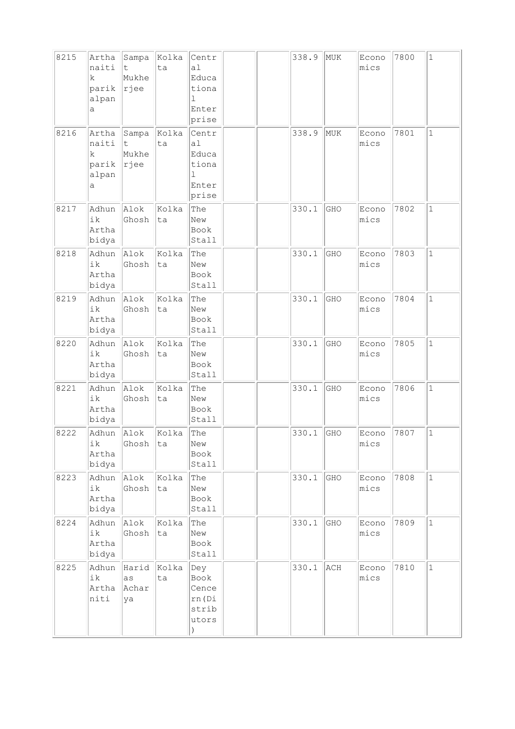| 8215 | Arthanaitik parikalpana | Sampat Mukherjee | Kolkata | Central Educational Enterprise | | | 338.9 | MUK | Economics | 7800 | 1 |
|---|---|---|---|---|---|---|---|---|---|---|---|
| 8216 | Arthanaitik parikalpana | Sampat Mukherjee | Kolkata | Central Educational Enterprise | | | 338.9 | MUK | Economics | 7801 | 1 |
| 8217 | Adhunik Arthabidya | Alok Ghosh | Kolkata | The New Book Stall | | | 330.1 | GHO | Economics | 7802 | 1 |
| 8218 | Adhunik Arthabidya | Alok Ghosh | Kolkata | The New Book Stall | | | 330.1 | GHO | Economics | 7803 | 1 |
| 8219 | Adhunik Arthabidya | Alok Ghosh | Kolkata | The New Book Stall | | | 330.1 | GHO | Economics | 7804 | 1 |
| 8220 | Adhunik Arthabidya | Alok Ghosh | Kolkata | The New Book Stall | | | 330.1 | GHO | Economics | 7805 | 1 |
| 8221 | Adhunik Arthabidya | Alok Ghosh | Kolkata | The New Book Stall | | | 330.1 | GHO | Economics | 7806 | 1 |
| 8222 | Adhunik Arthabidya | Alok Ghosh | Kolkata | The New Book Stall | | | 330.1 | GHO | Economics | 7807 | 1 |
| 8223 | Adhunik Arthabidya | Alok Ghosh | Kolkata | The New Book Stall | | | 330.1 | GHO | Economics | 7808 | 1 |
| 8224 | Adhunik Arthabidya | Alok Ghosh | Kolkata | The New Book Stall | | | 330.1 | GHO | Economics | 7809 | 1 |
| 8225 | Adhunik Arthaniti | Haridas Acharya | Kolkata | Dey Book Cencern(Distributors) | | | 330.1 | ACH | Economics | 7810 | 1 |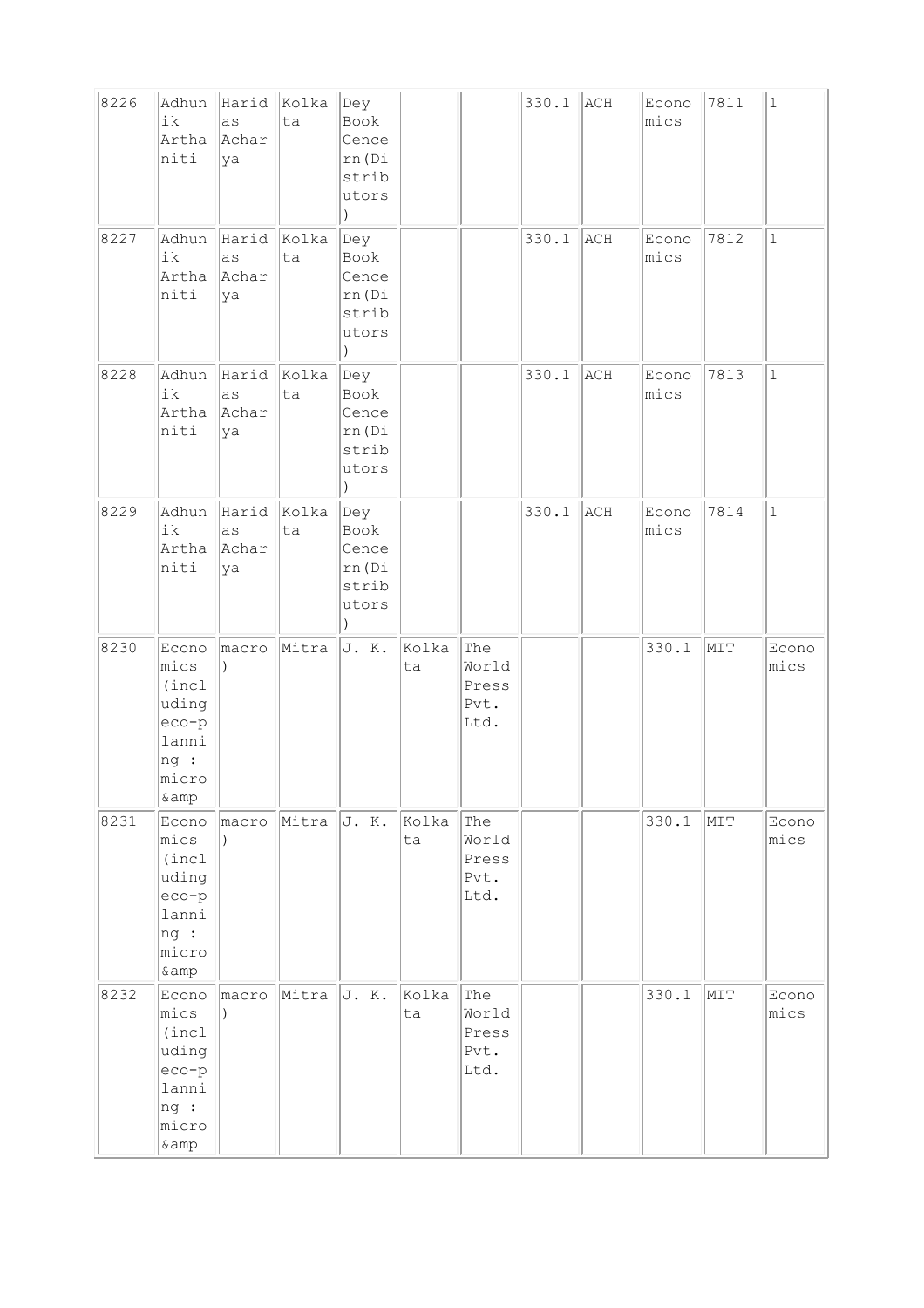| 8226 | Adhunik Arthaniti | Haridas Acharya | Kolkata | Dey Book Cencern(Distributors) | | | 330.1 | ACH | Economics | 7811 | 1 |
|---|---|---|---|---|---|---|---|---|---|---|---|
| 8227 | Adhunik Arthaniti | Haridas Acharya | Kolkata | Dey Book Cencern(Distributors) | | | 330.1 | ACH | Economics | 7812 | 1 |
| 8228 | Adhunik Arthaniti | Haridas Acharya | Kolkata | Dey Book Cencern(Distributors) | | | 330.1 | ACH | Economics | 7813 | 1 |
| 8229 | Adhunik Arthaniti | Haridas Acharya | Kolkata | Dey Book Cencern(Distributors) | | | 330.1 | ACH | Economics | 7814 | 1 |
| 8230 | Economics (including eco-planning : micro &amp | macro ) | Mitra | J. K. | Kolkata | The World Press Pvt. Ltd. | | | 330.1 | MIT | Economics |
| 8231 | Economics (including eco-planning : micro &amp | macro ) | Mitra | J. K. | Kolkata | The World Press Pvt. Ltd. | | | 330.1 | MIT | Economics |
| 8232 | Economics (including eco-planning : micro &amp | macro ) | Mitra | J. K. | Kolkata | The World Press Pvt. Ltd. | | | 330.1 | MIT | Economics |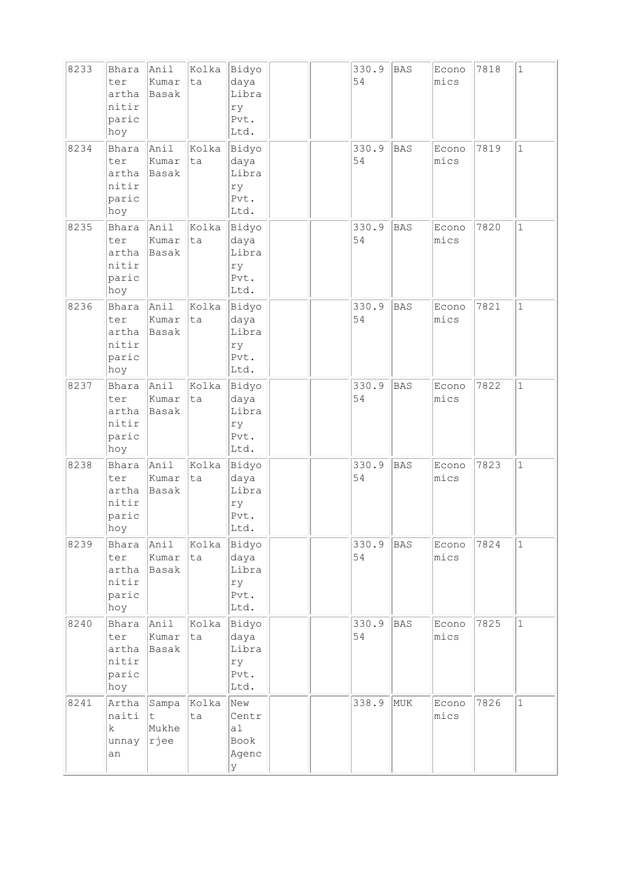| 8233 | Bharater artha nitir parichoy | Anil Kumar Basak | Kolkata | Bidyodaya Library Pvt. Ltd. | | | 330.954 | BAS | Economics | 7818 | 1 |
|---|---|---|---|---|---|---|---|---|---|---|---|
| 8234 | Bharater artha nitir parichoy | Anil Kumar Basak | Kolkata | Bidyodaya Library Pvt. Ltd. | | | 330.954 | BAS | Economics | 7819 | 1 |
| 8235 | Bharater artha nitir parichoy | Anil Kumar Basak | Kolkata | Bidyodaya Library Pvt. Ltd. | | | 330.954 | BAS | Economics | 7820 | 1 |
| 8236 | Bharater artha nitir parichoy | Anil Kumar Basak | Kolkata | Bidyodaya Library Pvt. Ltd. | | | 330.954 | BAS | Economics | 7821 | 1 |
| 8237 | Bharater artha nitir parichoy | Anil Kumar Basak | Kolkata | Bidyodaya Library Pvt. Ltd. | | | 330.954 | BAS | Economics | 7822 | 1 |
| 8238 | Bharater artha nitir parichoy | Anil Kumar Basak | Kolkata | Bidyodaya Library Pvt. Ltd. | | | 330.954 | BAS | Economics | 7823 | 1 |
| 8239 | Bharater artha nitir parichoy | Anil Kumar Basak | Kolkata | Bidyodaya Library Pvt. Ltd. | | | 330.954 | BAS | Economics | 7824 | 1 |
| 8240 | Bharater artha nitir parichoy | Anil Kumar Basak | Kolkata | Bidyodaya Library Pvt. Ltd. | | | 330.954 | BAS | Economics | 7825 | 1 |
| 8241 | Arthanaitik unnayan | Sampat Mukherjee | Kolkata | New Central Book Agency | | | 338.9 | MUK | Economics | 7826 | 1 |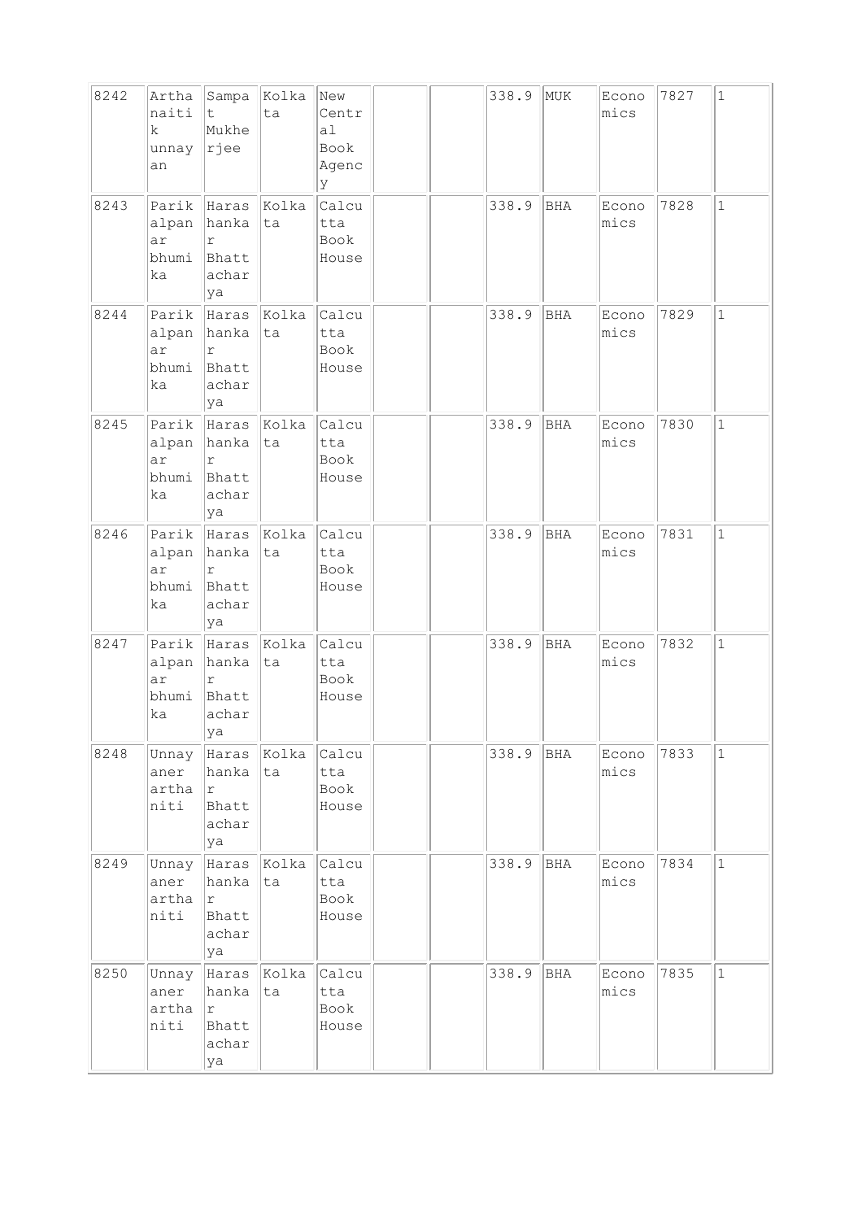| 8242 | Arthanaitik unnayan | Sampat Mukherjee | Kolkata | New Central Book Agency | | | 338.9 | MUK | Economics | 7827 | 1 |
|---|---|---|---|---|---|---|---|---|---|---|---|
| 8243 | Parikalpanar bhumika | Harashankar Bhattacharya | Kolkata | Calcutta Book House | | | 338.9 | BHA | Economics | 7828 | 1 |
| 8244 | Parikalpanar bhumika | Harashankar Bhattacharya | Kolkata | Calcutta Book House | | | 338.9 | BHA | Economics | 7829 | 1 |
| 8245 | Parikalpanar bhumika | Harashankar Bhattacharya | Kolkata | Calcutta Book House | | | 338.9 | BHA | Economics | 7830 | 1 |
| 8246 | Parikalpanar bhumika | Harashankar Bhattacharya | Kolkata | Calcutta Book House | | | 338.9 | BHA | Economics | 7831 | 1 |
| 8247 | Parikalpanar bhumika | Harashankar Bhattacharya | Kolkata | Calcutta Book House | | | 338.9 | BHA | Economics | 7832 | 1 |
| 8248 | Unnayaner arthaniti | Harashankar Bhattacharya | Kolkata | Calcutta Book House | | | 338.9 | BHA | Economics | 7833 | 1 |
| 8249 | Unnayaner arthaniti | Harashankar Bhattacharya | Kolkata | Calcutta Book House | | | 338.9 | BHA | Economics | 7834 | 1 |
| 8250 | Unnayaner arthaniti | Harashankar Bhattacharya | Kolkata | Calcutta Book House | | | 338.9 | BHA | Economics | 7835 | 1 |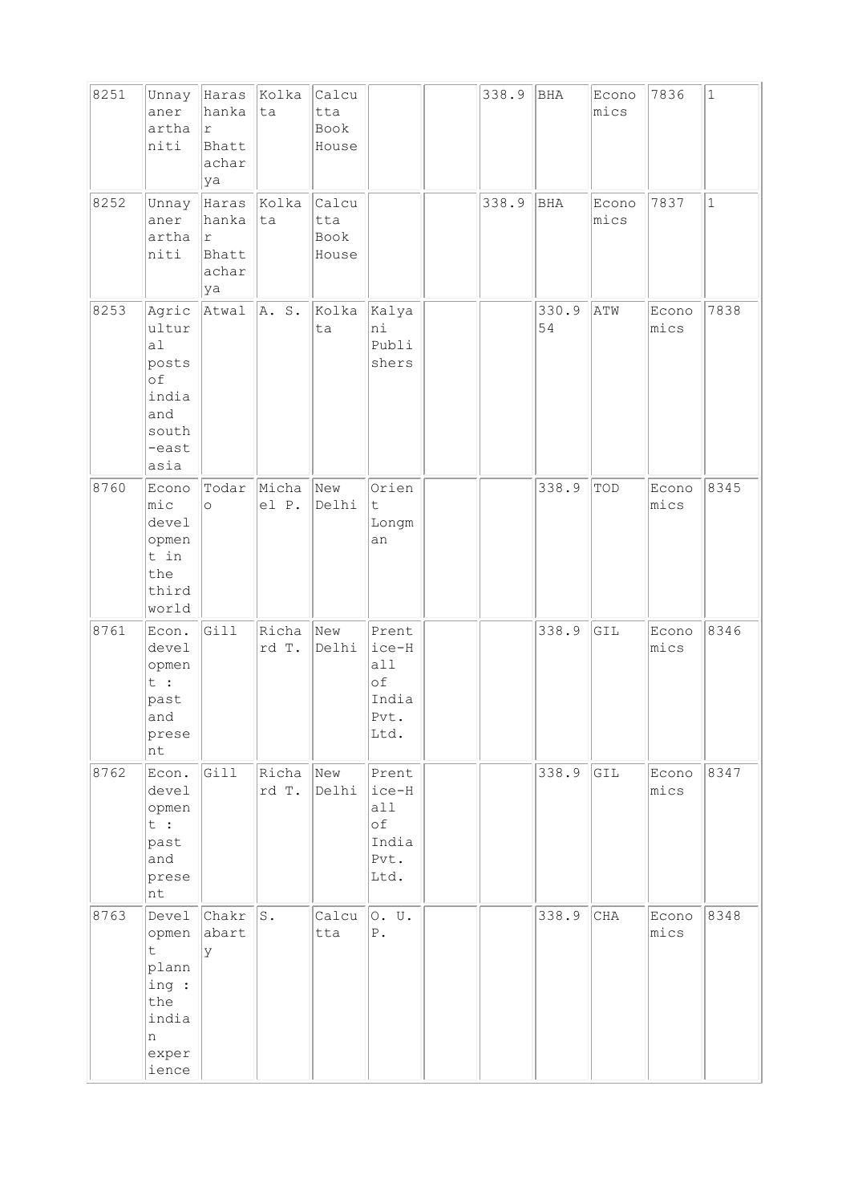| | | | | | | | | | | | |
|---|---|---|---|---|---|---|---|---|---|---|---|
| 8251 | Unnayaner arthaniti | Harashankar Bhattacharya | Kolkata | Calcutta Book House | | | 338.9 | BHA | Economics | 7836 | 1 |
| 8252 | Unnayaner arthaniti | Harashankar Bhattacharya | Kolkata | Calcutta Book House | | | 338.9 | BHA | Economics | 7837 | 1 |
| 8253 | Agricultural posts of india and south-east asia | Atwal | A. S. | Kolkata | Kalyani Publishers | | | 330.954 | ATW | Economics | 7838 |
| 8760 | Economic development in the third world | Todaro | Michael P. | New Delhi | Orient Longman | | | 338.9 | TOD | Economics | 8345 |
| 8761 | Econ. development : past and present | Gill | Richard T. | New Delhi | Prentice-Hall of India Pvt. Ltd. | | | 338.9 | GIL | Economics | 8346 |
| 8762 | Econ. development : past and present | Gill | Richard T. | New Delhi | Prentice-Hall of India Pvt. Ltd. | | | 338.9 | GIL | Economics | 8347 |
| 8763 | Development planning : the indian experience | Chakrabarty | S. | Calcutta | O. U. P. | | | 338.9 | CHA | Economics | 8348 |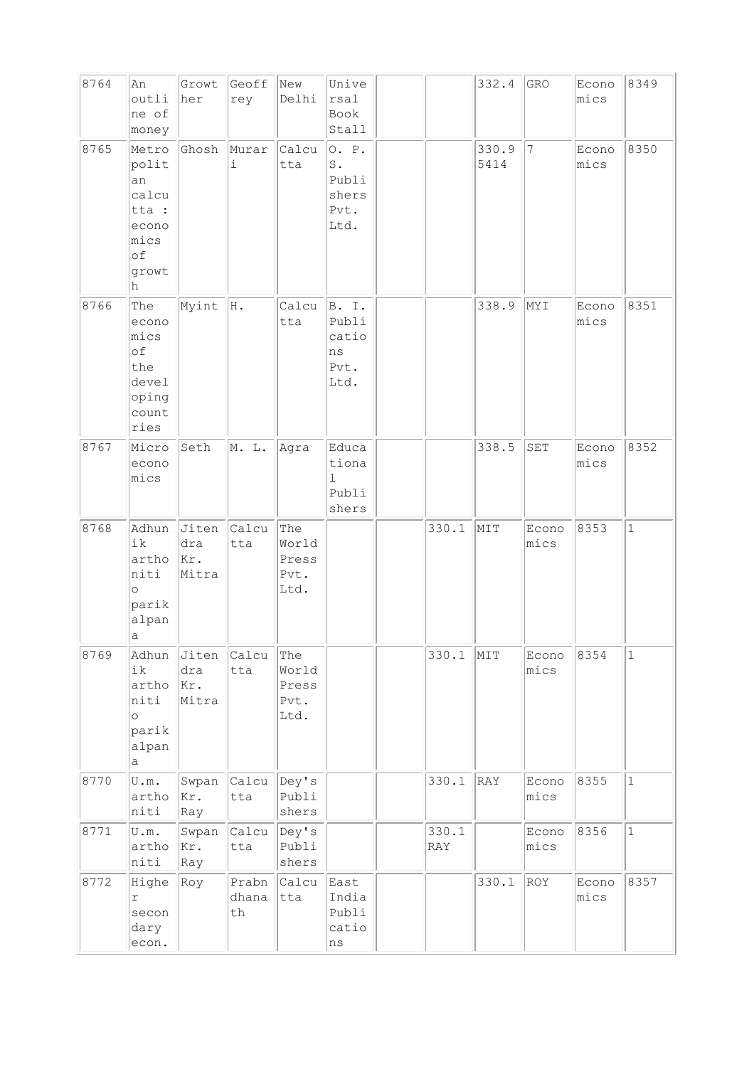| | | | | | | | | | | | |
|---|---|---|---|---|---|---|---|---|---|---|---|
| 8764 | An outline of money | Growther | Geoffrey | New Delhi | Universal Book Stall | | | 332.4 | GRO | Economics | 8349 |
| 8765 | Metropolitan calcutta : economics of growth | Ghosh | Murari | Calcutta | O. P. S. Publishers Pvt. Ltd. | | | 330.9 5414 | 7 | Economics | 8350 |
| 8766 | The economics of the developing countries | Myint | H. | Calcutta | B. I. Publications Pvt. Ltd. | | | 338.9 | MYI | Economics | 8351 |
| 8767 | Micro economics | Seth | M. L. | Agra | Educational Publishers | | | 338.5 | SET | Economics | 8352 |
| 8768 | Adhunik arthoniti o parikalpana | Jitendra Kr. Mitra | Calcutta | The World Press Pvt. Ltd. | | | 330.1 | MIT | Economics | 8353 | 1 |
| 8769 | Adhunik arthoniti o parikalpana | Jitendra Kr. Mitra | Calcutta | The World Press Pvt. Ltd. | | | 330.1 | MIT | Economics | 8354 | 1 |
| 8770 | U.m. arthoniti | Swpan Kr. Ray | Calcutta | Dey's Publishers | | | 330.1 | RAY | Economics | 8355 | 1 |
| 8771 | U.m. arthoniti | Swpan Kr. Ray | Calcutta | Dey's Publishers | | | 330.1 RAY | | Economics | 8356 | 1 |
| 8772 | Higher secondary econ. | Roy | Prabndhanath | Calcutta | East India Publications | | | 330.1 | ROY | Economics | 8357 |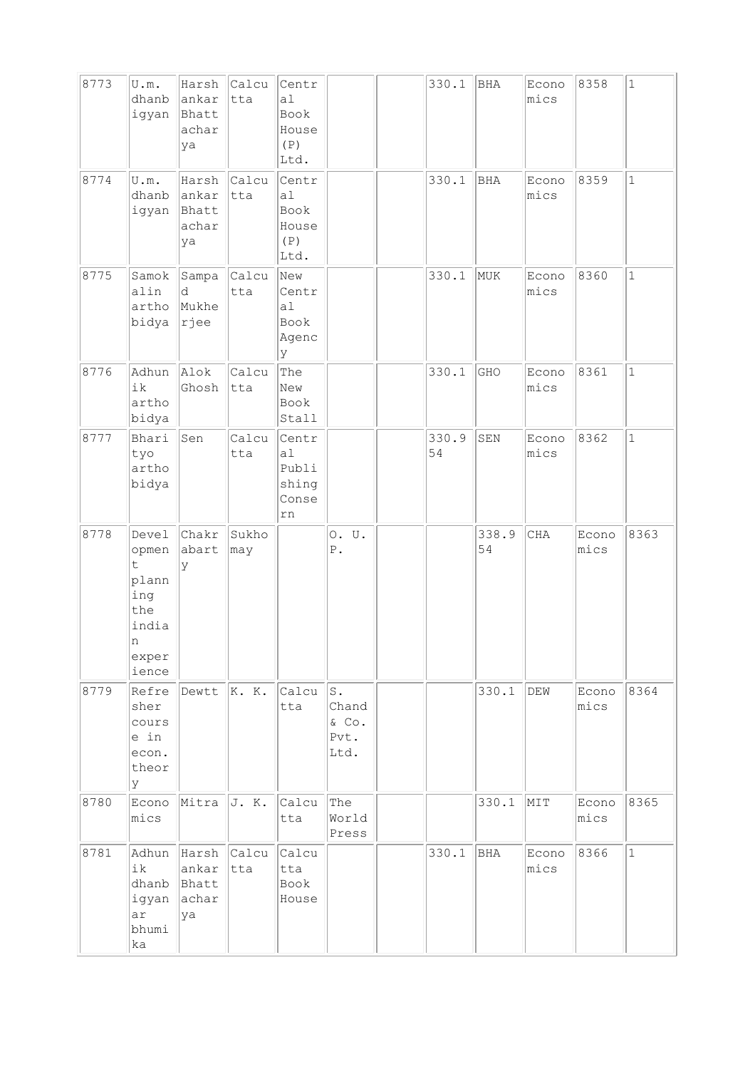| | | | | | | | | | | | |
|---|---|---|---|---|---|---|---|---|---|---|---|
| 8773 | U.m. dhanbigyan | Harshankar Bhattacharya | Calcutta | Central Book House (P) Ltd. | | | 330.1 | BHA | Economics | 8358 | 1 |
| 8774 | U.m. dhanbigyan | Harshankar Bhattacharya | Calcutta | Central Book House (P) Ltd. | | | 330.1 | BHA | Economics | 8359 | 1 |
| 8775 | Samokalin arthobidya | Sampad Mukherjee | Calcutta | New Central Book Agency | | | 330.1 | MUK | Economics | 8360 | 1 |
| 8776 | Adhunik arthobidya | Alok Ghosh | Calcutta | The New Book Stall | | | 330.1 | GHO | Economics | 8361 | 1 |
| 8777 | Bharityo arthobidya | Sen | Calcutta | Central Publishing Conseern | | | 330.954 | SEN | Economics | 8362 | 1 |
| 8778 | Development planning the indian experience | Chakrabarty | Sukhomay | | O. U. P. | | | 338.954 | CHA | Economics | 8363 |
| 8779 | Refresher course in econ. theory | Dewtt | K. K. | Calcutta | S. Chand & Co. Pvt. Ltd. | | | 330.1 | DEW | Economics | 8364 |
| 8780 | Economics | Mitra | J. K. | Calcutta | The World Press | | | 330.1 | MIT | Economics | 8365 |
| 8781 | Adhunik dhanbigyanar bhumika | Harshankar Bhattacharya | Calcutta | Calcutta Book House | | | 330.1 | BHA | Economics | 8366 | 1 |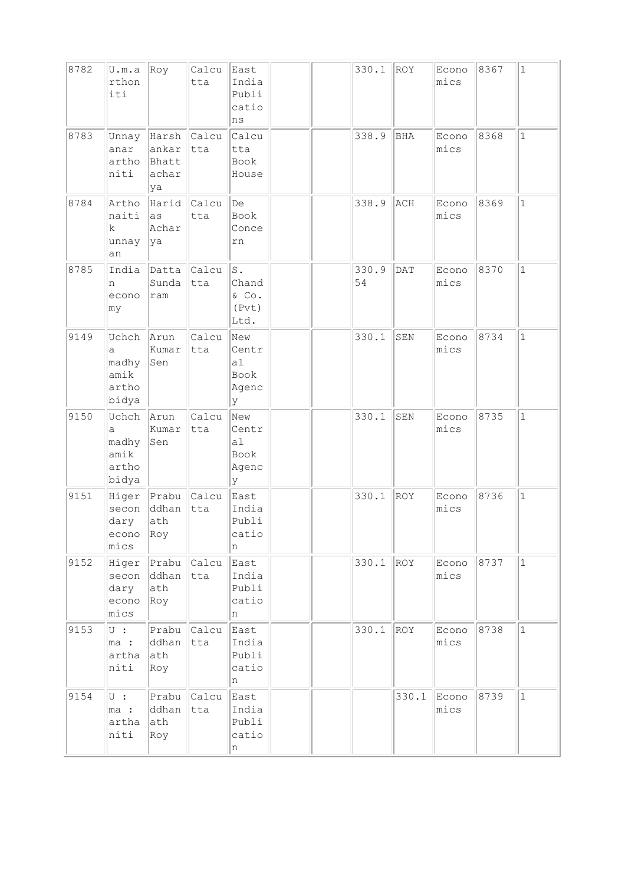| | | | | | | | | | | | |
|---|---|---|---|---|---|---|---|---|---|---|---|
| 8782 | U.m.arthoniti | Roy | Calcutta | East India Publications | | | 330.1 | ROY | Economics | 8367 | 1 |
| 8783 | Unnayanar arthoniti | Harshankar Bhattacharya | Calcutta | Calcutta Book House | | | 338.9 | BHA | Economics | 8368 | 1 |
| 8784 | Arthonaitik unnayan | Haridas Acharya | Calcutta | De Book Concern | | | 338.9 | ACH | Economics | 8369 | 1 |
| 8785 | Indian economy | Datta Sundaram | Calcutta | S. Chand & Co. (Pvt) Ltd. | | | 330.954 | DAT | Economics | 8370 | 1 |
| 9149 | Uchcha madhyamik arthobidya | Arun Kumar Sen | Calcutta | New Central Book Agency | | | 330.1 | SEN | Economics | 8734 | 1 |
| 9150 | Uchcha madhyamik arthobidya | Arun Kumar Sen | Calcutta | New Central Book Agency | | | 330.1 | SEN | Economics | 8735 | 1 |
| 9151 | Higer secondary economics | Prabuddhanath Roy | Calcutta | East India Publication | | | 330.1 | ROY | Economics | 8736 | 1 |
| 9152 | Higer secondary economics | Prabuddhanath Roy | Calcutta | East India Publication | | | 330.1 | ROY | Economics | 8737 | 1 |
| 9153 | U : ma : arthaniti | Prabuddhanath Roy | Calcutta | East India Publication | | | 330.1 | ROY | Economics | 8738 | 1 |
| 9154 | U : ma : arthaniti | Prabuddhanath Roy | Calcutta | East India Publication | | | | 330.1 | Economics | 8739 | 1 |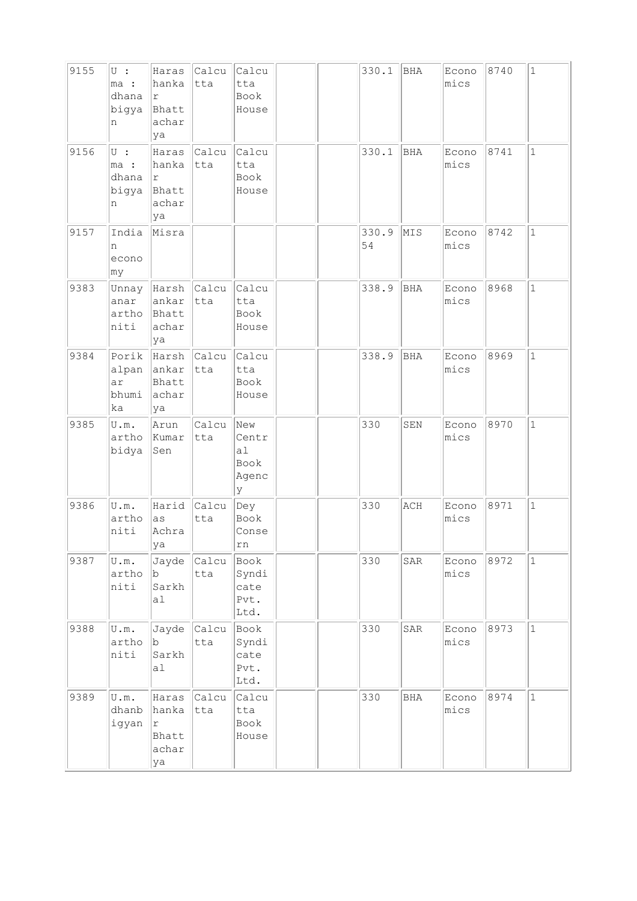| 9155 | U : ma : dhana bigya n | Haras hanka r Bhatt achar ya | Calcu tta | Calcu tta Book House | | | 330.1 | BHA | Econo mics | 8740 | 1 |
|---|---|---|---|---|---|---|---|---|---|---|---|
| 9156 | U : ma : dhana bigya n | Haras hanka r Bhatt achar ya | Calcu tta | Calcu tta Book House | | | 330.1 | BHA | Econo mics | 8741 | 1 |
| 9157 | India n econo my | Misra | | | | | 330.9 54 | MIS | Econo mics | 8742 | 1 |
| 9383 | Unnay anar artho niti | Harsh ankar Bhatt achar ya | Calcu tta | Calcu tta Book House | | | 338.9 | BHA | Econo mics | 8968 | 1 |
| 9384 | Porik alpan ar bhumi ka | Harsh ankar Bhatt achar ya | Calcu tta | Calcu tta Book House | | | 338.9 | BHA | Econo mics | 8969 | 1 |
| 9385 | U.m. artho bidya | Arun Kumar Sen | Calcu tta | New Centr al Book Agenc y | | | 330 | SEN | Econo mics | 8970 | 1 |
| 9386 | U.m. artho niti | Harid as Achra ya | Calcu tta | Dey Book Conse rn | | | 330 | ACH | Econo mics | 8971 | 1 |
| 9387 | U.m. artho niti | Jayde b Sarkh al | Calcu tta | Book Syndi cate Pvt. Ltd. | | | 330 | SAR | Econo mics | 8972 | 1 |
| 9388 | U.m. artho niti | Jayde b Sarkh al | Calcu tta | Book Syndi cate Pvt. Ltd. | | | 330 | SAR | Econo mics | 8973 | 1 |
| 9389 | U.m. dhanb igyan | Haras hanka r Bhatt achar ya | Calcu tta | Calcu tta Book House | | | 330 | BHA | Econo mics | 8974 | 1 |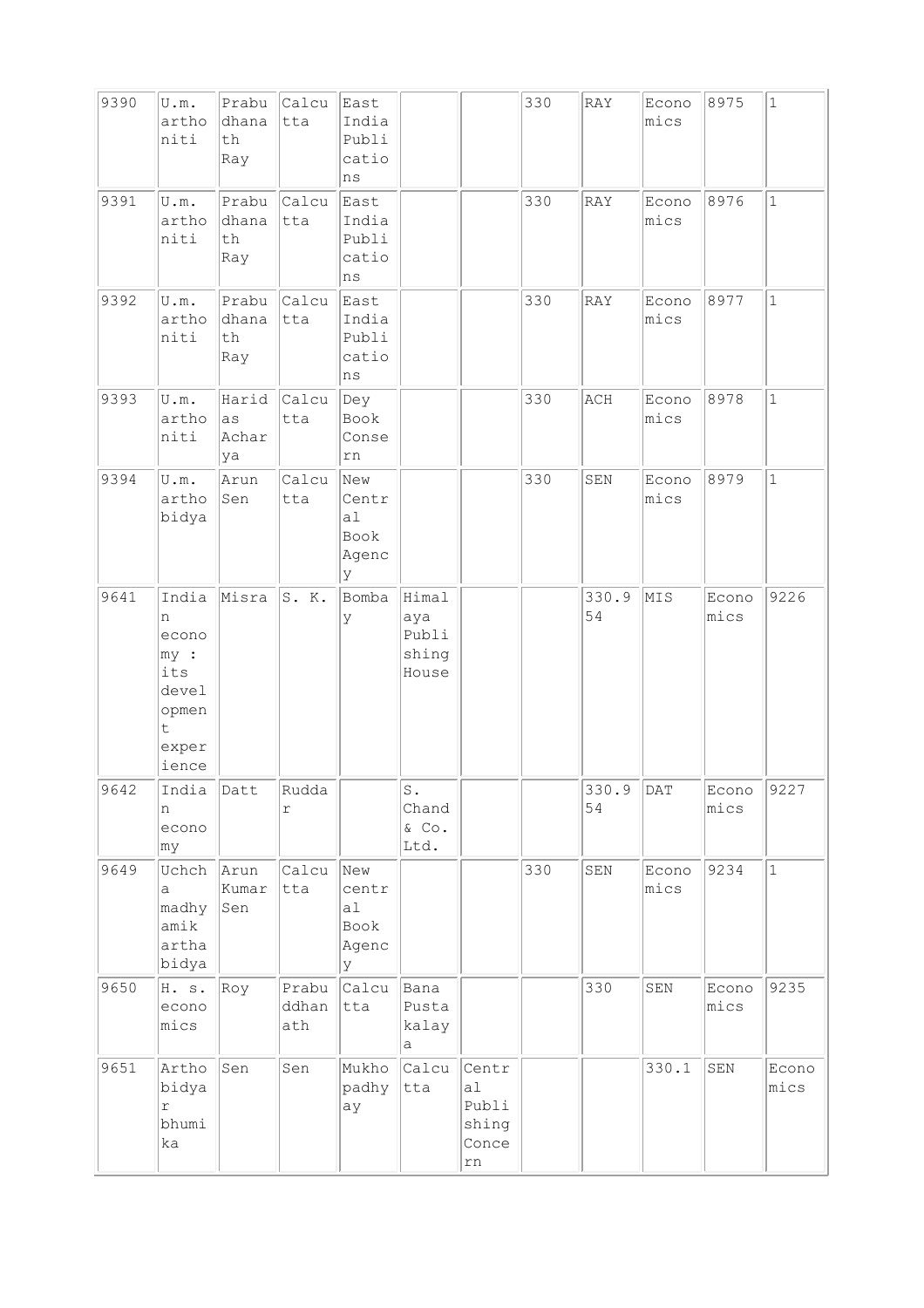| | | | | | | | | | | | |
|---|---|---|---|---|---|---|---|---|---|---|---|
| 9390 | U.m. arthoniti | Prabudhanath Ray | Calcutta | East India Publications | | | 330 | RAY | Economics | 8975 | 1 |
| 9391 | U.m. arthoniti | Prabudhanath Ray | Calcutta | East India Publications | | | 330 | RAY | Economics | 8976 | 1 |
| 9392 | U.m. arthoniti | Prabudhanath Ray | Calcutta | East India Publications | | | 330 | RAY | Economics | 8977 | 1 |
| 9393 | U.m. arthoniti | Haridas Acharya | Calcutta | Dey Book Consern | | | 330 | ACH | Economics | 8978 | 1 |
| 9394 | U.m. arthobidya | Arun Sen | Calcutta | New Central Book Agency | | | 330 | SEN | Economics | 8979 | 1 |
| 9641 | Indian economy : its development experience | Misra | S. K. | Bombay | Himalaya Publishing House | | | 330.954 | MIS | Economics | 9226 |
| 9642 | Indian economy | Datt | Ruddar | | S. Chand & Co. Ltd. | | | 330.954 | DAT | Economics | 9227 |
| 9649 | Uchcha madhyamik arthabidya | Arun Kumar Sen | Calcutta | New central Book Agency | | | 330 | SEN | Economics | 9234 | 1 |
| 9650 | H. s. economics | Roy | Prabuddhanath | Calcutta | Bana Pustakalaya | | | 330 | SEN | Economics | 9235 |
| 9651 | Arthobidyar bhumika | Sen | Sen | Mukhopadhyay | Calcutta | Central Publishing Concern | | | 330.1 | SEN | Economics |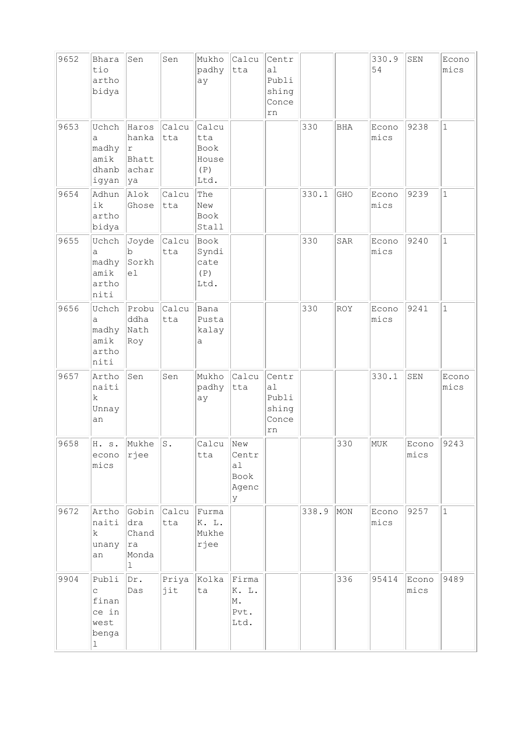| 9652 | Bharatio arthobidya | Sen | Sen | Mukhopadhyay | Calcutta | Central Publishing Concern | | | 330.954 | SEN | Economics |
|---|---|---|---|---|---|---|---|---|---|---|---|
| 9653 | Uchcha madhyamik dhanbigyan | Haroshankar Bhattacharya | Calcutta | Calcutta Book House (P) Ltd. | | | 330 | BHA | Economics | 9238 | 1 |
| 9654 | Adhunik arthobidya | Alok Ghose | Calcutta | The New Book Stall | | | 330.1 | GHO | Economics | 9239 | 1 |
| 9655 | Uchcha madhyamik arthoniti | Joydeb Sorkhel | Calcutta | Book Syndicate (P) Ltd. | | | 330 | SAR | Economics | 9240 | 1 |
| 9656 | Uchcha madhyamik arthoniti | Probuddha Nath Roy | Calcutta | Bana Pustakalaya | | | 330 | ROY | Economics | 9241 | 1 |
| 9657 | Arthonaitik Unnayan | Sen | Sen | Mukhopadhyay | Calcutta | Central Publishing Concern | | | 330.1 | SEN | Economics |
| 9658 | H. s. economics | Mukherjee | S. | Calcutta | New Central Book Agency | | | 330 | MUK | Economics | 9243 |
| 9672 | Arthonaitik unanyan | Gobindra Chandra Mondal | Calcutta | Furma K. L. Mukherjee | | | 338.9 | MON | Economics | 9257 | 1 |
| 9904 | Public finance in west bengal | Dr. Das | Priyajit | Kolkata | Firma K. L. M. Pvt. Ltd. | | | 336 | 95414 | Economics | 9489 |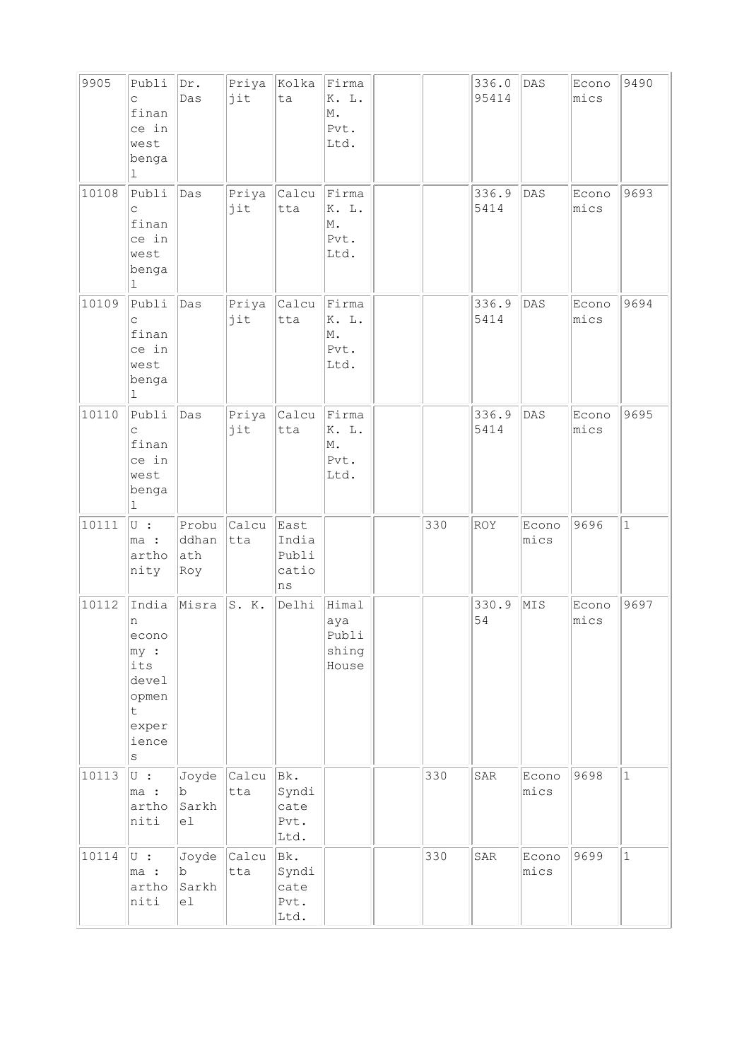| | | | | | | | | | | | |
|---|---|---|---|---|---|---|---|---|---|---|---|
| 9905 | Public finance in west bengal | Dr. Das | Priyajit | Kolkata | Firma K. L. M. Pvt. Ltd. | | | 336.095414 | DAS | Economics | 9490 |
| 10108 | Public finance in west bengal | Das | Priyajit | Calcutta | Firma K. L. M. Pvt. Ltd. | | | 336.95414 | DAS | Economics | 9693 |
| 10109 | Public finance in west bengal | Das | Priyajit | Calcutta | Firma K. L. M. Pvt. Ltd. | | | 336.95414 | DAS | Economics | 9694 |
| 10110 | Public finance in west bengal | Das | Priyajit | Calcutta | Firma K. L. M. Pvt. Ltd. | | | 336.95414 | DAS | Economics | 9695 |
| 10111 | U : ma : arthonity | Probuddhanath Roy | Calcutta | East India Publications | | | 330 | ROY | Economics | 9696 | 1 |
| 10112 | Indian economy : its development experiences | Misra | S. K. | Delhi | Himalaya Publishing House | | | 330.954 | MIS | Economics | 9697 |
| 10113 | U : ma : arthoniti | Joydeb Sarkhel | Calcutta | Bk. Syndicate Pvt. Ltd. | | | 330 | SAR | Economics | 9698 | 1 |
| 10114 | U : ma : arthoniti | Joydeb Sarkhel | Calcutta | Bk. Syndicate Pvt. Ltd. | | | 330 | SAR | Economics | 9699 | 1 |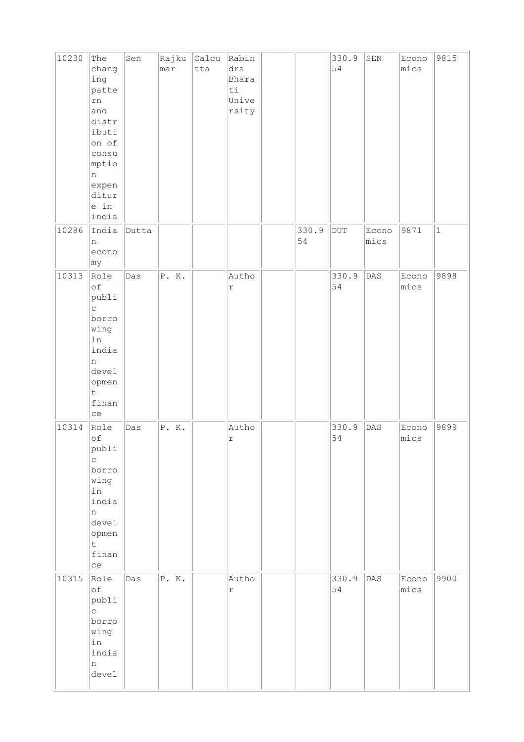| | | | | | | | | | | | |
|---|---|---|---|---|---|---|---|---|---|---|---|
| 10230 | The changing pattern and distribution of consumption expenditure in india | Sen | Rajkumar | Calcutta | Rabindra Bharati University | | | 330.954 | SEN | Economics | 9815 |
| 10286 | Indian economy | Dutta | | | | | 330.954 | DUT | Economics | 9871 | 1 |
| 10313 | Role of public borrowing in indian development finance | Das | P. K. | | Author | | | 330.954 | DAS | Economics | 9898 |
| 10314 | Role of public borrowing in indian development finance | Das | P. K. | | Author | | | 330.954 | DAS | Economics | 9899 |
| 10315 | Role of public borrowing in indian devel | Das | P. K. | | Author | | | 330.954 | DAS | Economics | 9900 |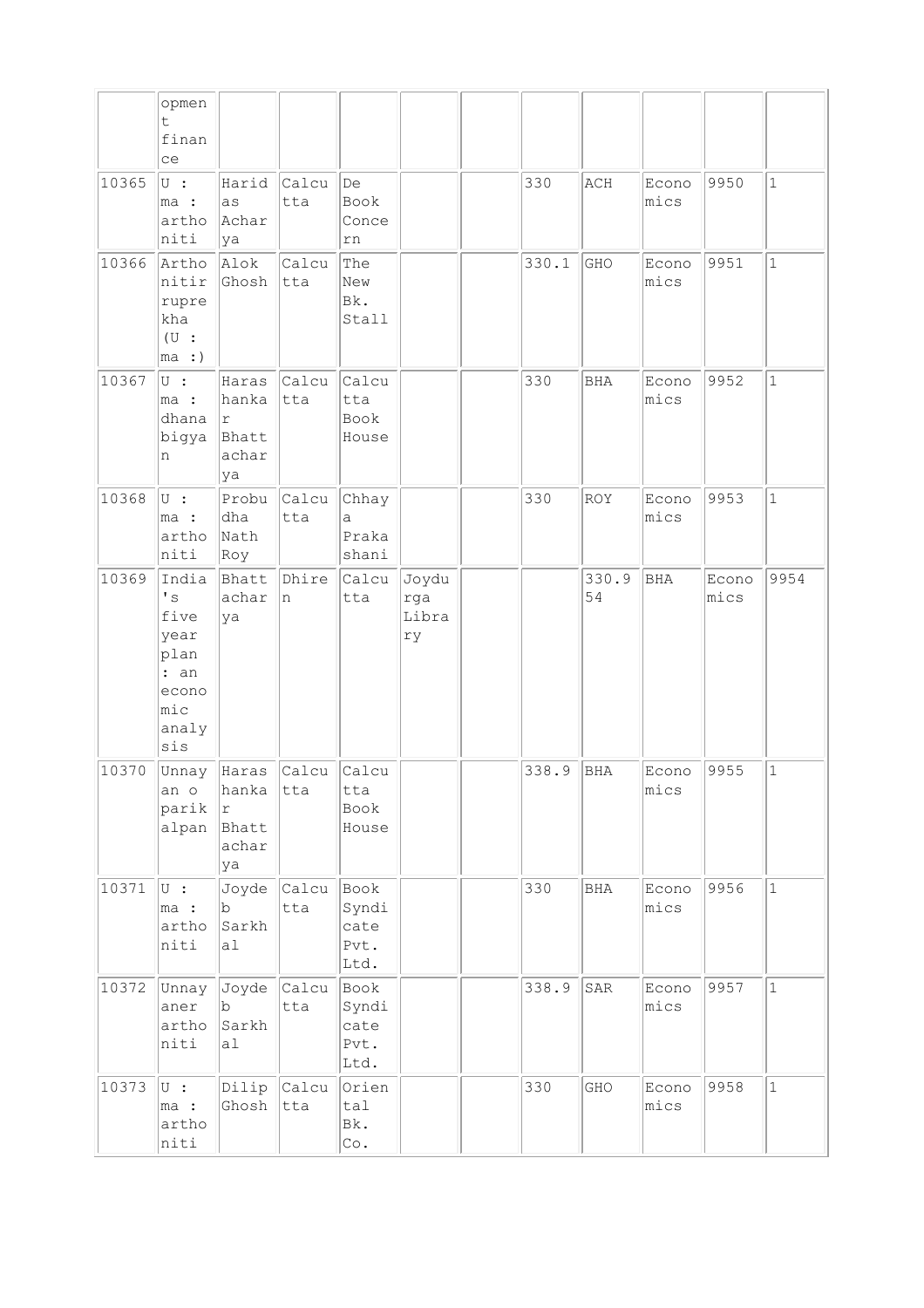| | opment finance | | | | | | | | | | |
|---|---|---|---|---|---|---|---|---|---|---|---|
| 10365 | U : ma : arthoniti | Haridas Acharya | Calcutta | De Book Concern | | | 330 | ACH | Economics | 9950 | 1 |
| 10366 | Arthonitir rupre kha (U : ma :) | Alok Ghosh | Calcutta | The New Bk. Stall | | | 330.1 | GHO | Economics | 9951 | 1 |
| 10367 | U : ma : dhanabigyan | Harashankar Bhattacharya | Calcutta | Calcutta Book House | | | 330 | BHA | Economics | 9952 | 1 |
| 10368 | U : ma : arthoniti | Probudha Nath Roy | Calcutta | Chhaya Prakashani | | | 330 | ROY | Economics | 9953 | 1 |
| 10369 | India's five year plan : an economic analysis | Bhattacharya | Dhiren | Calcutta | Joydurga Library | | | 330.954 | BHA | Economics | 9954 |
| 10370 | Unnayan o parikalpan | Harashankar Bhattacharya | Calcutta | Calcutta Book House | | | 338.9 | BHA | Economics | 9955 | 1 |
| 10371 | U : ma : arthoniti | Joydeb Sarkhal | Calcutta | Book Syndicate Pvt. Ltd. | | | 330 | BHA | Economics | 9956 | 1 |
| 10372 | Unnayaner arthoniti | Joydeb Sarkhal | Calcutta | Book Syndicate Pvt. Ltd. | | | 338.9 | SAR | Economics | 9957 | 1 |
| 10373 | U : ma : arthoniti | Dilip Ghosh | Calcutta | Oriental Bk. Co. | | | 330 | GHO | Economics | 9958 | 1 |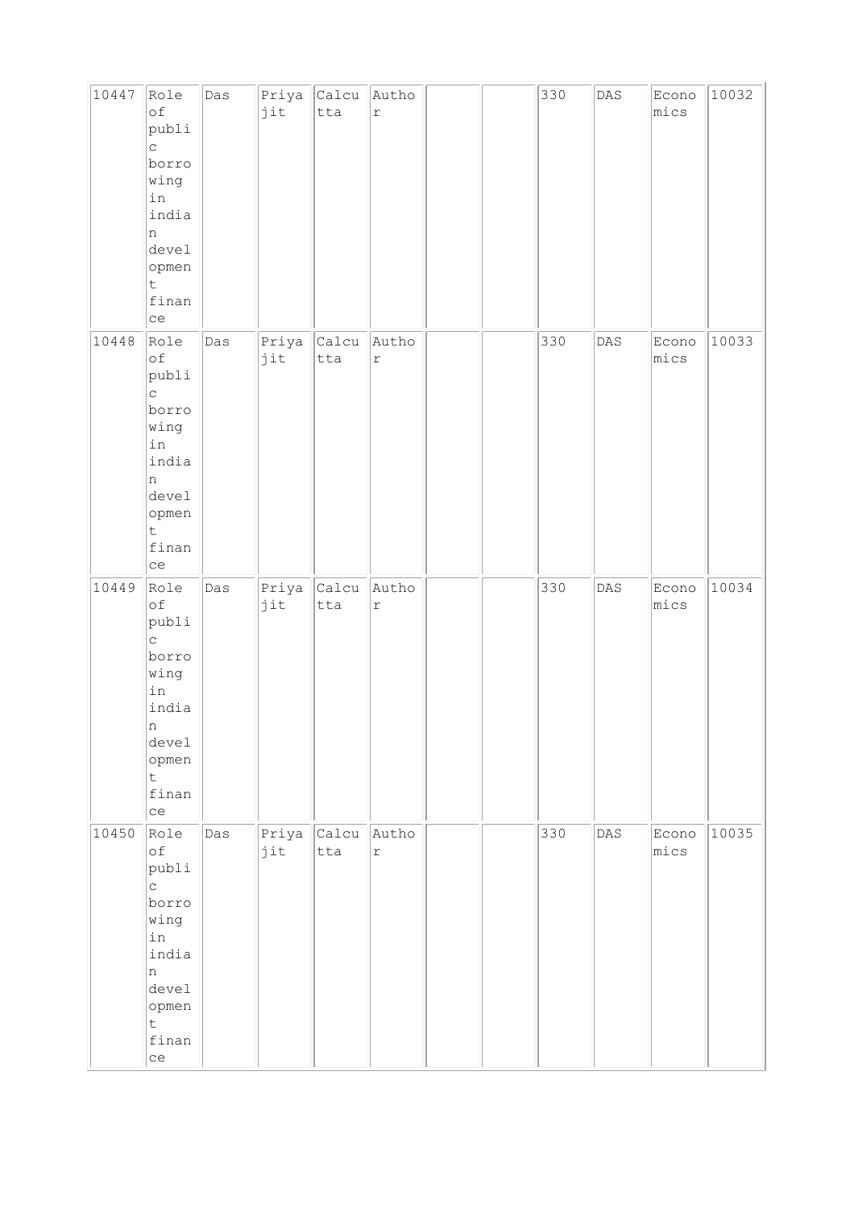| 10447 | Role of public borrowing in indian development finance | Das | Priyajit | Calcutta | Author | | | 330 | DAS | Economics | 10032 |
|---|---|---|---|---|---|---|---|---|---|---|---|
| 10448 | Role of public borrowing in indian development finance | Das | Priyajit | Calcutta | Author | | | 330 | DAS | Economics | 10033 |
| 10449 | Role of public borrowing in indian development finance | Das | Priyajit | Calcutta | Author | | | 330 | DAS | Economics | 10034 |
| 10450 | Role of public borrowing in indian development finance | Das | Priyajit | Calcutta | Author | | | 330 | DAS | Economics | 10035 |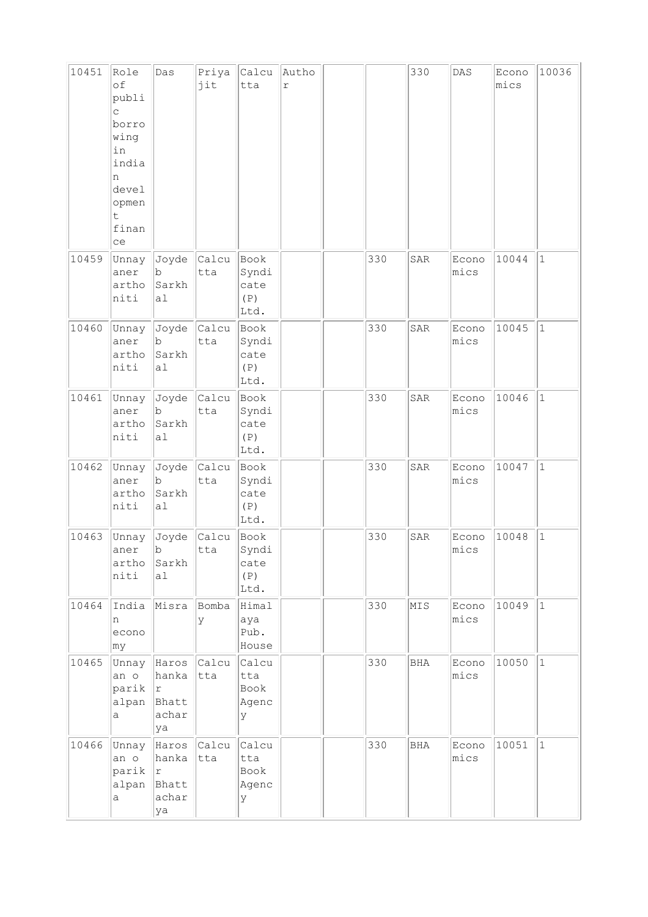| | | | | | | | | | | | |
|---|---|---|---|---|---|---|---|---|---|---|---|
| 10451 | Role of public borrowing in indian development finance | Das | Priyajit | Calcutta | Author | | | 330 | DAS | Economics | 10036 |
| 10459 | Unnayaner arthoniti | Joydeb Sarkhal | Calcutta | Book Syndicate (P) Ltd. | | | 330 | SAR | Economics | 10044 | 1 |
| 10460 | Unnayaner arthoniti | Joydeb Sarkhal | Calcutta | Book Syndicate (P) Ltd. | | | 330 | SAR | Economics | 10045 | 1 |
| 10461 | Unnayaner arthoniti | Joydeb Sarkhal | Calcutta | Book Syndicate (P) Ltd. | | | 330 | SAR | Economics | 10046 | 1 |
| 10462 | Unnayaner arthoniti | Joydeb Sarkhal | Calcutta | Book Syndicate (P) Ltd. | | | 330 | SAR | Economics | 10047 | 1 |
| 10463 | Unnayaner arthoniti | Joydeb Sarkhal | Calcutta | Book Syndicate (P) Ltd. | | | 330 | SAR | Economics | 10048 | 1 |
| 10464 | Indian economy | Misra | Bombay | Himalaya Pub. House | | | 330 | MIS | Economics | 10049 | 1 |
| 10465 | Unnayan o parikalpana | Haroshankar Bhattacharya | Calcutta | Calcutta Book Agency | | | 330 | BHA | Economics | 10050 | 1 |
| 10466 | Unnayan o parikalpana | Haroshankar Bhattacharya | Calcutta | Calcutta Book Agency | | | 330 | BHA | Economics | 10051 | 1 |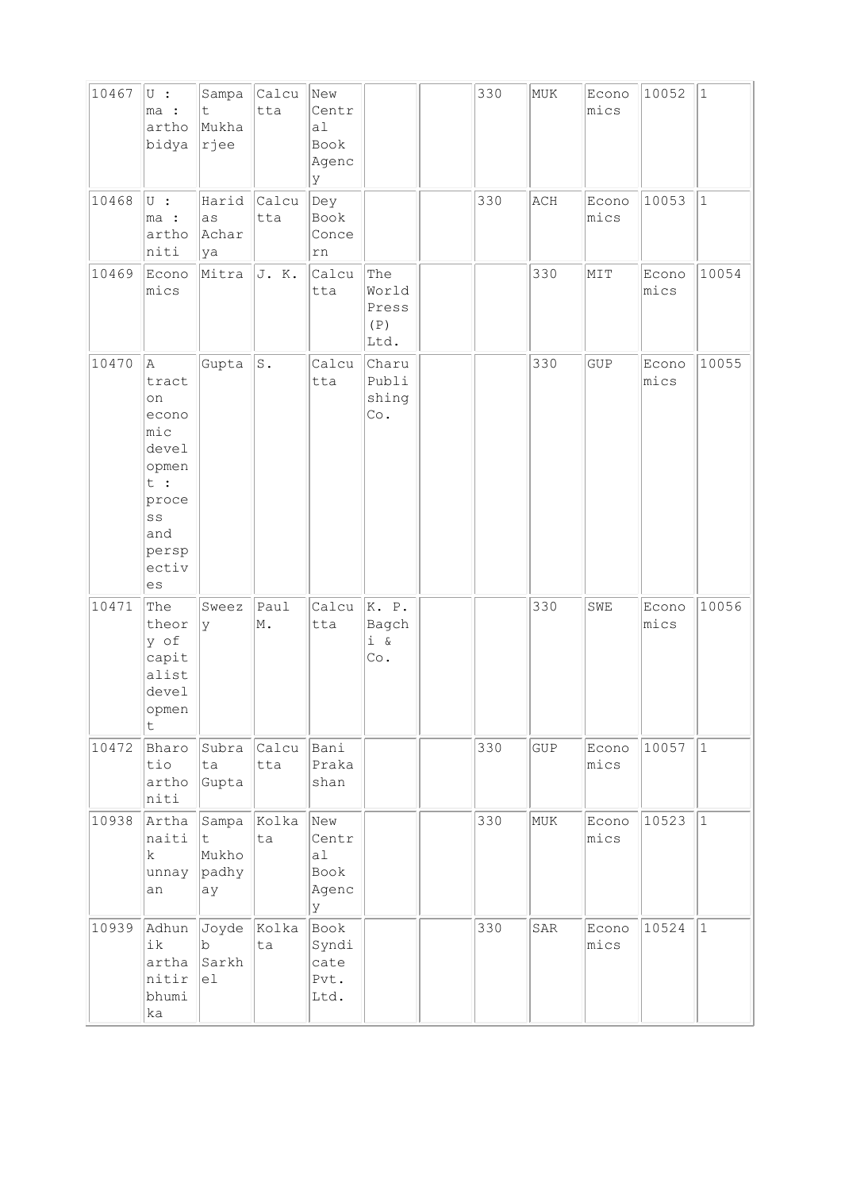|  |  |  |  |  |  |  |  |  |  |  |  |
|---|---|---|---|---|---|---|---|---|---|---|---|
| 10467 | U : ma : arthobidya | Sampat Mukharjee | Calcutta | New Central Book Agency |  |  | 330 | MUK | Economics | 10052 | 1 |
| 10468 | U : ma : arthoniti | Haridas Acharya | Calcutta | Dey Book Concern |  |  | 330 | ACH | Economics | 10053 | 1 |
| 10469 | Economics | Mitra | J. K. | Calcutta | The World Press (P) Ltd. |  |  | 330 | MIT | Economics | 10054 |
| 10470 | A tract on economic development : process and perspectives | Gupta | S. | Calcutta | Charu Publishing Co. |  |  | 330 | GUP | Economics | 10055 |
| 10471 | The theory of capitalist development | Sweezy | Paul M. | Calcutta | K. P. Bagchi & Co. |  |  | 330 | SWE | Economics | 10056 |
| 10472 | Bharotio arthoniti | Subrata Gupta | Calcutta | Bani Prakashan |  |  | 330 | GUP | Economics | 10057 | 1 |
| 10938 | Arthanaitik unnayan | Sampat Mukhopadhyay | Kolkata | New Central Book Agency |  |  | 330 | MUK | Economics | 10523 | 1 |
| 10939 | Adhunik arthanitir bhumika | Joydeb Sarkhel | Kolkata | Book Syndicate Pvt. Ltd. |  |  | 330 | SAR | Economics | 10524 | 1 |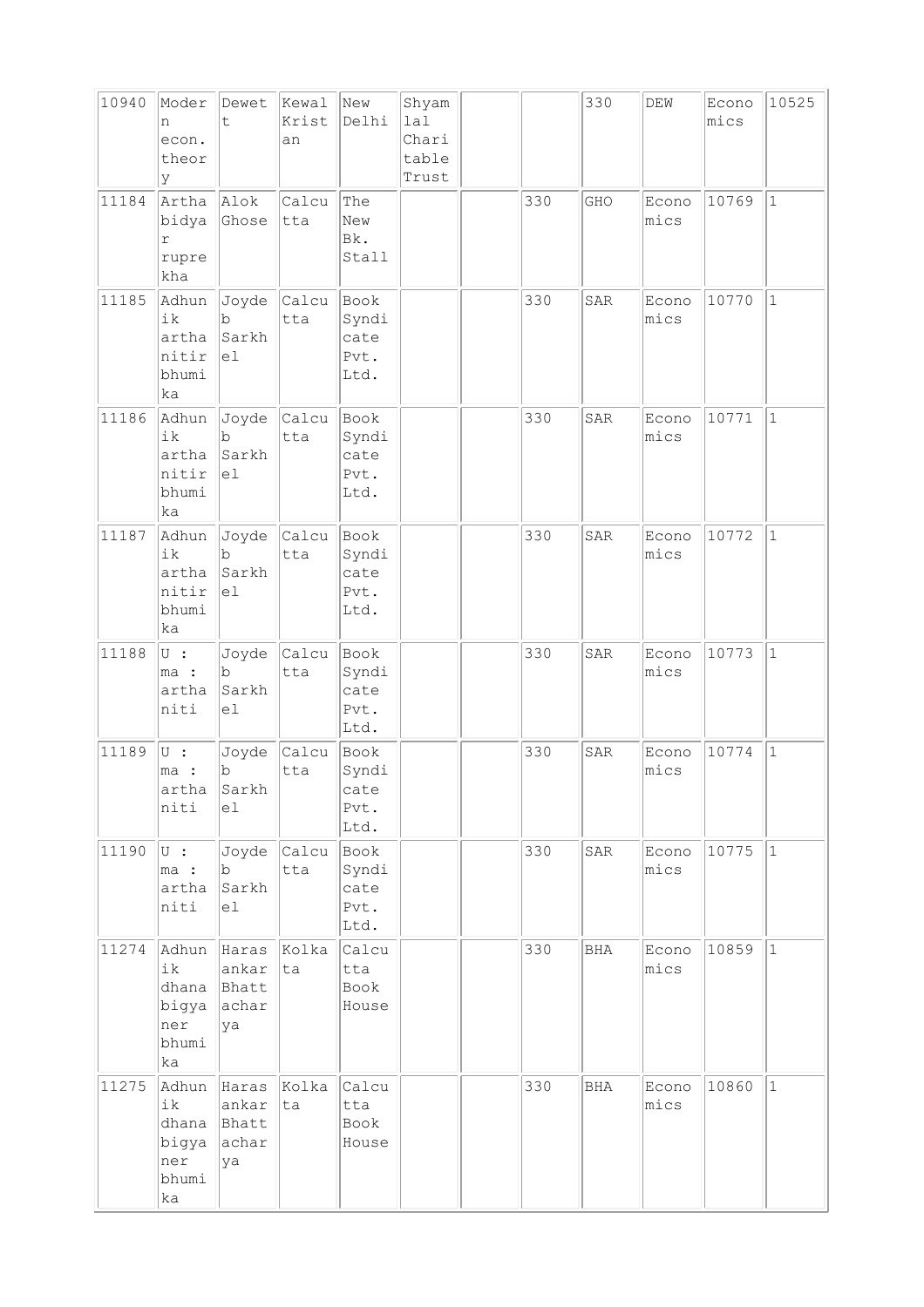| 10940 | Modern econ. theory | Dewett | Kewal Krishan | New Delhi | Shyamlal Charitable Trust | | | 330 | DEW | Economics | 10525 |
|---|---|---|---|---|---|---|---|---|---|---|---|
| 11184 | Arthabidyar ruprekha | Alok Ghose | Calcutta | The New Bk. Stall | | | 330 | GHO | Economics | 10769 | 1 |
| 11185 | Adhunik arthanitir bhumika | Joydeb Sarkhel | Calcutta | Book Syndicate Pvt. Ltd. | | | 330 | SAR | Economics | 10770 | 1 |
| 11186 | Adhunik arthanitir bhumika | Joydeb Sarkhel | Calcutta | Book Syndicate Pvt. Ltd. | | | 330 | SAR | Economics | 10771 | 1 |
| 11187 | Adhunik arthanitir bhumika | Joydeb Sarkhel | Calcutta | Book Syndicate Pvt. Ltd. | | | 330 | SAR | Economics | 10772 | 1 |
| 11188 | U : ma : arthaniti | Joydeb Sarkhel | Calcutta | Book Syndicate Pvt. Ltd. | | | 330 | SAR | Economics | 10773 | 1 |
| 11189 | U : ma : arthaniti | Joydeb Sarkhel | Calcutta | Book Syndicate Pvt. Ltd. | | | 330 | SAR | Economics | 10774 | 1 |
| 11190 | U : ma : arthaniti | Joydeb Sarkhel | Calcutta | Book Syndicate Pvt. Ltd. | | | 330 | SAR | Economics | 10775 | 1 |
| 11274 | Adhunik dhanabigyaner bhumika | Harasankar Bhattacharya | Kolkata | Calcutta Book House | | | 330 | BHA | Economics | 10859 | 1 |
| 11275 | Adhunik dhanabigyaner bhumika | Harasankar Bhattacharya | Kolkata | Calcutta Book House | | | 330 | BHA | Economics | 10860 | 1 |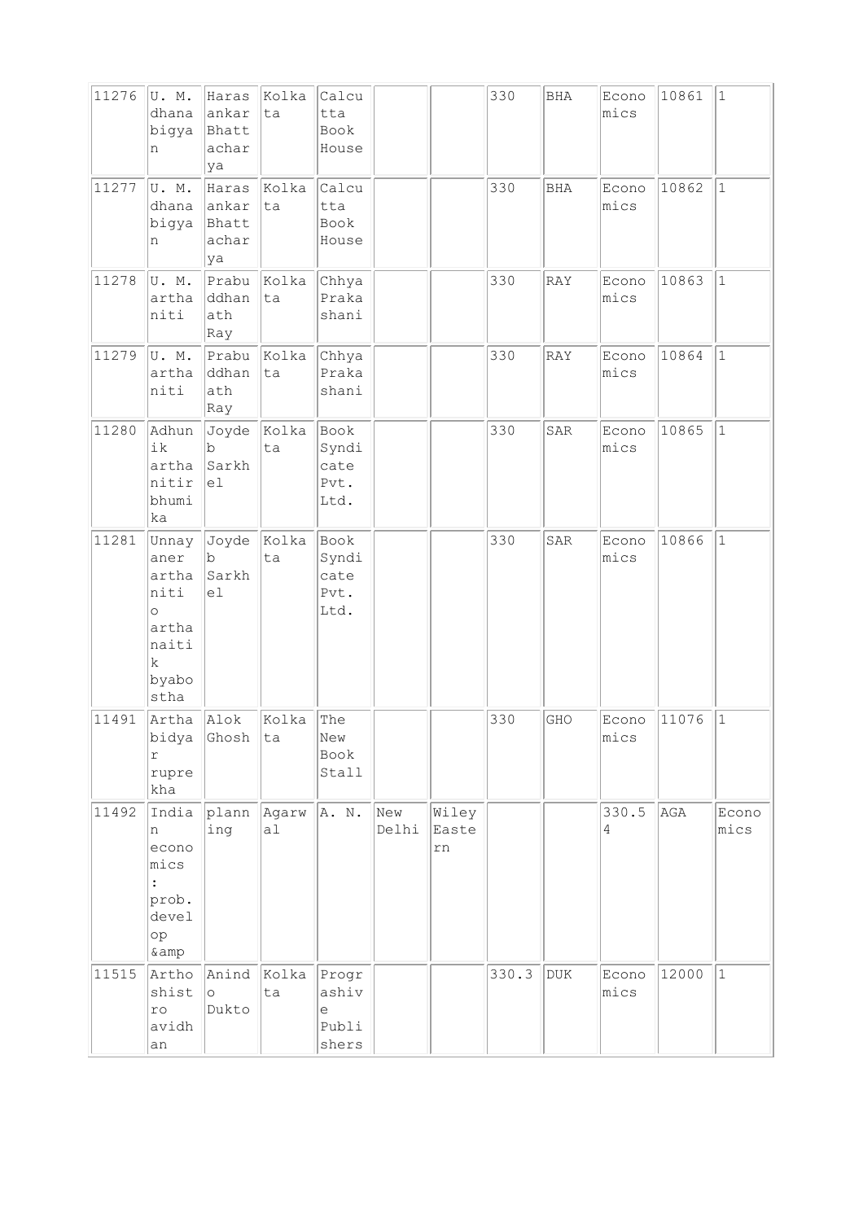| | | | | | | | | | | | |
|---|---|---|---|---|---|---|---|---|---|---|---|
| 11276 | U. M. dhanabigyan | Harasankar Bhattacharya | Kolkata | Calcutta Book House | | | 330 | BHA | Economics | 10861 | 1 |
| 11277 | U. M. dhanabigyan | Harasankar Bhattacharya | Kolkata | Calcutta Book House | | | 330 | BHA | Economics | 10862 | 1 |
| 11278 | U. M. arthaniti | Prabuddhanath Ray | Kolkata | Chhya Prakashani | | | 330 | RAY | Economics | 10863 | 1 |
| 11279 | U. M. arthaniti | Prabuddhanath Ray | Kolkata | Chhya Prakashani | | | 330 | RAY | Economics | 10864 | 1 |
| 11280 | Adhunik arthanitir bhumika | Joydeb Sarkhel | Kolkata | Book Syndicate Pvt. Ltd. | | | 330 | SAR | Economics | 10865 | 1 |
| 11281 | Unnayaner arthaniti o arthanaitik byabostha | Joydeb Sarkhel | Kolkata | Book Syndicate Pvt. Ltd. | | | 330 | SAR | Economics | 10866 | 1 |
| 11491 | Arthabidyar ruprekha | Alok Ghosh | Kolkata | The New Book Stall | | | 330 | GHO | Economics | 11076 | 1 |
| 11492 | Indian economics : prob. develop &amp | planning | Agarwal | A. N. | New Delhi | Wiley Eastern | | | 330.54 | AGA | Economics |
| 11515 | Arthoshistro avidhan | Anindo Dukto | Kolkata | Prograshive Publishers | | | 330.3 | DUK | Economics | 12000 | 1 |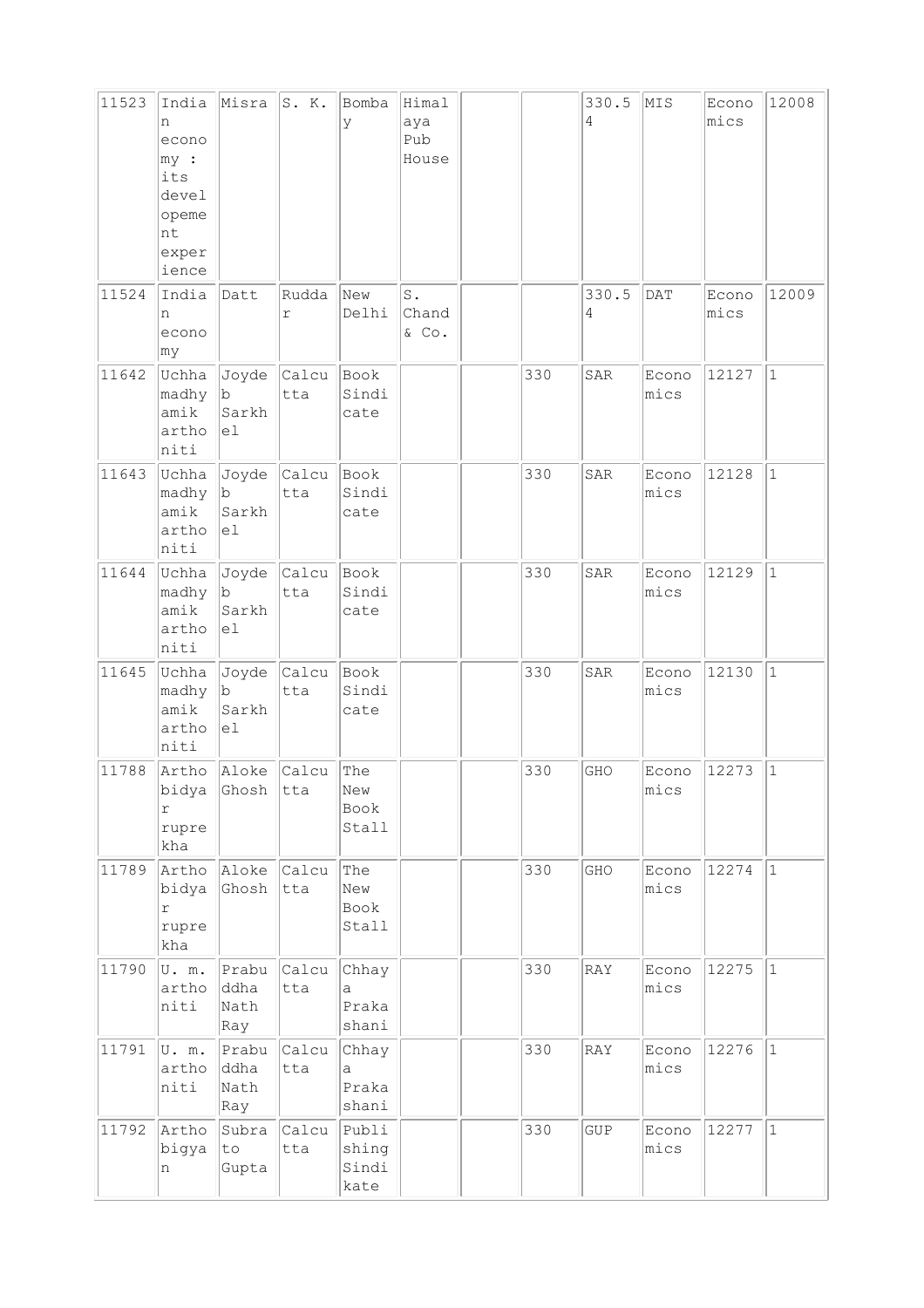| 11523 | Indian economy : its developement experience | Misra | S. K. | Bombay | Himalaya Pub House | | | 330.54 | MIS | Economics | 12008 |
|---|---|---|---|---|---|---|---|---|---|---|---|
| 11524 | Indian economy | Datt | Ruddar | New Delhi | S. Chand & Co. | | | 330.54 | DAT | Economics | 12009 |
| 11642 | Uchhamadhyamik arthoniti | Joydeb Sarkhel | Calcutta | Book Sindicate | | | 330 | SAR | Economics | 12127 | 1 |
| 11643 | Uchhamadhyamik arthoniti | Joydeb Sarkhel | Calcutta | Book Sindicate | | | 330 | SAR | Economics | 12128 | 1 |
| 11644 | Uchhamadhyamik arthoniti | Joydeb Sarkhel | Calcutta | Book Sindicate | | | 330 | SAR | Economics | 12129 | 1 |
| 11645 | Uchhamadhyamik arthoniti | Joydeb Sarkhel | Calcutta | Book Sindicate | | | 330 | SAR | Economics | 12130 | 1 |
| 11788 | Arthobidyar ruprekha | Aloke Ghosh | Calcutta | The New Book Stall | | | 330 | GHO | Economics | 12273 | 1 |
| 11789 | Arthobidyar ruprekha | Aloke Ghosh | Calcutta | The New Book Stall | | | 330 | GHO | Economics | 12274 | 1 |
| 11790 | U. m. arthoniti | Prabuddha Nath Ray | Calcutta | Chhaya Prakashani | | | 330 | RAY | Economics | 12275 | 1 |
| 11791 | U. m. arthoniti | Prabuddha Nath Ray | Calcutta | Chhaya Prakashani | | | 330 | RAY | Economics | 12276 | 1 |
| 11792 | Arthobigyan | Subrato Gupta | Calcutta | Publishing Sindikate | | | 330 | GUP | Economics | 12277 | 1 |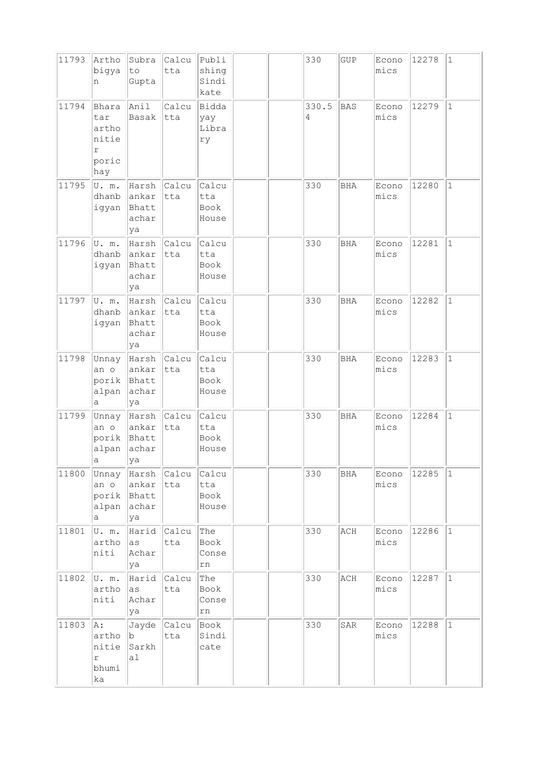| 11793 | Arthobigyan | Subrato Gupta | Calcutta | Publishing Sindikate | | | 330 | GUP | Economics | 12278 | 1 |
|---|---|---|---|---|---|---|---|---|---|---|---|
| 11794 | Bharatar arthonitier porichay | Anil Basak | Calcutta | Biddayay Library | | | 330.54 | BAS | Economics | 12279 | 1 |
| 11795 | U. m. dhanbigyan | Harshankar Bhattacharya | Calcutta | Calcutta Book House | | | 330 | BHA | Economics | 12280 | 1 |
| 11796 | U. m. dhanbigyan | Harshankar Bhattacharya | Calcutta | Calcutta Book House | | | 330 | BHA | Economics | 12281 | 1 |
| 11797 | U. m. dhanbigyan | Harshankar Bhattacharya | Calcutta | Calcutta Book House | | | 330 | BHA | Economics | 12282 | 1 |
| 11798 | Unnayan o porikalpana | Harshankar Bhattacharya | Calcutta | Calcutta Book House | | | 330 | BHA | Economics | 12283 | 1 |
| 11799 | Unnayan o porikalpana | Harshankar Bhattacharya | Calcutta | Calcutta Book House | | | 330 | BHA | Economics | 12284 | 1 |
| 11800 | Unnayan o porikalpana | Harshankar Bhattacharya | Calcutta | Calcutta Book House | | | 330 | BHA | Economics | 12285 | 1 |
| 11801 | U. m. arthoniti | Haridas Acharya | Calcutta | The Book Concern | | | 330 | ACH | Economics | 12286 | 1 |
| 11802 | U. m. arthoniti | Haridas Acharya | Calcutta | The Book Concern | | | 330 | ACH | Economics | 12287 | 1 |
| 11803 | A: arthonitier bhumika | Jaydeb Sarkhal | Calcutta | Book Sindicate | | | 330 | SAR | Economics | 12288 | 1 |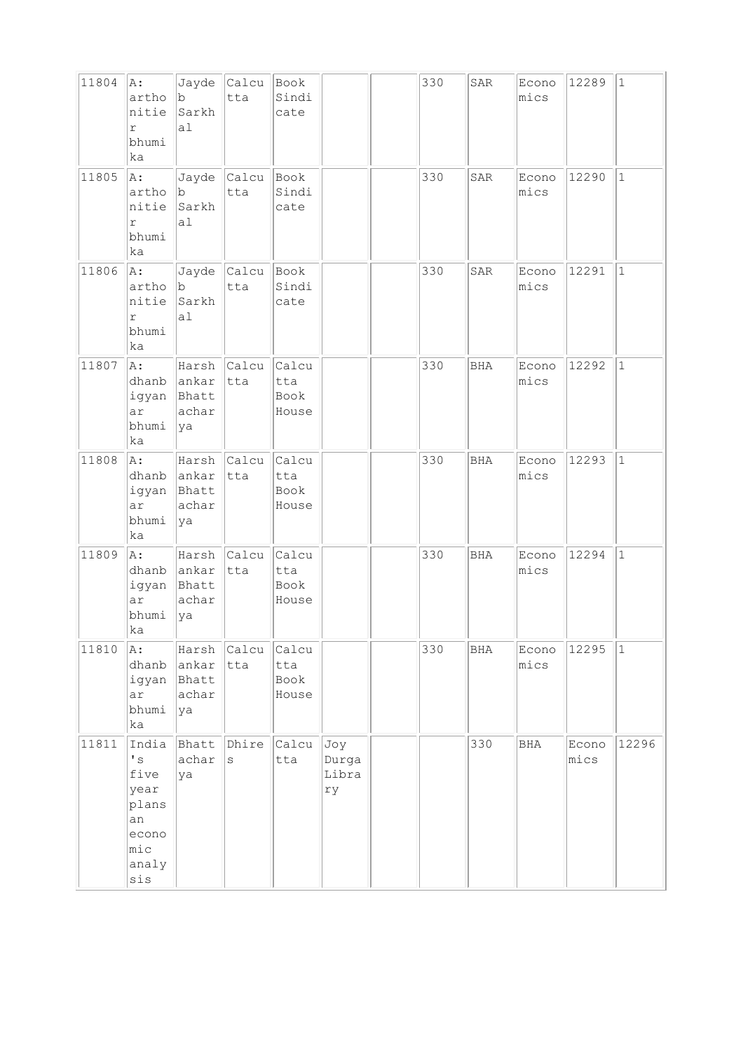| | | | | | | | | | | | |
|---|---|---|---|---|---|---|---|---|---|---|---|
| 11804 | A: arthonitier bhumika | Jaydeb Sarkhal | Calcutta | Book Sindicate | | | 330 | SAR | Economics | 12289 | 1 |
| 11805 | A: arthonitier bhumika | Jaydeb Sarkhal | Calcutta | Book Sindicate | | | 330 | SAR | Economics | 12290 | 1 |
| 11806 | A: arthonitier bhumika | Jaydeb Sarkhal | Calcutta | Book Sindicate | | | 330 | SAR | Economics | 12291 | 1 |
| 11807 | A: dhanbigyanar bhumika | Harshankar Bhattacharya | Calcutta | Calcutta Book House | | | 330 | BHA | Economics | 12292 | 1 |
| 11808 | A: dhanbigyanar bhumika | Harshankar Bhattacharya | Calcutta | Calcutta Book House | | | 330 | BHA | Economics | 12293 | 1 |
| 11809 | A: dhanbigyanar bhumika | Harshankar Bhattacharya | Calcutta | Calcutta Book House | | | 330 | BHA | Economics | 12294 | 1 |
| 11810 | A: dhanbigyanar bhumika | Harshankar Bhattacharya | Calcutta | Calcutta Book House | | | 330 | BHA | Economics | 12295 | 1 |
| 11811 | India's five year plans an economic analysis | Bhattacharya | Dhires | Calcutta | Joy Durga Library | | | 330 | BHA | Economics | 12296 |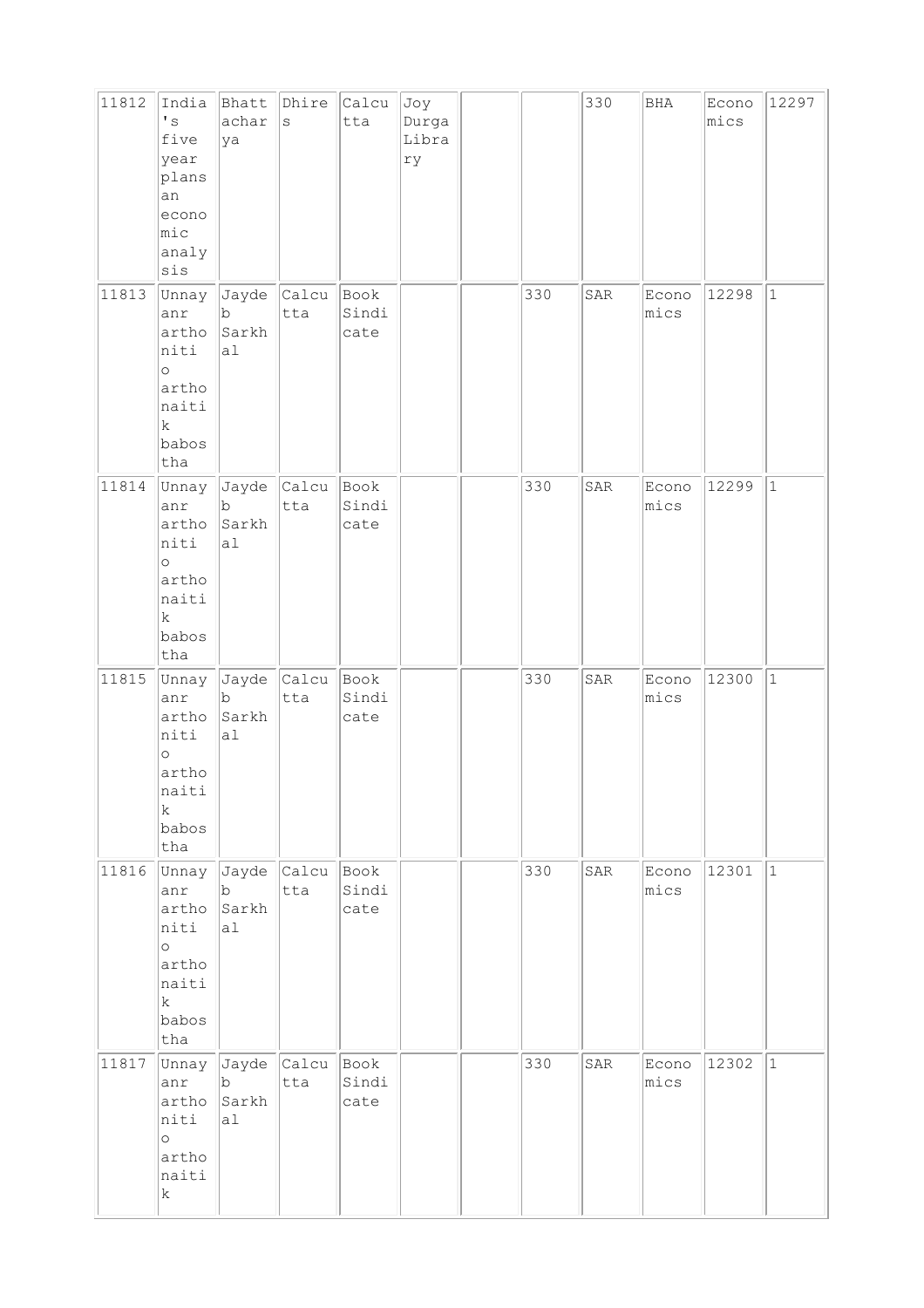| 11812 | India's five year plans an economic analysis | Bhattacharya | Dhires | Calcutta | Joy Durga Library | | | 330 | BHA | Economics | 12297 |
|---|---|---|---|---|---|---|---|---|---|---|---|
| 11813 | Unnayanr arthoniti o arthonaitik babostha | Jaydeb Sarkhal | Calcutta | Book Sindicate | | | 330 | SAR | Economics | 12298 | 1 |
| 11814 | Unnayanr arthoniti o arthonaitik babostha | Jaydeb Sarkhal | Calcutta | Book Sindicate | | | 330 | SAR | Economics | 12299 | 1 |
| 11815 | Unnayanr arthoniti o arthonaitik babostha | Jaydeb Sarkhal | Calcutta | Book Sindicate | | | 330 | SAR | Economics | 12300 | 1 |
| 11816 | Unnayanr arthoniti o arthonaitik babostha | Jaydeb Sarkhal | Calcutta | Book Sindicate | | | 330 | SAR | Economics | 12301 | 1 |
| 11817 | Unnayanr arthoniti o arthonaitik | Jaydeb Sarkhal | Calcutta | Book Sindicate | | | 330 | SAR | Economics | 12302 | 1 |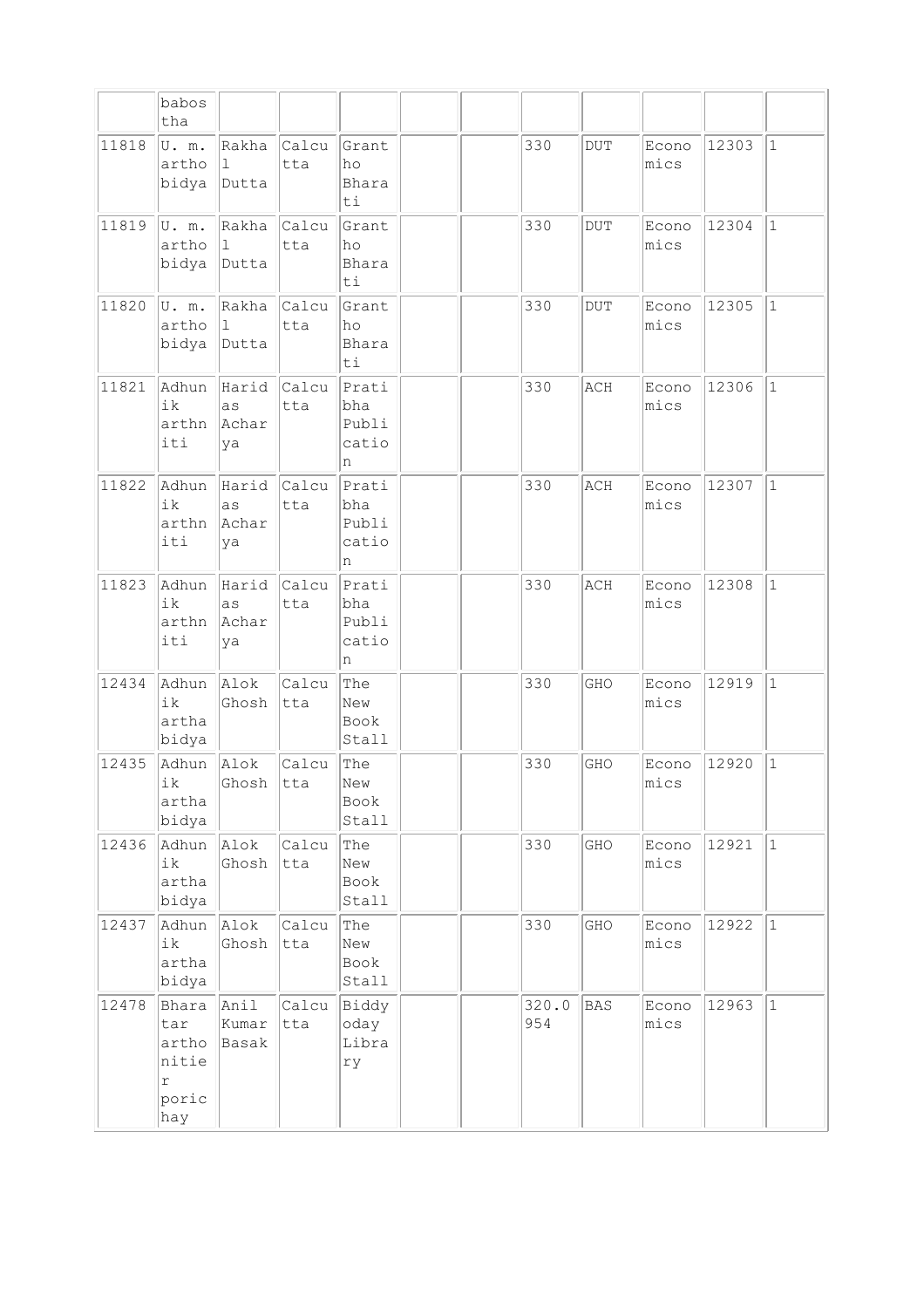| | babostha | | | | | | | | | | |
|---|---|---|---|---|---|---|---|---|---|---|---|
| 11818 | U. m. arthobidya | Rakhal Dutta | Calcutta | Grantho Bharati | | | 330 | DUT | Economics | 12303 | 1 |
| 11819 | U. m. arthobidya | Rakhal Dutta | Calcutta | Grantho Bharati | | | 330 | DUT | Economics | 12304 | 1 |
| 11820 | U. m. arthobidya | Rakhal Dutta | Calcutta | Grantho Bharati | | | 330 | DUT | Economics | 12305 | 1 |
| 11821 | Adhunik arthniti | Haridas Acharya | Calcutta | Pratibha Publication | | | 330 | ACH | Economics | 12306 | 1 |
| 11822 | Adhunik arthniti | Haridas Acharya | Calcutta | Pratibha Publication | | | 330 | ACH | Economics | 12307 | 1 |
| 11823 | Adhunik arthniti | Haridas Acharya | Calcutta | Pratibha Publication | | | 330 | ACH | Economics | 12308 | 1 |
| 12434 | Adhunik arthabidya | Alok Ghosh | Calcutta | The New Book Stall | | | 330 | GHO | Economics | 12919 | 1 |
| 12435 | Adhunik arthabidya | Alok Ghosh | Calcutta | The New Book Stall | | | 330 | GHO | Economics | 12920 | 1 |
| 12436 | Adhunik arthabidya | Alok Ghosh | Calcutta | The New Book Stall | | | 330 | GHO | Economics | 12921 | 1 |
| 12437 | Adhunik arthabidya | Alok Ghosh | Calcutta | The New Book Stall | | | 330 | GHO | Economics | 12922 | 1 |
| 12478 | Bharatar arthonitier porichay | Anil Kumar Basak | Calcutta | Biddyoday Library | | | 320.0954 | BAS | Economics | 12963 | 1 |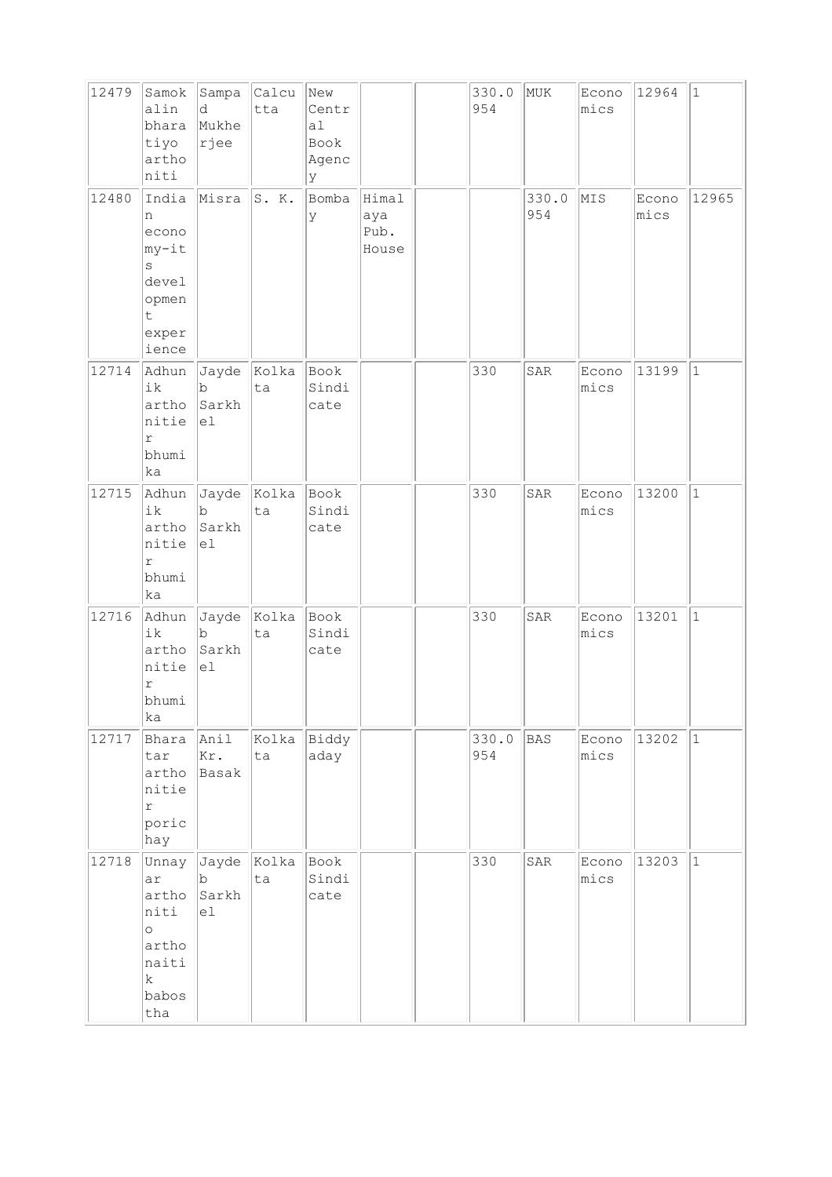| | | | | | | | | | | | |
|---|---|---|---|---|---|---|---|---|---|---|---|
| 12479 | Samokalin bharatiyo arthoniti | Sampad Mukherjee | Calcutta | New Central Book Agency | | | 330.0954 | MUK | Economics | 12964 | 1 |
| 12480 | Indian economy-its development experience | Misra | S. K. | Bombay | Himalaya Pub. House | | | 330.0954 | MIS | Economics | 12965 |
| 12714 | Adhunik arthonitier bhumika | Jayadeb Sarkhel | Kolkata | Book Sindicate | | | 330 | SAR | Economics | 13199 | 1 |
| 12715 | Adhunik arthonitier bhumika | Jayadeb Sarkhel | Kolkata | Book Sindicate | | | 330 | SAR | Economics | 13200 | 1 |
| 12716 | Adhunik arthonitier bhumika | Jayadeb Sarkhel | Kolkata | Book Sindicate | | | 330 | SAR | Economics | 13201 | 1 |
| 12717 | Bharatar arthonitier porichay | Anil Kr. Basak | Kolkata | Biddyaday | | | 330.0954 | BAS | Economics | 13202 | 1 |
| 12718 | Unnayar arthoniti o arthonaitik babostha | Jayadeb Sarkhel | Kolkata | Book Sindicate | | | 330 | SAR | Economics | 13203 | 1 |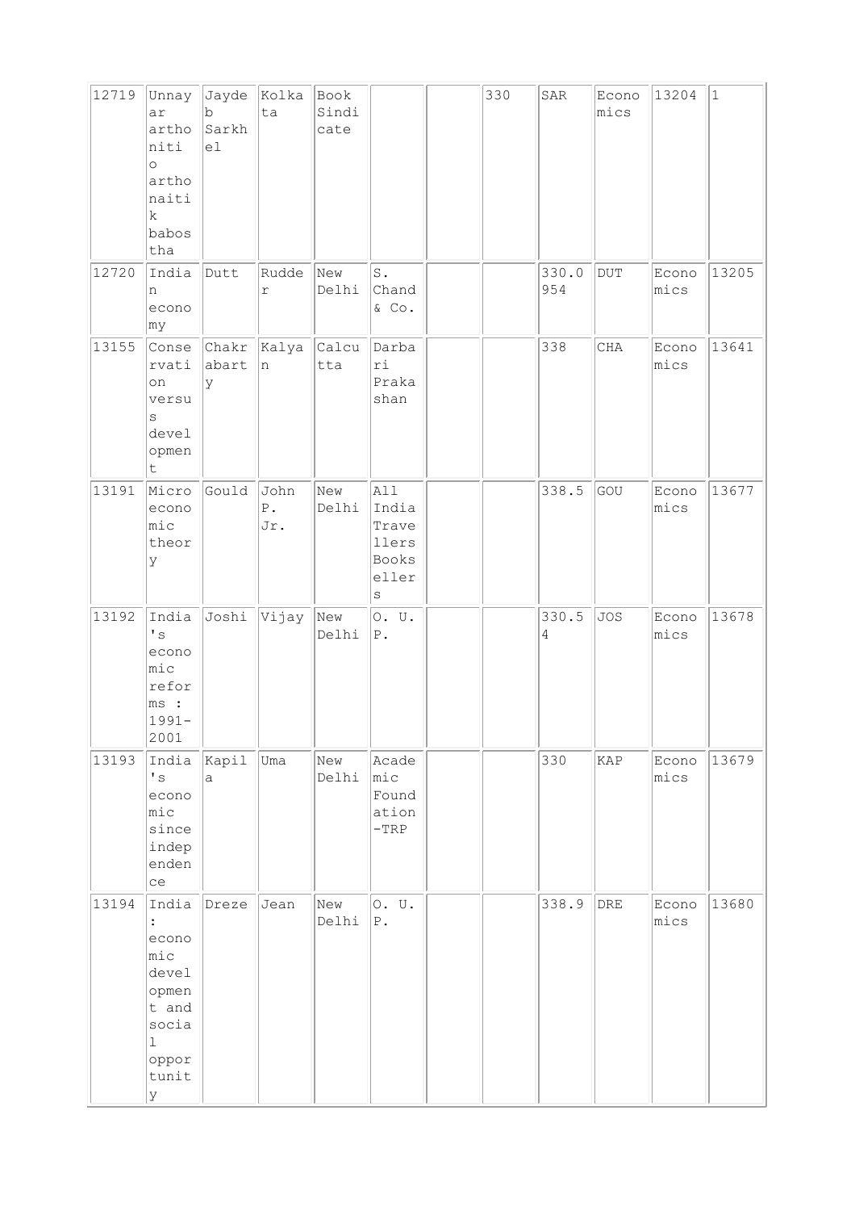|  |  |  |  |  |  |  |  |  |  |  |  |
|---|---|---|---|---|---|---|---|---|---|---|---|
| 12719 | Unnayar artho niti o arthonaitik babostha | Jaydeb Sarkhel | Kolkata | Book Sindicate |  |  | 330 | SAR | Economics | 13204 | 1 |
| 12720 | Indian economy | Dutt | Rudder | New Delhi | S. Chand & Co. |  |  | 330.0954 | DUT | Economics | 13205 |
| 13155 | Conservation versus development | Chakrabarty | Kalyan | Calcutta | Darbari Prakashan |  |  | 338 | CHA | Economics | 13641 |
| 13191 | Microeconomic theory | Gould | John P. Jr. | New Delhi | All India Travellers Booksellers |  |  | 338.5 | GOU | Economics | 13677 |
| 13192 | India's economic reforms : 1991-2001 | Joshi | Vijay | New Delhi | O. U. P. |  |  | 330.54 | JOS | Economics | 13678 |
| 13193 | India's economic since independence | Kapila | Uma | New Delhi | Academic Foundation-TRP |  |  | 330 | KAP | Economics | 13679 |
| 13194 | India : economic development and social opportunity | Dreze | Jean | New Delhi | O. U. P. |  |  | 338.9 | DRE | Economics | 13680 |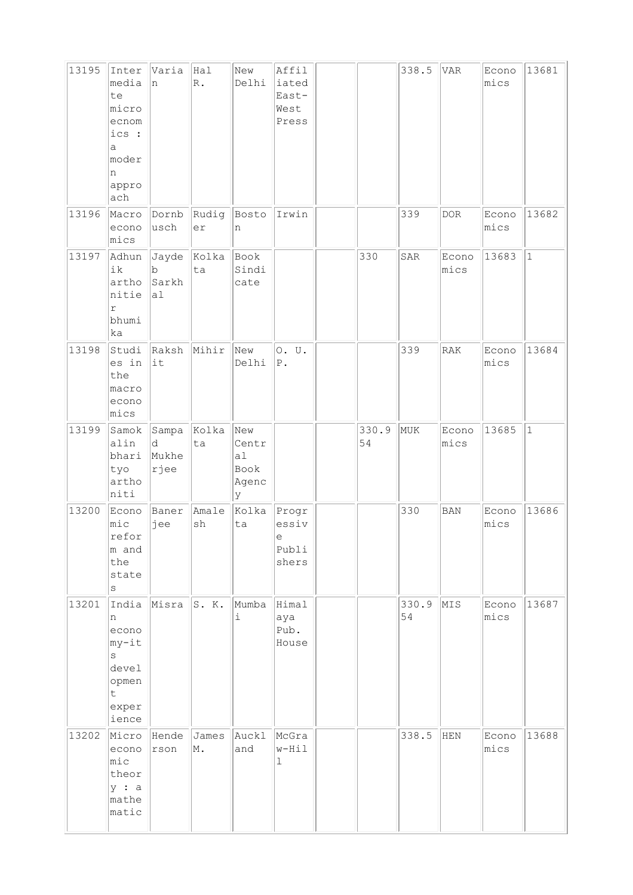| 13195 | Intermediate microecnomics : a modern approach | Varian | Hal R. | New Delhi | Affiliated East-West Press | | | 338.5 | VAR | Economics | 13681 |
|---|---|---|---|---|---|---|---|---|---|---|---|
| 13196 | Macroeconomics | Dornbusch | Rudiger | Boston | Irwin | | | 339 | DOR | Economics | 13682 |
| 13197 | Adhunik arthonitier bhumika | Jaydeb Sarkhal | Kolkata | Book Sindicate | | | 330 | SAR | Economics | 13683 | 1 |
| 13198 | Studies in the macroeconomics | Rakshit | Mihir | New Delhi | O. U. P. | | | 339 | RAK | Economics | 13684 |
| 13199 | Samokalin bharityo arthoniti | Sampad Mukherjee | Kolkata | New Central Book Agency | | | 330.954 | MUK | Economics | 13685 | 1 |
| 13200 | Economic reform and the states | Banerjee | Amalesh | Kolkata | Progressive Publishers | | | 330 | BAN | Economics | 13686 |
| 13201 | Indian economy-its development experience | Misra | S. K. | Mumbai | Himalaya Pub. House | | | 330.954 | MIS | Economics | 13687 |
| 13202 | Microeconomic theory : a mathematic | Henderson | James M. | Auckland | McGraw-Hill | | | 338.5 | HEN | Economics | 13688 |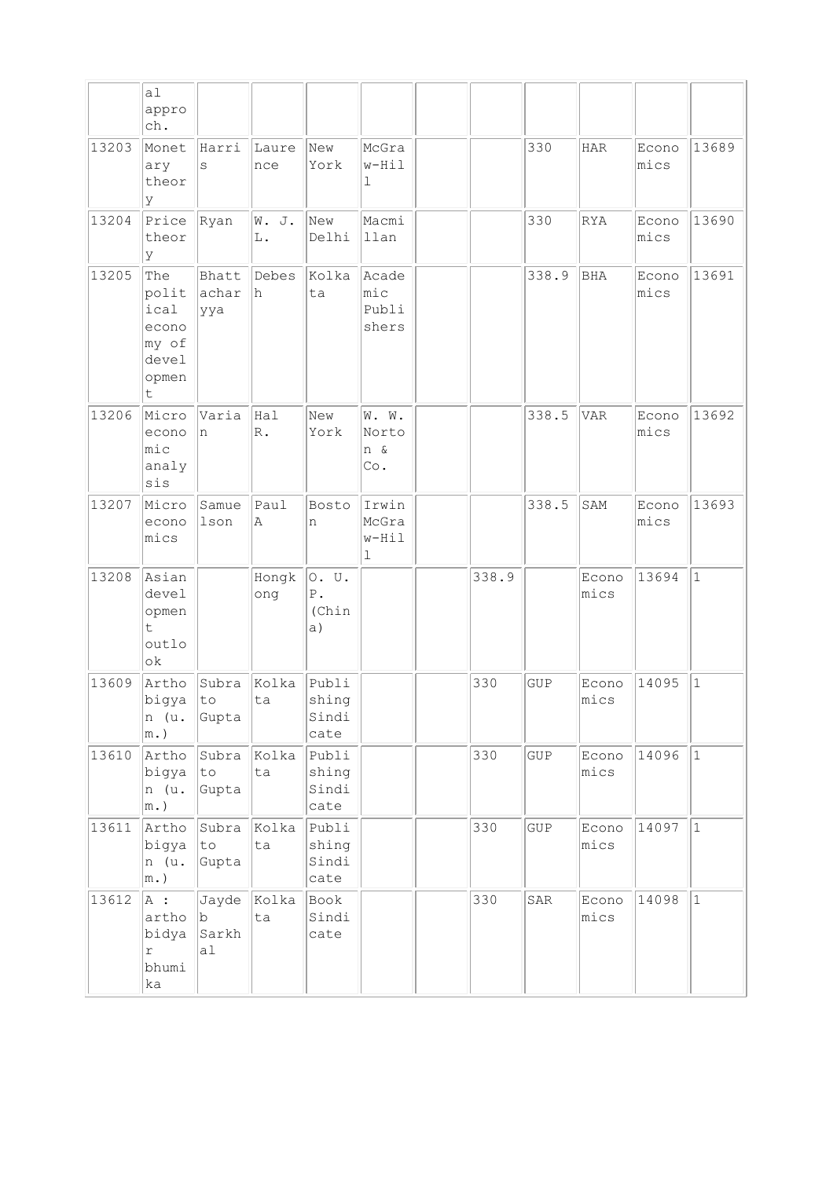| | | | | | | | | | | | |
|---|---|---|---|---|---|---|---|---|---|---|---|
| | al approch. | | | | | | | | | | |
| 13203 | Monetary theory | Harris | Laurence | New York | McGraw-Hill | | | 330 | HAR | Economics | 13689 |
| 13204 | Price theory | Ryan | W. J. L. | New Delhi | Macmillan | | | 330 | RYA | Economics | 13690 |
| 13205 | The political economy of development | Bhattacharyya | Debesh | Kolkata | Academic Publishers | | | 338.9 | BHA | Economics | 13691 |
| 13206 | Microeconomic analysis | Varian | Hal R. | New York | W. W. Norton & Co. | | | 338.5 | VAR | Economics | 13692 |
| 13207 | Microeconomics | Samuelson | Paul A | Boston | Irwin McGraw-Hill | | | 338.5 | SAM | Economics | 13693 |
| 13208 | Asian development outlook | | Hongkong | O. U. P. (China) | | | 338.9 | | Economics | 13694 | 1 |
| 13609 | Arthobigyan (u. m.) | Subrato Gupta | Kolkata | Publishing Sindicate | | | 330 | GUP | Economics | 14095 | 1 |
| 13610 | Arthobigyan (u. m.) | Subrato Gupta | Kolkata | Publishing Sindicate | | | 330 | GUP | Economics | 14096 | 1 |
| 13611 | Arthobigyan (u. m.) | Subrato Gupta | Kolkata | Publishing Sindicate | | | 330 | GUP | Economics | 14097 | 1 |
| 13612 | A : arthobidyar bhumika | Jaydeb Sarkhal | Kolkata | Book Sindicate | | | 330 | SAR | Economics | 14098 | 1 |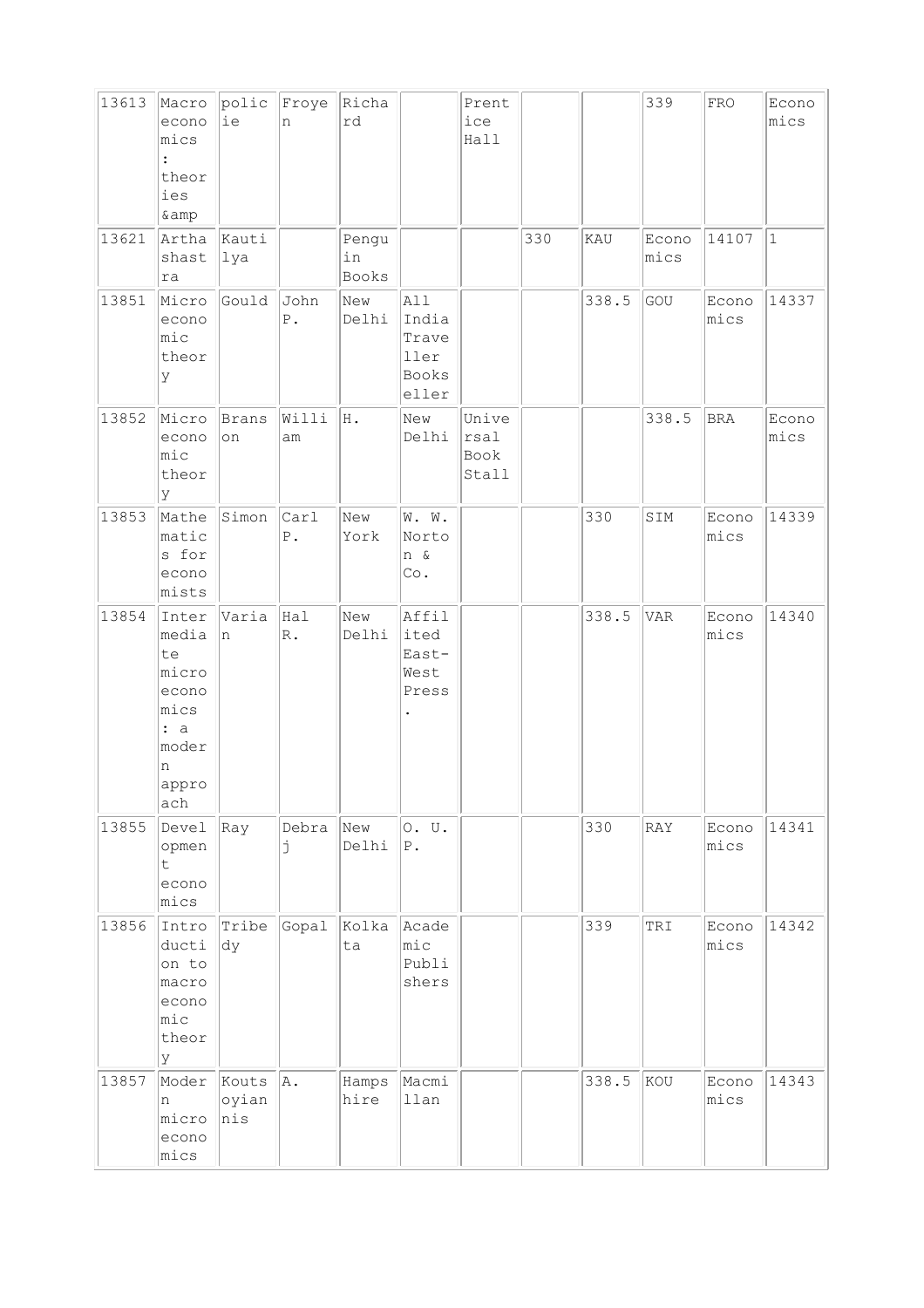| 13613 | Macroeconomics : theories &amp | policie | Froyen | Richard | | Prentice Hall | | | 339 | FRO | Economics |
|---|---|---|---|---|---|---|---|---|---|---|---|
| 13621 | Arthashastra | Kautilya | | Penguin Books | | | 330 | KAU | Economics | 14107 | 1 |
| 13851 | Microeconomic theory | Gould | John P. | New Delhi | All India Traveller Bookseller | | | 338.5 | GOU | Economics | 14337 |
| 13852 | Microeconomic theory | Branson | William | H. | New Delhi | Universal Book Stall | | | 338.5 | BRA | Economics |
| 13853 | Mathematics for economists | Simon | Carl P. | New York | W. W. Norton & Co. | | | 330 | SIM | Economics | 14339 |
| 13854 | Intermediate microeconomics : a modern approach | Varian | Hal R. | New Delhi | Affiliated East-West Press . | | | 338.5 | VAR | Economics | 14340 |
| 13855 | Development economics | Ray | Debraj | New Delhi | O. U. P. | | | 330 | RAY | Economics | 14341 |
| 13856 | Introduction to macroeconomic theory | Tribedy | Gopal | Kolkata | Academic Publishers | | | 339 | TRI | Economics | 14342 |
| 13857 | Modern microeconomics | Koutsoyiannis | A. | Hampshire | Macmillan | | | 338.5 | KOU | Economics | 14343 |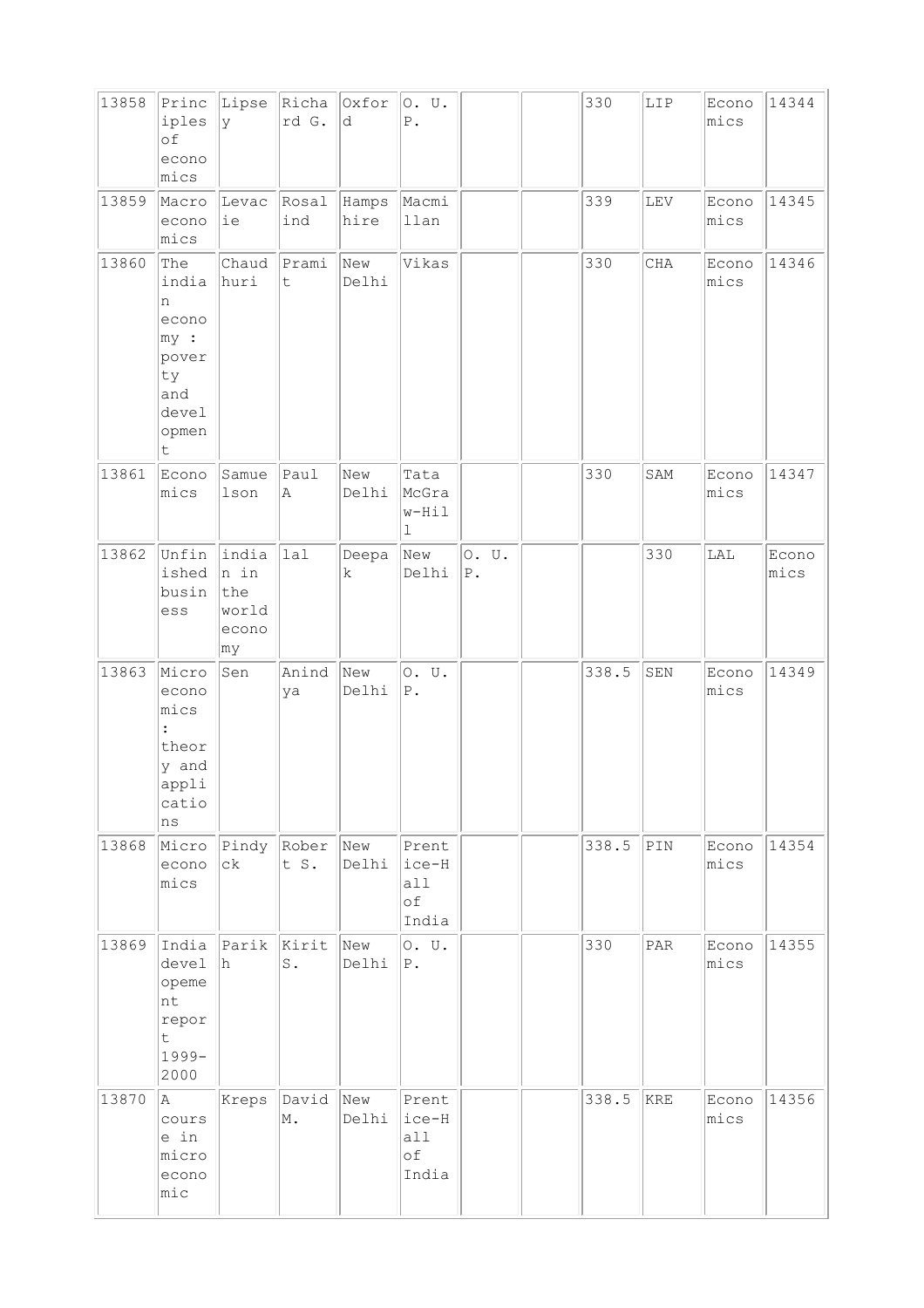| | | | | | | | | | | | |
|---|---|---|---|---|---|---|---|---|---|---|---|
| 13858 | Principles of economics | Lipsey | Richard G. | Oxford | O. U. P. | | | 330 | LIP | Economics | 14344 |
| 13859 | Macroeconomics | Levacie | Rosalind | Hampshire | Macmillan | | | 339 | LEV | Economics | 14345 |
| 13860 | The indian economy : poverty and development | Chaudhuri | Pramit | New Delhi | Vikas | | | 330 | CHA | Economics | 14346 |
| 13861 | Economics | Samuelson | Paul A | New Delhi | Tata McGraw-Hill | | | 330 | SAM | Economics | 14347 |
| 13862 | Unfinished business | indian in the world economy | lal | Deepak | New Delhi | O. U. P. | | | 330 | LAL | Economics |
| 13863 | Microeconomics : theory and applications | Sen | Anindya | New Delhi | O. U. P. | | | 338.5 | SEN | Economics | 14349 |
| 13868 | Microeconomics | Pindyck | Robert S. | New Delhi | Prentice-Hall of India | | | 338.5 | PIN | Economics | 14354 |
| 13869 | India developement report 1999-2000 | Parikh | Kirit S. | New Delhi | O. U. P. | | | 330 | PAR | Economics | 14355 |
| 13870 | A course in microeconomic | Kreps | David M. | New Delhi | Prentice-Hall of India | | | 338.5 | KRE | Economics | 14356 |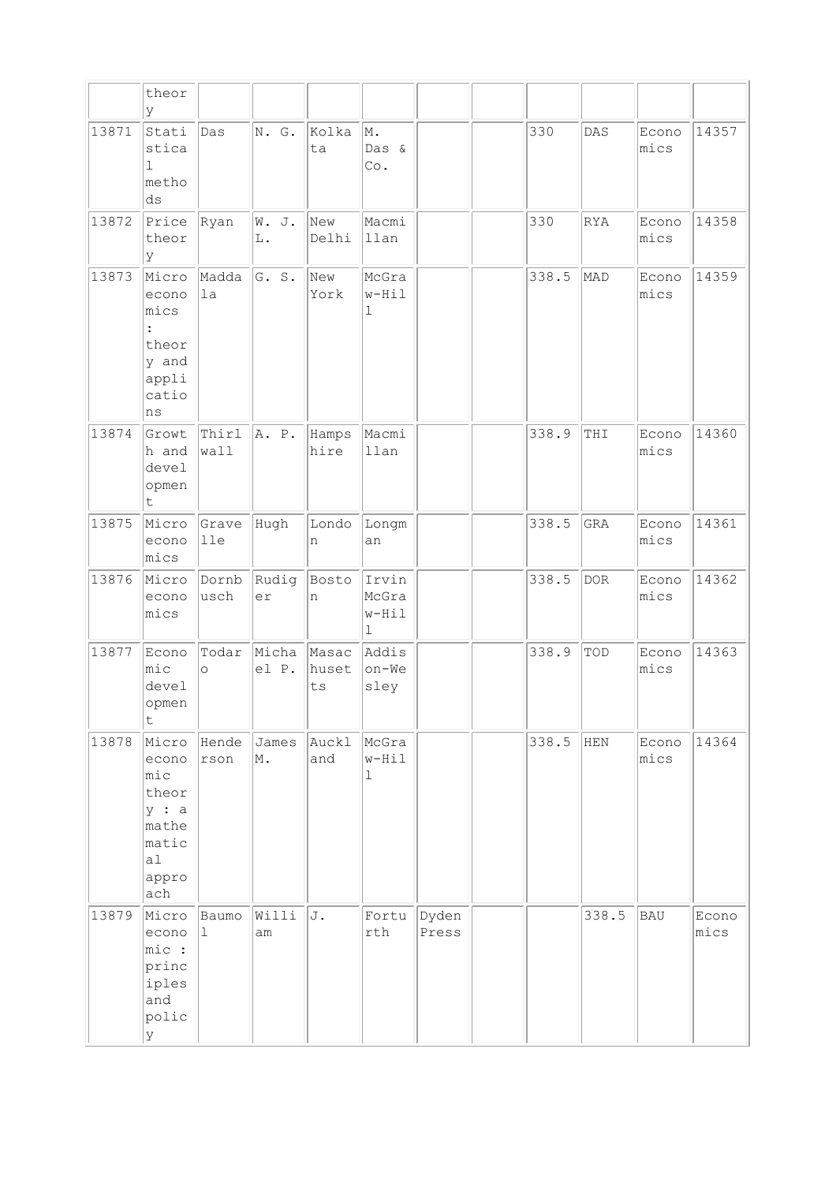| | theory | | | | | | | | | | |
|---|---|---|---|---|---|---|---|---|---|---|---|
| 13871 | Statistical methods | Das | N. G. | Kolkata | M. Das & Co. | | | 330 | DAS | Economics | 14357 |
| 13872 | Price theory | Ryan | W. J. L. | New Delhi | Macmillan | | | 330 | RYA | Economics | 14358 |
| 13873 | Microeconomics : theory and applications | Maddala | G. S. | New York | McGraw-Hill | | | 338.5 | MAD | Economics | 14359 |
| 13874 | Growth and development | Thirlwall | A. P. | Hampshire | Macmillan | | | 338.9 | THI | Economics | 14360 |
| 13875 | Microeconomics | Gravelle | Hugh | London | Longman | | | 338.5 | GRA | Economics | 14361 |
| 13876 | Microeconomics | Dornbusch | Rudiger | Boston | Irvin McGraw-Hill | | | 338.5 | DOR | Economics | 14362 |
| 13877 | Economic development | Todaro | Michael P. | Massachusetts | Addison-Wesley | | | 338.9 | TOD | Economics | 14363 |
| 13878 | Microeconomic theory : a mathematical approach | Henderson | James M. | Auckland | McGraw-Hill | | | 338.5 | HEN | Economics | 14364 |
| 13879 | Micro economic : principles and policy | Baumol | William | J. | Fortuorth | Dyden Press | | | 338.5 | BAU | Economics |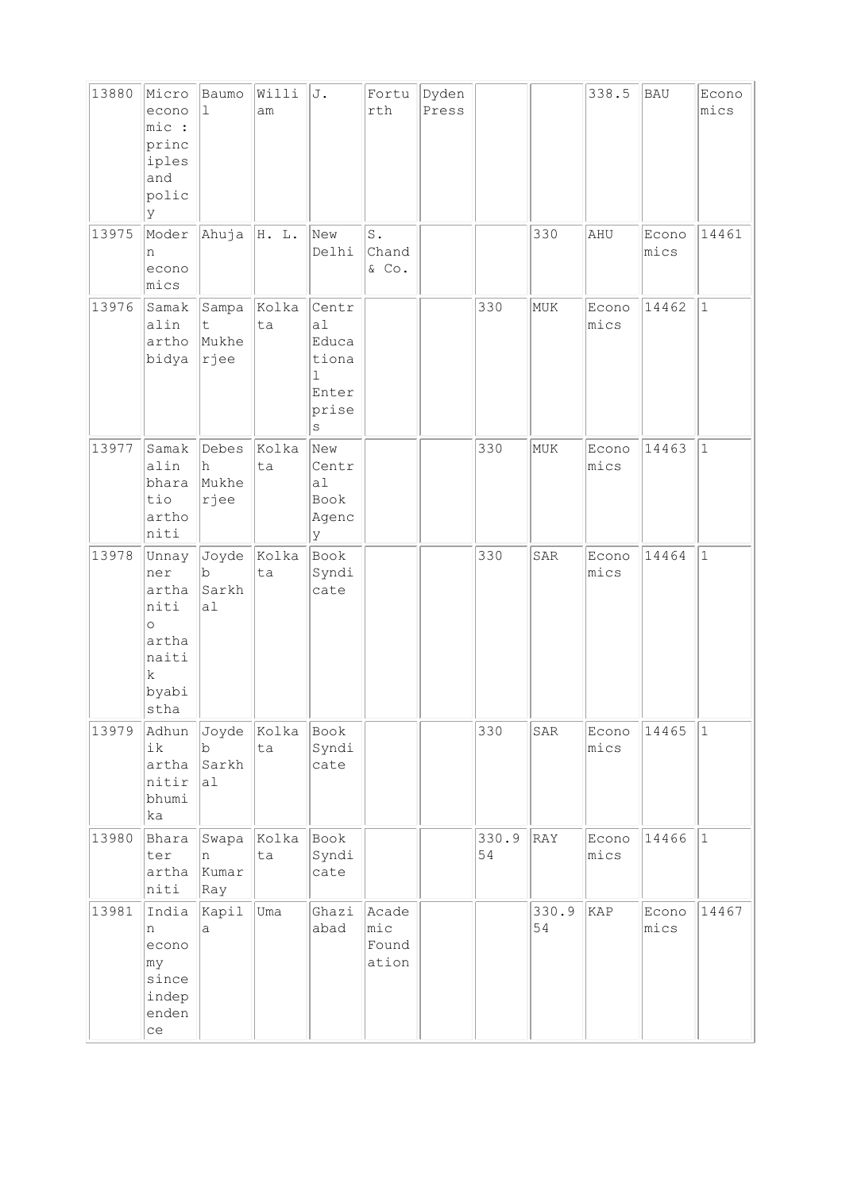| 13880 | Microeconomic : principles and policy | Baumol | William | J. | Forturth | Dyden Press | | | 338.5 | BAU | Economics |
|---|---|---|---|---|---|---|---|---|---|---|---|
| 13975 | Modern economics | Ahuja | H. L. | New Delhi | S. Chand & Co. | | | 330 | AHU | Economics | 14461 |
| 13976 | Samakalin arthobidya | Sampat Mukherjee | Kolkata | Central Educational Enterprises | | | 330 | MUK | Economics | 14462 | 1 |
| 13977 | Samakalin bharatio arthoniti | Debesh Mukherjee | Kolkata | New Central Book Agency | | | 330 | MUK | Economics | 14463 | 1 |
| 13978 | Unnayner arthaniti o arthanaitik byabistha | Joydeb Sarkhal | Kolkata | Book Syndicate | | | 330 | SAR | Economics | 14464 | 1 |
| 13979 | Adhunik arthanitir bhumika | Joydeb Sarkhal | Kolkata | Book Syndicate | | | 330 | SAR | Economics | 14465 | 1 |
| 13980 | Bharater arthaniti | Swapan Kumar Ray | Kolkata | Book Syndicate | | | 330.954 | RAY | Economics | 14466 | 1 |
| 13981 | Indian economy since independence | Kapila | Uma | Ghaziabad | Academic Foundation | | | 330.954 | KAP | Economics | 14467 |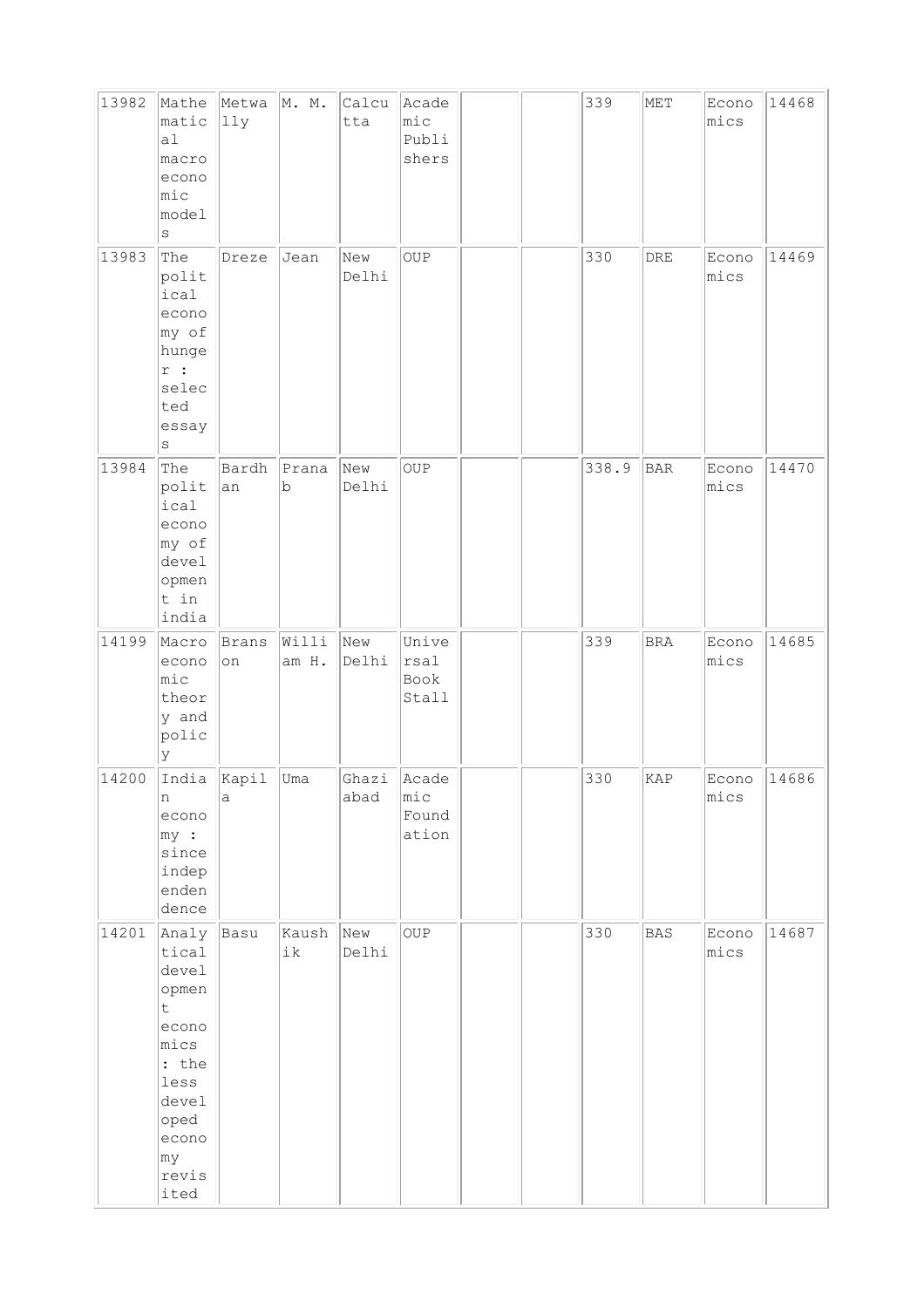| 13982 | Mathematical macroeconomic models | Metwally | M. M. | Calcutta | Academic Publishers | | | 339 | MET | Economics | 14468 |
|---|---|---|---|---|---|---|---|---|---|---|---|
| 13983 | The political economy of hunger : selected essays | Dreze | Jean | New Delhi | OUP | | | 330 | DRE | Economics | 14469 |
| 13984 | The political economy of development in india | Bardhan | Pranab | New Delhi | OUP | | | 338.9 | BAR | Economics | 14470 |
| 14199 | Macroeconomic theory and policy | Branson | William H. | New Delhi | Universal Book Stall | | | 339 | BRA | Economics | 14685 |
| 14200 | Indian economy : since independence | Kapila | Uma | Ghaziabad | Academic Foundation | | | 330 | KAP | Economics | 14686 |
| 14201 | Analytical development economics : the less developed economy revisited | Basu | Kaushik | New Delhi | OUP | | | 330 | BAS | Economics | 14687 |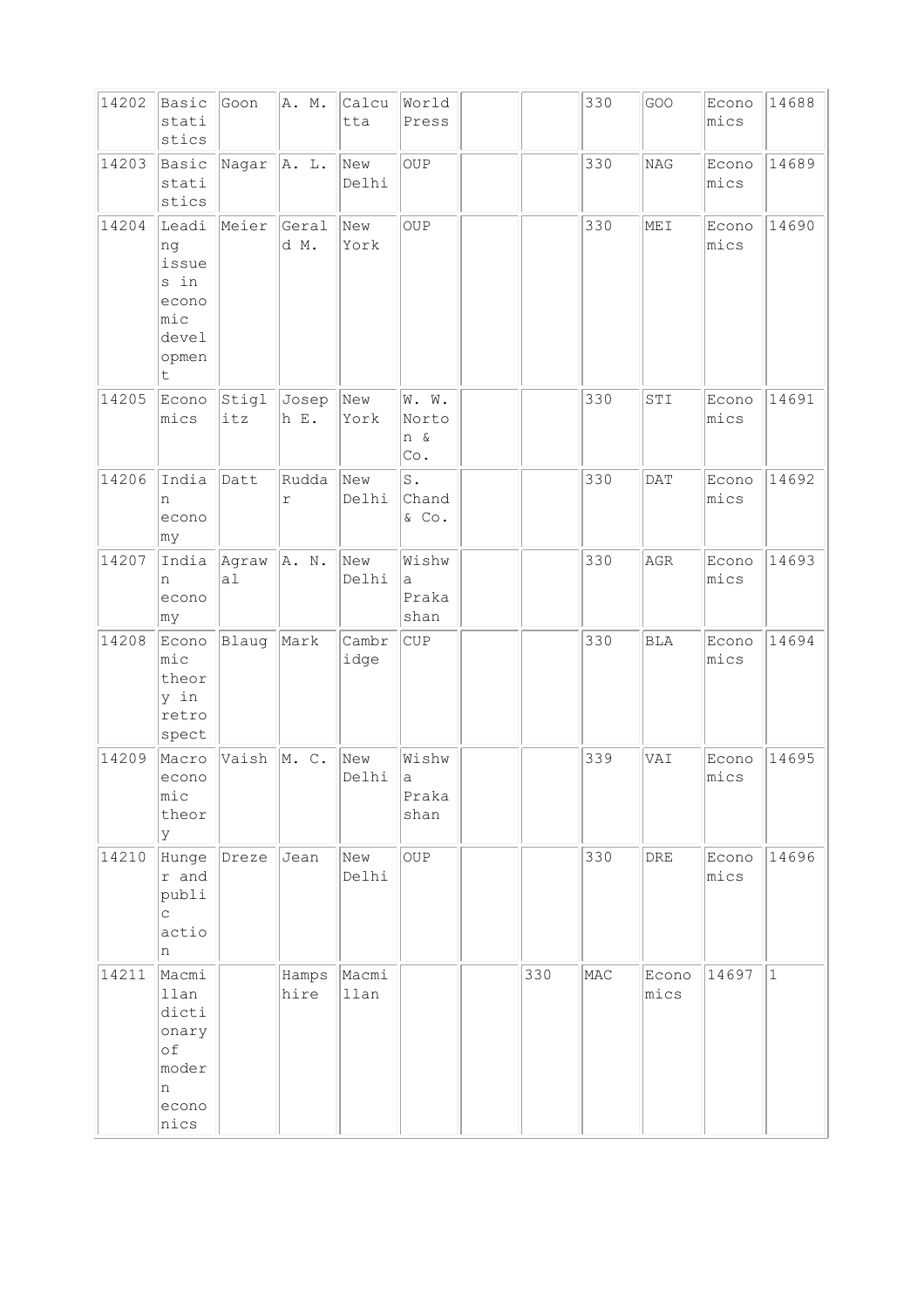| | | | | | | | | | | | |
|---|---|---|---|---|---|---|---|---|---|---|---|
| 14202 | Basic statistics | Goon | A. M. | Calcutta | World Press | | | 330 | GOO | Economics | 14688 |
| 14203 | Basic statistics | Nagar | A. L. | New Delhi | OUP | | | 330 | NAG | Economics | 14689 |
| 14204 | Leading issues in economic development | Meier | Gerald M. | New York | OUP | | | 330 | MEI | Economics | 14690 |
| 14205 | Economics | Stiglitz | Joseph E. | New York | W. W. Norton & Co. | | | 330 | STI | Economics | 14691 |
| 14206 | Indian economy | Datt | Ruddar | New Delhi | S. Chand & Co. | | | 330 | DAT | Economics | 14692 |
| 14207 | Indian economy | Agrawal | A. N. | New Delhi | Wishwa Prakashan | | | 330 | AGR | Economics | 14693 |
| 14208 | Economic theory in retrospect | Blaug | Mark | Cambridge | CUP | | | 330 | BLA | Economics | 14694 |
| 14209 | Macroeconomic theory | Vaish | M. C. | New Delhi | Wishwa Prakashan | | | 339 | VAI | Economics | 14695 |
| 14210 | Hunger and public action | Dreze | Jean | New Delhi | OUP | | | 330 | DRE | Economics | 14696 |
| 14211 | Macmillan dictionary of modern economnics | | Hampshire | Macmillan | | | 330 | MAC | Economics | 14697 | 1 |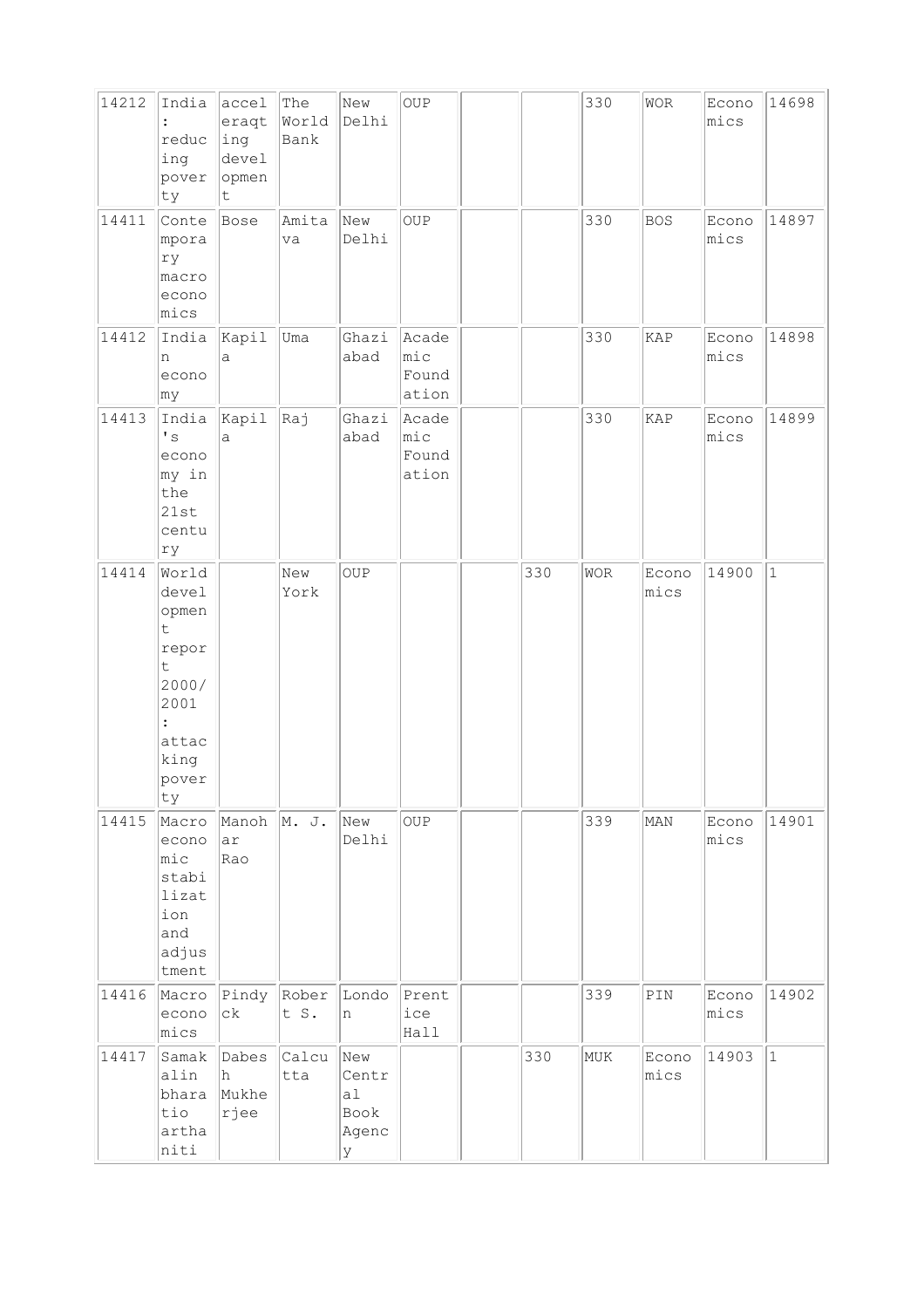| | | | | | | | | | | | |
|---|---|---|---|---|---|---|---|---|---|---|---|
| 14212 | India : reducing poverty | acceleraqting development | The World Bank | New Delhi | OUP | | | 330 | WOR | Economics | 14698 |
| 14411 | Contemporary macroeconomics | Bose | Amitava | New Delhi | OUP | | | 330 | BOS | Economics | 14897 |
| 14412 | Indian economy | Kapila | Uma | Ghaziabad | Academic Foundation | | | 330 | KAP | Economics | 14898 |
| 14413 | India's economy in the 21st century | Kapila | Raj | Ghaziabad | Academic Foundation | | | 330 | KAP | Economics | 14899 |
| 14414 | World development report 2000/2001 : attacking poverty | | New York | OUP | | | 330 | WOR | Economics | 14900 | 1 |
| 14415 | Macroeconomic stabilization and adjustment | Manohar Rao | M. J. | New Delhi | OUP | | | 339 | MAN | Economics | 14901 |
| 14416 | Macroeconomics | Pindyck | Robert S. | London | Prentice Hall | | | 339 | PIN | Economics | 14902 |
| 14417 | Samakalin bharatio arthaniti | Dabesh Mukherjee | Calcutta | New Central Book Agency | | | 330 | MUK | Economics | 14903 | 1 |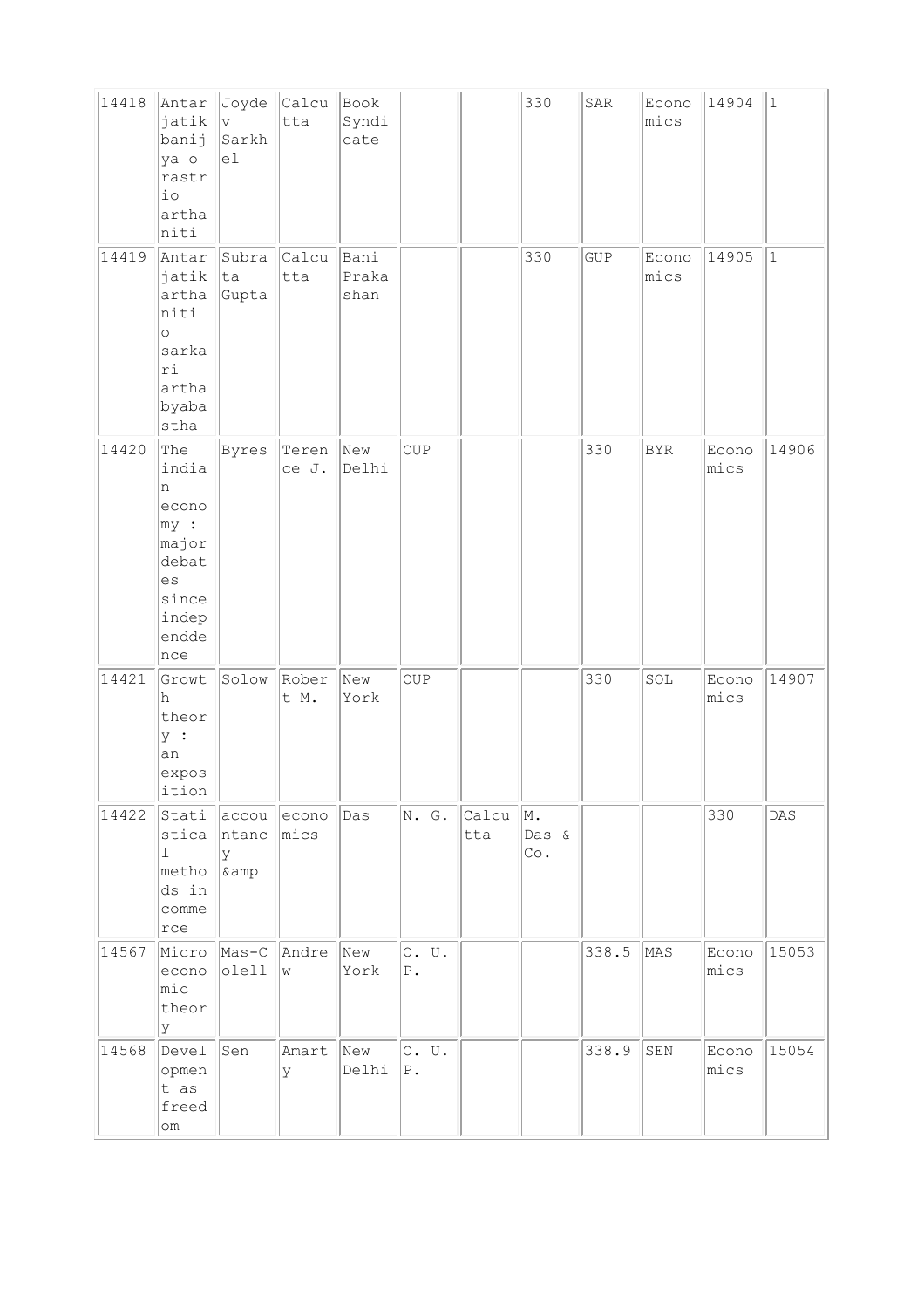| 14418 | Antarjatik banijya o rastrio arthaniti | Joydev Sarkhel | Calcutta | Book Syndicate | | | 330 | SAR | Economics | 14904 | 1 |
|---|---|---|---|---|---|---|---|---|---|---|---|
| 14419 | Antarjatik arthaniti o sarkari artha byabastha | Subrata Gupta | Calcutta | Bani Prakashan | | | 330 | GUP | Economics | 14905 | 1 |
| 14420 | The indian economy : major debates since independence | Byres | Terence J. | New Delhi | OUP | | | 330 | BYR | Economics | 14906 |
| 14421 | Growth theory : an exposition | Solow | Robert M. | New York | OUP | | | 330 | SOL | Economics | 14907 |
| 14422 | Statistical methods in commerce | accountancy &amp | economics | Das | N. G. | Calcutta | M. Das & Co. | | | 330 | DAS |
| 14567 | Microeconomic theory | Mas-Colell | Andrew | New York | O. U. P. | | | 338.5 | MAS | Economics | 15053 |
| 14568 | Development as freedom | Sen | Amarty | New Delhi | O. U. P. | | | 338.9 | SEN | Economics | 15054 |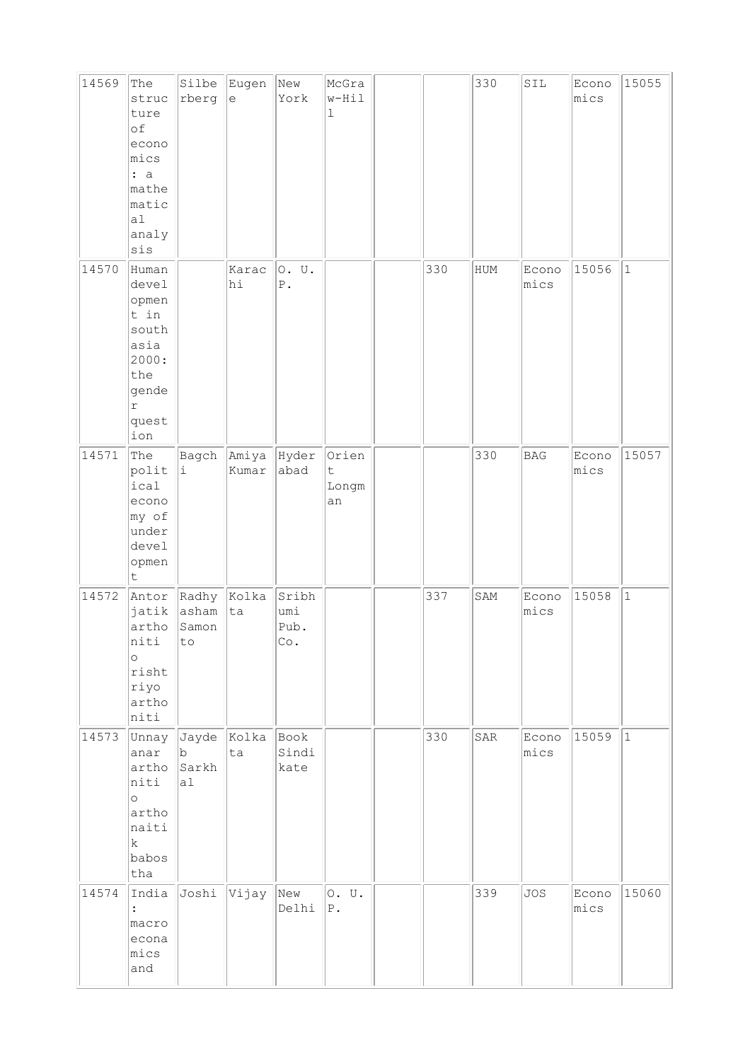| | | | | | | | | | | | |
|---|---|---|---|---|---|---|---|---|---|---|---|
| 14569 | The structure of economics : a mathematical analysis | Silberberg | Eugene | New York | McGraw-Hill | | | 330 | SIL | Economics | 15055 |
| 14570 | Human development in south asia 2000: the gender question | | Karachi | O. U. P. | | | 330 | HUM | Economics | 15056 | 1 |
| 14571 | The political economy of underdevelopment | Bagchi | Amiya Kumar | Hyderabad | Orient Longman | | | 330 | BAG | Economics | 15057 |
| 14572 | Antorjatik arthoniti o rishtriyo arthoniti | Radhyasham Samonto | Kolkata | Sribhumi Pub. Co. | | | 337 | SAM | Economics | 15058 | 1 |
| 14573 | Unnayanar arthoniti o arthonaitik babostha | Jaydeb Sarkhal | Kolkata | Book Sindikate | | | 330 | SAR | Economics | 15059 | 1 |
| 14574 | India : macroeconamics and | Joshi | Vijay | New Delhi | O. U. P. | | | 339 | JOS | Economics | 15060 |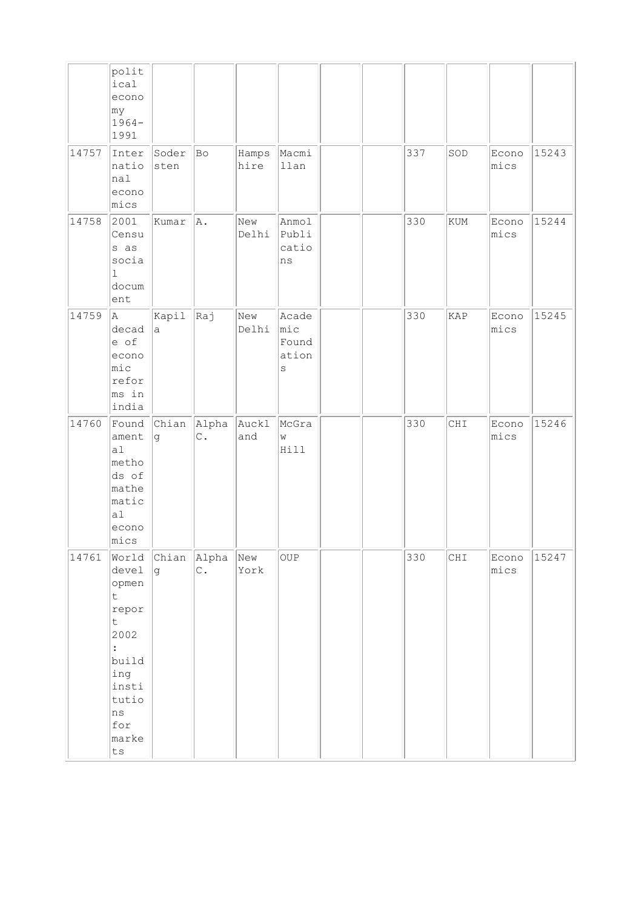|  |  |  |  |  |  |  |  |  |  |  |  |
|---|---|---|---|---|---|---|---|---|---|---|---|
|  | political economy 1964-1991 |  |  |  |  |  |  |  |  |  |  |
| 14757 | International economics | Sodersten | Bo | Hampshire | Macmillan |  |  | 337 | SOD | Economics | 15243 |
| 14758 | 2001 Census as social document | Kumar | A. | New Delhi | Anmol Publications |  |  | 330 | KUM | Economics | 15244 |
| 14759 | A decade of economic reforms in india | Kapila | Raj | New Delhi | Academic Foundations |  |  | 330 | KAP | Economics | 15245 |
| 14760 | Foundamental methods of mathematical economics | Chiang | Alpha C. | Auckland | McGraw Hill |  |  | 330 | CHI | Economics | 15246 |
| 14761 | World development report 2002 : building institutions for markets | Chiang | Alpha C. | New York | OUP |  |  | 330 | CHI | Economics | 15247 |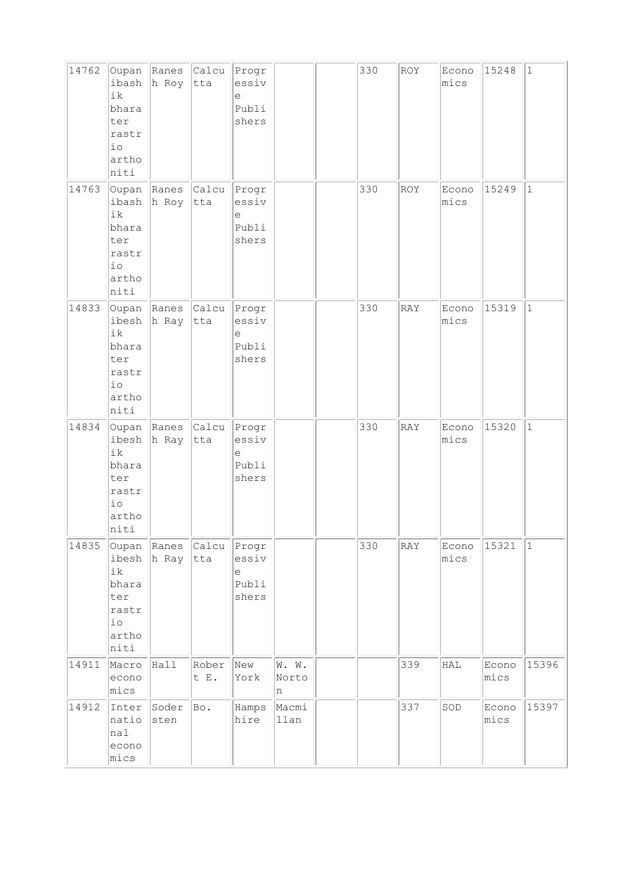| | | | | | | | | | | | |
|---|---|---|---|---|---|---|---|---|---|---|---|
| 14762 | Oupanibashik bharater rastrio arthoniti | Ranesh Roy | Calcutta | Progressive Publishers | | | 330 | ROY | Economics | 15248 | 1 |
| 14763 | Oupanibashik bharater rastrio arthoniti | Ranesh Roy | Calcutta | Progressive Publishers | | | 330 | ROY | Economics | 15249 | 1 |
| 14833 | Oupanibeshik bharater rastrio arthoniti | Ranesh Ray | Calcutta | Progressive Publishers | | | 330 | RAY | Economics | 15319 | 1 |
| 14834 | Oupanibeshik bharater rastrio arthoniti | Ranesh Ray | Calcutta | Progressive Publishers | | | 330 | RAY | Economics | 15320 | 1 |
| 14835 | Oupanibeshik bharater rastrio arthoniti | Ranesh Ray | Calcutta | Progressive Publishers | | | 330 | RAY | Economics | 15321 | 1 |
| 14911 | Macroeconomics | Hall | Robert E. | New York | W. W. Norton | | | 339 | HAL | Economics | 15396 |
| 14912 | International economics | Sodersten | Bo. | Hampshire | Macmillan | | | 337 | SOD | Economics | 15397 |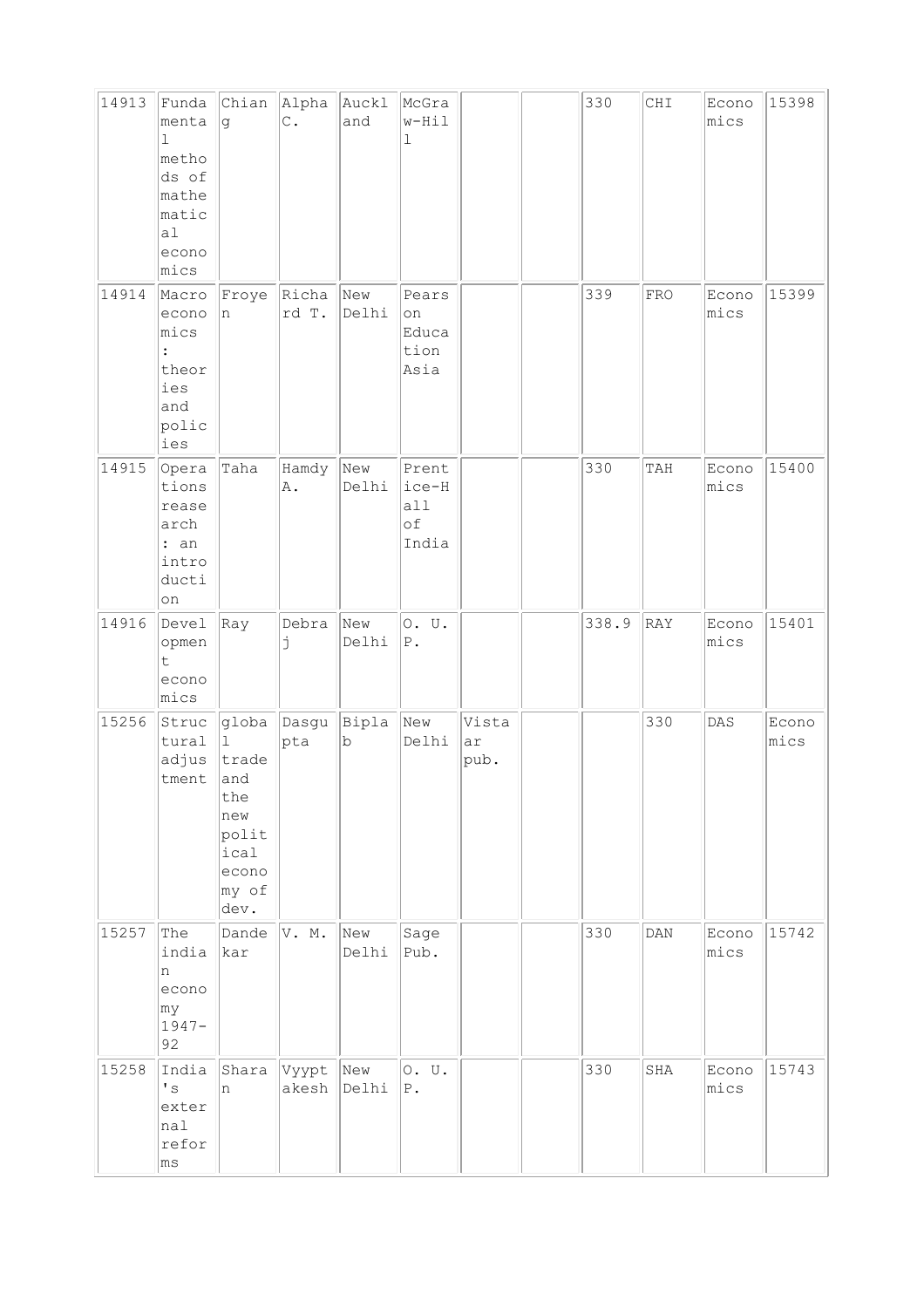| 14913 | Fundamental methods of mathematical economics | Chiang | Alpha C. | Auckland | McGraw-Hill | | | 330 | CHI | Economics | 15398 |
|---|---|---|---|---|---|---|---|---|---|---|---|
| 14914 | Macroeconomics : theories and policies | Froyen | Richard T. | New Delhi | Pearson Education Asia | | | 339 | FRO | Economics | 15399 |
| 14915 | Operations reasearch : an introduction | Taha | Hamdy A. | New Delhi | Prentice-Hall of India | | | 330 | TAH | Economics | 15400 |
| 14916 | Development economics | Ray | Debraj | New Delhi | O. U. P. | | | 338.9 | RAY | Economics | 15401 |
| 15256 | Structural adjustment | global trade and the new political economy of dev. | Dasgupta | Biplab | New Delhi | Vistaar pub. | | | 330 | DAS | Economics |
| 15257 | The indian economy 1947-92 | Dandekar | V. M. | New Delhi | Sage Pub. | | | 330 | DAN | Economics | 15742 |
| 15258 | India's external reforms | Sharan | Vyyptakesh | New Delhi | O. U. P. | | | 330 | SHA | Economics | 15743 |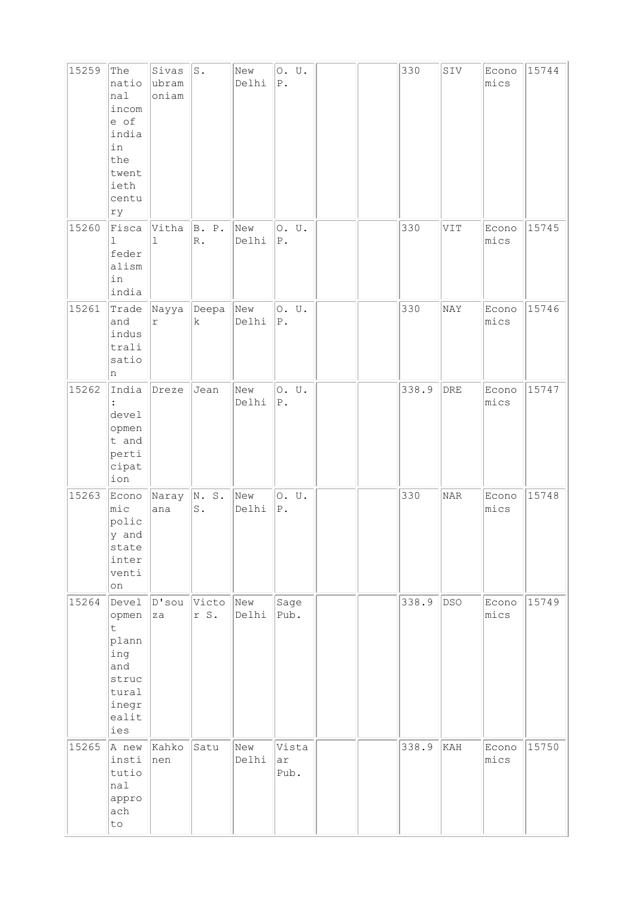| 15259 | The national income of india in the twentieth century | Sivasubramoniam | S. | New Delhi | O. U. P. | | | 330 | SIV | Economics | 15744 |
|---|---|---|---|---|---|---|---|---|---|---|---|
| 15260 | Fiscal federalism in india | Vithal | B. P. R. | New Delhi | O. U. P. | | | 330 | VIT | Economics | 15745 |
| 15261 | Trade and industrialisation | Nayyar | Deepak | New Delhi | O. U. P. | | | 330 | NAY | Economics | 15746 |
| 15262 | India : development and perticipation | Dreze | Jean | New Delhi | O. U. P. | | | 338.9 | DRE | Economics | 15747 |
| 15263 | Economic policy and state intervention | Narayana | N. S. S. | New Delhi | O. U. P. | | | 330 | NAR | Economics | 15748 |
| 15264 | Development planning and structural inegrealities | D'souza | Victor S. | New Delhi | Sage Pub. | | | 338.9 | DSO | Economics | 15749 |
| 15265 | A new institutional approach to | Kahkonen | Satu | New Delhi | Vistaar Pub. | | | 338.9 | KAH | Economics | 15750 |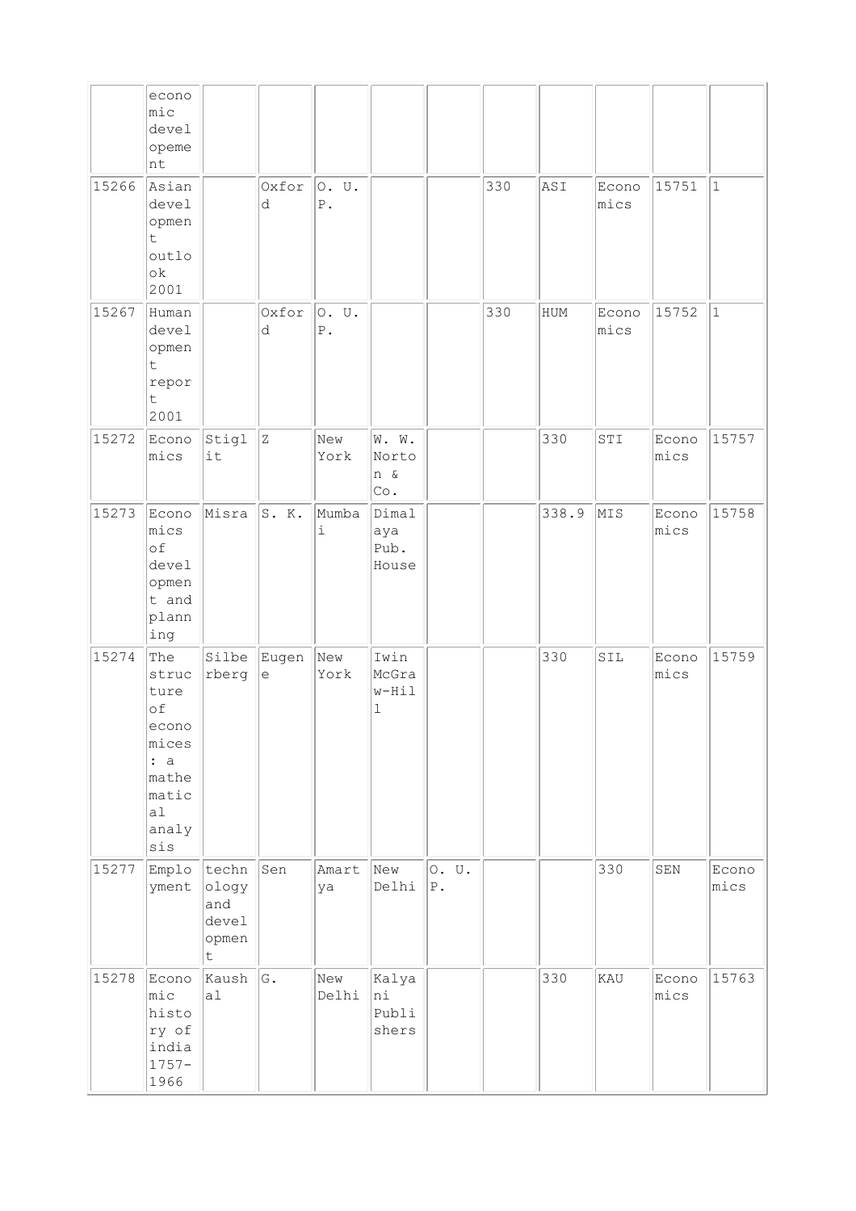| | | | | | | | | | | | |
|---|---|---|---|---|---|---|---|---|---|---|---|
| | economic developement | | | | | | | | | | |
| 15266 | Asian development outlook 2001 | | Oxford | O. U. P. | | | 330 | ASI | Economics | 15751 | 1 |
| 15267 | Human development report 2001 | | Oxford | O. U. P. | | | 330 | HUM | Economics | 15752 | 1 |
| 15272 | Economics | Stiglit | Z | New York | W. W. Norton & Co. | | | 330 | STI | Economics | 15757 |
| 15273 | Economics of development and planning | Misra | S. K. | Mumbai | Dimalaya Pub. House | | | 338.9 | MIS | Economics | 15758 |
| 15274 | The structure of economices : a mathematical analysis | Silberberg | Eugene | New York | Iwin McGraw-Hill | | | 330 | SIL | Economics | 15759 |
| 15277 | Employment | technology and development | Sen | Amartya | New Delhi | O. U. P. | | | 330 | SEN | Economics |
| 15278 | Economic history of india 1757-1966 | Kaushal | G. | New Delhi | Kalyani Publishers | | | 330 | KAU | Economics | 15763 |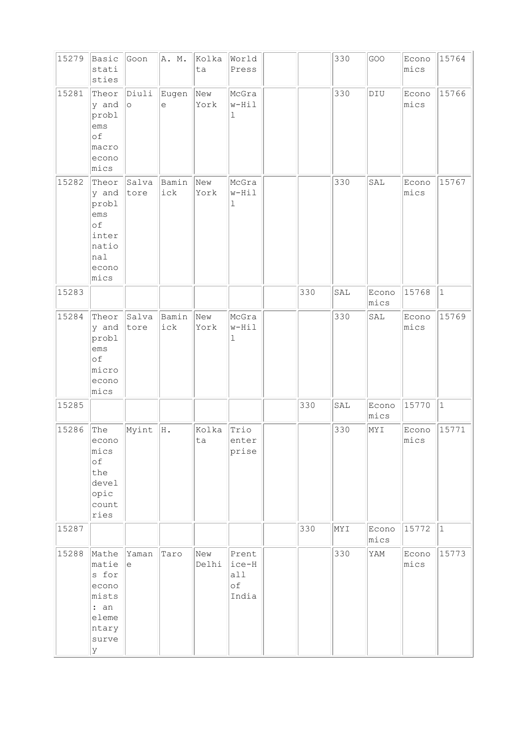| 15279 | Basic statisties | Goon | A. M. | Kolkata | World Press | | | 330 | GOO | Economics | 15764 |
|---|---|---|---|---|---|---|---|---|---|---|---|
| 15281 | Theory and problems of macroeconomics | Diulio | Eugene | New York | McGraw-Hill | | | 330 | DIU | Economics | 15766 |
| 15282 | Theory and problems of international economics | Salvatore | Baminick | New York | McGraw-Hill | | | 330 | SAL | Economics | 15767 |
| 15283 | | | | | | | 330 | SAL | Economics | 15768 | 1 |
| 15284 | Theory and problems of microeconomics | Salvatore | Baminick | New York | McGraw-Hill | | | 330 | SAL | Economics | 15769 |
| 15285 | | | | | | | 330 | SAL | Economics | 15770 | 1 |
| 15286 | The economics of the developic countries | Myint | H. | Kolkata | Trio enterprise | | | 330 | MYI | Economics | 15771 |
| 15287 | | | | | | | 330 | MYI | Economics | 15772 | 1 |
| 15288 | Mathematies for economists : an elementary survey | Yamane | Taro | New Delhi | Prentice-Hall of India | | | 330 | YAM | Economics | 15773 |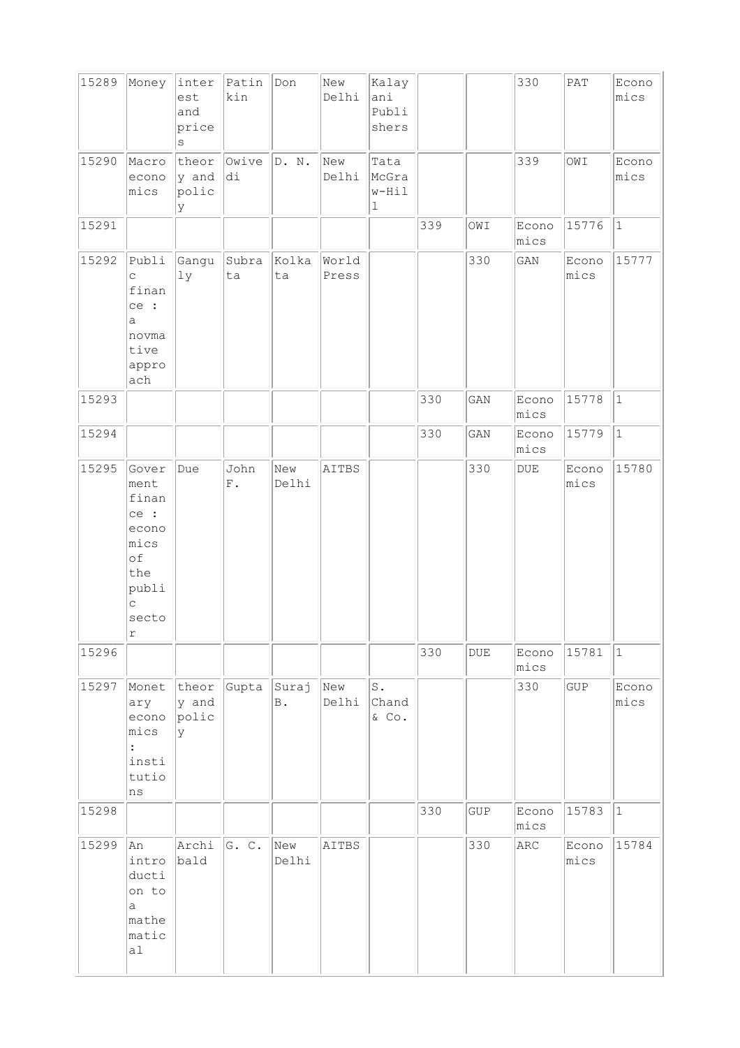| 15289 | Money | interest and prices | Patinkin | Don | New Delhi | Kalayani Publishers | | | 330 | PAT | Economics |
|---|---|---|---|---|---|---|---|---|---|---|---|
| 15290 | Macroeconomics | theory and policy | Owivedi | D. N. | New Delhi | Tata McGraw-Hill | | | 339 | OWI | Economics |
| 15291 | | | | | | | 339 | OWI | Economics | 15776 | 1 |
| 15292 | Public finance : a novmative approach | Ganguly | Subrata | Kolkata | World Press | | | 330 | GAN | Economics | 15777 |
| 15293 | | | | | | | 330 | GAN | Economics | 15778 | 1 |
| 15294 | | | | | | | 330 | GAN | Economics | 15779 | 1 |
| 15295 | Government finance : economics of the public sector | Due | John F. | New Delhi | AITBS | | | 330 | DUE | Economics | 15780 |
| 15296 | | | | | | | 330 | DUE | Economics | 15781 | 1 |
| 15297 | Monetary economics : institutions | theory and policy | Gupta | Suraj B. | New Delhi | S. Chand & Co. | | | 330 | GUP | Economics |
| 15298 | | | | | | | 330 | GUP | Economics | 15783 | 1 |
| 15299 | An introduction to a mathematical | Archibald | G. C. | New Delhi | AITBS | | | 330 | ARC | Economics | 15784 |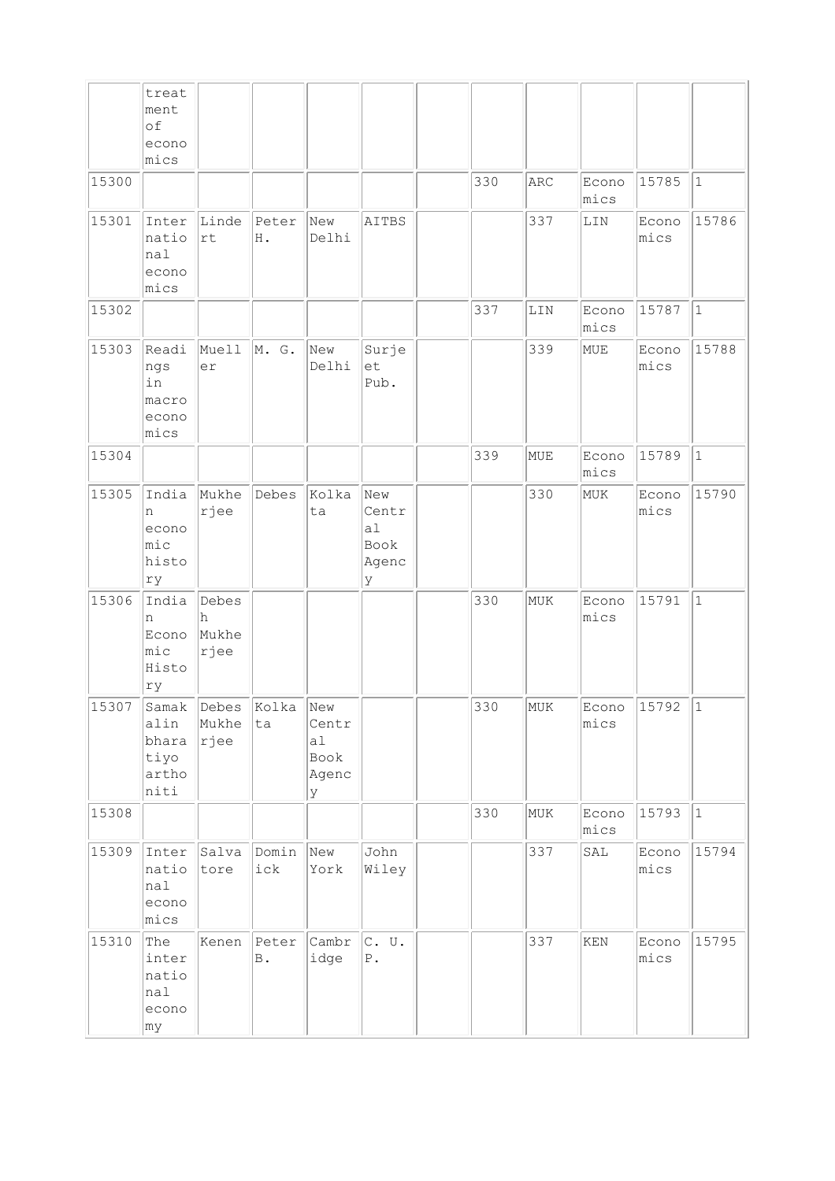| | | | | | | | | | | | |
|---|---|---|---|---|---|---|---|---|---|---|---|
| | treatment of economics | | | | | | | | | | |
| 15300 | | | | | | | 330 | ARC | Economics | 15785 | 1 |
| 15301 | International economics | Lindert | Peter H. | New Delhi | AITBS | | | 337 | LIN | Economics | 15786 |
| 15302 | | | | | | | 337 | LIN | Economics | 15787 | 1 |
| 15303 | Readings in macroeconomics | Mueller | M. G. | New Delhi | Surjeet Pub. | | | 339 | MUE | Economics | 15788 |
| 15304 | | | | | | | 339 | MUE | Economics | 15789 | 1 |
| 15305 | Indian economic history | Mukherjee | Debes | Kolkata | New Central Book Agency | | | 330 | MUK | Economics | 15790 |
| 15306 | Indian Economic History | Debesh Mukherjee | | | | | 330 | MUK | Economics | 15791 | 1 |
| 15307 | Samakalin bharatiyo arthoniti | Debes Mukherjee | Kolkata | New Central Book Agency | | | 330 | MUK | Economics | 15792 | 1 |
| 15308 | | | | | | | 330 | MUK | Economics | 15793 | 1 |
| 15309 | International economics | Salvatore | Dominick | New York | John Wiley | | | 337 | SAL | Economics | 15794 |
| 15310 | The international economy | Kenen | Peter B. | Cambridge | C. U. P. | | | 337 | KEN | Economics | 15795 |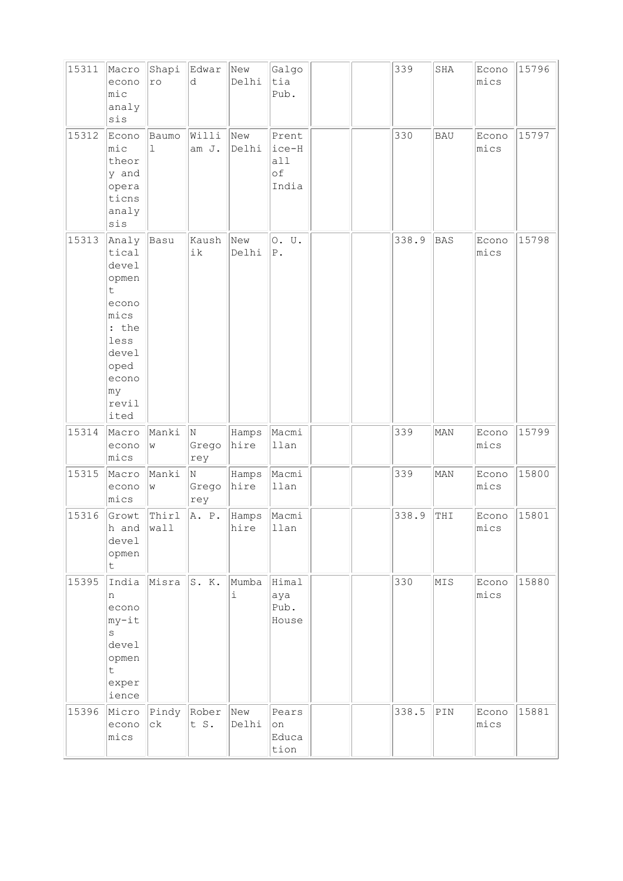| 15311 | Macro economic analysis | Shapiro | Edward | New Delhi | Galgotia Pub. | | | 339 | SHA | Economics | 15796 |
|---|---|---|---|---|---|---|---|---|---|---|---|
| 15312 | Economic theory and operaticns analysis | Baumol | William J. | New Delhi | Prentice-Hall of India | | | 330 | BAU | Economics | 15797 |
| 15313 | Analytical development economics : the less developed economy revilited | Basu | Kaushik | New Delhi | O. U. P. | | | 338.9 | BAS | Economics | 15798 |
| 15314 | Macro economics | Mankiw | N Gregorey | Hampshire | Macmillan | | | 339 | MAN | Economics | 15799 |
| 15315 | Macro economics | Mankiw | N Gregorey | Hampshire | Macmillan | | | 339 | MAN | Economics | 15800 |
| 15316 | Growth and development | Thirlwall | A. P. | Hampshire | Macmillan | | | 338.9 | THI | Economics | 15801 |
| 15395 | Indian economy-its development experience | Misra | S. K. | Mumbai | Himalaya Pub. House | | | 330 | MIS | Economics | 15880 |
| 15396 | Micro economics | Pindyck | Robert S. | New Delhi | Pearson Education | | | 338.5 | PIN | Economics | 15881 |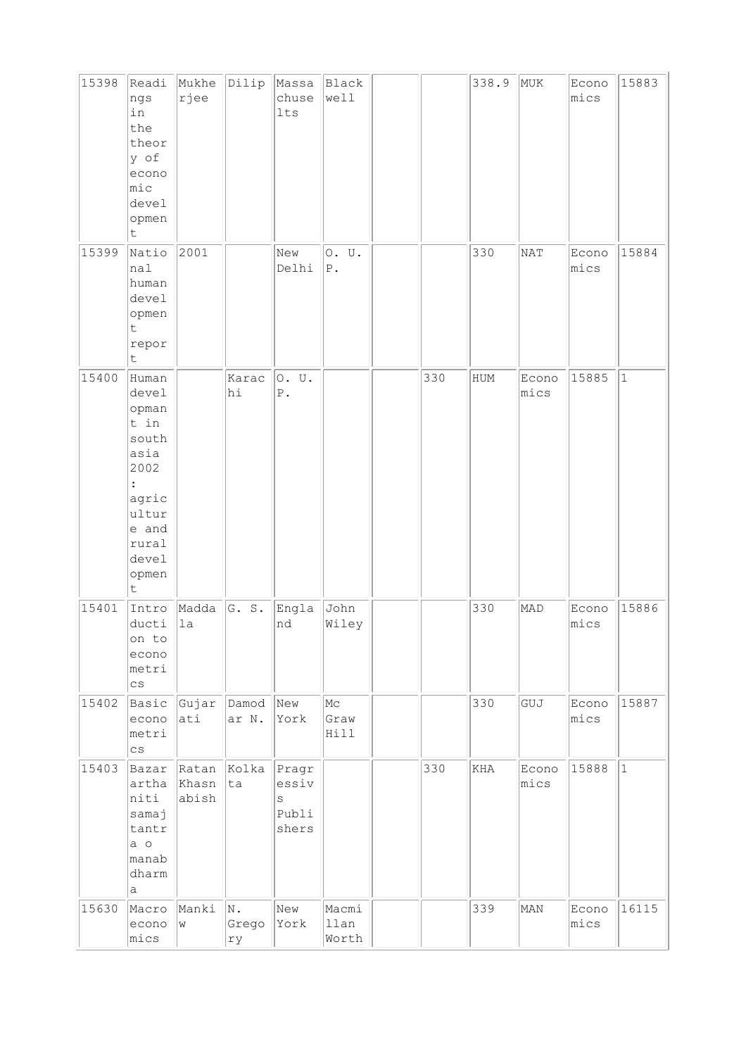| | | | | | | | | | | | |
|---|---|---|---|---|---|---|---|---|---|---|---|
| 15398 | Readings in the theory of economic development | Mukherjee | Dilip | Massachuselts | Blackwell | | | 338.9 | MUK | Economics | 15883 |
| 15399 | National human development report | 2001 | | New Delhi | O. U. P. | | | 330 | NAT | Economics | 15884 |
| 15400 | Human develompant in south asia 2002 : agriculture and rural development | | Karachi | O. U. P. | | | 330 | HUM | Economics | 15885 | 1 |
| 15401 | Introduction to econometrics | Maddala | G. S. | England | John Wiley | | | 330 | MAD | Economics | 15886 |
| 15402 | Basic econometrics | Gujarati | Damodar N. | New York | Mc Graw Hill | | | 330 | GUJ | Economics | 15887 |
| 15403 | Bazar arthaniti samajtantra o manabdharma | Ratan Khasnabish | Kolkata | Pragressivs Publishers | | | 330 | KHA | Economics | 15888 | 1 |
| 15630 | Macroeconomics | Mankiw | N. Gregory | New York | Macmillan Worth | | | 339 | MAN | Economics | 16115 |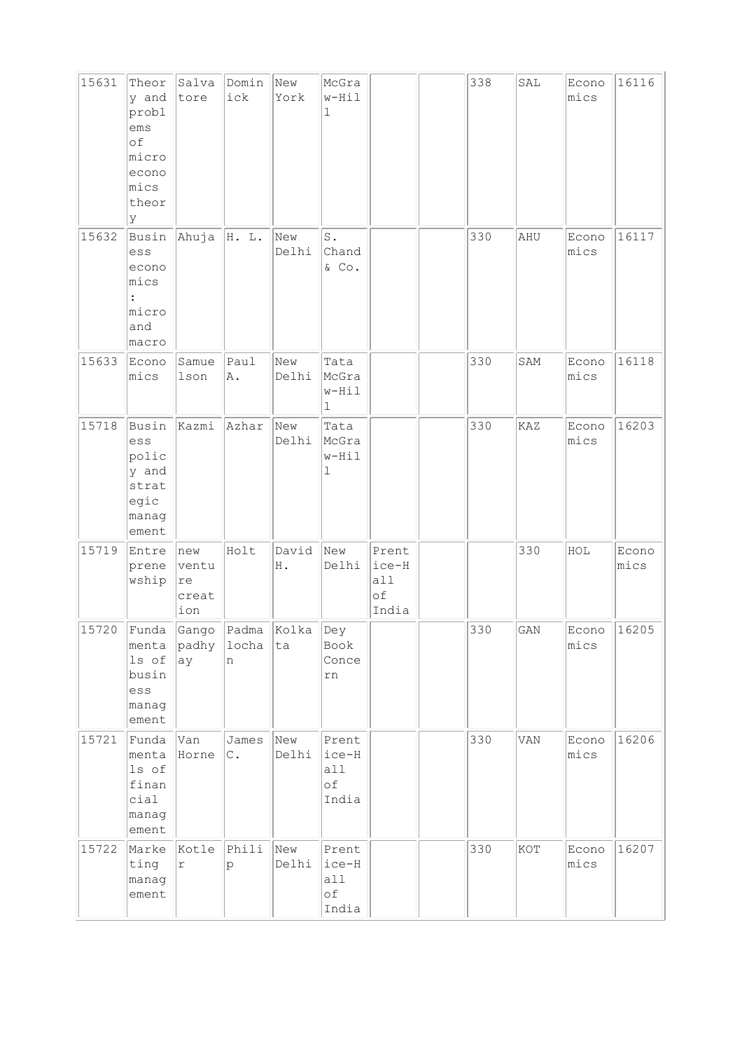| | | | | | | | | | | | |
|---|---|---|---|---|---|---|---|---|---|---|---|
| 15631 | Theory and problems of microeconomics theory | Salvatore | Dominick | New York | McGraw-Hill | | | 338 | SAL | Economics | 16116 |
| 15632 | Business economics : micro and macro | Ahuja | H. L. | New Delhi | S. Chand & Co. | | | 330 | AHU | Economics | 16117 |
| 15633 | Economics | Samuelson | Paul A. | New Delhi | Tata McGraw-Hill | | | 330 | SAM | Economics | 16118 |
| 15718 | Business policy and strategic management | Kazmi | Azhar | New Delhi | Tata McGraw-Hill | | | 330 | KAZ | Economics | 16203 |
| 15719 | Entrepreneurship | new venture creation | Holt | David H. | New Delhi | Prentice-Hall of India | | 330 | HOL | Economics | |
| 15720 | Fundamentals of business management | Gangopadhyay | Padmalochan | Kolkata | Dey Book Concern | | | 330 | GAN | Economics | 16205 |
| 15721 | Fundamentals of financial management | Van Horne | James C. | New Delhi | Prentice-Hall of India | | | 330 | VAN | Economics | 16206 |
| 15722 | Marketing management | Kotler | Philip | New Delhi | Prentice-Hall of India | | | 330 | KOT | Economics | 16207 |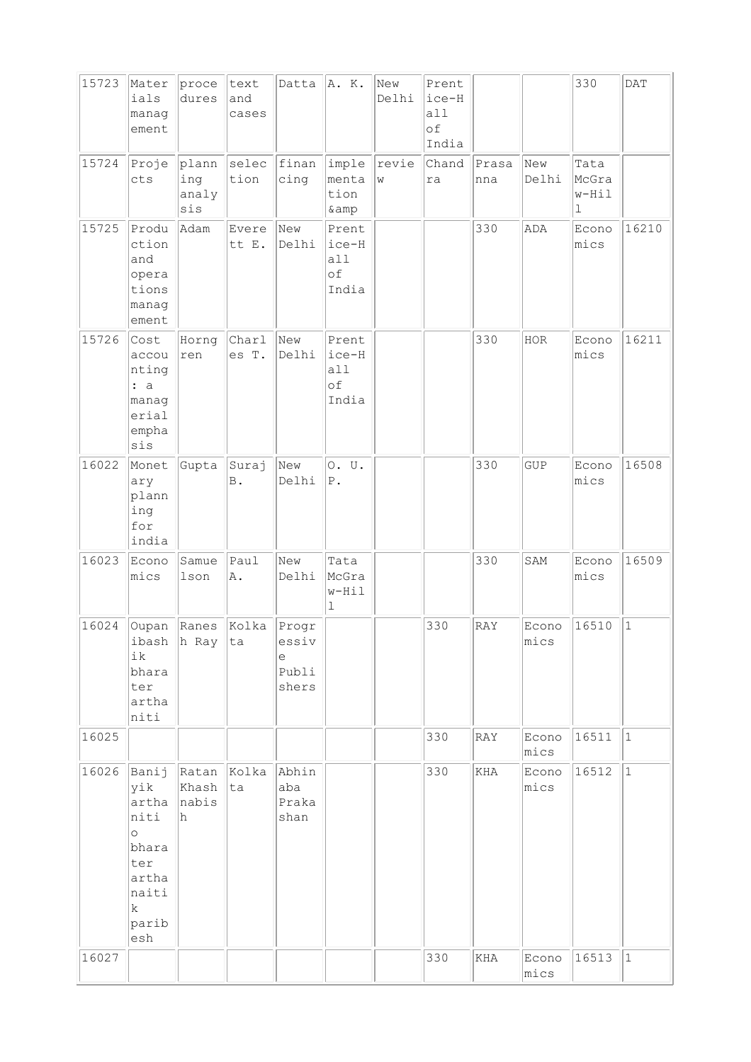| 15723 | Materials management | procedures | text and cases | Datta | A. K. | New Delhi | Prentice-Hall of India | | | 330 | DAT |
|---|---|---|---|---|---|---|---|---|---|---|---|
| 15724 | Projects | planning analysis | selection | financing | implementation &amp | review | Chandra | Prasanna | New Delhi | Tata McGraw-Hill | |
| 15725 | Production and operations management | Adam | Everett E. | New Delhi | Prentice-Hall of India | | | 330 | ADA | Economics | 16210 |
| 15726 | Cost accounting : a managerial emphasis | Horngren | Charles T. | New Delhi | Prentice-Hall of India | | | 330 | HOR | Economics | 16211 |
| 16022 | Monetary planning for india | Gupta | Suraj B. | New Delhi | O. U. P. | | | 330 | GUP | Economics | 16508 |
| 16023 | Economics | Samuelson | Paul A. | New Delhi | Tata McGraw-Hill | | | 330 | SAM | Economics | 16509 |
| 16024 | Oupanibashik bharater arthaniti | Ranesh Ray | Kolkata | Progressive Publishers | | | 330 | RAY | Economics | 16510 | 1 |
| 16025 | | | | | | | 330 | RAY | Economics | 16511 | 1 |
| 16026 | Banijyik arthaniti o bharater arthanaitik paribesh | Ratan Khashnabish | Kolkata | Abhinaba Prakashan | | | 330 | KHA | Economics | 16512 | 1 |
| 16027 | | | | | | | 330 | KHA | Economics | 16513 | 1 |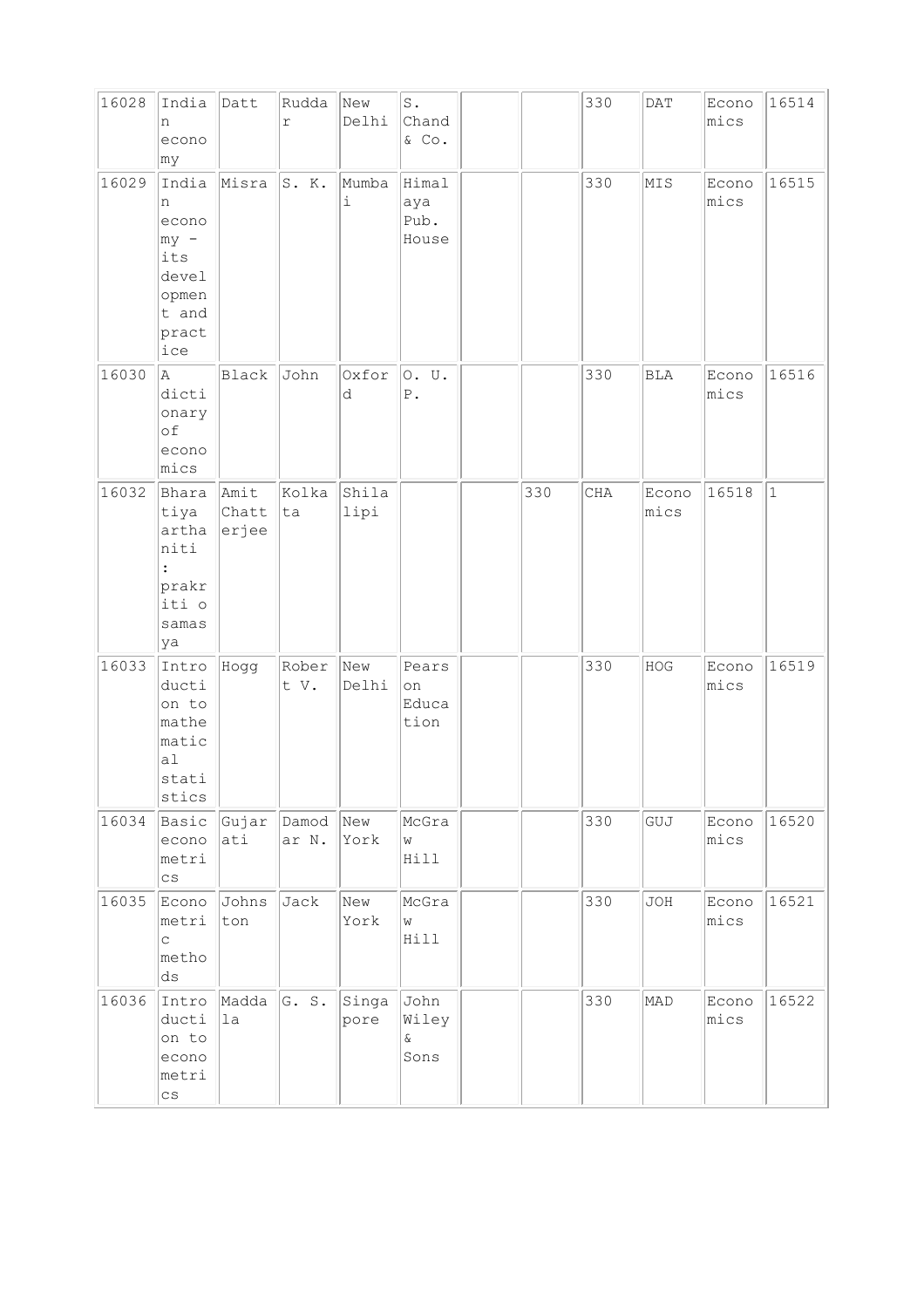| | | | | | | | | | | | |
|---|---|---|---|---|---|---|---|---|---|---|---|
| 16028 | Indian economy | Datt | Ruddar | New Delhi | S. Chand & Co. | | | 330 | DAT | Economics | 16514 |
| 16029 | Indian economy - its development and practice | Misra | S. K. | Mumbai | Himalaya Pub. House | | | 330 | MIS | Economics | 16515 |
| 16030 | A dictionary of economics | Black | John | Oxford | O. U. P. | | | 330 | BLA | Economics | 16516 |
| 16032 | Bharatiya arthaniti : prakriti o samasya | Amit Chatterjee | Kolkata | Shilalipi | | | 330 | CHA | Economics | 16518 | 1 |
| 16033 | Introduction to mathematical statistics | Hogg | Robert V. | New Delhi | Pearson Education | | | 330 | HOG | Economics | 16519 |
| 16034 | Basic econometrics | Gujarati | Damodar N. | New York | McGraw Hill | | | 330 | GUJ | Economics | 16520 |
| 16035 | Econometric methods | Johnston | Jack | New York | McGraw Hill | | | 330 | JOH | Economics | 16521 |
| 16036 | Introduction to econometrics | Maddala | G. S. | Singapore | John Wiley & Sons | | | 330 | MAD | Economics | 16522 |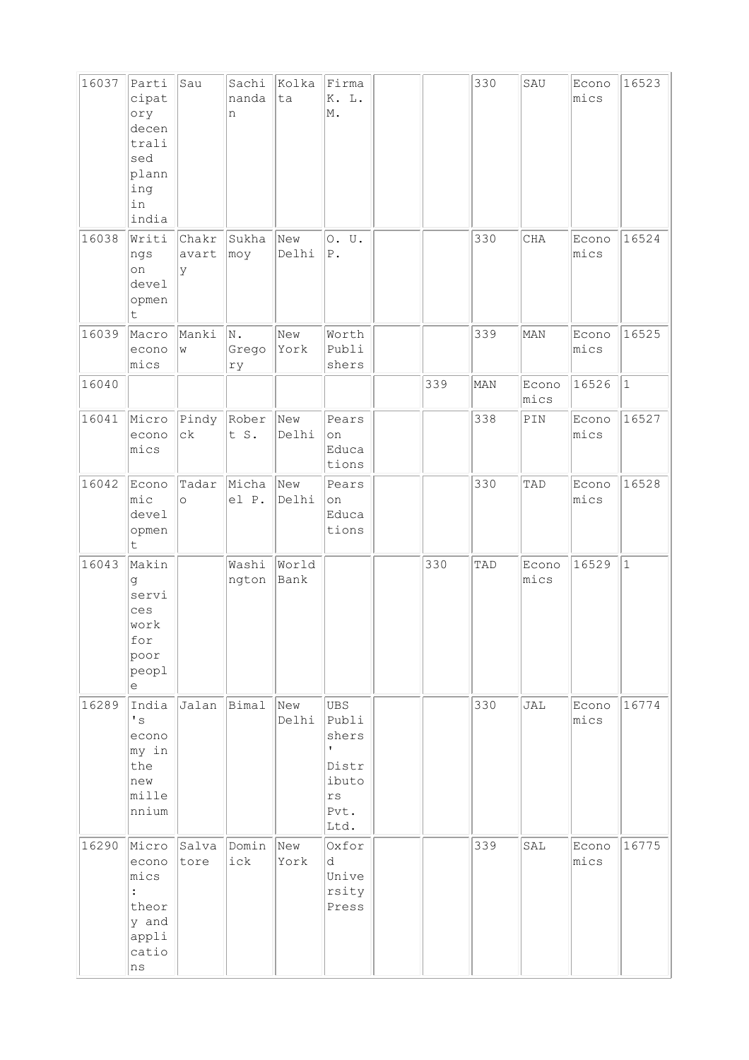| | | | | | | | | | | | |
|---|---|---|---|---|---|---|---|---|---|---|---|
| 16037 | Participatory decentralised planning in india | Sau | Sachinandan | Kolkata | Firma K. L. M. | | | 330 | SAU | Economics | 16523 |
| 16038 | Writings on development | Chakravarty | Sukhamoy | New Delhi | O. U. P. | | | 330 | CHA | Economics | 16524 |
| 16039 | Macroeconomics | Mankiw | N. Gregory | New York | Worth Publishers | | | 339 | MAN | Economics | 16525 |
| 16040 | | | | | | | 339 | MAN | Economics | 16526 | 1 |
| 16041 | Microeconomics | Pindyck | Robert S. | New Delhi | Pearson Educations | | | 338 | PIN | Economics | 16527 |
| 16042 | Economic development | Tadaro | Michael P. | New Delhi | Pearson Educations | | | 330 | TAD | Economics | 16528 |
| 16043 | Making services work for poor people | | Washington | World Bank | | | 330 | TAD | Economics | 16529 | 1 |
| 16289 | India's economy in the new millennium | Jalan | Bimal | New Delhi | UBS Publishers ' Distributors Pvt. Ltd. | | | 330 | JAL | Economics | 16774 |
| 16290 | Microeconomics : theory and applications | Salvatore | Dominick | New York | Oxford University Press | | | 339 | SAL | Economics | 16775 |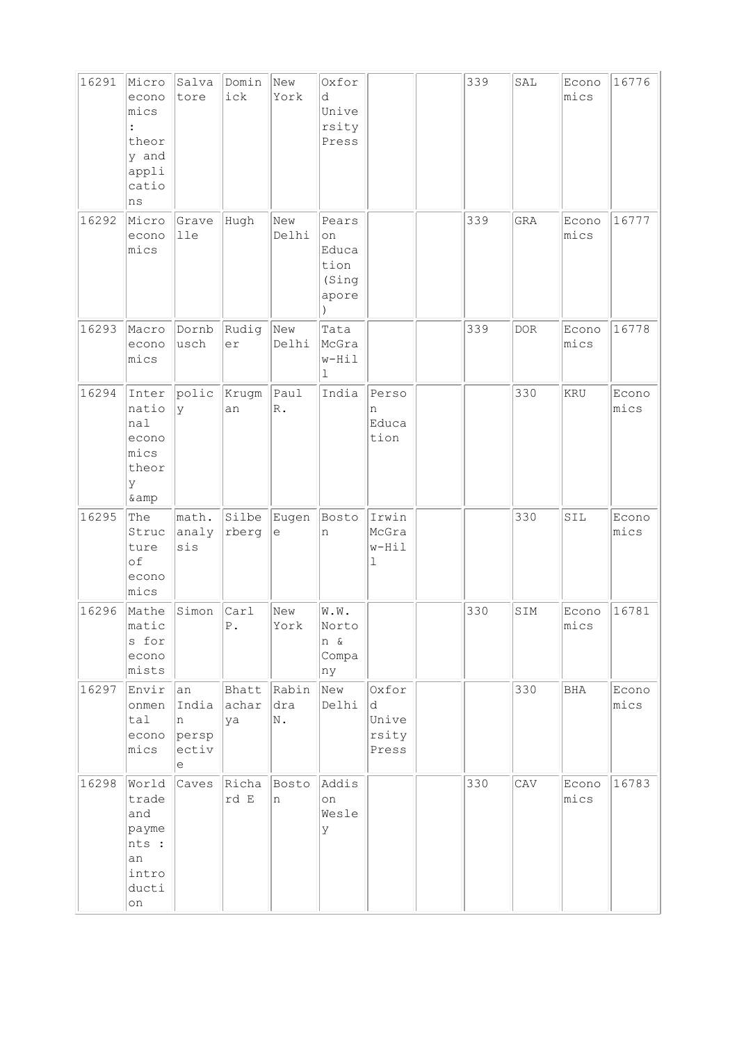| | | | | | | | | | | | |
|---|---|---|---|---|---|---|---|---|---|---|---|
| 16291 | Microeconomics : theory and applications | Salvatore | Dominick | New York | Oxford University Press | | | 339 | SAL | Economics | 16776 |
| 16292 | Microeconomics | Gravelle | Hugh | New Delhi | Pearson Education (Singapore) | | | 339 | GRA | Economics | 16777 |
| 16293 | Macroeconomics | Dornbusch | Rudiger | New Delhi | Tata McGraw-Hill | | | 339 | DOR | Economics | 16778 |
| 16294 | International economics theory &amp | policy | Krugman | Paul R. | India | Person Education | | | 330 | KRU | Economics |
| 16295 | The Structure of economics | math. analysis | Silberberg | Eugene | Boston | Irwin McGraw-Hill | | | 330 | SIL | Economics |
| 16296 | Mathematics for economists | Simon | Carl P. | New York | W.W. Norton & Company | | | 330 | SIM | Economics | 16781 |
| 16297 | Environmental economics | an Indian perspective | Bhattacharya | Rabindra N. | New Delhi | Oxford University Press | | | 330 | BHA | Economics |
| 16298 | World trade and payments : an introduction | Caves | Richard E | Boston | Addison Wesley | | | 330 | CAV | Economics | 16783 |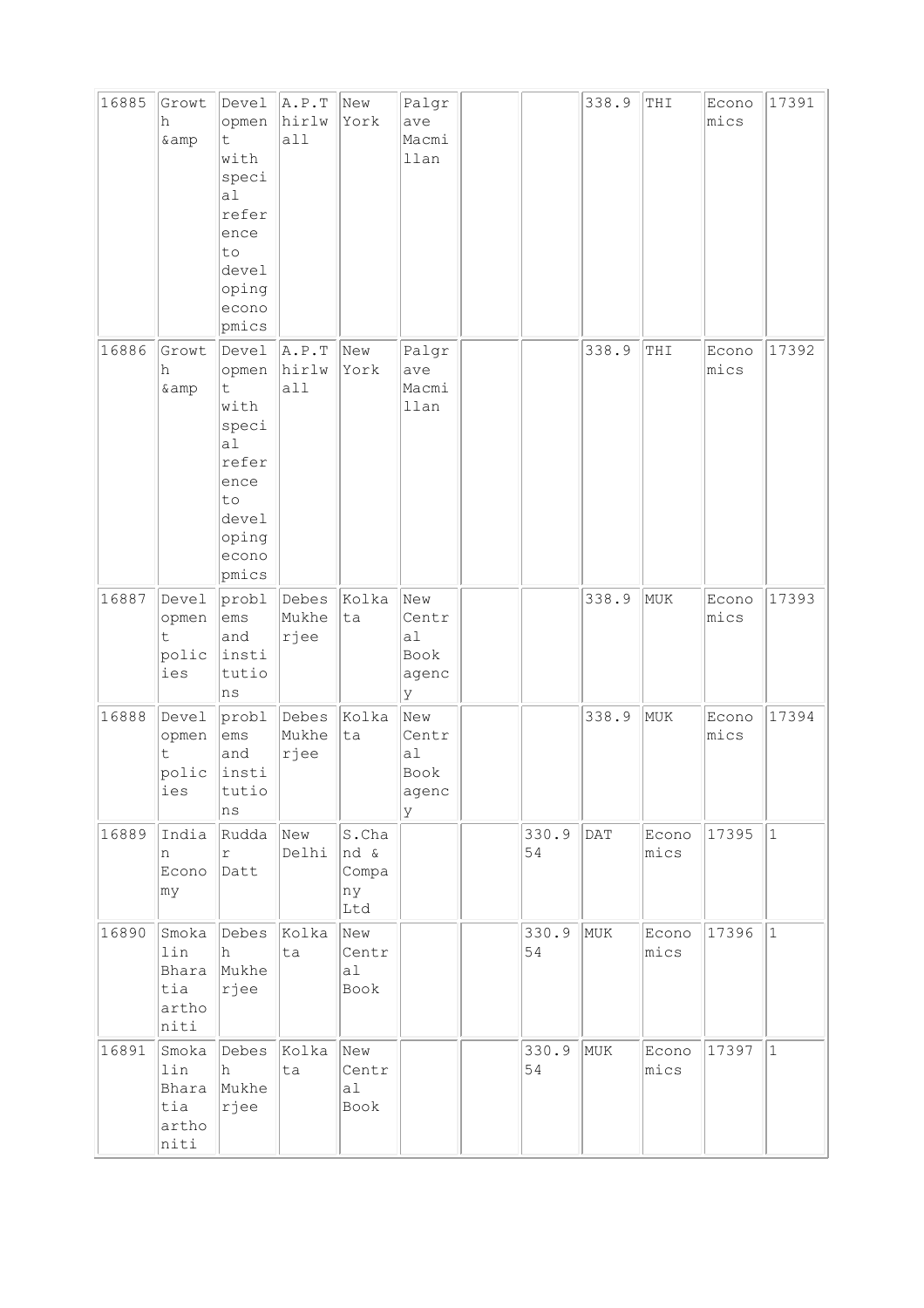| | | | | | | | | | | | |
|---|---|---|---|---|---|---|---|---|---|---|---|
| 16885 | Growth &amp | Development with special reference to developing econopmics | A.P.Thirlwall | New York | Palgrave Macmillan | | | 338.9 | THI | Economics | 17391 |
| 16886 | Growth &amp | Development with special reference to developing econopmics | A.P.Thirlwall | New York | Palgrave Macmillan | | | 338.9 | THI | Economics | 17392 |
| 16887 | Development policies | problems and institutions | Debes Mukherjee | Kolkata | New Central Book agency | | | 338.9 | MUK | Economics | 17393 |
| 16888 | Development policies | problems and institutions | Debes Mukherjee | Kolkata | New Central Book agency | | | 338.9 | MUK | Economics | 17394 |
| 16889 | Indian Economy | Ruddar Datt | New Delhi | S.Chand & Company Ltd | | | 330.954 | DAT | Economics | 17395 | 1 |
| 16890 | Smokalin Bharatia arthoniti | Debesh Mukherjee | Kolkata | New Central Book | | | 330.954 | MUK | Economics | 17396 | 1 |
| 16891 | Smokalin Bharatia arthoniti | Debesh Mukherjee | Kolkata | New Central Book | | | 330.954 | MUK | Economics | 17397 | 1 |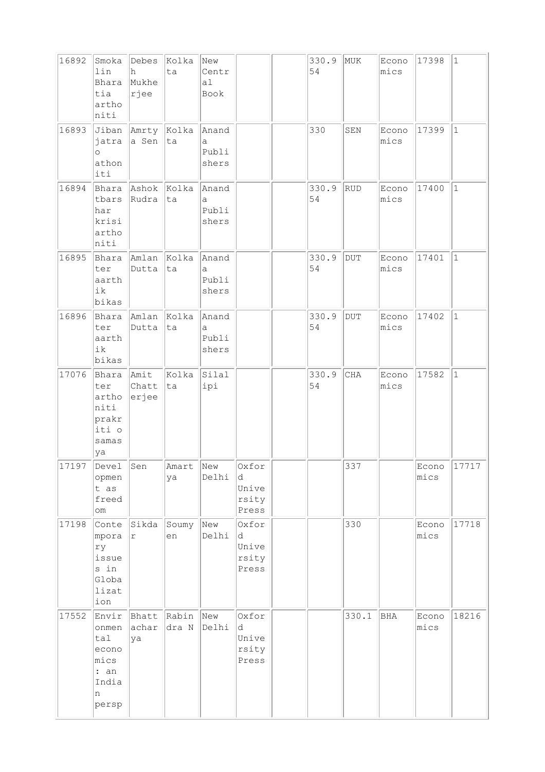| | | | | | | | | | | | |
|---|---|---|---|---|---|---|---|---|---|---|---|
| 16892 | Smokalin Bharatia arthoniti | Debesh Mukherjee | Kolkata | New Central Book | | | 330.954 | MUK | Economics | 17398 | 1 |
| 16893 | Jibanjatra o athoniti | Amrtya Sen | Kolkata | Ananda Publishers | | | 330 | SEN | Economics | 17399 | 1 |
| 16894 | Bharatbarshar krisi arthoniti | Ashok Rudra | Kolkata | Ananda Publishers | | | 330.954 | RUD | Economics | 17400 | 1 |
| 16895 | Bharater aarthik bikas | Amlan Dutta | Kolkata | Ananda Publishers | | | 330.954 | DUT | Economics | 17401 | 1 |
| 16896 | Bharater aarthik bikas | Amlan Dutta | Kolkata | Ananda Publishers | | | 330.954 | DUT | Economics | 17402 | 1 |
| 17076 | Bharater arthoniti prakriti o samasya | Amit Chatterjee | Kolkata | Silalipi | | | 330.954 | CHA | Economics | 17582 | 1 |
| 17197 | Development as freedom | Sen | Amartya | New Delhi | Oxford University Press | | | 337 | | Economics | 17717 |
| 17198 | Contemporary issues in Globalization | Sikdar | Soumyen | New Delhi | Oxford University Press | | | 330 | | Economics | 17718 |
| 17552 | Environmental economics : an Indian persp | Bhattacharya | Rabindra N | New Delhi | Oxford University Press | | | 330.1 | BHA | Economics | 18216 |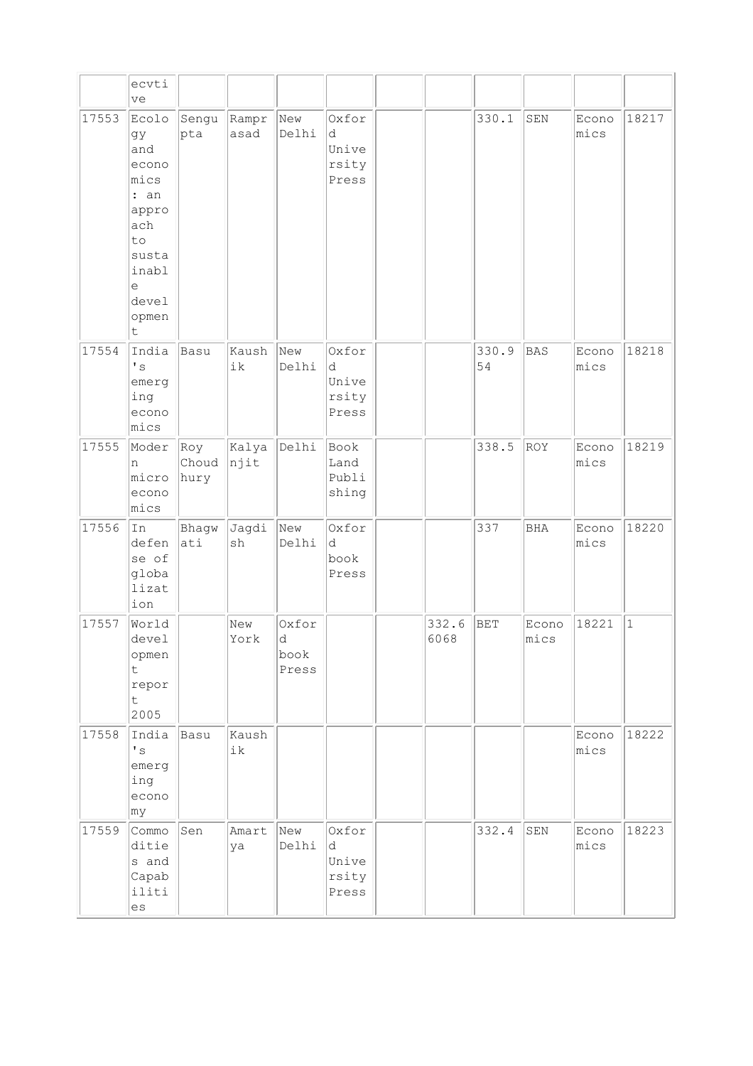| | | | | | | | | | | | |
|---|---|---|---|---|---|---|---|---|---|---|---|
| | ecvtive | | | | | | | | | | |
| 17553 | Ecology and economics : an approach to sustainable development | Sengupta | Ramprasad | New Delhi | Oxford University Press | | | 330.1 | SEN | Economics | 18217 |
| 17554 | India's emerging economics | Basu | Kaushik | New Delhi | Oxford University Press | | | 330.954 | BAS | Economics | 18218 |
| 17555 | Modern micro economics | Roy Choudhury | Kalyanjit | Delhi | Book Land Publishing | | | 338.5 | ROY | Economics | 18219 |
| 17556 | In defense of globalization | Bhagwati | Jagdish | New Delhi | Oxford book Press | | | 337 | BHA | Economics | 18220 |
| 17557 | World development report 2005 | | New York | Oxford book Press | | | 332.66068 | BET | Economics | 18221 | 1 |
| 17558 | India's emerging economy | Basu | Kaushik | | | | | | | Economics | 18222 |
| 17559 | Commodities and Capabilities | Sen | Amartya | New Delhi | Oxford University Press | | | 332.4 | SEN | Economics | 18223 |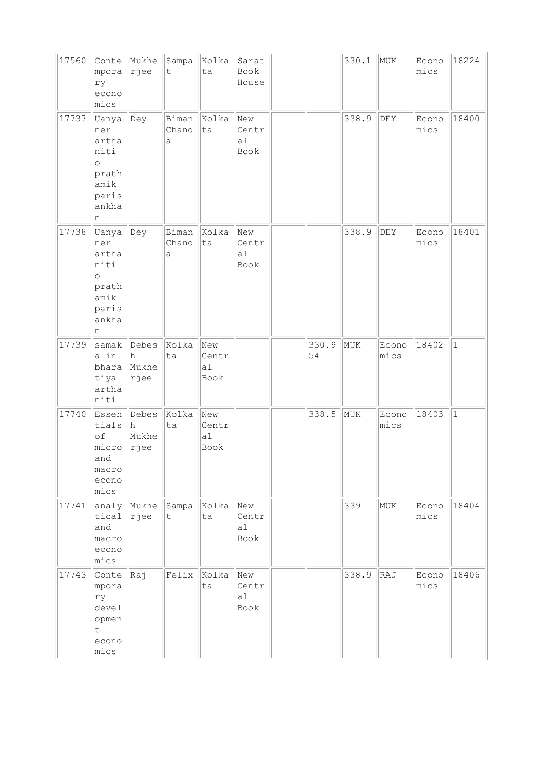| 17560 | Contemporary economics | Mukherjee | Sampat | Kolkata | Sarat Book House | | | 330.1 | MUK | Economics | 18224 |
|---|---|---|---|---|---|---|---|---|---|---|---|
| 17737 | Uanyaner arthaniti o prathamik parisankhan | Dey | Biman Chanda | Kolkata | New Central Book | | | 338.9 | DEY | Economics | 18400 |
| 17738 | Uanyaner arthaniti o prathamik parisankhan | Dey | Biman Chanda | Kolkata | New Central Book | | | 338.9 | DEY | Economics | 18401 |
| 17739 | samakalin bharatiya arthaniti | Debesh Mukherjee | Kolkata | New Central Book | | | 330.954 | MUK | Economics | 18402 | 1 |
| 17740 | Essentials of micro and macro economics | Debesh Mukherjee | Kolkata | New Central Book | | | 338.5 | MUK | Economics | 18403 | 1 |
| 17741 | analytical and macro economics | Mukherjee | Sampat | Kolkata | New Central Book | | | 339 | MUK | Economics | 18404 |
| 17743 | Contemporary development economics | Raj | Felix | Kolkata | New Central Book | | | 338.9 | RAJ | Economics | 18406 |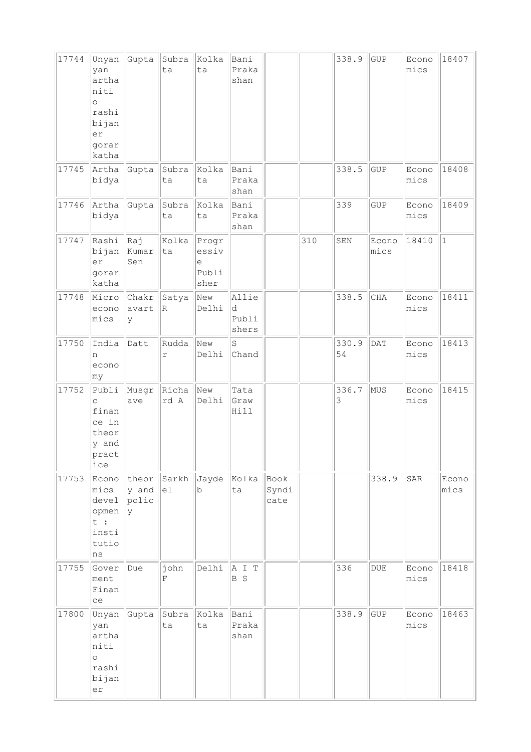| 17744 | Unyanyan arthaniti o rashibijaner gorarkatha | Gupta | Subrata | Kolkata | Bani Prakashan | | | 338.9 | GUP | Economics | 18407 |
|---|---|---|---|---|---|---|---|---|---|---|---|
| 17745 | Artha bidya | Gupta | Subrata | Kolkata | Bani Prakashan | | | 338.5 | GUP | Economics | 18408 |
| 17746 | Artha bidya | Gupta | Subrata | Kolkata | Bani Prakashan | | | 339 | GUP | Economics | 18409 |
| 17747 | Rashi bijaner gorar katha | Raj Kumar Sen | Kolkata | Progressive Publisher | | | 310 | SEN | Economics | 18410 | 1 |
| 17748 | Micro economics | Chakravarty | Satya R | New Delhi | Allied Publishers | | | 338.5 | CHA | Economics | 18411 |
| 17750 | Indian economy | Datt | Ruddar | New Delhi | S Chand | | | 330.954 | DAT | Economics | 18413 |
| 17752 | Public finance in theory and practice | Musgrave | Richard A | New Delhi | Tata Graw Hill | | | 336.73 | MUS | Economics | 18415 |
| 17753 | Economics development : institutions | theory and policy | Sarkhel | Jaydeb | Kolkata | Book Syndicate | | 338.9 | SAR | Economics | |
| 17755 | Government Finance | Due | john F | Delhi | A I T B S | | | 336 | DUE | Economics | 18418 |
| 17800 | Unyanyan arthaniti o rashibijaner | Gupta | Subrata | Kolkata | Bani Prakashan | | | 338.9 | GUP | Economics | 18463 |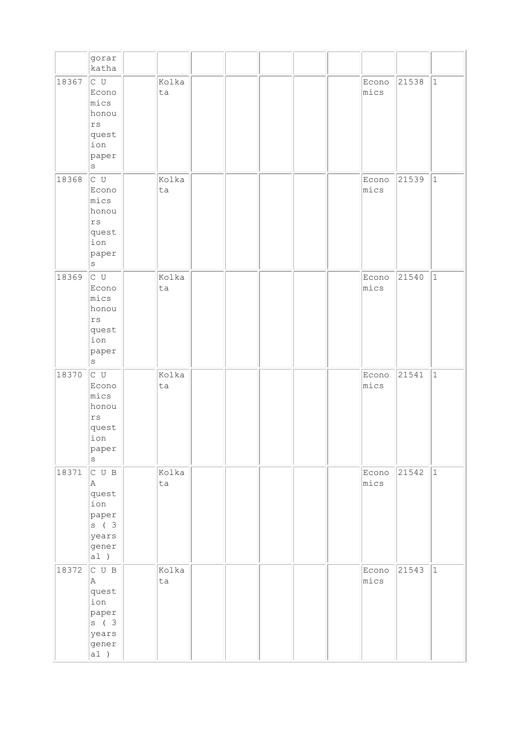| | gorar katha | | | | | | | | | | |
|---|---|---|---|---|---|---|---|---|---|---|---|
| 18367 | C U Economics honours question papers | | Kolkata | | | | | | Economics | 21538 | 1 |
| 18368 | C U Economics honours question papers | | Kolkata | | | | | | Economics | 21539 | 1 |
| 18369 | C U Economics honours question papers | | Kolkata | | | | | | Economics | 21540 | 1 |
| 18370 | C U Economics honours question papers | | Kolkata | | | | | | Economics | 21541 | 1 |
| 18371 | C U B A question papers ( 3 years general ) | | Kolkata | | | | | | Economics | 21542 | 1 |
| 18372 | C U B A question papers ( 3 years general ) | | Kolkata | | | | | | Economics | 21543 | 1 |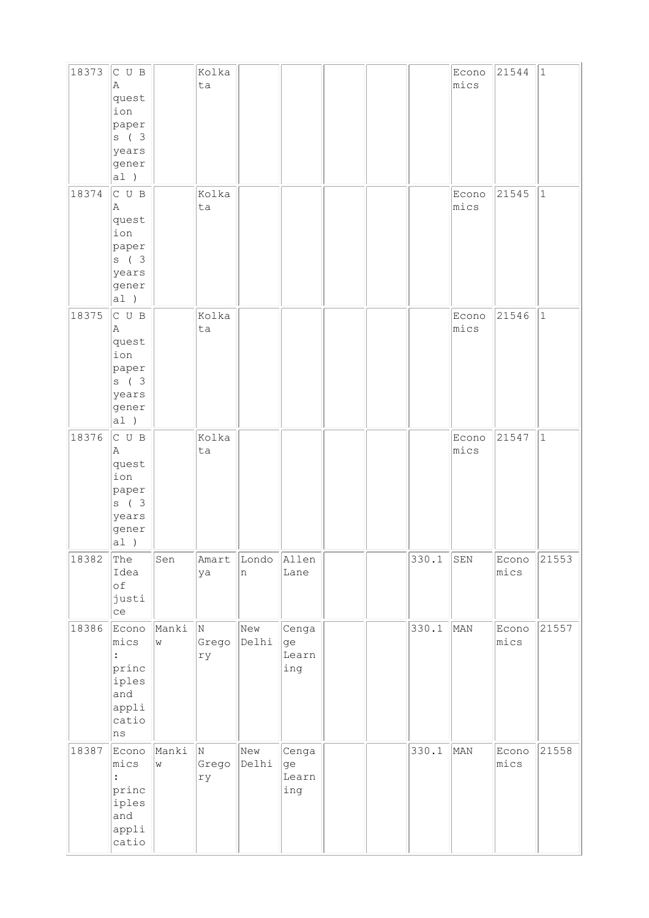| | | | | | | | | | | | |
|---|---|---|---|---|---|---|---|---|---|---|---|
| 18373 | C U B A question papers ( 3 years general ) | | Kolkata | | | | | | Economics | 21544 | 1 |
| 18374 | C U B A question papers ( 3 years general ) | | Kolkata | | | | | | Economics | 21545 | 1 |
| 18375 | C U B A question papers ( 3 years general ) | | Kolkata | | | | | | Economics | 21546 | 1 |
| 18376 | C U B A question papers ( 3 years general ) | | Kolkata | | | | | | Economics | 21547 | 1 |
| 18382 | The Idea of justice | Sen | Amartya | London | Allen Lane | | | 330.1 | SEN | Economics | 21553 |
| 18386 | Economics : principles and applications | Mankiw | N Gregory | New Delhi | Cengage Learning | | | 330.1 | MAN | Economics | 21557 |
| 18387 | Economics : principles and applicatio | Mankiw | N Gregory | New Delhi | Cengage Learning | | | 330.1 | MAN | Economics | 21558 |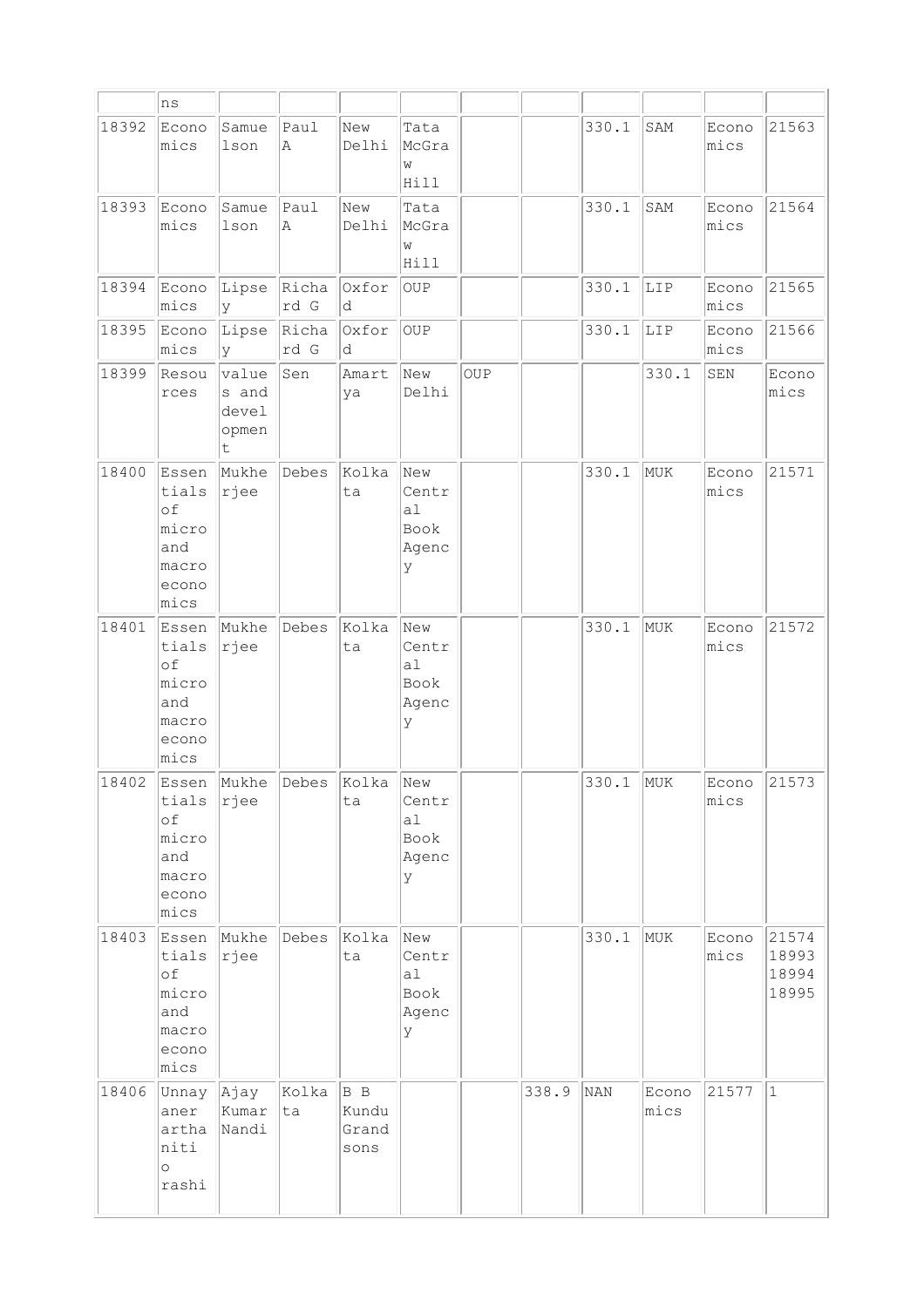| | ns | | | | | | | | | | |
|---|---|---|---|---|---|---|---|---|---|---|---|
| 18392 | Economics | Samuelson | Paul A | New Delhi | Tata McGraw Hill | | | 330.1 | SAM | Economics | 21563 |
| 18393 | Economics | Samuelson | Paul A | New Delhi | Tata McGraw Hill | | | 330.1 | SAM | Economics | 21564 |
| 18394 | Economics | Lipsey | Richard G | Oxford | OUP | | | 330.1 | LIP | Economics | 21565 |
| 18395 | Economics | Lipsey | Richard G | Oxford | OUP | | | 330.1 | LIP | Economics | 21566 |
| 18399 | Resources | values and development | Sen | Amartya | New Delhi | OUP | | | 330.1 | SEN | Economics |
| 18400 | Essentials of micro and macro economics | Mukherjee | Debes | Kolkata | New Central Book Agency | | | 330.1 | MUK | Economics | 21571 |
| 18401 | Essentials of micro and macro economics | Mukherjee | Debes | Kolkata | New Central Book Agency | | | 330.1 | MUK | Economics | 21572 |
| 18402 | Essentials of micro and macro economics | Mukherjee | Debes | Kolkata | New Central Book Agency | | | 330.1 | MUK | Economics | 21573 |
| 18403 | Essentials of micro and macro economics | Mukherjee | Debes | Kolkata | New Central Book Agency | | | 330.1 | MUK | Economics | 21574 18993 18994 18995 |
| 18406 | Unnayaner arthaniti o rashi | Ajay Kumar Nandi | Kolkata | B B Kundu Grandsons | | | 338.9 | NAN | Economics | 21577 | 1 |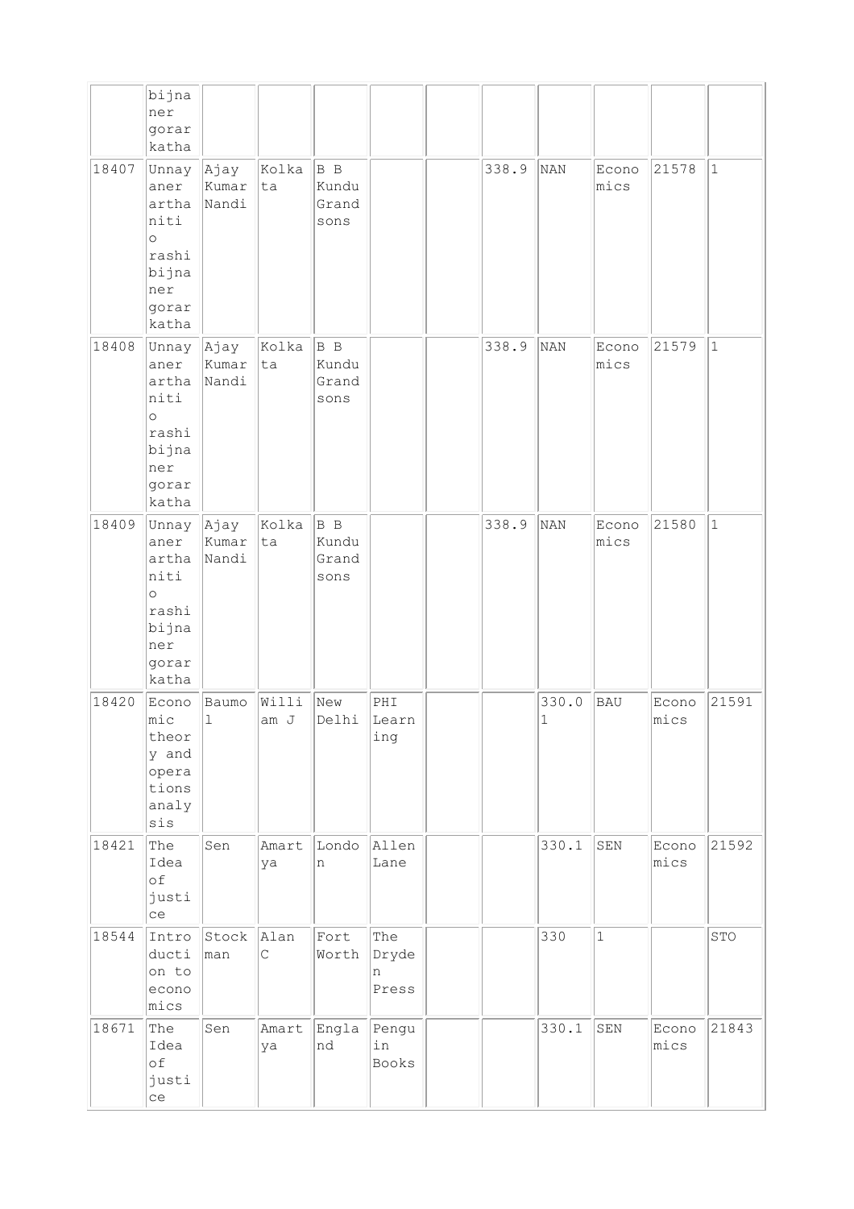|  |  |  |  |  |  |  |  |  |  |  |  |
|---|---|---|---|---|---|---|---|---|---|---|---|
|  | bijnaner gorar katha |  |  |  |  |  |  |  |  |  |  |
| 18407 | Unnayaner arthaniti o rashi bijnaner gorar katha | Ajay Kumar Nandi | Kolkata | B B Kundu Grandsons |  |  | 338.9 | NAN | Economics | 21578 | 1 |
| 18408 | Unnayaner arthaniti o rashi bijnaner gorar katha | Ajay Kumar Nandi | Kolkata | B B Kundu Grandsons |  |  | 338.9 | NAN | Economics | 21579 | 1 |
| 18409 | Unnayaner arthaniti o rashi bijnaner gorar katha | Ajay Kumar Nandi | Kolkata | B B Kundu Grandsons |  |  | 338.9 | NAN | Economics | 21580 | 1 |
| 18420 | Economic theory and operations analysis | Baumol | William J | New Delhi | PHI Learning |  |  | 330.01 | BAU | Economics | 21591 |
| 18421 | The Idea of justice | Sen | Amartya | London | Allen Lane |  |  | 330.1 | SEN | Economics | 21592 |
| 18544 | Introduction to economics | Stockman | Alan C | Fort Worth | The Dryden Press |  |  | 330 | 1 |  | STO |
| 18671 | The Idea of justice | Sen | Amartya | England | Penguin Books |  |  | 330.1 | SEN | Economics | 21843 |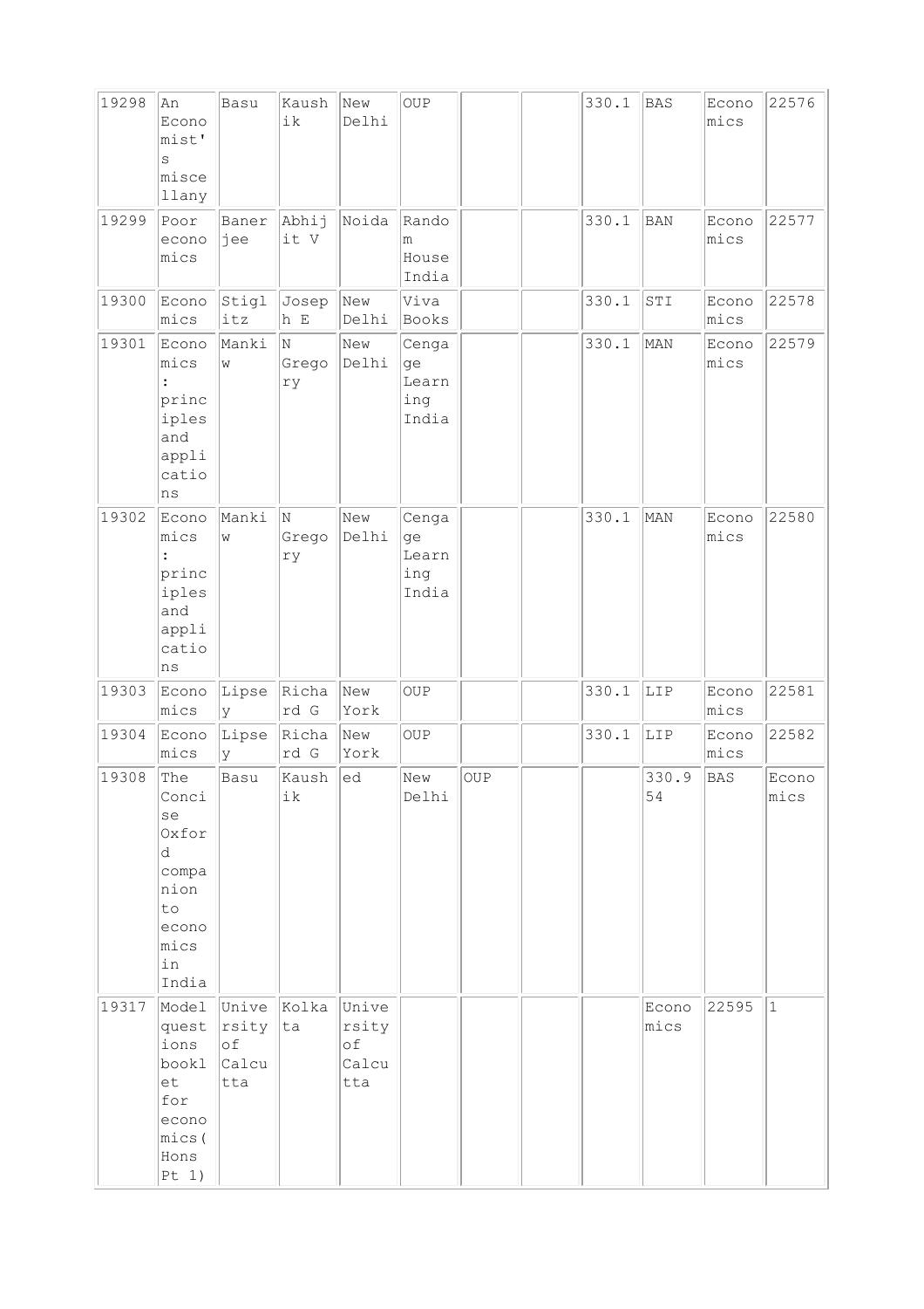| 19298 | An Economist's miscellany | Basu | Kaushik | New Delhi | OUP | | | 330.1 | BAS | Economics | 22576 |
|---|---|---|---|---|---|---|---|---|---|---|---|
| 19299 | Poor economics | Banerjee | Abhijit V | Noida | Random House India | | | 330.1 | BAN | Economics | 22577 |
| 19300 | Economics | Stiglitz | Joseph E | New Delhi | Viva Books | | | 330.1 | STI | Economics | 22578 |
| 19301 | Economics : principles and applications | Mankiw | N Gregory | New Delhi | Cengage Learning India | | | 330.1 | MAN | Economics | 22579 |
| 19302 | Economics : principles and applications | Mankiw | N Gregory | New Delhi | Cengage Learning India | | | 330.1 | MAN | Economics | 22580 |
| 19303 | Economics | Lipsey | Richard G | New York | OUP | | | 330.1 | LIP | Economics | 22581 |
| 19304 | Economics | Lipsey | Richard G | New York | OUP | | | 330.1 | LIP | Economics | 22582 |
| 19308 | The Concise Oxford companion to economics in India | Basu | Kaushik | ed | New Delhi | OUP | | | 330.954 | BAS | Economics |
| 19317 | Model questions booklet for economics(Hons Pt 1) | University of Calcutta | Kolkata | University of Calcutta | | | | | Economics | 22595 | 1 |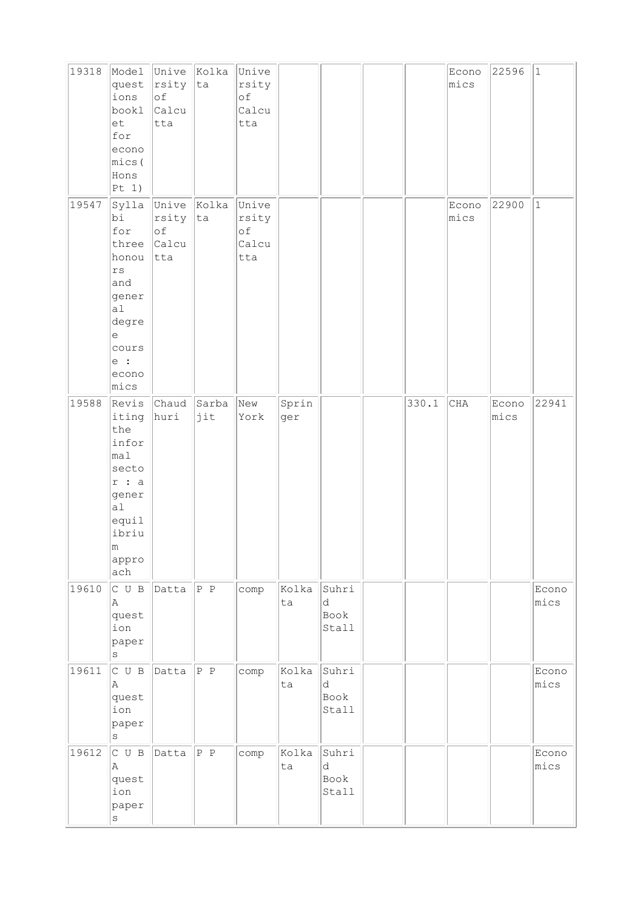| | | | | | | | | | | | |
|---|---|---|---|---|---|---|---|---|---|---|---|
| 19318 | Model questions booklet for economics(Hons Pt 1) | University of Calcutta | Kolkata | University of Calcutta | | | | | Economics | 22596 | 1 |
| 19547 | Syllabi for three honours and general degree course : economics | University of Calcutta | Kolkata | University of Calcutta | | | | | Economics | 22900 | 1 |
| 19588 | Revisiting the informal sector : a general equilibrium approach | Chaudhuri | Sarbajit | New York | Springer | | | 330.1 | CHA | Economics | 22941 |
| 19610 | C U B A question papers | Datta | P P | comp | Kolkata | Suhrid Book Stall | | | | | Economics |
| 19611 | C U B A question papers | Datta | P P | comp | Kolkata | Suhrid Book Stall | | | | | Economics |
| 19612 | C U B A question papers | Datta | P P | comp | Kolkata | Suhrid Book Stall | | | | | Economics |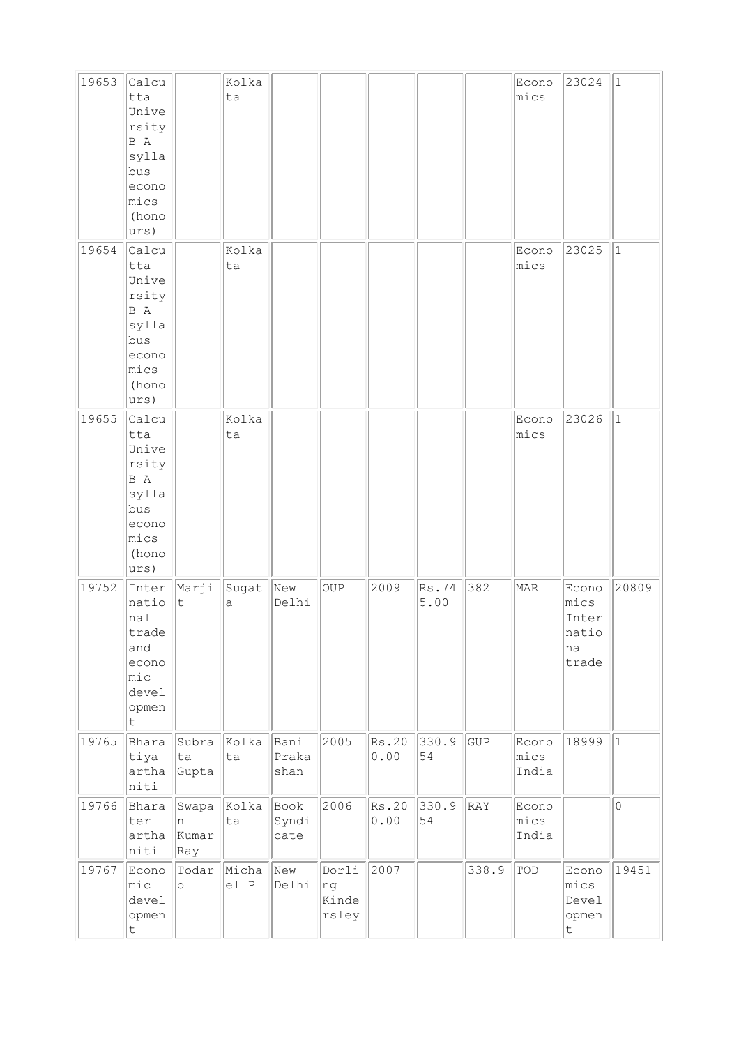| | | | | | | | | | | | |
|---|---|---|---|---|---|---|---|---|---|---|---|
| 19653 | Calcutta University B A syllabus economics (honours) | | Kolkata | | | | | | Economics | 23024 | 1 |
| 19654 | Calcutta University B A syllabus economics (honours) | | Kolkata | | | | | | Economics | 23025 | 1 |
| 19655 | Calcutta University B A syllabus economics (honours) | | Kolkata | | | | | | Economics | 23026 | 1 |
| 19752 | International trade and economic development | Marjit | Sugata | New Delhi | OUP | 2009 | Rs.745.00 | 382 | MAR | Economics International trade | 20809 |
| 19765 | Bharatiya arthaniti | Subrata Gupta | Kolkata | Bani Prakashan | 2005 | Rs.200.00 | 330.954 | GUP | Economics India | 18999 | 1 |
| 19766 | Bharater arthaniti | Swapan Kumar Ray | Kolkata | Book Syndicate | 2006 | Rs.200.00 | 330.954 | RAY | Economics India | | 0 |
| 19767 | Economic development | Todaro | Michael P | New Delhi | Dorling Kindersley | 2007 | | 338.9 | TOD | Economics Development | 19451 |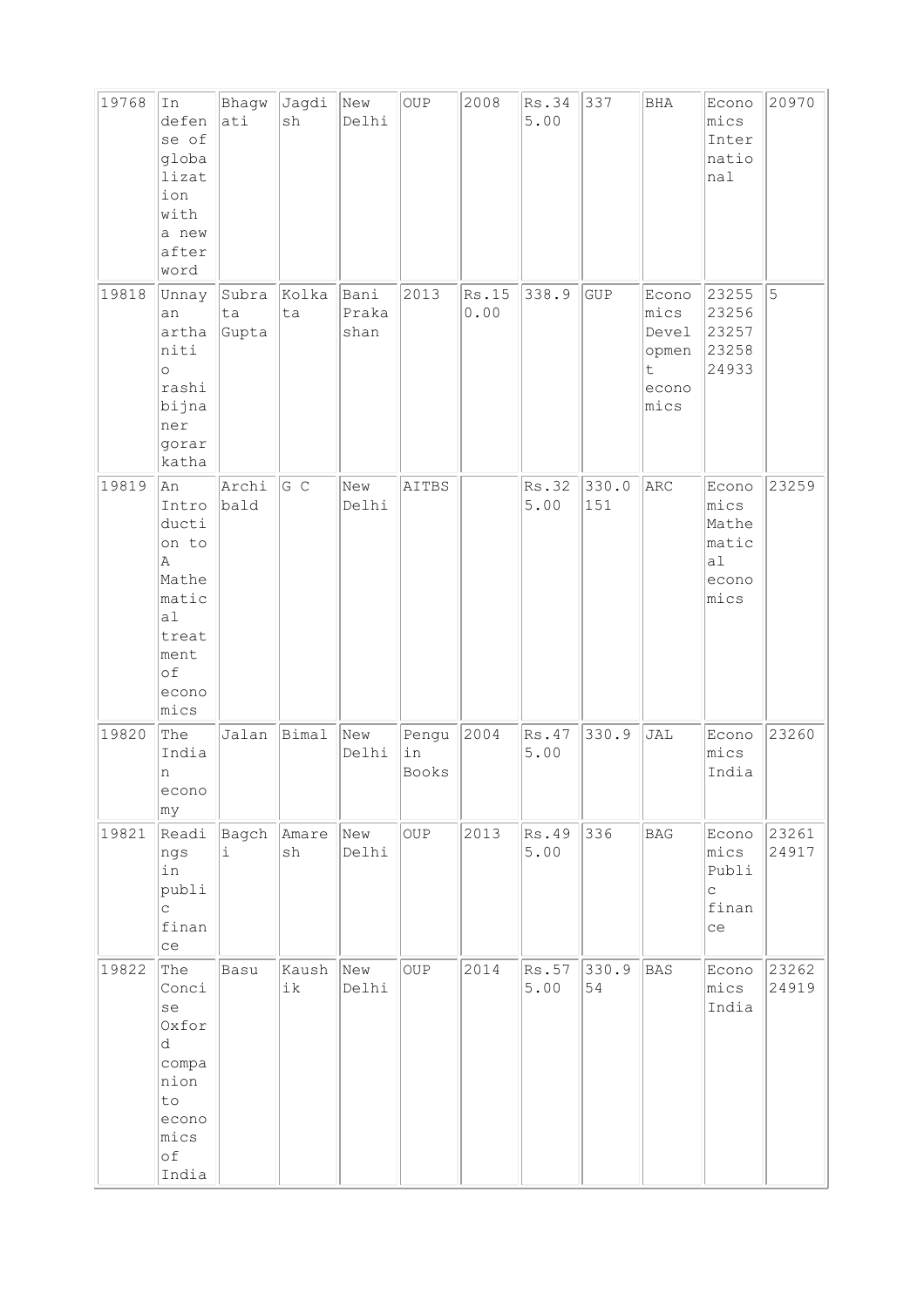| | | | | | | | | | | |
|---|---|---|---|---|---|---|---|---|---|---|
| 19768 | In defense of globalization with a new afterword | Bhagwati | Jagdish | New Delhi | OUP | 2008 | Rs.345.00 | 337 | BHA | Economics International | 20970 |
| 19818 | Unnayan arthaniti o rashibijnaner gorar katha | Subrata Gupta | Kolkata | Bani Prakashan | 2013 | Rs.150.00 | 338.9 | GUP | Economics Development economics | 23255 23256 23257 23258 24933 | 5 |
| 19819 | An Introduction to A Mathematical treatment of economics | Archibald | G C | New Delhi | AITBS | | Rs.325.00 | 330.0151 | ARC | Economics Mathematical economics | 23259 |
| 19820 | The Indian economy | Jalan | Bimal | New Delhi | Penguin Books | 2004 | Rs.475.00 | 330.9 | JAL | Economics India | 23260 |
| 19821 | Readings in public finance | Bagchi | Amaresh | New Delhi | OUP | 2013 | Rs.495.00 | 336 | BAG | Economics Public finance | 23261 24917 |
| 19822 | The Concise Oxford companion to economics of India | Basu | Kaushik | New Delhi | OUP | 2014 | Rs.575.00 | 330.954 | BAS | Economics India | 23262 24919 |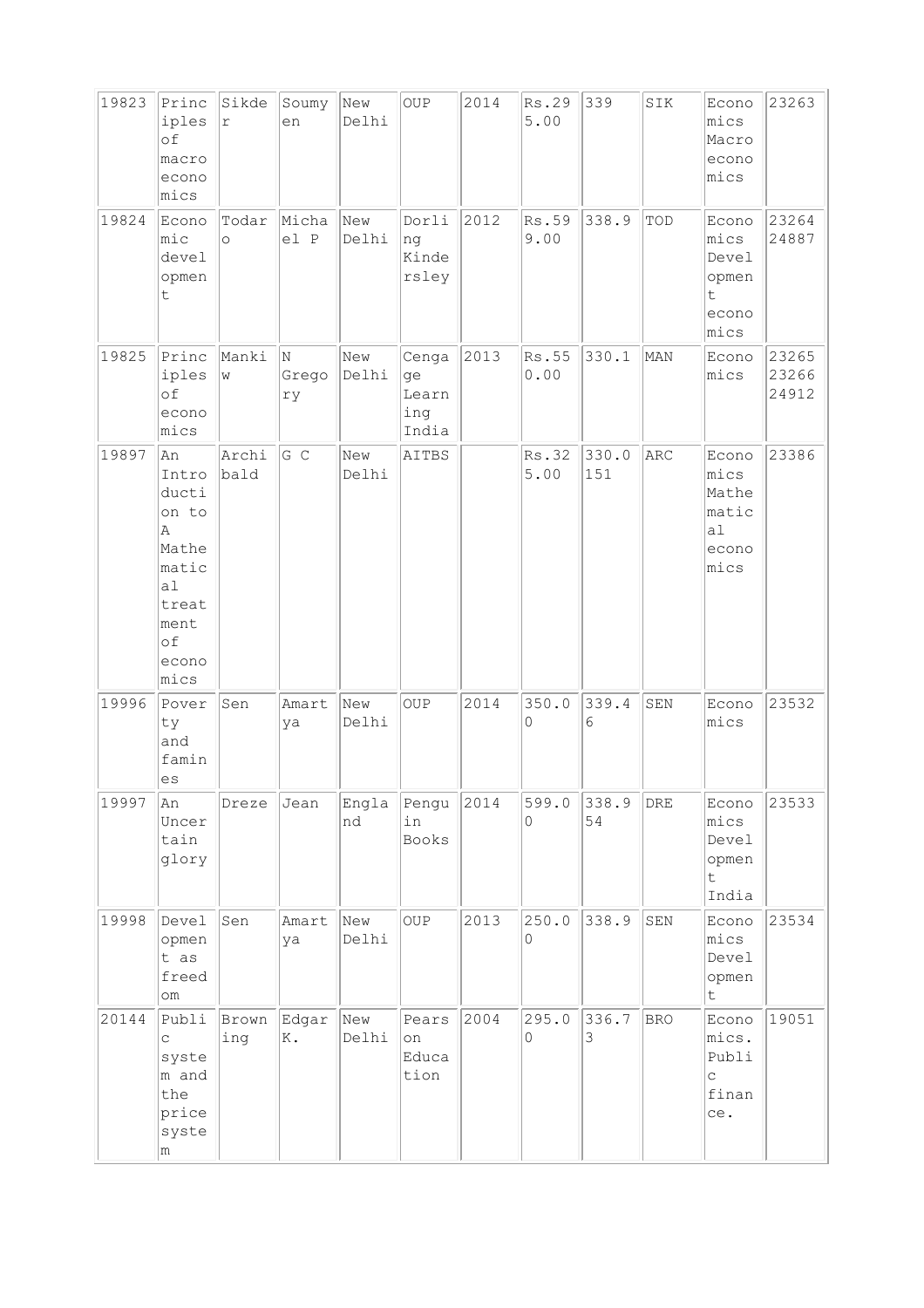| 19823 | Principles of macroeconomics | Sikder | Soumyen | New Delhi | OUP | 2014 | Rs.295.00 | 339 | SIK | Economics Macroeconomics | 23263 |
|---|---|---|---|---|---|---|---|---|---|---|---|
| 19824 | Economic development | Todaro | Michael P | New Delhi | Dorling Kindersley | 2012 | Rs.599.00 | 338.9 | TOD | Economics Development economics | 23264 24887 |
| 19825 | Principles of economics | Mankiw | N Gregory | New Delhi | Cengage Learning India | 2013 | Rs.550.00 | 330.1 | MAN | Economics | 23265 23266 24912 |
| 19897 | An Introduction to A Mathematical treatment of economics | Archibald | G C | New Delhi | AITBS | | Rs.325.00 | 330.0151 | ARC | Economics Mathematical economics | 23386 |
| 19996 | Poverty and famines | Sen | Amartya | New Delhi | OUP | 2014 | 350.00 | 339.46 | SEN | Economics | 23532 |
| 19997 | An Uncertain glory | Dreze | Jean | England | Penguin Books | 2014 | 599.00 | 338.954 | DRE | Economics Development India | 23533 |
| 19998 | Development as freedom | Sen | Amartya | New Delhi | OUP | 2013 | 250.00 | 338.9 | SEN | Economics Development | 23534 |
| 20144 | Public system and the price system | Browning | Edgar K. | New Delhi | Pearson Education | 2004 | 295.00 | 336.73 | BRO | Economics. Public finance. | 19051 |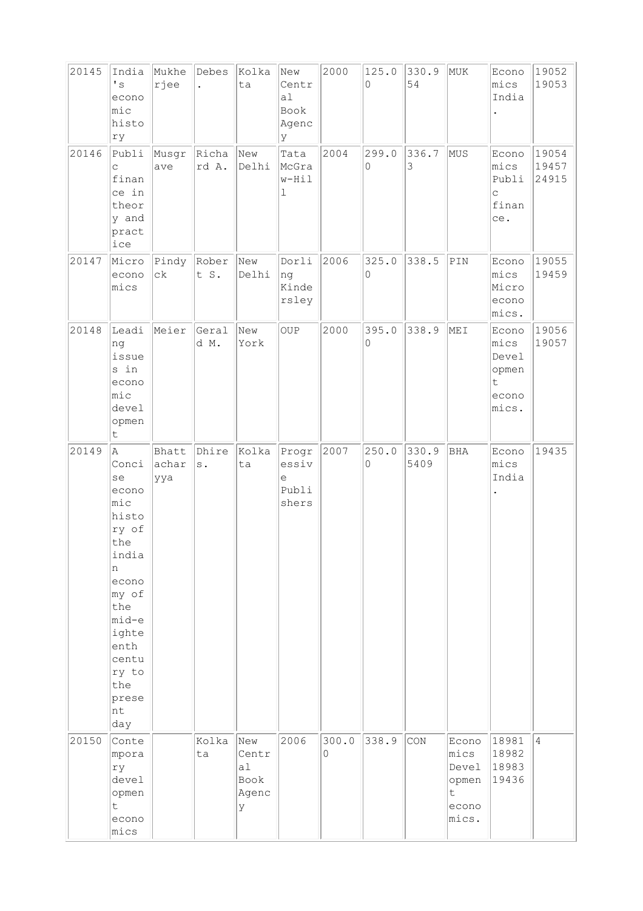| | | | | | | | | | | | |
|---|---|---|---|---|---|---|---|---|---|---|---|
| 20145 | India's economic history | Mukherjee | Debes. | Kolkata | New Central Book Agency | 2000 | 125.00 | 330.954 | MUK | Economics India. | 19052 19053 |
| 20146 | Public finance in theory and practice | Musgrave | Richard A. | New Delhi | Tata McGraw-Hill | 2004 | 299.00 | 336.73 | MUS | Economics Public finance. | 19054 19457 24915 |
| 20147 | Microeconomics | Pindyck | Robert S. | New Delhi | Dorling Kindersley | 2006 | 325.00 | 338.5 | PIN | Economics Microeconomics. | 19055 19459 |
| 20148 | Leading issues in economic development | Meier | Gerald M. | New York | OUP | 2000 | 395.00 | 338.9 | MEI | Economics Development economics. | 19056 19057 |
| 20149 | A Concise economic history of the indian economy of the mid-eighteenth century to the present day | Bhattacharyya | Dhires. | Kolkata | Progressive Publishers | 2007 | 250.00 | 330.95409 | BHA | Economics India. | 19435 |
| 20150 | Contemporary development economics | | Kolkata | New Central Book Agency | 2006 | 300.00 | 338.9 | CON | Economics Development economics. | 18981 18982 18983 19436 | 4 |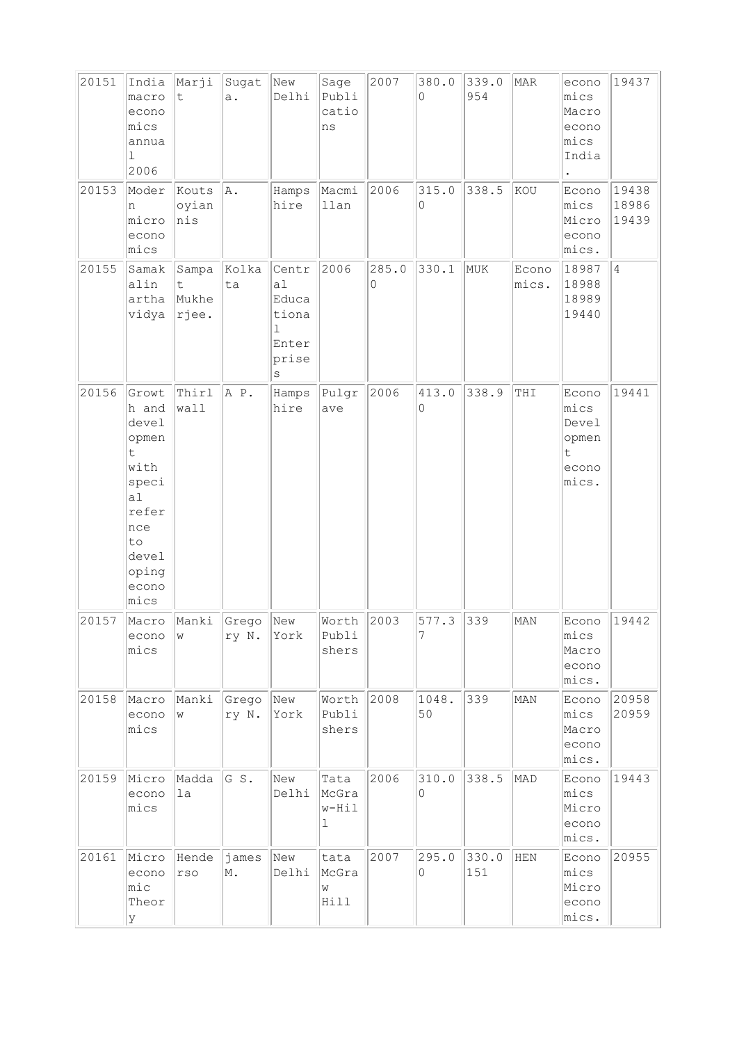| 20151 | India macroeconomics annual 2006 | Marjit | Sugata. | New Delhi | Sage Publications | 2007 | 380.00 | 339.0954 | MAR | economics Macroeconomics India. | 19437 |
|---|---|---|---|---|---|---|---|---|---|---|---|
| 20153 | Modern microeconomics | Koutsoyiannis | A. | Hampshire | Macmillan | 2006 | 315.00 | 338.5 | KOU | Economics Microeconomics. | 19438 18986 19439 |
| 20155 | Samakalin arthavidya | Sampat Mukherjee. | Kolkata | Central Educational Enterprises | 2006 | 285.00 | 330.1 | MUK | Economics. | 18987 18988 18989 19440 | 4 |
| 20156 | Growth and development with special refernce to developing economics | Thirlwall | A P. | Hampshire | Pulgrave | 2006 | 413.00 | 338.9 | THI | Economics Development economics. | 19441 |
| 20157 | Macroeconomics | Mankiw | Gregory N. | New York | Worth Publishers | 2003 | 577.37 | 339 | MAN | Economics Macroeconomics. | 19442 |
| 20158 | Macroeconomics | Mankiw | Gregory N. | New York | Worth Publishers | 2008 | 1048.50 | 339 | MAN | Economics Macroeconomics. | 20958 20959 |
| 20159 | Microeconomics | Maddala | G S. | New Delhi | Tata McGraw-Hill | 2006 | 310.00 | 338.5 | MAD | Economics Microeconomics. | 19443 |
| 20161 | Microeconomic Theory | Hendерso | james M. | New Delhi | tata McGraw Hill | 2007 | 295.00 | 330.0151 | HEN | Economics Microeconomics. | 20955 |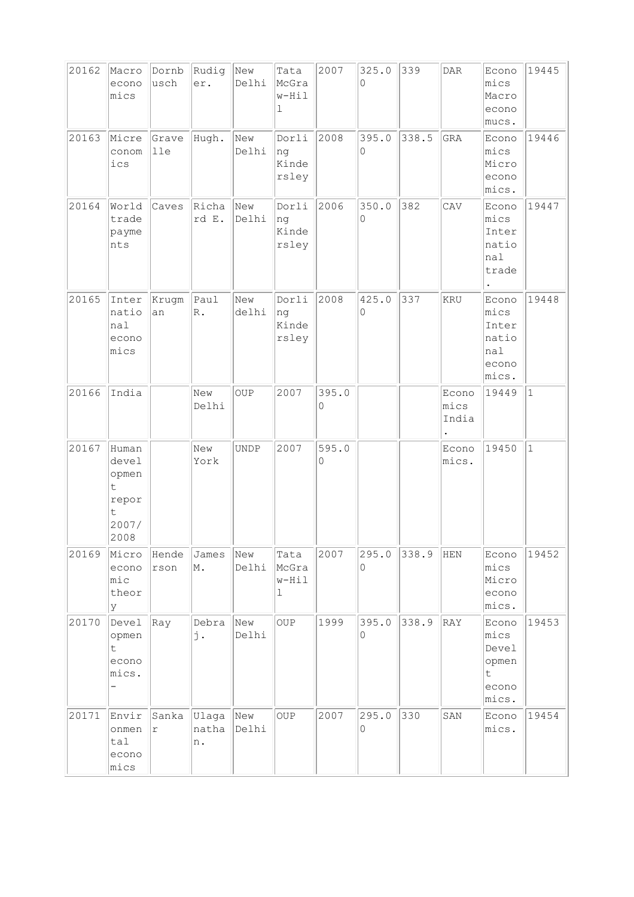| | | | | | | | | | | | |
|---|---|---|---|---|---|---|---|---|---|---|---|
| 20162 | Macroeconomics | Dornbusch | Rudiger. | New Delhi | Tata McGraw-Hill | 2007 | 325.00 | 339 | DAR | Economics Macroeconomucs. | 19445 |
| 20163 | Microeconomics | Gravelle | Hugh. | New Delhi | Dorling Kindersley | 2008 | 395.00 | 338.5 | GRA | Economics Microeconomics. | 19446 |
| 20164 | World trade payments | Caves | Richard E. | New Delhi | Dorling Kindersley | 2006 | 350.00 | 382 | CAV | Economics International trade. | 19447 |
| 20165 | International economics | Krugman | Paul R. | New delhi | Dorling Kindersley | 2008 | 425.00 | 337 | KRU | Economics International economics. | 19448 |
| 20166 | India | | New Delhi | OUP | 2007 | 395.00 | | | Economics India. | 19449 | 1 |
| 20167 | Human development report 2007/2008 | | New York | UNDP | 2007 | 595.00 | | | Economics. | 19450 | 1 |
| 20169 | Microeconomic theory | Henderson | James M. | New Delhi | Tata McGraw-Hill | 2007 | 295.00 | 338.9 | HEN | Economics Microeconomics. | 19452 |
| 20170 | Development economics. - | Ray | Debraj. | New Delhi | OUP | 1999 | 395.00 | 338.9 | RAY | Economics Development economics. | 19453 |
| 20171 | Environmental economics | Sankar | Ulaganathan. | New Delhi | OUP | 2007 | 295.00 | 330 | SAN | Economics. | 19454 |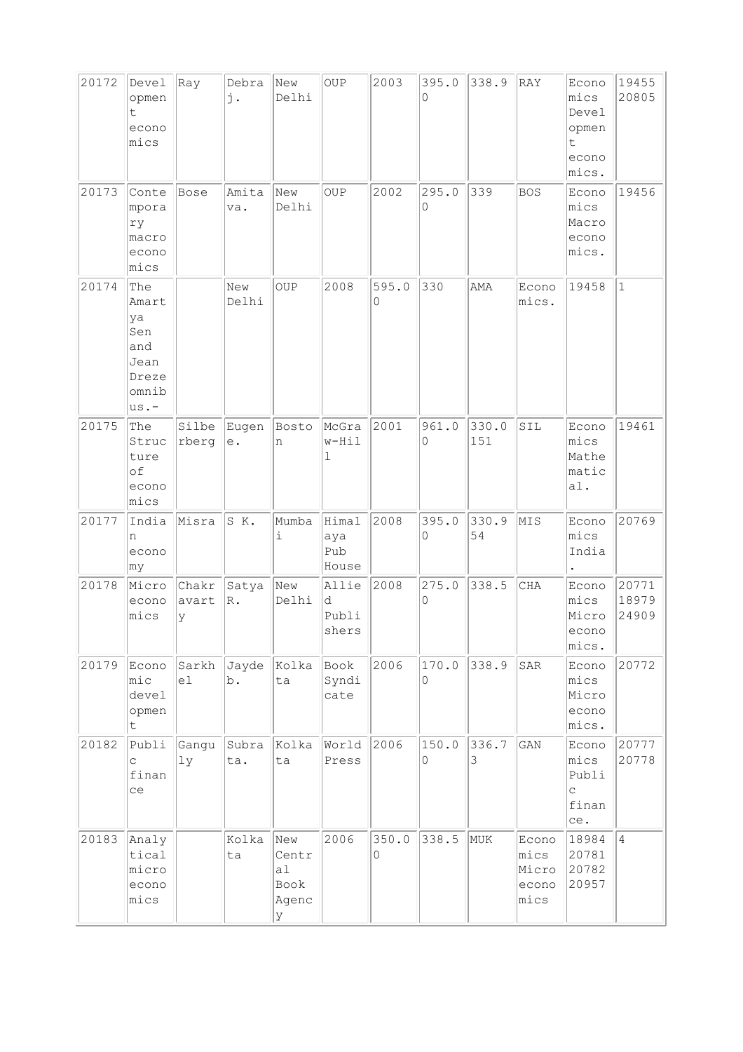| | | | | | | | | | | | |
|---|---|---|---|---|---|---|---|---|---|---|---|
| 20172 | Development economics | Ray | Debraj. | New Delhi | OUP | 2003 | 395.00 | 338.9 | RAY | Economics Development economics. | 19455 20805 |
| 20173 | Contemporary macroeconomics | Bose | Amitava. | New Delhi | OUP | 2002 | 295.00 | 339 | BOS | Economics Macroeconomics. | 19456 |
| 20174 | The Amartya Sen and Jean Dreze omnibus.- | | New Delhi | OUP | 2008 | 595.00 | 330 | AMA | Economics. | 19458 | 1 |
| 20175 | The Structure of economics | Silberberg | Eugene. | Boston | McGraw-Hill | 2001 | 961.00 | 330.0151 | SIL | Economics Mathematical. | 19461 |
| 20177 | Indian economy | Misra | S K. | Mumbai | Himalaya Pub House | 2008 | 395.00 | 330.954 | MIS | Economics India . | 20769 |
| 20178 | Microeconomics | Chakravarty | Satya R. | New Delhi | Allied Publishers | 2008 | 275.00 | 338.5 | CHA | Economics Microeconomics. | 20771 18979 24909 |
| 20179 | Economic development | Sarkhel | Jaydeb. | Kolkata | Book Syndicate | 2006 | 170.00 | 338.9 | SAR | Economics Microeconomics. | 20772 |
| 20182 | Public finance | Ganguly | Subrata. | Kolkata | World Press | 2006 | 150.00 | 336.73 | GAN | Economics Public finance. | 20777 20778 |
| 20183 | Analytical microeconomics | | Kolkata | New Central Book Agency | 2006 | 350.00 | 338.5 | MUK | Economics Microeconomics | 18984 20781 20782 20957 | 4 |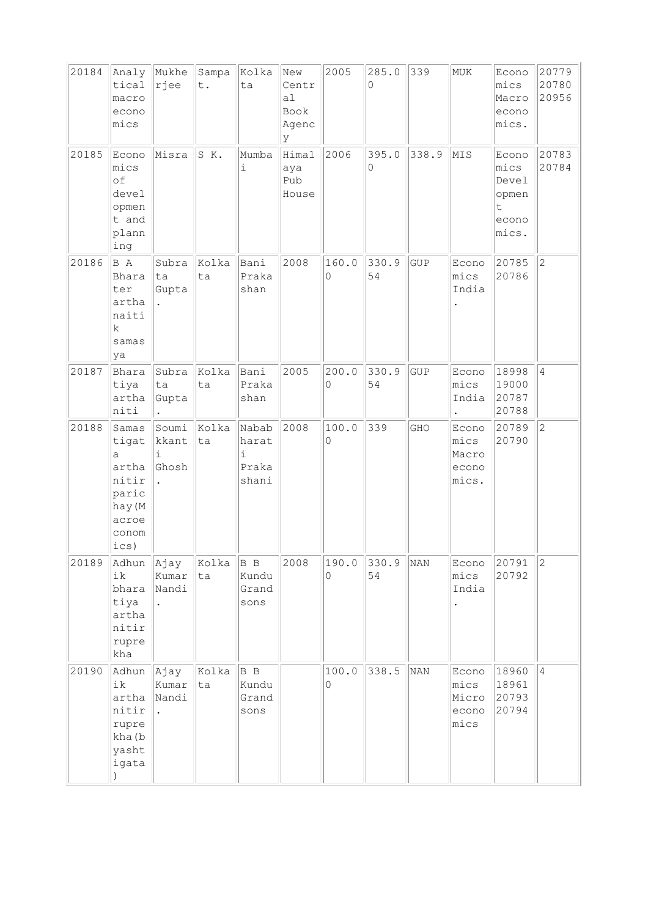| | | | | | | | | | | | |
|---|---|---|---|---|---|---|---|---|---|---|---|
| 20184 | Analytical macroeconomics | Mukherjee | Sampat. | Kolkata | New Central Book Agency | 2005 | 285.00 | 339 | MUK | Economics Macroeconomics. | 20779 20780 20956 |
| 20185 | Economics of development and planning | Misra | S K. | Mumbai | Himalaya Pub House | 2006 | 395.00 | 338.9 | MIS | Economics Development economics. | 20783 20784 |
| 20186 | B A Bharater arthanaitik samasya | Subrata Gupta. | Kolkata | Bani Prakashan | 2008 | 160.00 | 330.954 | GUP | Economics India. | 20785 20786 | 2 |
| 20187 | Bharatiya arthaniti | Subrata Gupta. | Kolkata | Bani Prakashan | 2005 | 200.00 | 330.954 | GUP | Economics India. | 18998 19000 20787 20788 | 4 |
| 20188 | Samastigata arthanitir parichay(Macroeconomics) | Soumikkanti Ghosh. | Kolkata | Nabab harati Prakashani | 2008 | 100.00 | 339 | GHO | Economics Macroeconomics. | 20789 20790 | 2 |
| 20189 | Adhunik bharatiya arthanitir ruprekha | Ajay Kumar Nandi. | Kolkata | B B Kundu Grandsons | 2008 | 190.00 | 330.954 | NAN | Economics India. | 20791 20792 | 2 |
| 20190 | Adhunik arthanitir ruprekha(byashtigata) | Ajay Kumar Nandi. | Kolkata | B B Kundu Grandsons | | 100.00 | 338.5 | NAN | Economics Microeconomics | 18960 18961 20793 20794 | 4 |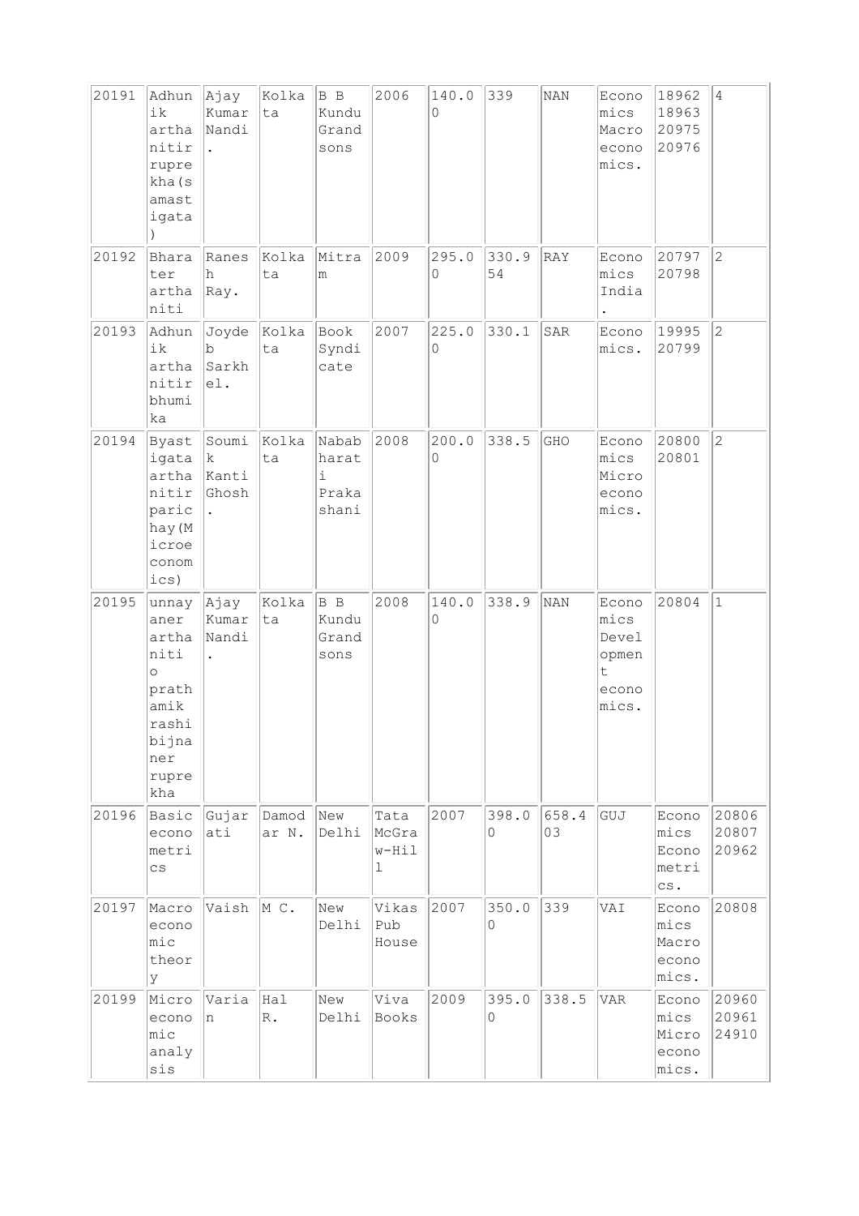| | | | | | | | | | | | |
|---|---|---|---|---|---|---|---|---|---|---|---|
| 20191 | Adhunik arthanitir ruprekha(samastigata) | Ajay Kumar Nandi. | Kolkata | B B Kundu Grandsons | 2006 | 140.00 | 339 | NAN | Economics Macroeconomics. | 18962 18963 20975 20976 | 4 |
| 20192 | Bharater arthaniti | Ranesh Ray. | Kolkata | Mitram | 2009 | 295.00 | 330.954 | RAY | Economics India. | 20797 20798 | 2 |
| 20193 | Adhunik arthanitir bhumika | Joydeb Sarkhel. | Kolkata | Book Syndicate | 2007 | 225.00 | 330.1 | SAR | Economics. | 19995 20799 | 2 |
| 20194 | Byastigata arthanitir parichay(Microeconomics) | Soumik Kanti Ghosh. | Kolkata | Nababharati Prakashani | 2008 | 200.00 | 338.5 | GHO | Economics Microeconomics. | 20800 20801 | 2 |
| 20195 | unnayaner arthaniti o prathamik rashibijnaner ruprekha | Ajay Kumar Nandi. | Kolkata | B B Kundu Grandsons | 2008 | 140.00 | 338.9 | NAN | Economics Development economics. | 20804 | 1 |
| 20196 | Basic econometrics | Gujarati | Damodar N. | New Delhi | Tata McGraw-Hill | 2007 | 398.00 | 658.403 | GUJ | Economics Econometrics. | 20806 20807 20962 |
| 20197 | Macroeconomic theory | Vaish | M C. | New Delhi | Vikas Pub House | 2007 | 350.00 | 339 | VAI | Economics Macroeconomics. | 20808 |
| 20199 | Microeconomic analysis | Varian | Hal R. | New Delhi | Viva Books | 2009 | 395.00 | 338.5 | VAR | Economics Microeconomics. | 20960 20961 24910 |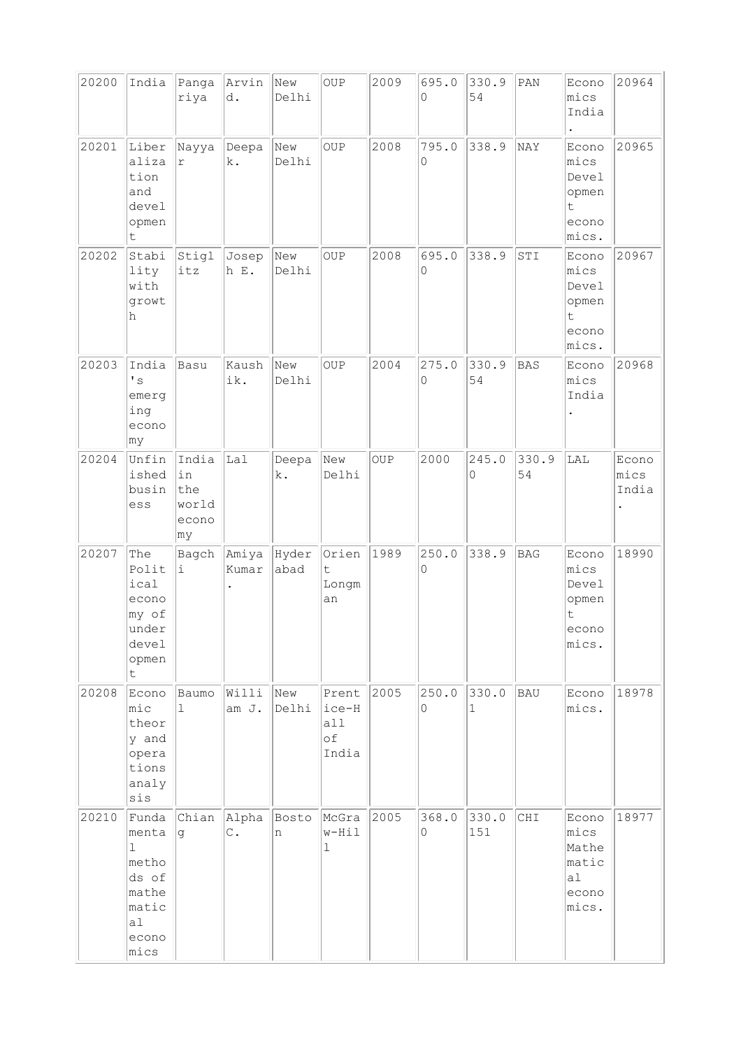| 20200 | India | Pangariya | Arvind. | New Delhi | OUP | 2009 | 695.00 | 330.954 | PAN | Economics India. | 20964 |
|---|---|---|---|---|---|---|---|---|---|---|---|
| 20201 | Liberalization and development | Nayyar | Deepak. | New Delhi | OUP | 2008 | 795.00 | 338.9 | NAY | Economics Development economics. | 20965 |
| 20202 | Stability with growth | Stiglitz | Joseph E. | New Delhi | OUP | 2008 | 695.00 | 338.9 | STI | Economics Development economics. | 20967 |
| 20203 | India's emerging economy | Basu | Kaushik. | New Delhi | OUP | 2004 | 275.00 | 330.954 | BAS | Economics India. | 20968 |
| 20204 | Unfinished business | India in the world economy | Lal | Deepak. | New Delhi | OUP | 2000 | 245.00 | 330.954 | LAL | Economics India. |
| 20207 | The Political economy of underdevelopment | Bagchi | Amiya Kumar. | Hyderabad | Orient Longman | 1989 | 250.00 | 338.9 | BAG | Economics Development economics. | 18990 |
| 20208 | Economic theory and operations analysis | Baumol | William J. | New Delhi | Prentice-Hall of India | 2005 | 250.00 | 330.01 | BAU | Economics. | 18978 |
| 20210 | Fundamental methods of mathematical economics | Chiang | Alpha C. | Boston | McGraw-Hill | 2005 | 368.00 | 330.0151 | CHI | Economics Mathematical economics. | 18977 |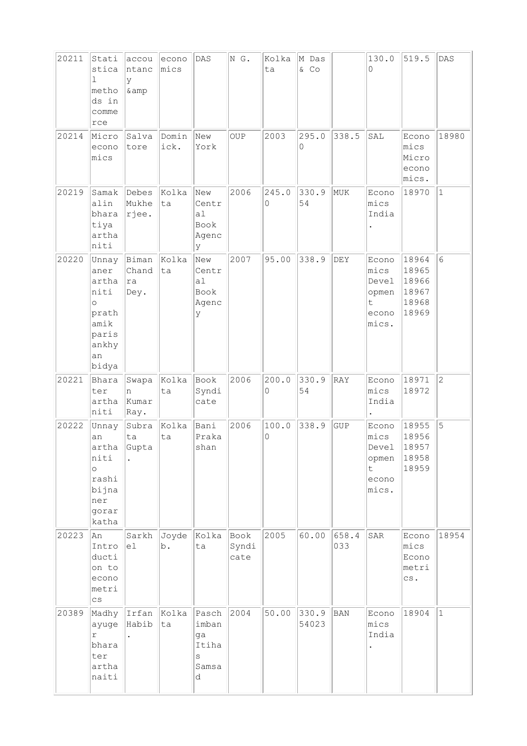| 20211 | Statistical methods in commerce | accountancy &amp | economics | DAS | N G. | Kolkata | M Das & Co | | 130.00 | 519.5 | DAS |
|---|---|---|---|---|---|---|---|---|---|---|---|
| 20214 | Microeconomics | Salvatore | Dominick. | New York | OUP | 2003 | 295.00 | 338.5 | SAL | Economics Microeconomics. | 18980 |
| 20219 | Samakalin bharatiya arthaniti | Debes Mukherjee. | Kolkata | New Central Book Agency | 2006 | 245.00 | 330.954 | MUK | Economics India. | 18970 | 1 |
| 20220 | Unnayaner arthaniti o prathamik parisankhyan bidya | Biman Chandra Dey. | Kolkata | New Central Book Agency | 2007 | 95.00 | 338.9 | DEY | Economics Development economics. | 18964 18965 18966 18967 18968 18969 | 6 |
| 20221 | Bharater arthaniti | Swapan Kumar Ray. | Kolkata | Book Syndicate | 2006 | 200.00 | 330.954 | RAY | Economics India. | 18971 18972 | 2 |
| 20222 | Unnayan arthaniti o rashibijnaner gorar katha | Subrata Gupta. | Kolkata | Bani Prakashan | 2006 | 100.00 | 338.9 | GUP | Economics Development economics. | 18955 18956 18957 18958 18959 | 5 |
| 20223 | An Introduction to econometrics | Sarkhel | Joydeb. | Kolkata | Book Syndicate | 2005 | 60.00 | 658.4033 | SAR | Economics Econometrics. | 18954 |
| 20389 | Madhyayuger bharater arthanaiti | Irfan Habib. | Kolkata | Paschimbanga Itihas Samsad | 2004 | 50.00 | 330.954023 | BAN | Economics India. | 18904 | 1 |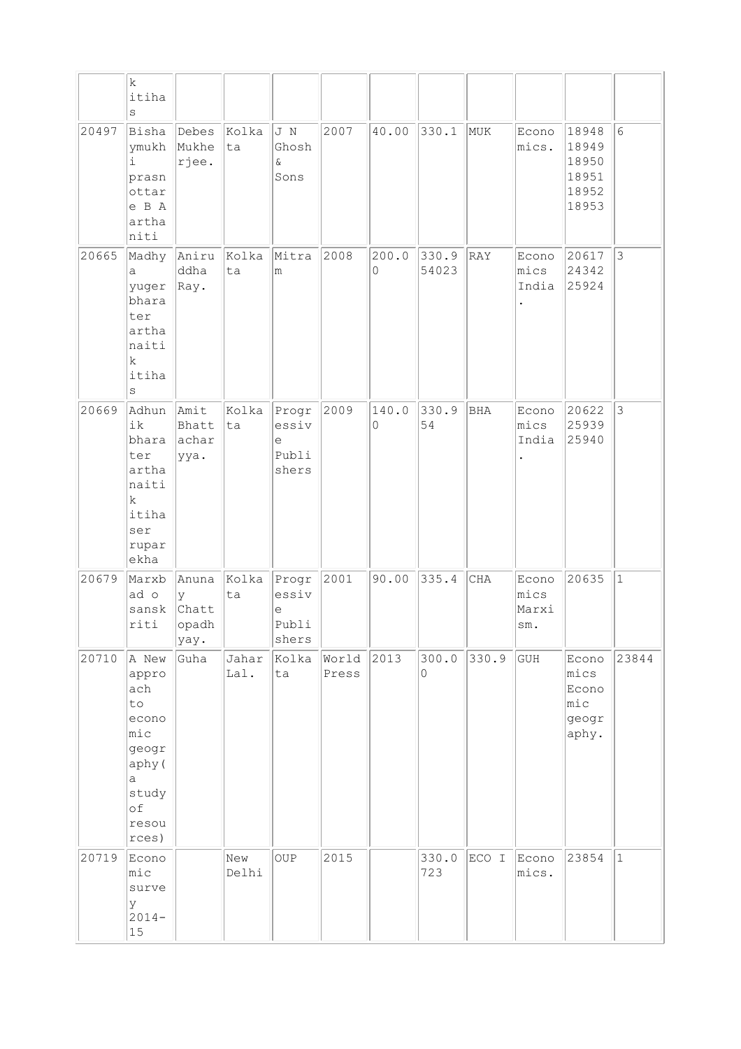| | k itihas | | | | | | | | | | |
|---|---|---|---|---|---|---|---|---|---|---|---|
| 20497 | Bishaymukhi prasnottare B A arthaniti | Debes Mukherjee. | Kolkata | J N Ghosh & Sons | 2007 | 40.00 | 330.1 | MUK | Economics. | 18948 18949 18950 18951 18952 18953 | 6 |
| 20665 | Madhya yuger bharater arthanaitik itihas | Aniruddha Ray. | Kolkata | Mitram | 2008 | 200.00 | 330.954023 | RAY | Economics India. | 20617 24342 25924 | 3 |
| 20669 | Adhunik bharater arthanaitik itihaser ruparekha | Amit Bhattacharyya. | Kolkata | Progressive Publishers | 2009 | 140.00 | 330.954 | BHA | Economics India. | 20622 25939 25940 | 3 |
| 20679 | Marxbad o sanskriti | Anunay Chattopadhyay. | Kolkata | Progressive Publishers | 2001 | 90.00 | 335.4 | CHA | Economics Marxism. | 20635 | 1 |
| 20710 | A New approach to economic geography( a study of resources) | Guha | Jahar Lal. | Kolkata | World Press | 2013 | 300.00 | 330.9 | GUH | Economics Economic geography. | 23844 |
| 20719 | Economic survey 2014-15 | | New Delhi | OUP | 2015 | | 330.0723 | ECO I | Economics. | 23854 | 1 |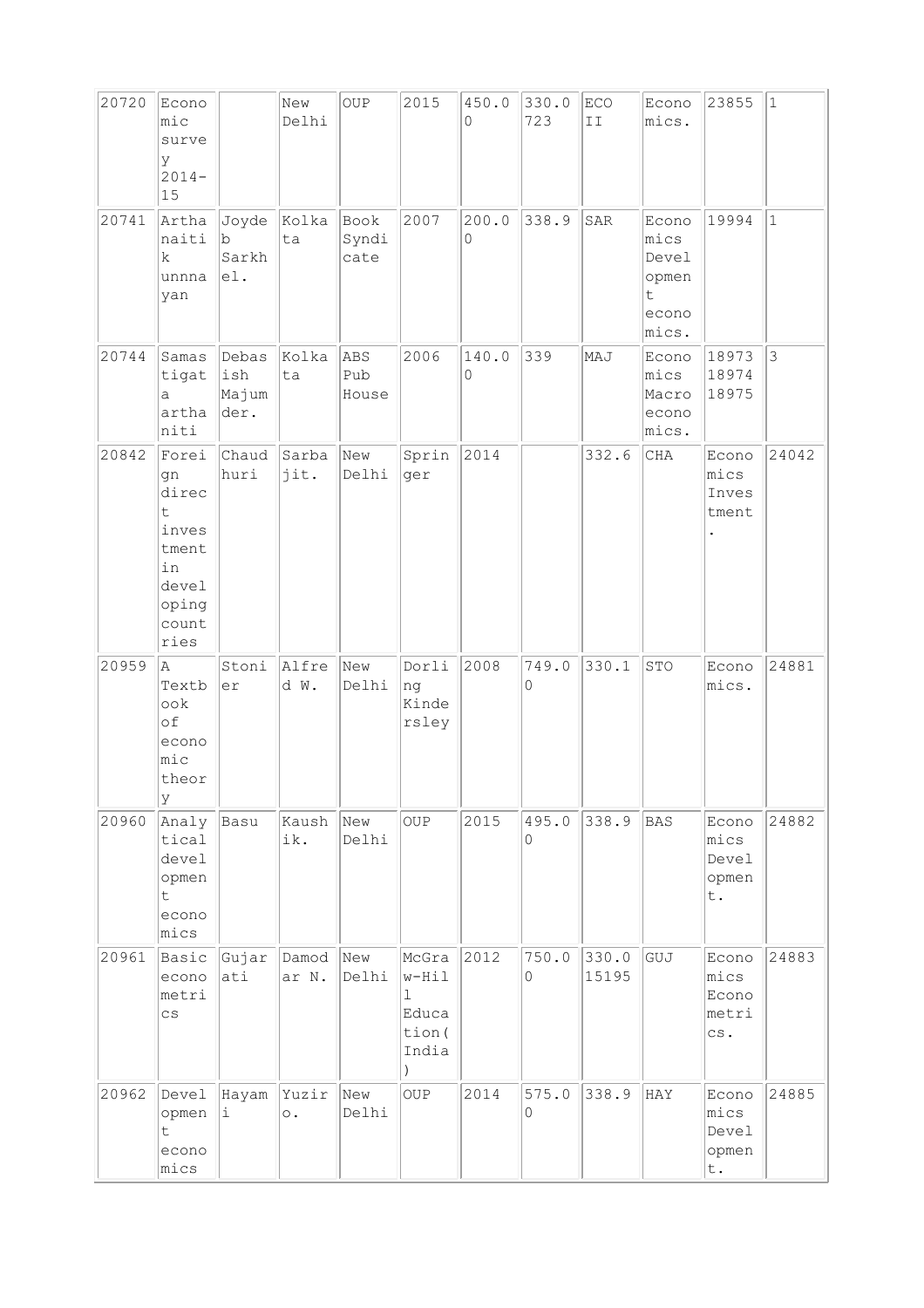| | | | | | | | | | | | |
|---|---|---|---|---|---|---|---|---|---|---|---|
| 20720 | Economic survey 2014-15 | | New Delhi | OUP | 2015 | 450.00 | 330.0723 | ECO II | Economics. | 23855 | 1 |
| 20741 | Arthanaitik unnnayan | Joydeb Sarkhel. | Kolkata | Book Syndicate | 2007 | 200.00 | 338.9 | SAR | Economics Development economics. | 19994 | 1 |
| 20744 | Samastigata arthaniti | Debasish Majumder. | Kolkata | ABS Pub House | 2006 | 140.00 | 339 | MAJ | Economics Macroeconomics. | 18973 18974 18975 | 3 |
| 20842 | Foreign direct investment in developing countries | Chaudhuri | Sarbajit. | New Delhi | Springer | 2014 | | 332.6 | CHA | Economics Investment. | 24042 |
| 20959 | A Textbook of economic theory | Stonier | Alfred W. | New Delhi | Dorling Kindersley | 2008 | 749.00 | 330.1 | STO | Economics. | 24881 |
| 20960 | Analytical development economics | Basu | Kaushik. | New Delhi | OUP | 2015 | 495.00 | 338.9 | BAS | Economics Development. | 24882 |
| 20961 | Basic econometrics | Gujarati | Damodar N. | New Delhi | McGraw-Hill Education(India) | 2012 | 750.00 | 330.015195 | GUJ | Economics Econometrics. | 24883 |
| 20962 | Development economics | Hayami | Yuziro. | New Delhi | OUP | 2014 | 575.00 | 338.9 | HAY | Economics Development. | 24885 |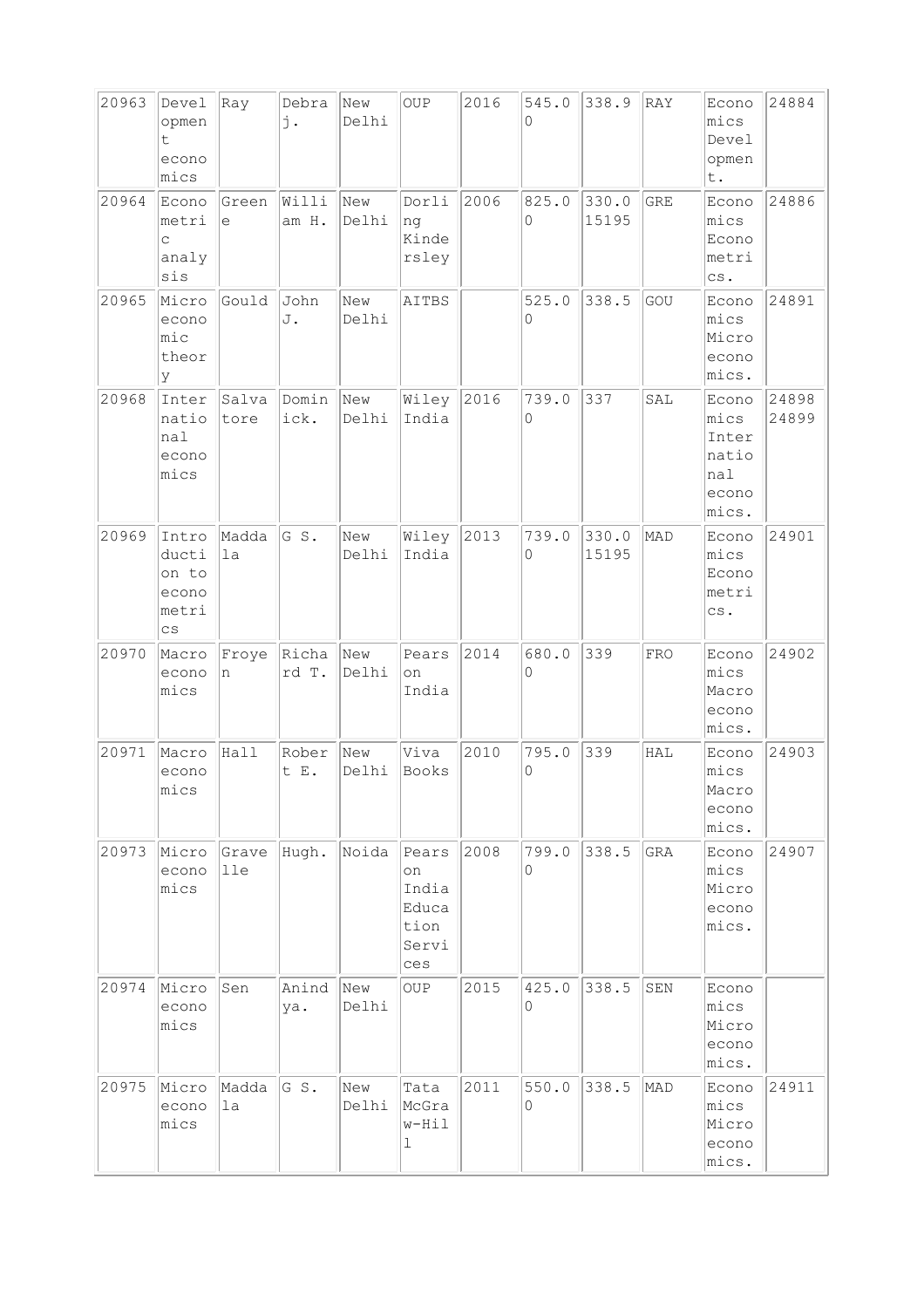| 20963 | Development economics | Ray | Debraj. | New Delhi | OUP | 2016 | 545.00 | 338.9 | RAY | Economics Development. | 24884 |
|---|---|---|---|---|---|---|---|---|---|---|---|
| 20964 | Econometric analysis | Greene | William H. | New Delhi | Dorling Kindersley | 2006 | 825.00 | 330.015195 | GRE | Economics Econometrics. | 24886 |
| 20965 | Microeconomic theory | Gould | John J. | New Delhi | AITBS | | 525.00 | 338.5 | GOU | Economics Microeconomics. | 24891 |
| 20968 | International economics | Salvatore | Dominick. | New Delhi | Wiley India | 2016 | 739.00 | 337 | SAL | Economics International economics. | 24898 24899 |
| 20969 | Introduction to econometrics | Maddala | G S. | New Delhi | Wiley India | 2013 | 739.00 | 330.015195 | MAD | Economics Econometrics. | 24901 |
| 20970 | Macroeconomics | Froyen | Richard T. | New Delhi | Pearson India | 2014 | 680.00 | 339 | FRO | Economics Macroeconomics. | 24902 |
| 20971 | Macroeconomics | Hall | Robert E. | New Delhi | Viva Books | 2010 | 795.00 | 339 | HAL | Economics Macroeconomics. | 24903 |
| 20973 | Microeconomics | Gravelle | Hugh. | Noida | Pearson India Education Services | 2008 | 799.00 | 338.5 | GRA | Economics Microeconomics. | 24907 |
| 20974 | Microeconomics | Sen | Anindya. | New Delhi | OUP | 2015 | 425.00 | 338.5 | SEN | Economics Microeconomics. | |
| 20975 | Microeconomics | Maddala | G S. | New Delhi | Tata McGraw-Hill | 2011 | 550.00 | 338.5 | MAD | Economics Microeconomics. | 24911 |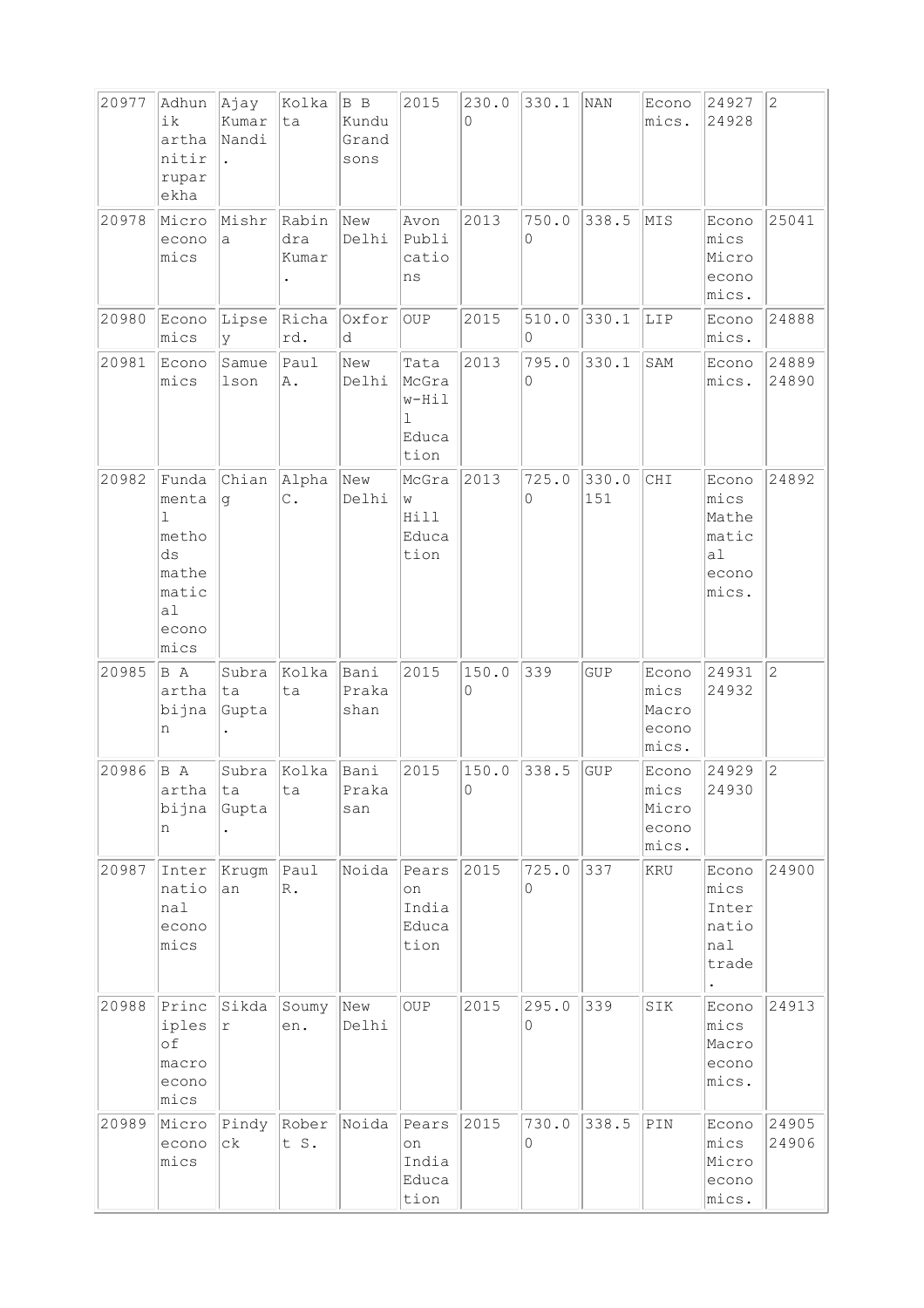| | | | | | | | | | | | |
|---|---|---|---|---|---|---|---|---|---|---|---|
| 20977 | Adhunik arthanitir ruparekha | Ajay Kumar Nandi. | Kolkata | B B Kundu Grandsons | 2015 | 230.00 | 330.1 | NAN | Economics. | 24927 24928 | 2 |
| 20978 | Microeconomics | Mishra | Rabindra Kumar. | New Delhi | Avon Publications | 2013 | 750.00 | 338.5 | MIS | Economics Microeconomics. | 25041 |
| 20980 | Economics | Lipsey | Richard. | Oxford | OUP | 2015 | 510.00 | 330.1 | LIP | Economics. | 24888 |
| 20981 | Economics | Samuelson | Paul A. | New Delhi | Tata McGraw-Hill Education | 2013 | 795.00 | 330.1 | SAM | Economics. | 24889 24890 |
| 20982 | Fundamental methods mathematical economics | Chiang | Alpha C. | New Delhi | McGraw Hill Education | 2013 | 725.00 | 330.0151 | CHI | Economics Mathematical economics. | 24892 |
| 20985 | B A arthabijnan | Subrata Gupta. | Kolkata | Bani Prakashan | 2015 | 150.00 | 339 | GUP | Economics Macroeconomics. | 24931 24932 | 2 |
| 20986 | B A arthabijnan | Subrata Gupta. | Kolkata | Bani Prakasan | 2015 | 150.00 | 338.5 | GUP | Economics Microeconomics. | 24929 24930 | 2 |
| 20987 | International economics | Krugman | Paul R. | Noida | Pearson India Education | 2015 | 725.00 | 337 | KRU | Economics International trade. | 24900 |
| 20988 | Principles of macroeconomics | Sikdar | Soumyen. | New Delhi | OUP | 2015 | 295.00 | 339 | SIK | Economics Macroeconomics. | 24913 |
| 20989 | Microeconomics | Pindyck | Robert S. | Noida | Pearson India Education | 2015 | 730.00 | 338.5 | PIN | Economics Microeconomics. | 24905 24906 |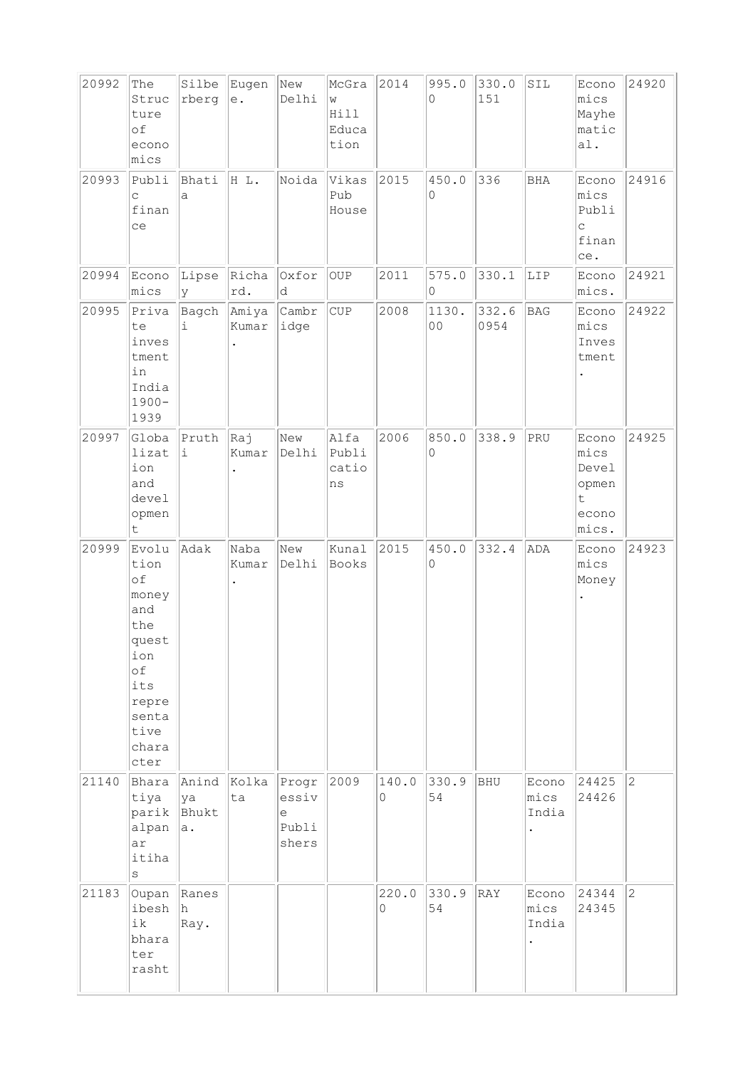| | | | | | | | | | | | |
|---|---|---|---|---|---|---|---|---|---|---|---|
| 20992 | The Structure of economics | Silberberg | Eugene. | New Delhi | McGraw Hill Education | 2014 | 995.00 | 330.0151 | SIL | Economics Mayhematical. | 24920 |
| 20993 | Public finance | Bhatia | H L. | Noida | Vikas Pub House | 2015 | 450.00 | 336 | BHA | Economics Public finance. | 24916 |
| 20994 | Economics | Lipsey | Richard. | Oxford | OUP | 2011 | 575.00 | 330.1 | LIP | Economics. | 24921 |
| 20995 | Private investment in India 1900-1939 | Bagchi | Amiya Kumar. | Cambridge | CUP | 2008 | 1130.00 | 332.60954 | BAG | Economics Investment. | 24922 |
| 20997 | Globalization and development | Pruthi | Raj Kumar. | New Delhi | Alfa Publications | 2006 | 850.00 | 338.9 | PRU | Economics Development economics. | 24925 |
| 20999 | Evolution of money and the question of its representative character | Adak | Naba Kumar. | New Delhi | Kunal Books | 2015 | 450.00 | 332.4 | ADA | Economics Money. | 24923 |
| 21140 | Bharatiya parikalpanar itihas | Anindya Bhukta. | Kolkata | Progressive Publishers | 2009 | 140.00 | 330.954 | BHU | Economics India. | 24425 24426 | 2 |
| 21183 | Oupanibeshik bharater rasht | Ranesh Ray. | | | | 220.00 | 330.954 | RAY | Economics India. | 24344 24345 | 2 |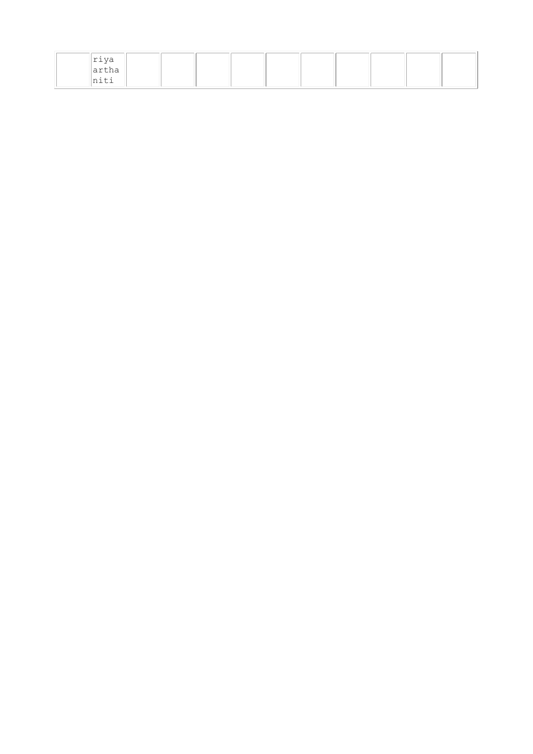| | | | | | | | | | | | |
|---|---|---|---|---|---|---|---|---|---|---|---|
| | riya artha niti | | | | | | | | | | |